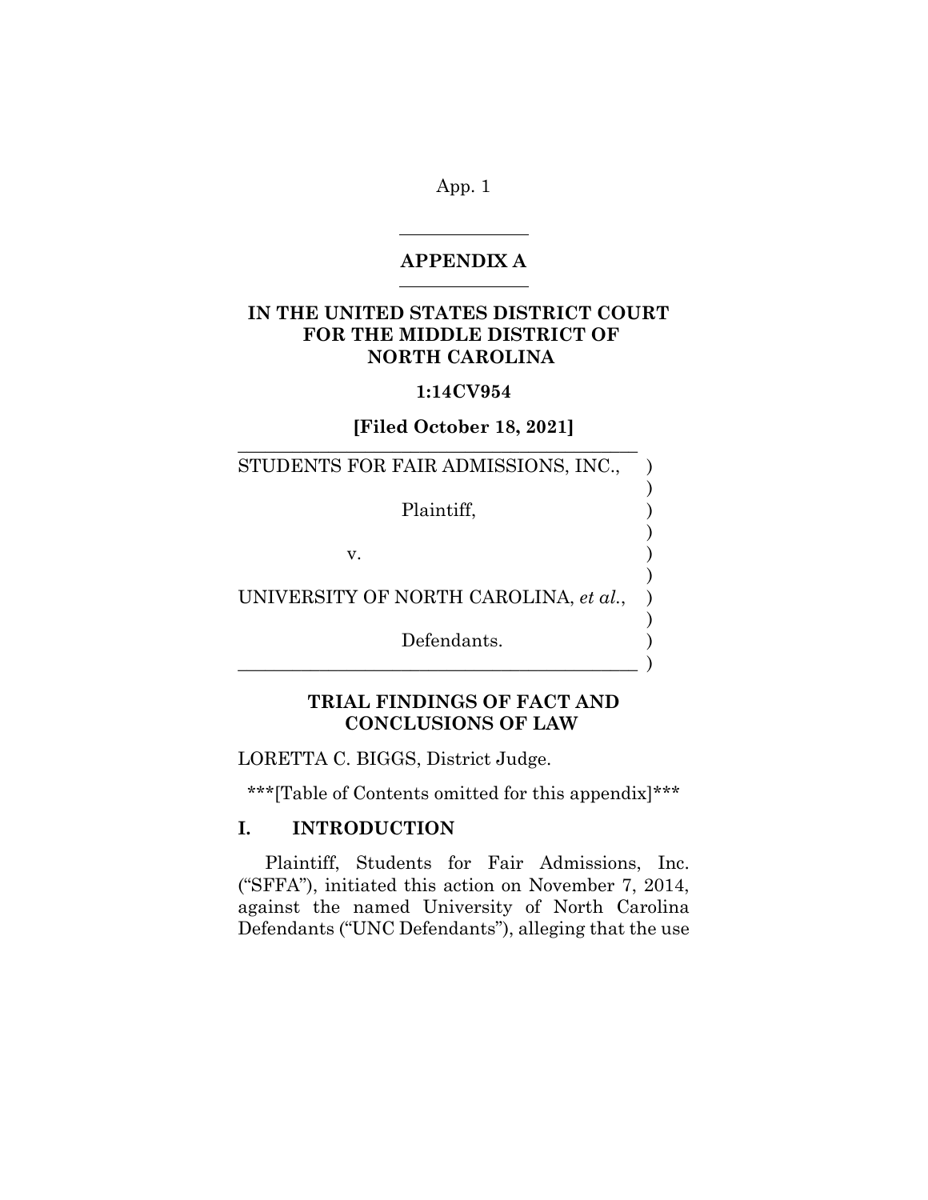## APPENDIX A

**IN THE UNITED STATES DISTRICT COURT FOR THE MIDDLE DISTRICT OF NORTH CAROLINA**

**1:14CV954**

**[Filed October 18, 2021]**

STUDENTS FOR FAIR ADMISSIONS, INC.,

Plaintiff,

v.

UNIVERSITY OF NORTH CAROLINA, *et al.*,

Defendants.

**TRIAL FINDINGS OF FACT AND CONCLUSIONS OF LAW**

LORETTA C. BIGGS, District Judge.

***[Table of Contents omitted for this appendix]***

## I. INTRODUCTION

Plaintiff, Students for Fair Admissions, Inc. ("SFFA"), initiated this action on November 7, 2014, against the named University of North Carolina Defendants ("UNC Defendants"), alleging that the use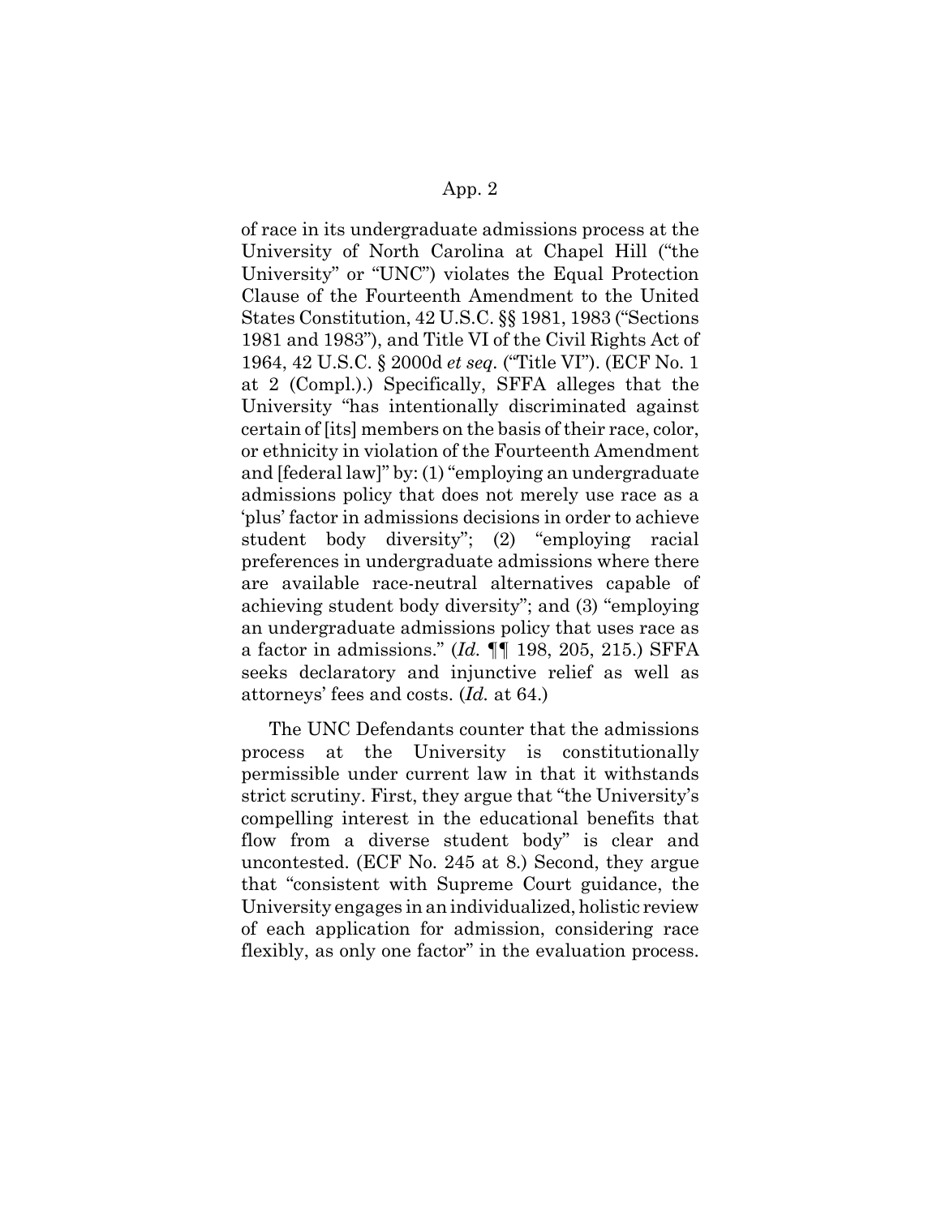of race in its undergraduate admissions process at the University of North Carolina at Chapel Hill ("the University" or "UNC") violates the Equal Protection Clause of the Fourteenth Amendment to the United States Constitution, 42 U.S.C. §§ 1981, 1983 ("Sections 1981 and 1983"), and Title VI of the Civil Rights Act of 1964, 42 U.S.C. § 2000d *et seq.* ("Title VI"). (ECF No. 1 at 2 (Compl.).) Specifically, SFFA alleges that the University "has intentionally discriminated against certain of [its] members on the basis of their race, color, or ethnicity in violation of the Fourteenth Amendment and [federal law]" by: (1) "employing an undergraduate admissions policy that does not merely use race as a 'plus' factor in admissions decisions in order to achieve student body diversity"; (2) "employing racial preferences in undergraduate admissions where there are available race-neutral alternatives capable of achieving student body diversity"; and (3) "employing an undergraduate admissions policy that uses race as a factor in admissions." (*Id.* ¶¶ 198, 205, 215.) SFFA seeks declaratory and injunctive relief as well as attorneys' fees and costs. (*Id.* at 64.)

The UNC Defendants counter that the admissions process at the University is constitutionally permissible under current law in that it withstands strict scrutiny. First, they argue that "the University's compelling interest in the educational benefits that flow from a diverse student body" is clear and uncontested. (ECF No. 245 at 8.) Second, they argue that "consistent with Supreme Court guidance, the University engages in an individualized, holistic review of each application for admission, considering race flexibly, as only one factor" in the evaluation process.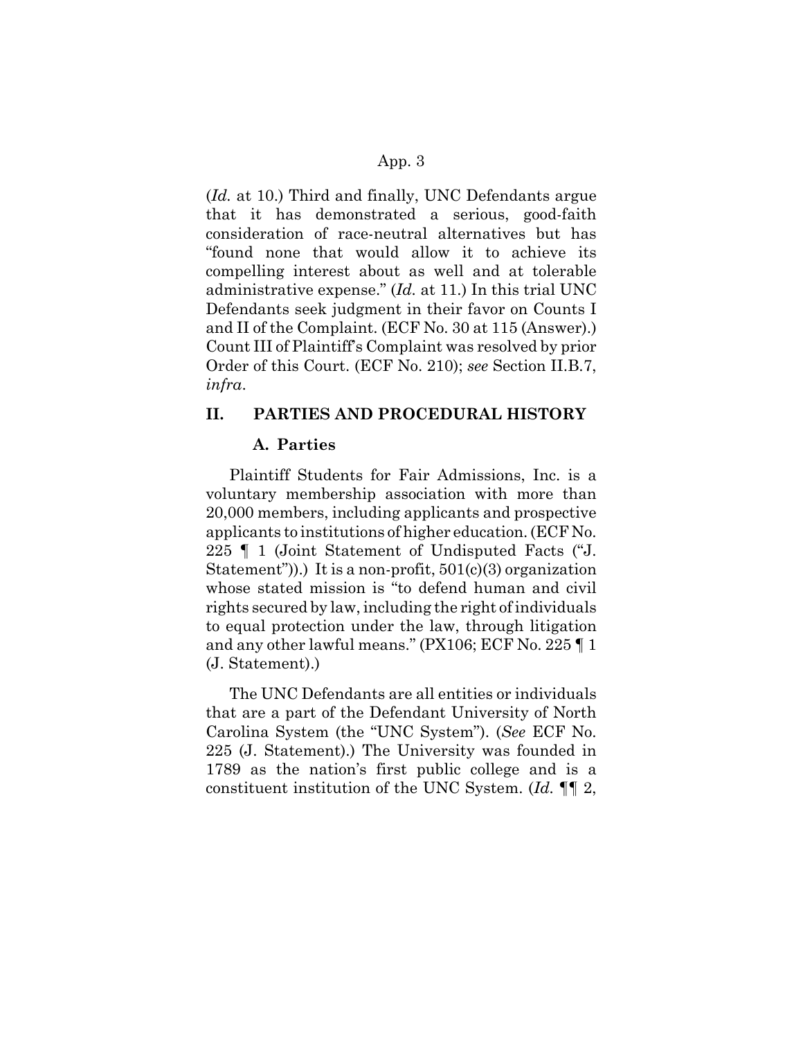(*Id.* at 10.) Third and finally, UNC Defendants argue that it has demonstrated a serious, good-faith consideration of race-neutral alternatives but has "found none that would allow it to achieve its compelling interest about as well and at tolerable administrative expense." (*Id.* at 11.) In this trial UNC Defendants seek judgment in their favor on Counts I and II of the Complaint. (ECF No. 30 at 115 (Answer).) Count III of Plaintiff's Complaint was resolved by prior Order of this Court. (ECF No. 210); *see* Section II.B.7, *infra*.

## II. PARTIES AND PROCEDURAL HISTORY

### A. Parties

Plaintiff Students for Fair Admissions, Inc. is a voluntary membership association with more than 20,000 members, including applicants and prospective applicants to institutions of higher education. (ECF No. 225 ¶ 1 (Joint Statement of Undisputed Facts ("J. Statement")).) It is a non-profit, 501(c)(3) organization whose stated mission is "to defend human and civil rights secured by law, including the right of individuals to equal protection under the law, through litigation and any other lawful means." (PX106; ECF No. 225 ¶ 1 (J. Statement).)

The UNC Defendants are all entities or individuals that are a part of the Defendant University of North Carolina System (the "UNC System"). (*See* ECF No. 225 (J. Statement).) The University was founded in 1789 as the nation's first public college and is a constituent institution of the UNC System. (*Id.* ¶¶ 2,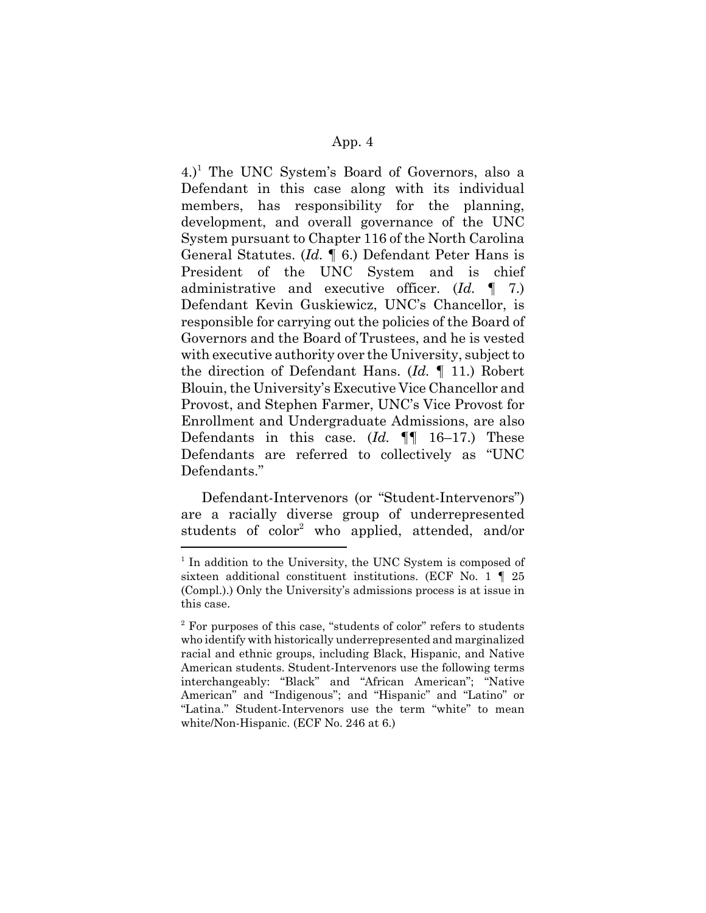4.)[1] The UNC System's Board of Governors, also a Defendant in this case along with its individual members, has responsibility for the planning, development, and overall governance of the UNC System pursuant to Chapter 116 of the North Carolina General Statutes. (*Id.* ¶ 6.) Defendant Peter Hans is President of the UNC System and is chief administrative and executive officer. (*Id.* ¶ 7.) Defendant Kevin Guskiewicz, UNC's Chancellor, is responsible for carrying out the policies of the Board of Governors and the Board of Trustees, and he is vested with executive authority over the University, subject to the direction of Defendant Hans. (*Id.* ¶ 11.) Robert Blouin, the University's Executive Vice Chancellor and Provost, and Stephen Farmer, UNC's Vice Provost for Enrollment and Undergraduate Admissions, are also Defendants in this case. (*Id.* ¶¶ 16–17.) These Defendants are referred to collectively as "UNC Defendants."

Defendant-Intervenors (or "Student-Intervenors") are a racially diverse group of underrepresented students of color[2] who applied, attended, and/or

---

[1] In addition to the University, the UNC System is composed of sixteen additional constituent institutions. (ECF No. 1 ¶ 25 (Compl.).) Only the University's admissions process is at issue in this case.

[2] For purposes of this case, "students of color" refers to students who identify with historically underrepresented and marginalized racial and ethnic groups, including Black, Hispanic, and Native American students. Student-Intervenors use the following terms interchangeably: "Black" and "African American"; "Native American" and "Indigenous"; and "Hispanic" and "Latino" or "Latina." Student-Intervenors use the term "white" to mean white/Non-Hispanic. (ECF No. 246 at 6.)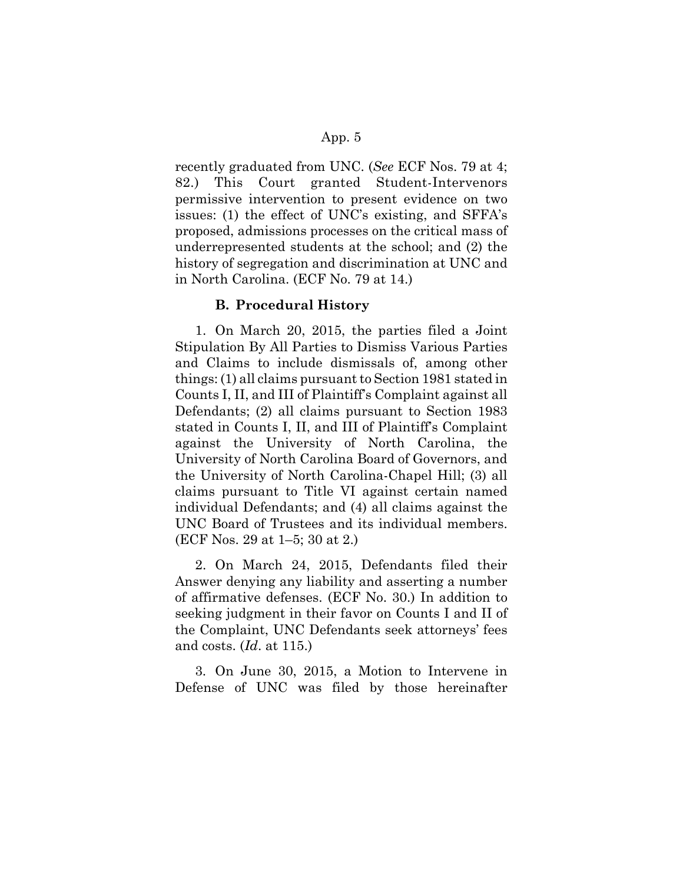recently graduated from UNC. (*See* ECF Nos. 79 at 4; 82.) This Court granted Student-Intervenors permissive intervention to present evidence on two issues: (1) the effect of UNC's existing, and SFFA's proposed, admissions processes on the critical mass of underrepresented students at the school; and (2) the history of segregation and discrimination at UNC and in North Carolina. (ECF No. 79 at 14.)

### B. Procedural History

1. On March 20, 2015, the parties filed a Joint Stipulation By All Parties to Dismiss Various Parties and Claims to include dismissals of, among other things: (1) all claims pursuant to Section 1981 stated in Counts I, II, and III of Plaintiff's Complaint against all Defendants; (2) all claims pursuant to Section 1983 stated in Counts I, II, and III of Plaintiff's Complaint against the University of North Carolina, the University of North Carolina Board of Governors, and the University of North Carolina-Chapel Hill; (3) all claims pursuant to Title VI against certain named individual Defendants; and (4) all claims against the UNC Board of Trustees and its individual members. (ECF Nos. 29 at 1–5; 30 at 2.)

2. On March 24, 2015, Defendants filed their Answer denying any liability and asserting a number of affirmative defenses. (ECF No. 30.) In addition to seeking judgment in their favor on Counts I and II of the Complaint, UNC Defendants seek attorneys' fees and costs. (*Id*. at 115.)

3. On June 30, 2015, a Motion to Intervene in Defense of UNC was filed by those hereinafter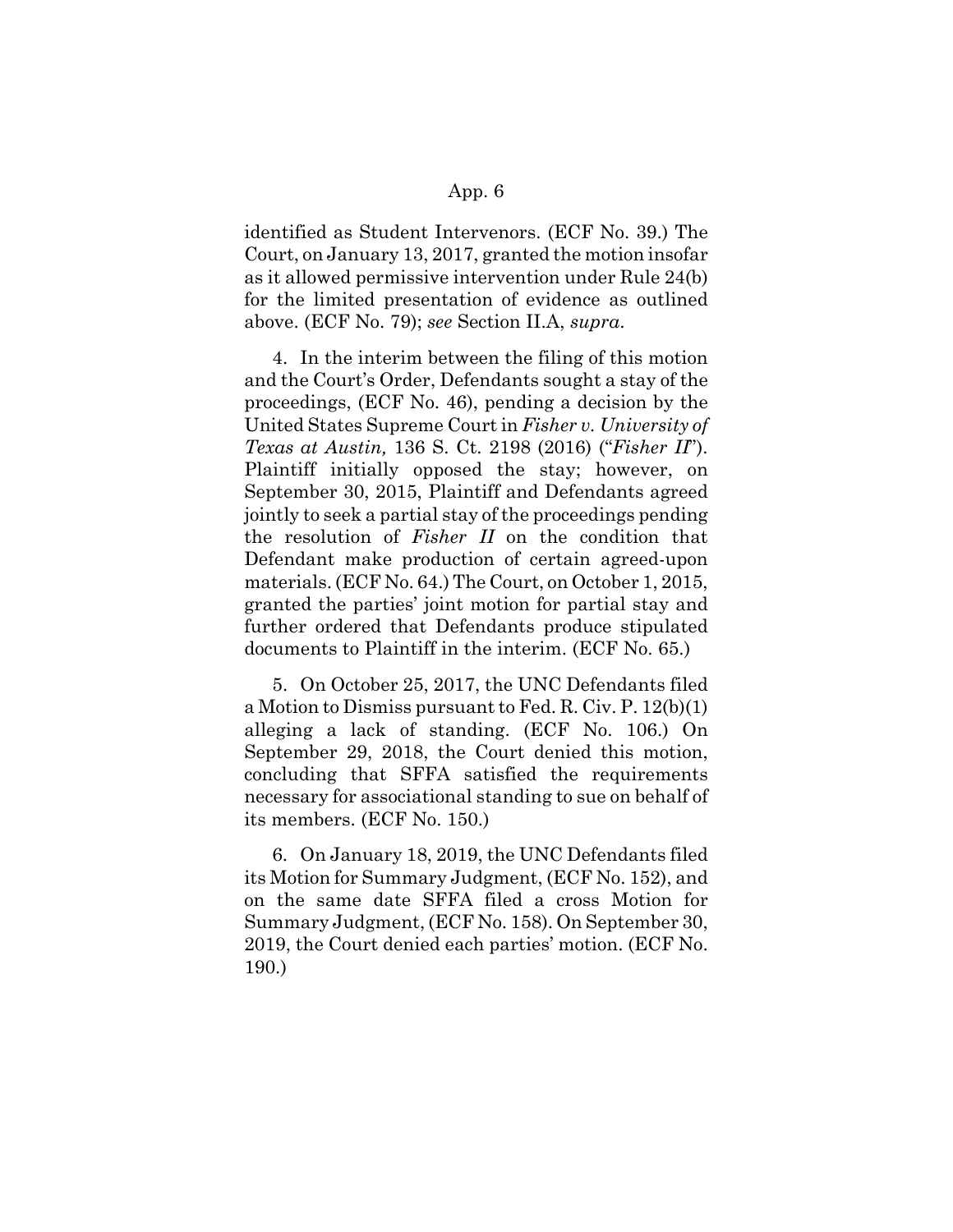identified as Student Intervenors. (ECF No. 39.) The Court, on January 13, 2017, granted the motion insofar as it allowed permissive intervention under Rule 24(b) for the limited presentation of evidence as outlined above. (ECF No. 79); *see* Section II.A, *supra*.

4. In the interim between the filing of this motion and the Court's Order, Defendants sought a stay of the proceedings, (ECF No. 46), pending a decision by the United States Supreme Court in *Fisher v. University of Texas at Austin,* 136 S. Ct. 2198 (2016) ("*Fisher II*"). Plaintiff initially opposed the stay; however, on September 30, 2015, Plaintiff and Defendants agreed jointly to seek a partial stay of the proceedings pending the resolution of *Fisher II* on the condition that Defendant make production of certain agreed-upon materials. (ECF No. 64.) The Court, on October 1, 2015, granted the parties' joint motion for partial stay and further ordered that Defendants produce stipulated documents to Plaintiff in the interim. (ECF No. 65.)

5. On October 25, 2017, the UNC Defendants filed a Motion to Dismiss pursuant to Fed. R. Civ. P. 12(b)(1) alleging a lack of standing. (ECF No. 106.) On September 29, 2018, the Court denied this motion, concluding that SFFA satisfied the requirements necessary for associational standing to sue on behalf of its members. (ECF No. 150.)

6. On January 18, 2019, the UNC Defendants filed its Motion for Summary Judgment, (ECF No. 152), and on the same date SFFA filed a cross Motion for Summary Judgment, (ECF No. 158). On September 30, 2019, the Court denied each parties' motion. (ECF No. 190.)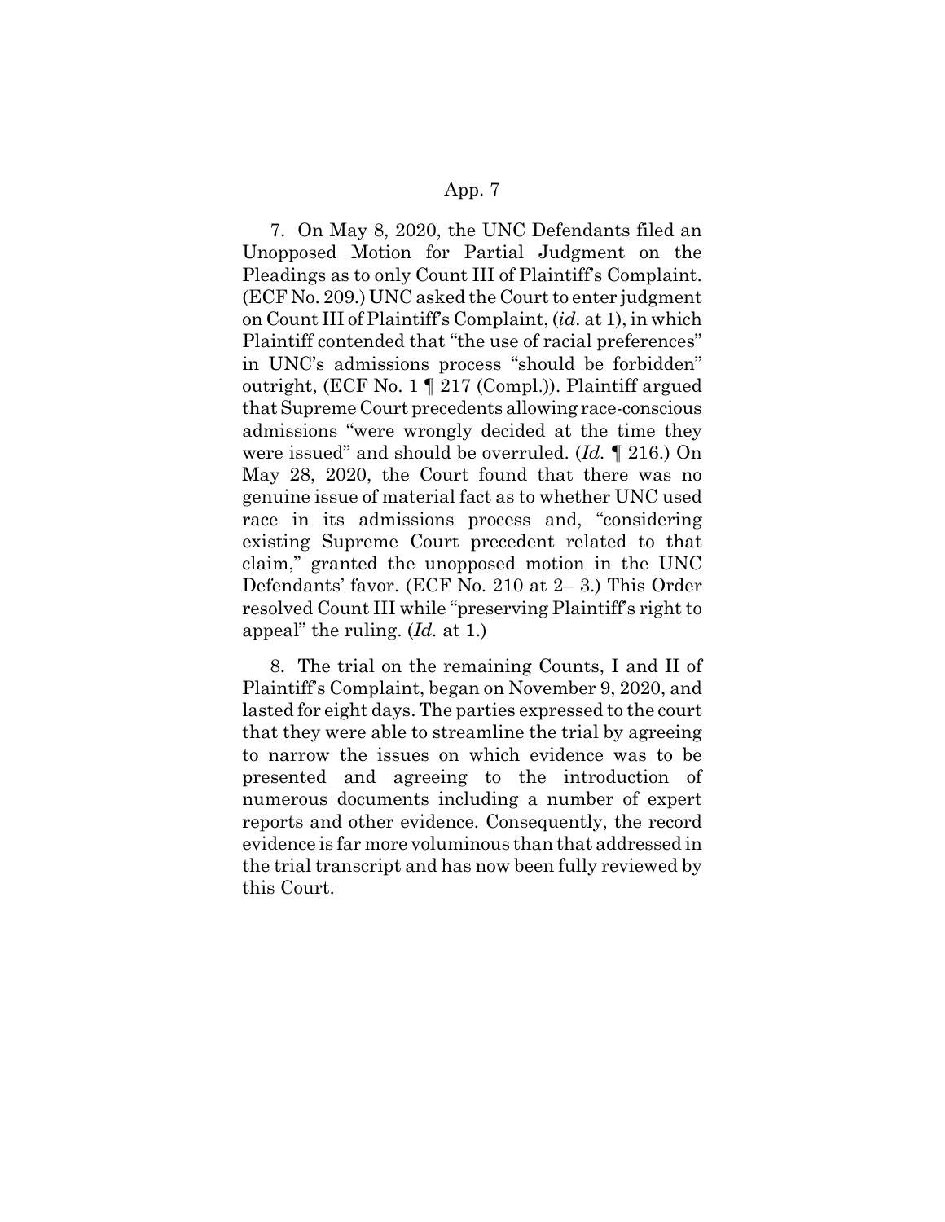7. On May 8, 2020, the UNC Defendants filed an Unopposed Motion for Partial Judgment on the Pleadings as to only Count III of Plaintiff's Complaint. (ECF No. 209.) UNC asked the Court to enter judgment on Count III of Plaintiff's Complaint, (*id.* at 1), in which Plaintiff contended that "the use of racial preferences" in UNC's admissions process "should be forbidden" outright, (ECF No. 1 ¶ 217 (Compl.)). Plaintiff argued that Supreme Court precedents allowing race-conscious admissions "were wrongly decided at the time they were issued" and should be overruled. (*Id.* ¶ 216.) On May 28, 2020, the Court found that there was no genuine issue of material fact as to whether UNC used race in its admissions process and, "considering existing Supreme Court precedent related to that claim," granted the unopposed motion in the UNC Defendants' favor. (ECF No. 210 at 2– 3.) This Order resolved Count III while "preserving Plaintiff's right to appeal" the ruling. (*Id.* at 1.)

8. The trial on the remaining Counts, I and II of Plaintiff's Complaint, began on November 9, 2020, and lasted for eight days. The parties expressed to the court that they were able to streamline the trial by agreeing to narrow the issues on which evidence was to be presented and agreeing to the introduction of numerous documents including a number of expert reports and other evidence. Consequently, the record evidence is far more voluminous than that addressed in the trial transcript and has now been fully reviewed by this Court.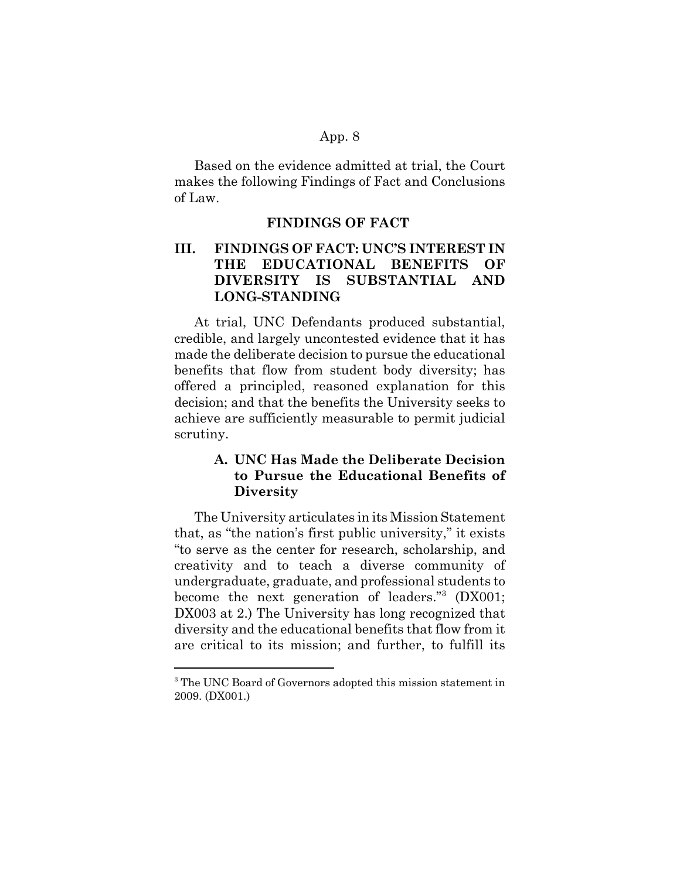Based on the evidence admitted at trial, the Court makes the following Findings of Fact and Conclusions of Law.

## FINDINGS OF FACT

## III. FINDINGS OF FACT: UNC'S INTEREST IN THE EDUCATIONAL BENEFITS OF DIVERSITY IS SUBSTANTIAL AND LONG-STANDING

At trial, UNC Defendants produced substantial, credible, and largely uncontested evidence that it has made the deliberate decision to pursue the educational benefits that flow from student body diversity; has offered a principled, reasoned explanation for this decision; and that the benefits the University seeks to achieve are sufficiently measurable to permit judicial scrutiny.

### A. UNC Has Made the Deliberate Decision to Pursue the Educational Benefits of Diversity

The University articulates in its Mission Statement that, as "the nation's first public university," it exists "to serve as the center for research, scholarship, and creativity and to teach a diverse community of undergraduate, graduate, and professional students to become the next generation of leaders."[3] (DX001; DX003 at 2.) The University has long recognized that diversity and the educational benefits that flow from it are critical to its mission; and further, to fulfill its

[3] The UNC Board of Governors adopted this mission statement in 2009. (DX001.)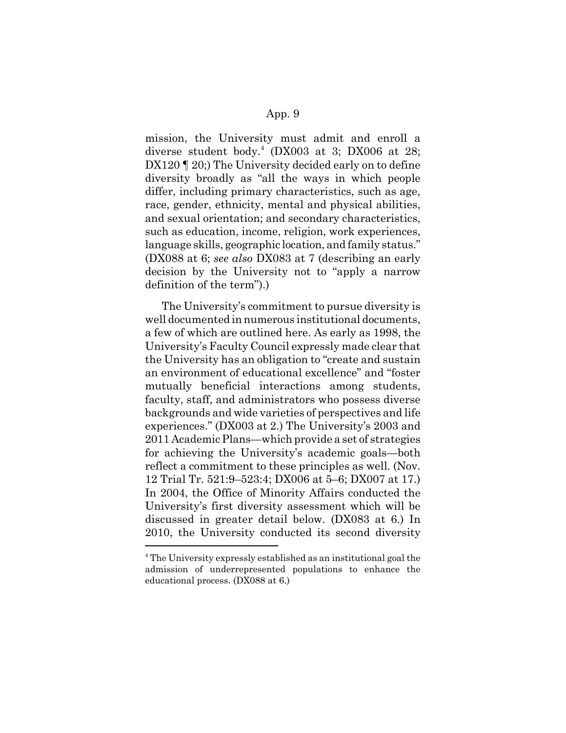mission, the University must admit and enroll a diverse student body.[4] (DX003 at 3; DX006 at 28; DX120 ¶ 20;) The University decided early on to define diversity broadly as "all the ways in which people differ, including primary characteristics, such as age, race, gender, ethnicity, mental and physical abilities, and sexual orientation; and secondary characteristics, such as education, income, religion, work experiences, language skills, geographic location, and family status." (DX088 at 6; *see also* DX083 at 7 (describing an early decision by the University not to "apply a narrow definition of the term").)

The University's commitment to pursue diversity is well documented in numerous institutional documents, a few of which are outlined here. As early as 1998, the University's Faculty Council expressly made clear that the University has an obligation to "create and sustain an environment of educational excellence" and "foster mutually beneficial interactions among students, faculty, staff, and administrators who possess diverse backgrounds and wide varieties of perspectives and life experiences." (DX003 at 2.) The University's 2003 and 2011 Academic Plans—which provide a set of strategies for achieving the University's academic goals—both reflect a commitment to these principles as well. (Nov. 12 Trial Tr. 521:9–523:4; DX006 at 5–6; DX007 at 17.) In 2004, the Office of Minority Affairs conducted the University's first diversity assessment which will be discussed in greater detail below. (DX083 at 6.) In 2010, the University conducted its second diversity

---

[4] The University expressly established as an institutional goal the admission of underrepresented populations to enhance the educational process. (DX088 at 6.)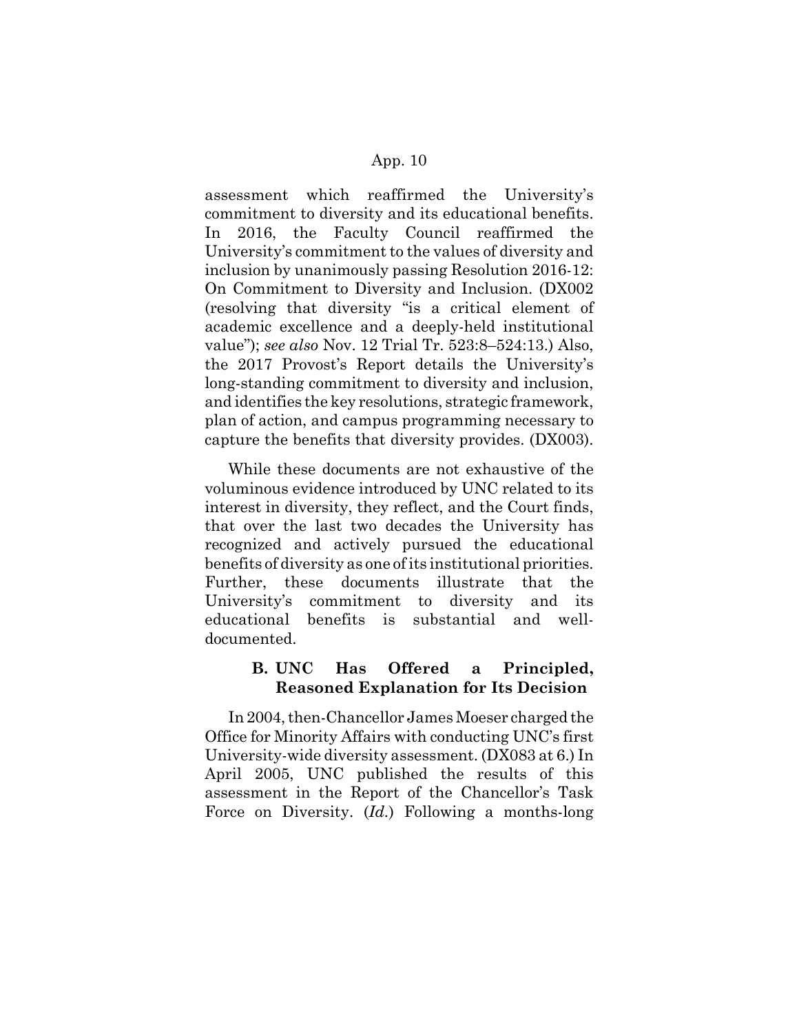assessment which reaffirmed the University's commitment to diversity and its educational benefits. In 2016, the Faculty Council reaffirmed the University's commitment to the values of diversity and inclusion by unanimously passing Resolution 2016-12: On Commitment to Diversity and Inclusion. (DX002 (resolving that diversity "is a critical element of academic excellence and a deeply-held institutional value"); *see also* Nov. 12 Trial Tr. 523:8–524:13.) Also, the 2017 Provost's Report details the University's long-standing commitment to diversity and inclusion, and identifies the key resolutions, strategic framework, plan of action, and campus programming necessary to capture the benefits that diversity provides. (DX003).

While these documents are not exhaustive of the voluminous evidence introduced by UNC related to its interest in diversity, they reflect, and the Court finds, that over the last two decades the University has recognized and actively pursued the educational benefits of diversity as one of its institutional priorities. Further, these documents illustrate that the University's commitment to diversity and its educational benefits is substantial and well-documented.

### B. UNC Has Offered a Principled, Reasoned Explanation for Its Decision

In 2004, then-Chancellor James Moeser charged the Office for Minority Affairs with conducting UNC's first University-wide diversity assessment. (DX083 at 6.) In April 2005, UNC published the results of this assessment in the Report of the Chancellor's Task Force on Diversity. (*Id.*) Following a months-long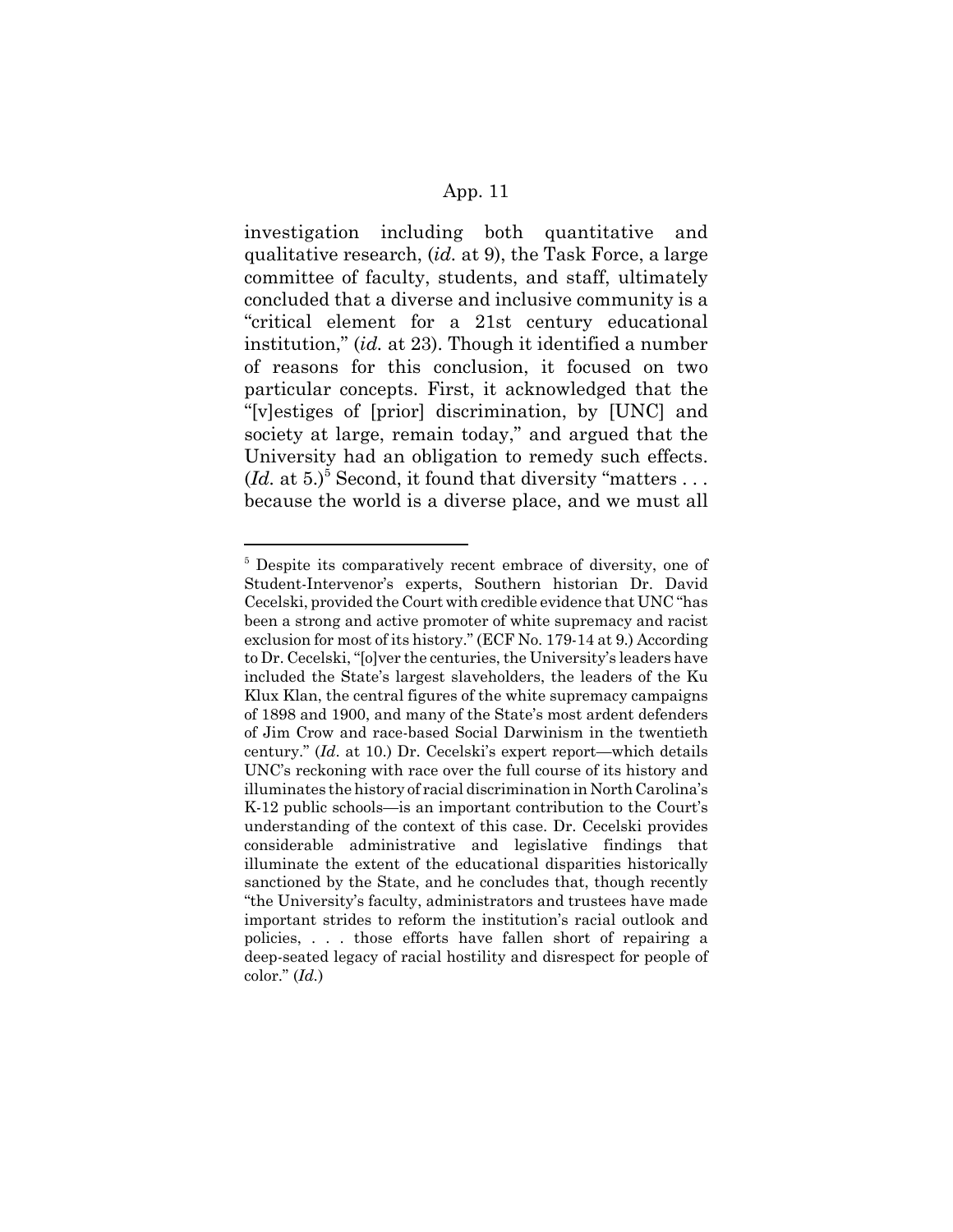investigation including both quantitative and qualitative research, (*id.* at 9), the Task Force, a large committee of faculty, students, and staff, ultimately concluded that a diverse and inclusive community is a "critical element for a 21st century educational institution," (*id.* at 23). Though it identified a number of reasons for this conclusion, it focused on two particular concepts. First, it acknowledged that the "[v]estiges of [prior] discrimination, by [UNC] and society at large, remain today," and argued that the University had an obligation to remedy such effects. (*Id.* at 5.)[5] Second, it found that diversity "matters . . . because the world is a diverse place, and we must all

---

[5] Despite its comparatively recent embrace of diversity, one of Student-Intervenor's experts, Southern historian Dr. David Cecelski, provided the Court with credible evidence that UNC "has been a strong and active promoter of white supremacy and racist exclusion for most of its history." (ECF No. 179-14 at 9.) According to Dr. Cecelski, "[o]ver the centuries, the University's leaders have included the State's largest slaveholders, the leaders of the Ku Klux Klan, the central figures of the white supremacy campaigns of 1898 and 1900, and many of the State's most ardent defenders of Jim Crow and race-based Social Darwinism in the twentieth century." (*Id.* at 10.) Dr. Cecelski's expert report—which details UNC's reckoning with race over the full course of its history and illuminates the history of racial discrimination in North Carolina's K-12 public schools—is an important contribution to the Court's understanding of the context of this case. Dr. Cecelski provides considerable administrative and legislative findings that illuminate the extent of the educational disparities historically sanctioned by the State, and he concludes that, though recently "the University's faculty, administrators and trustees have made important strides to reform the institution's racial outlook and policies, . . . those efforts have fallen short of repairing a deep-seated legacy of racial hostility and disrespect for people of color." (*Id.*)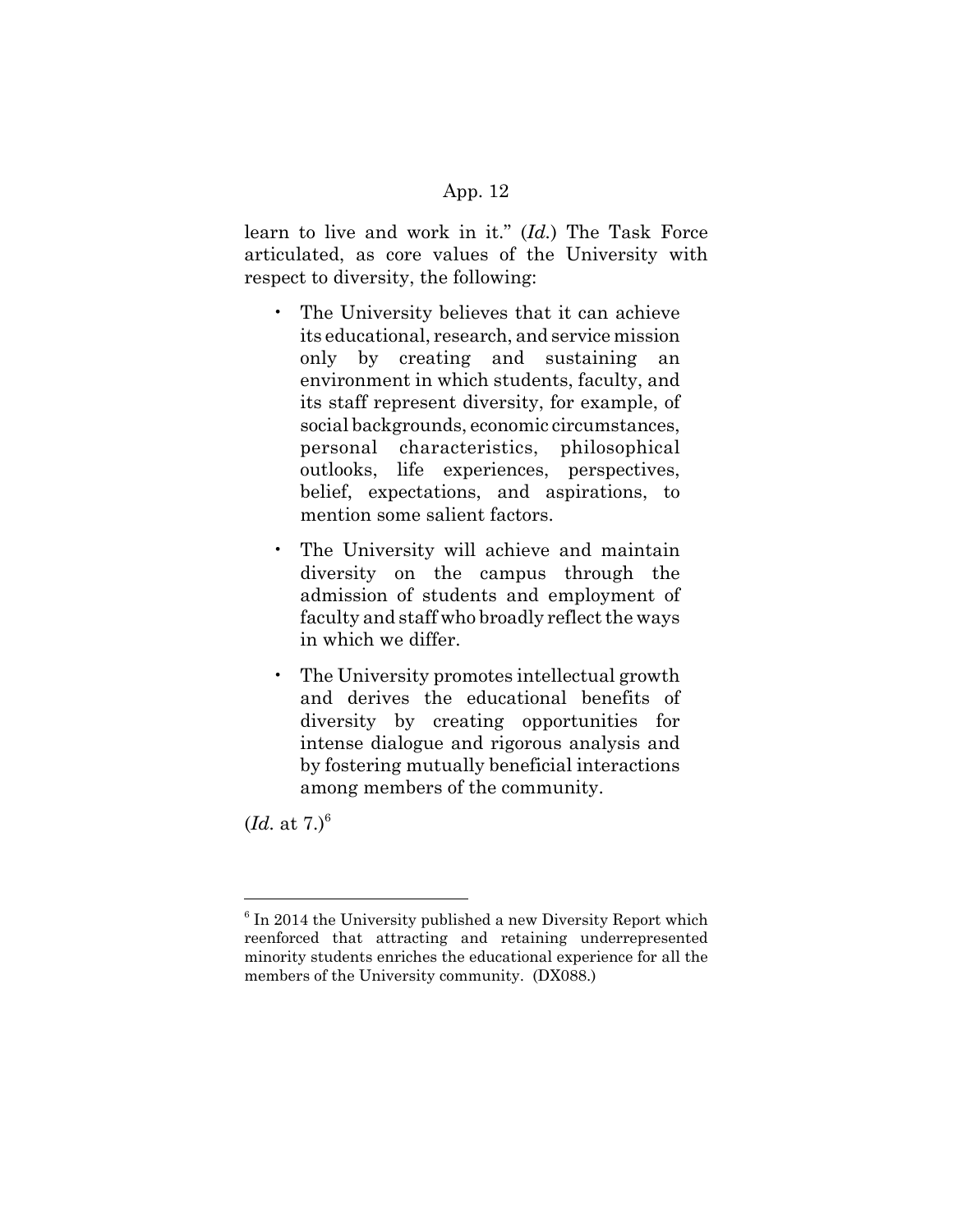learn to live and work in it." (*Id.*) The Task Force articulated, as core values of the University with respect to diversity, the following:

- The University believes that it can achieve its educational, research, and service mission only by creating and sustaining an environment in which students, faculty, and its staff represent diversity, for example, of social backgrounds, economic circumstances, personal characteristics, philosophical outlooks, life experiences, perspectives, belief, expectations, and aspirations, to mention some salient factors.
- The University will achieve and maintain diversity on the campus through the admission of students and employment of faculty and staff who broadly reflect the ways in which we differ.
- The University promotes intellectual growth and derives the educational benefits of diversity by creating opportunities for intense dialogue and rigorous analysis and by fostering mutually beneficial interactions among members of the community.

(*Id.* at 7.)[6]

---

[6] In 2014 the University published a new Diversity Report which reenforced that attracting and retaining underrepresented minority students enriches the educational experience for all the members of the University community. (DX088.)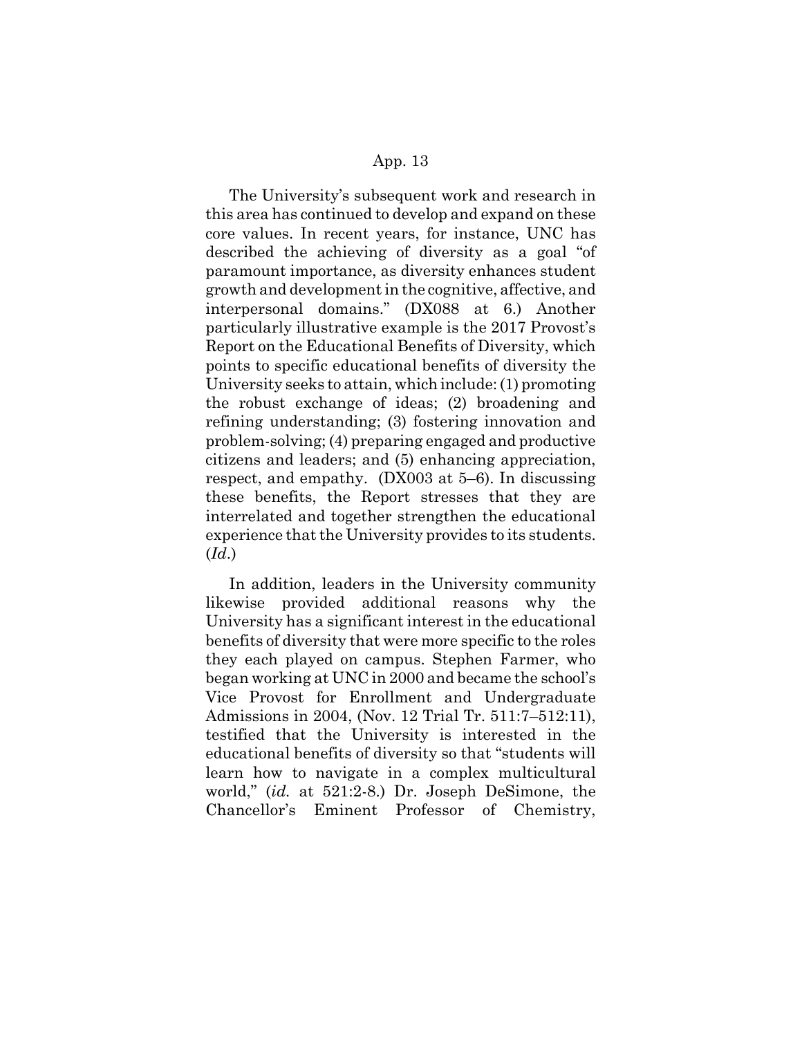The University's subsequent work and research in this area has continued to develop and expand on these core values. In recent years, for instance, UNC has described the achieving of diversity as a goal "of paramount importance, as diversity enhances student growth and development in the cognitive, affective, and interpersonal domains." (DX088 at 6.) Another particularly illustrative example is the 2017 Provost's Report on the Educational Benefits of Diversity, which points to specific educational benefits of diversity the University seeks to attain, which include: (1) promoting the robust exchange of ideas; (2) broadening and refining understanding; (3) fostering innovation and problem-solving; (4) preparing engaged and productive citizens and leaders; and (5) enhancing appreciation, respect, and empathy. (DX003 at 5–6). In discussing these benefits, the Report stresses that they are interrelated and together strengthen the educational experience that the University provides to its students. (*Id.*)

In addition, leaders in the University community likewise provided additional reasons why the University has a significant interest in the educational benefits of diversity that were more specific to the roles they each played on campus. Stephen Farmer, who began working at UNC in 2000 and became the school's Vice Provost for Enrollment and Undergraduate Admissions in 2004, (Nov. 12 Trial Tr. 511:7–512:11), testified that the University is interested in the educational benefits of diversity so that "students will learn how to navigate in a complex multicultural world," (*id.* at 521:2-8.) Dr. Joseph DeSimone, the Chancellor's Eminent Professor of Chemistry,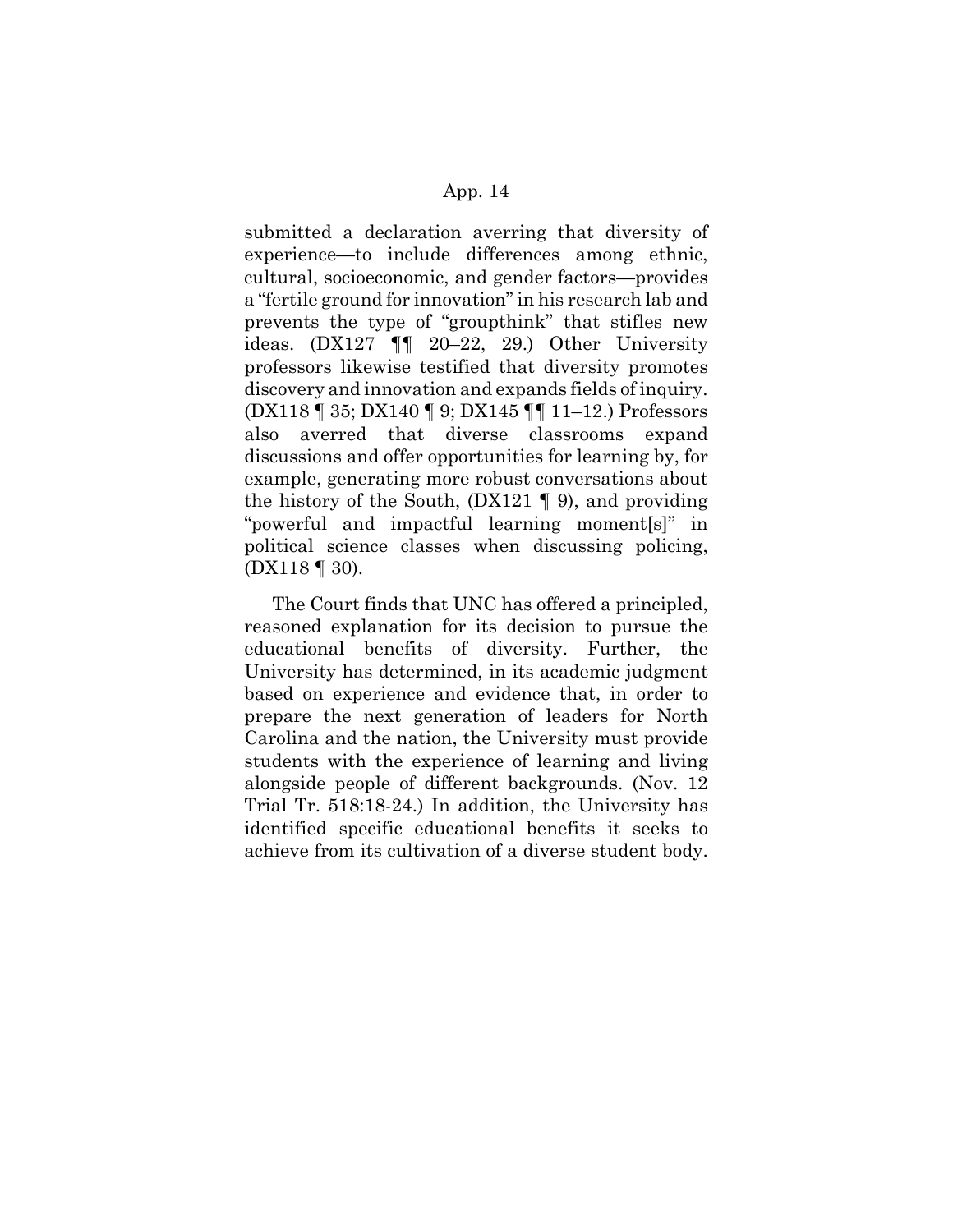submitted a declaration averring that diversity of experience—to include differences among ethnic, cultural, socioeconomic, and gender factors—provides a "fertile ground for innovation" in his research lab and prevents the type of "groupthink" that stifles new ideas. (DX127 ¶¶ 20–22, 29.) Other University professors likewise testified that diversity promotes discovery and innovation and expands fields of inquiry. (DX118 ¶ 35; DX140 ¶ 9; DX145 ¶¶ 11–12.) Professors also averred that diverse classrooms expand discussions and offer opportunities for learning by, for example, generating more robust conversations about the history of the South, (DX121 ¶ 9), and providing "powerful and impactful learning moment[s]" in political science classes when discussing policing, (DX118 ¶ 30).

The Court finds that UNC has offered a principled, reasoned explanation for its decision to pursue the educational benefits of diversity. Further, the University has determined, in its academic judgment based on experience and evidence that, in order to prepare the next generation of leaders for North Carolina and the nation, the University must provide students with the experience of learning and living alongside people of different backgrounds. (Nov. 12 Trial Tr. 518:18-24.) In addition, the University has identified specific educational benefits it seeks to achieve from its cultivation of a diverse student body.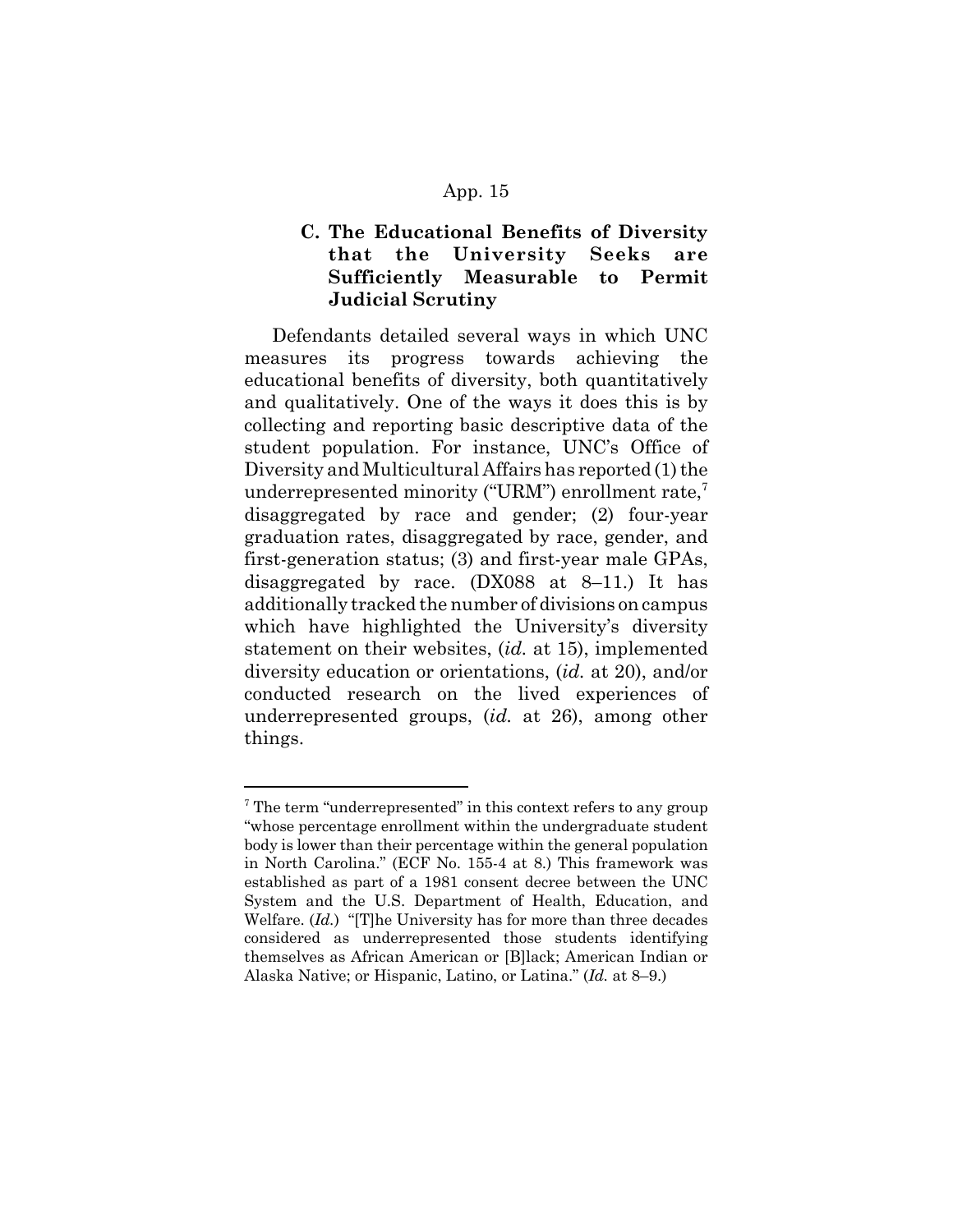### C. The Educational Benefits of Diversity that the University Seeks are Sufficiently Measurable to Permit Judicial Scrutiny

Defendants detailed several ways in which UNC measures its progress towards achieving the educational benefits of diversity, both quantitatively and qualitatively. One of the ways it does this is by collecting and reporting basic descriptive data of the student population. For instance, UNC's Office of Diversity and Multicultural Affairs has reported (1) the underrepresented minority ("URM") enrollment rate,[7] disaggregated by race and gender; (2) four-year graduation rates, disaggregated by race, gender, and first-generation status; (3) and first-year male GPAs, disaggregated by race. (DX088 at 8–11.) It has additionally tracked the number of divisions on campus which have highlighted the University's diversity statement on their websites, (*id.* at 15), implemented diversity education or orientations, (*id.* at 20), and/or conducted research on the lived experiences of underrepresented groups, (*id.* at 26), among other things.

---

[7] The term "underrepresented" in this context refers to any group "whose percentage enrollment within the undergraduate student body is lower than their percentage within the general population in North Carolina." (ECF No. 155-4 at 8.) This framework was established as part of a 1981 consent decree between the UNC System and the U.S. Department of Health, Education, and Welfare. (*Id.*) "[T]he University has for more than three decades considered as underrepresented those students identifying themselves as African American or [B]lack; American Indian or Alaska Native; or Hispanic, Latino, or Latina." (*Id.* at 8–9.)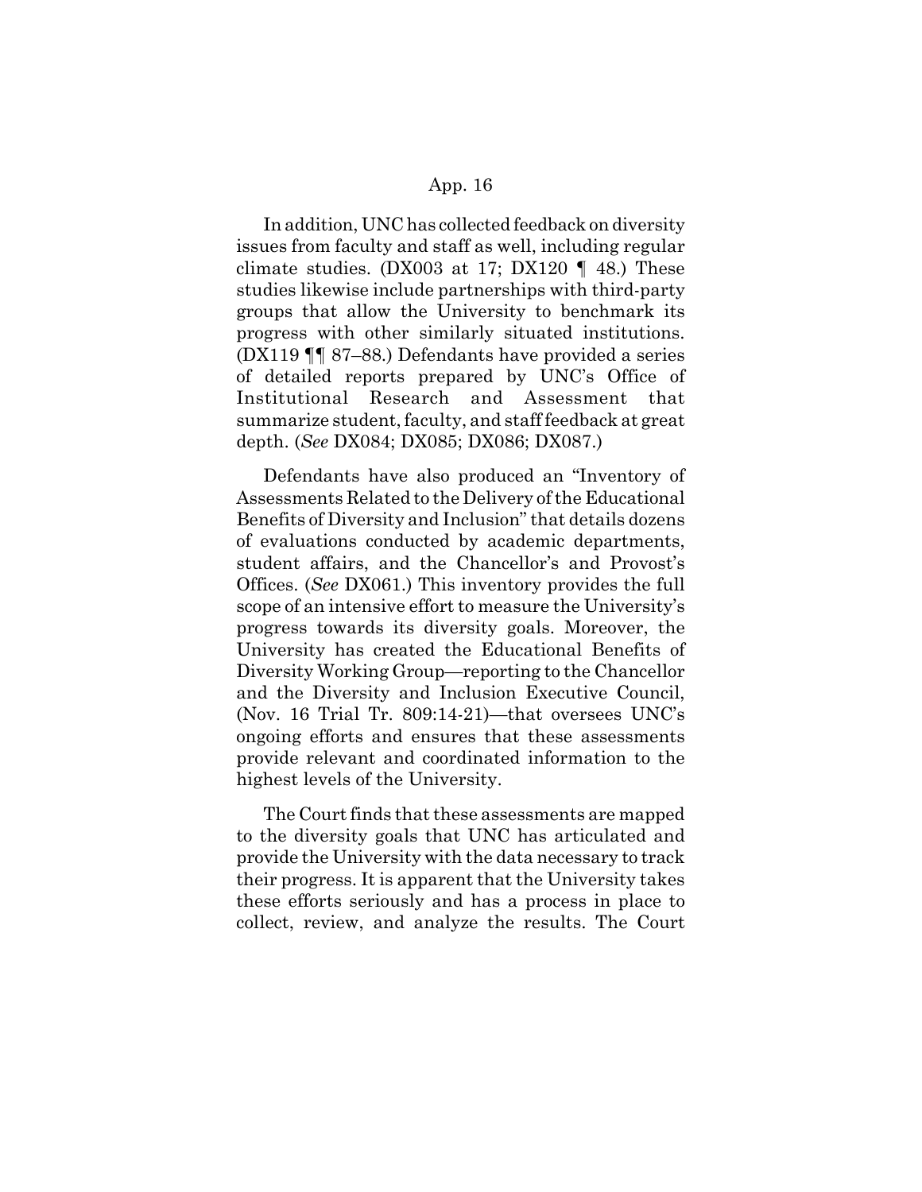In addition, UNC has collected feedback on diversity issues from faculty and staff as well, including regular climate studies. (DX003 at 17; DX120 ¶ 48.) These studies likewise include partnerships with third-party groups that allow the University to benchmark its progress with other similarly situated institutions. (DX119 ¶¶ 87–88.) Defendants have provided a series of detailed reports prepared by UNC's Office of Institutional Research and Assessment that summarize student, faculty, and staff feedback at great depth. (*See* DX084; DX085; DX086; DX087.)

Defendants have also produced an "Inventory of Assessments Related to the Delivery of the Educational Benefits of Diversity and Inclusion" that details dozens of evaluations conducted by academic departments, student affairs, and the Chancellor's and Provost's Offices. (*See* DX061.) This inventory provides the full scope of an intensive effort to measure the University's progress towards its diversity goals. Moreover, the University has created the Educational Benefits of Diversity Working Group—reporting to the Chancellor and the Diversity and Inclusion Executive Council, (Nov. 16 Trial Tr. 809:14-21)—that oversees UNC's ongoing efforts and ensures that these assessments provide relevant and coordinated information to the highest levels of the University.

The Court finds that these assessments are mapped to the diversity goals that UNC has articulated and provide the University with the data necessary to track their progress. It is apparent that the University takes these efforts seriously and has a process in place to collect, review, and analyze the results. The Court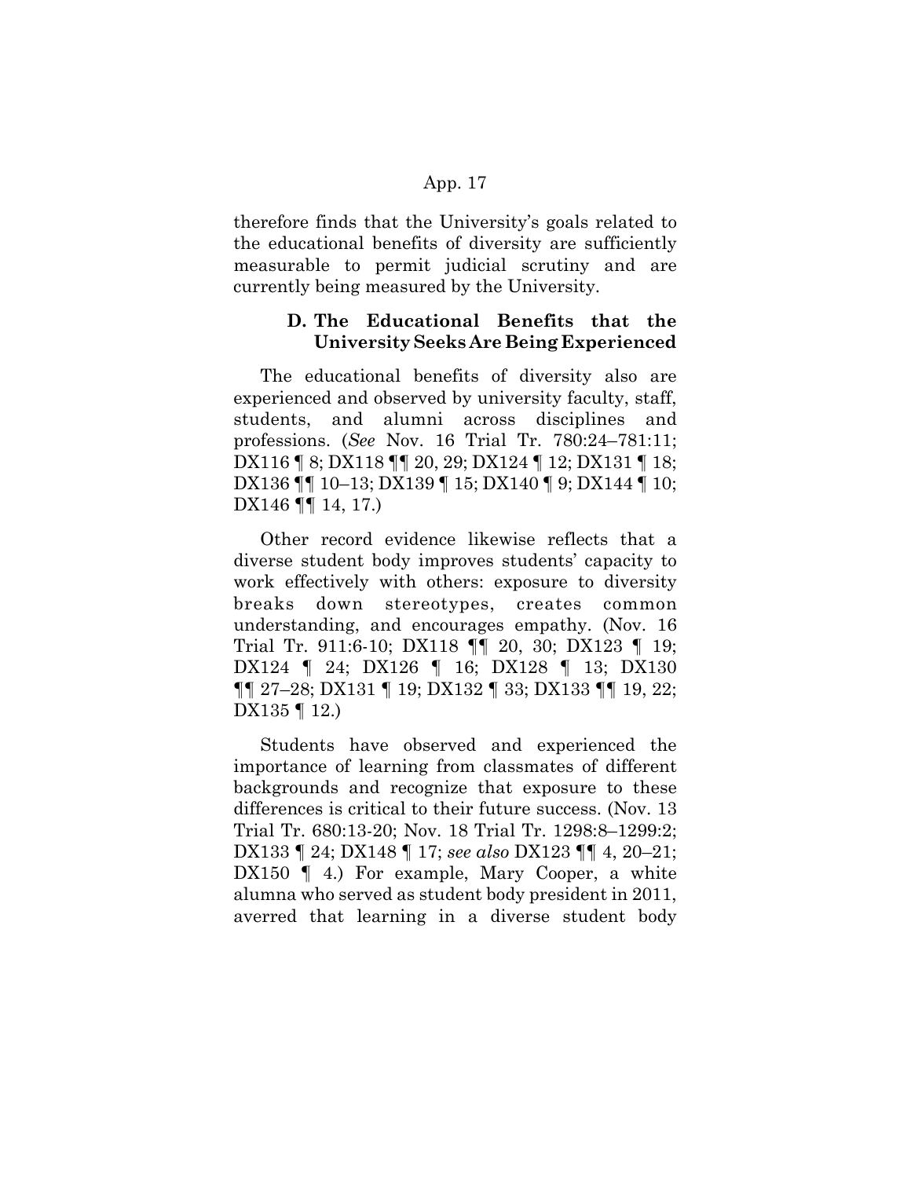therefore finds that the University's goals related to the educational benefits of diversity are sufficiently measurable to permit judicial scrutiny and are currently being measured by the University.

### D. The Educational Benefits that the University Seeks Are Being Experienced

The educational benefits of diversity also are experienced and observed by university faculty, staff, students, and alumni across disciplines and professions. (*See* Nov. 16 Trial Tr. 780:24–781:11; DX116 ¶ 8; DX118 ¶¶ 20, 29; DX124 ¶ 12; DX131 ¶ 18; DX136 ¶¶ 10–13; DX139 ¶ 15; DX140 ¶ 9; DX144 ¶ 10; DX146 ¶¶ 14, 17.)

Other record evidence likewise reflects that a diverse student body improves students' capacity to work effectively with others: exposure to diversity breaks down stereotypes, creates common understanding, and encourages empathy. (Nov. 16 Trial Tr. 911:6-10; DX118 ¶¶ 20, 30; DX123 ¶ 19; DX124 ¶ 24; DX126 ¶ 16; DX128 ¶ 13; DX130 ¶¶ 27–28; DX131 ¶ 19; DX132 ¶ 33; DX133 ¶¶ 19, 22; DX135 ¶ 12.)

Students have observed and experienced the importance of learning from classmates of different backgrounds and recognize that exposure to these differences is critical to their future success. (Nov. 13 Trial Tr. 680:13-20; Nov. 18 Trial Tr. 1298:8–1299:2; DX133 ¶ 24; DX148 ¶ 17; *see also* DX123 ¶¶ 4, 20–21; DX150 ¶ 4.) For example, Mary Cooper, a white alumna who served as student body president in 2011, averred that learning in a diverse student body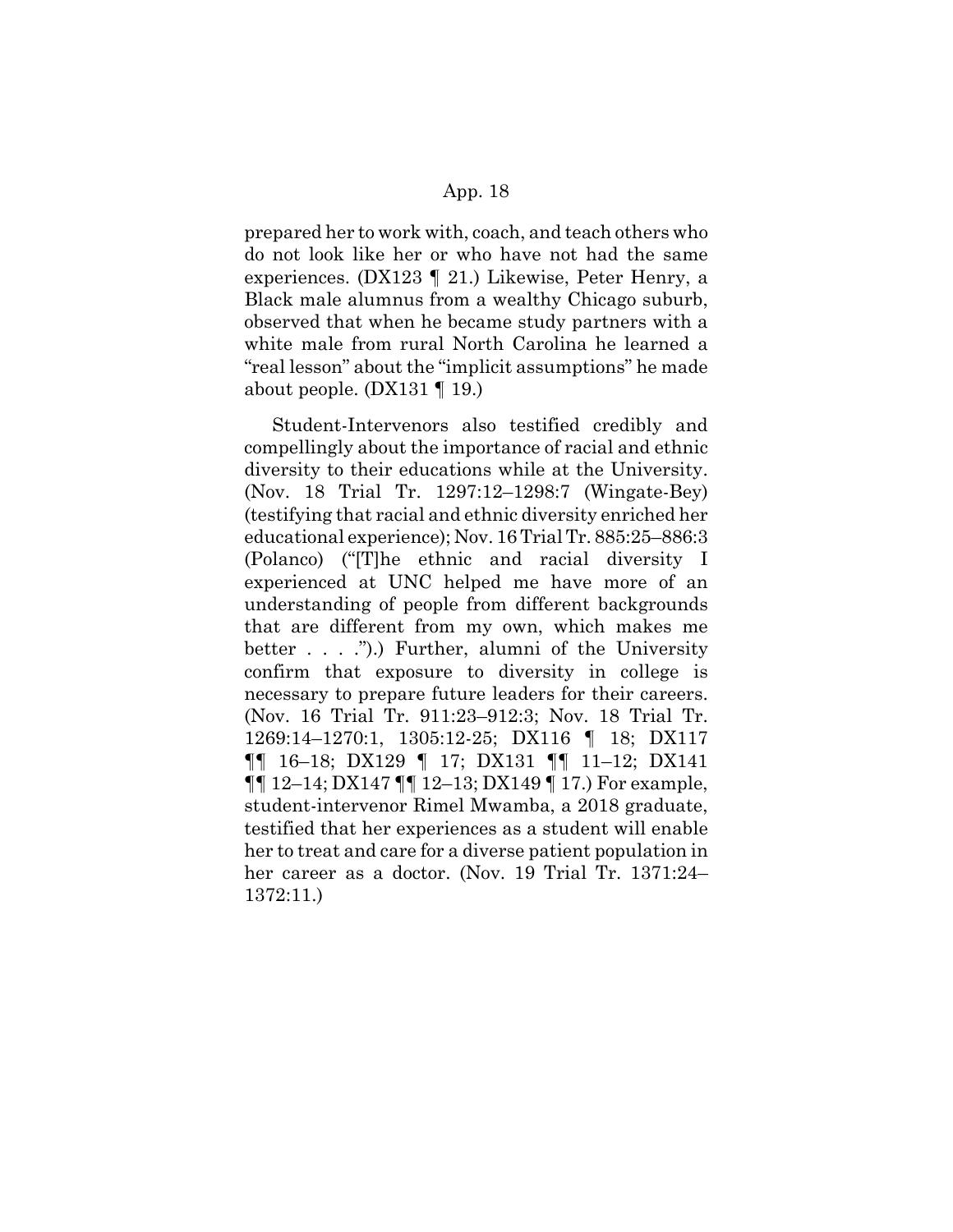prepared her to work with, coach, and teach others who do not look like her or who have not had the same experiences. (DX123 ¶ 21.) Likewise, Peter Henry, a Black male alumnus from a wealthy Chicago suburb, observed that when he became study partners with a white male from rural North Carolina he learned a "real lesson" about the "implicit assumptions" he made about people. (DX131 ¶ 19.)

Student-Intervenors also testified credibly and compellingly about the importance of racial and ethnic diversity to their educations while at the University. (Nov. 18 Trial Tr. 1297:12–1298:7 (Wingate-Bey) (testifying that racial and ethnic diversity enriched her educational experience); Nov. 16 Trial Tr. 885:25–886:3 (Polanco) ("[T]he ethnic and racial diversity I experienced at UNC helped me have more of an understanding of people from different backgrounds that are different from my own, which makes me better . . . .").) Further, alumni of the University confirm that exposure to diversity in college is necessary to prepare future leaders for their careers. (Nov. 16 Trial Tr. 911:23–912:3; Nov. 18 Trial Tr. 1269:14–1270:1, 1305:12-25; DX116 ¶ 18; DX117 ¶¶ 16–18; DX129 ¶ 17; DX131 ¶¶ 11–12; DX141 ¶¶ 12–14; DX147 ¶¶ 12–13; DX149 ¶ 17.) For example, student-intervenor Rimel Mwamba, a 2018 graduate, testified that her experiences as a student will enable her to treat and care for a diverse patient population in her career as a doctor. (Nov. 19 Trial Tr. 1371:24–1372:11.)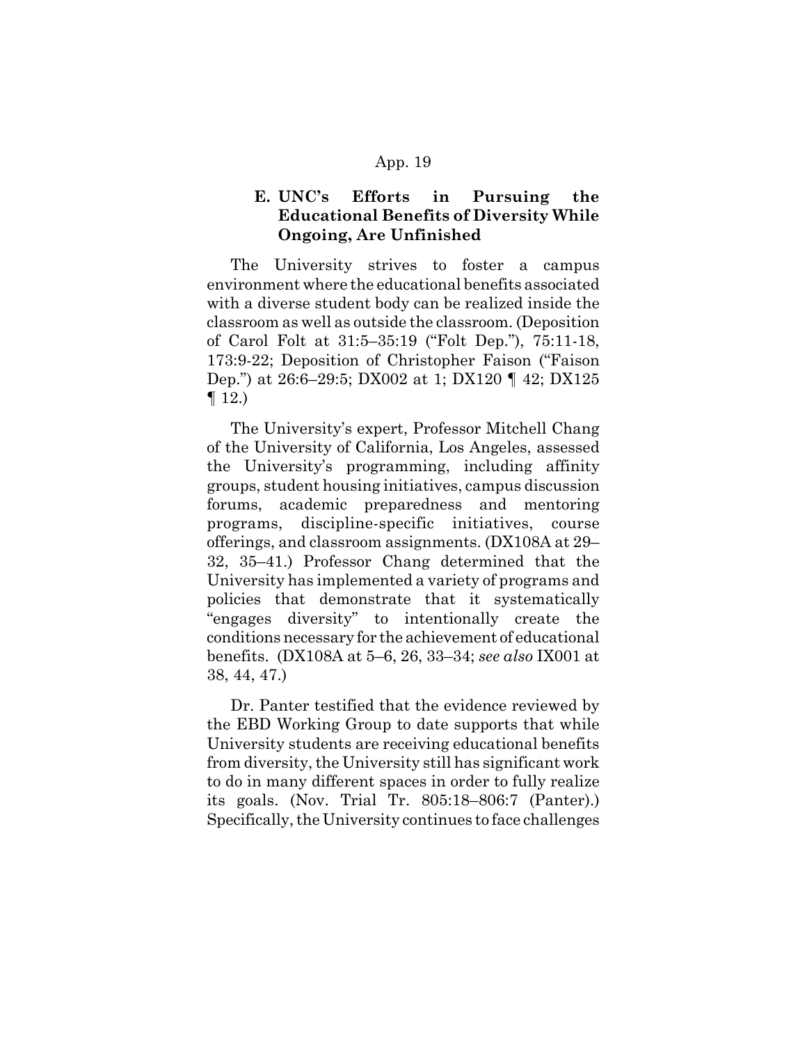### E. UNC's Efforts in Pursuing the Educational Benefits of Diversity While Ongoing, Are Unfinished

The University strives to foster a campus environment where the educational benefits associated with a diverse student body can be realized inside the classroom as well as outside the classroom. (Deposition of Carol Folt at 31:5–35:19 ("Folt Dep."), 75:11-18, 173:9-22; Deposition of Christopher Faison ("Faison Dep.") at 26:6–29:5; DX002 at 1; DX120 ¶ 42; DX125 ¶ 12.)

The University's expert, Professor Mitchell Chang of the University of California, Los Angeles, assessed the University's programming, including affinity groups, student housing initiatives, campus discussion forums, academic preparedness and mentoring programs, discipline-specific initiatives, course offerings, and classroom assignments. (DX108A at 29–32, 35–41.) Professor Chang determined that the University has implemented a variety of programs and policies that demonstrate that it systematically "engages diversity" to intentionally create the conditions necessary for the achievement of educational benefits. (DX108A at 5–6, 26, 33–34; *see also* IX001 at 38, 44, 47.)

Dr. Panter testified that the evidence reviewed by the EBD Working Group to date supports that while University students are receiving educational benefits from diversity, the University still has significant work to do in many different spaces in order to fully realize its goals. (Nov. Trial Tr. 805:18–806:7 (Panter).) Specifically, the University continues to face challenges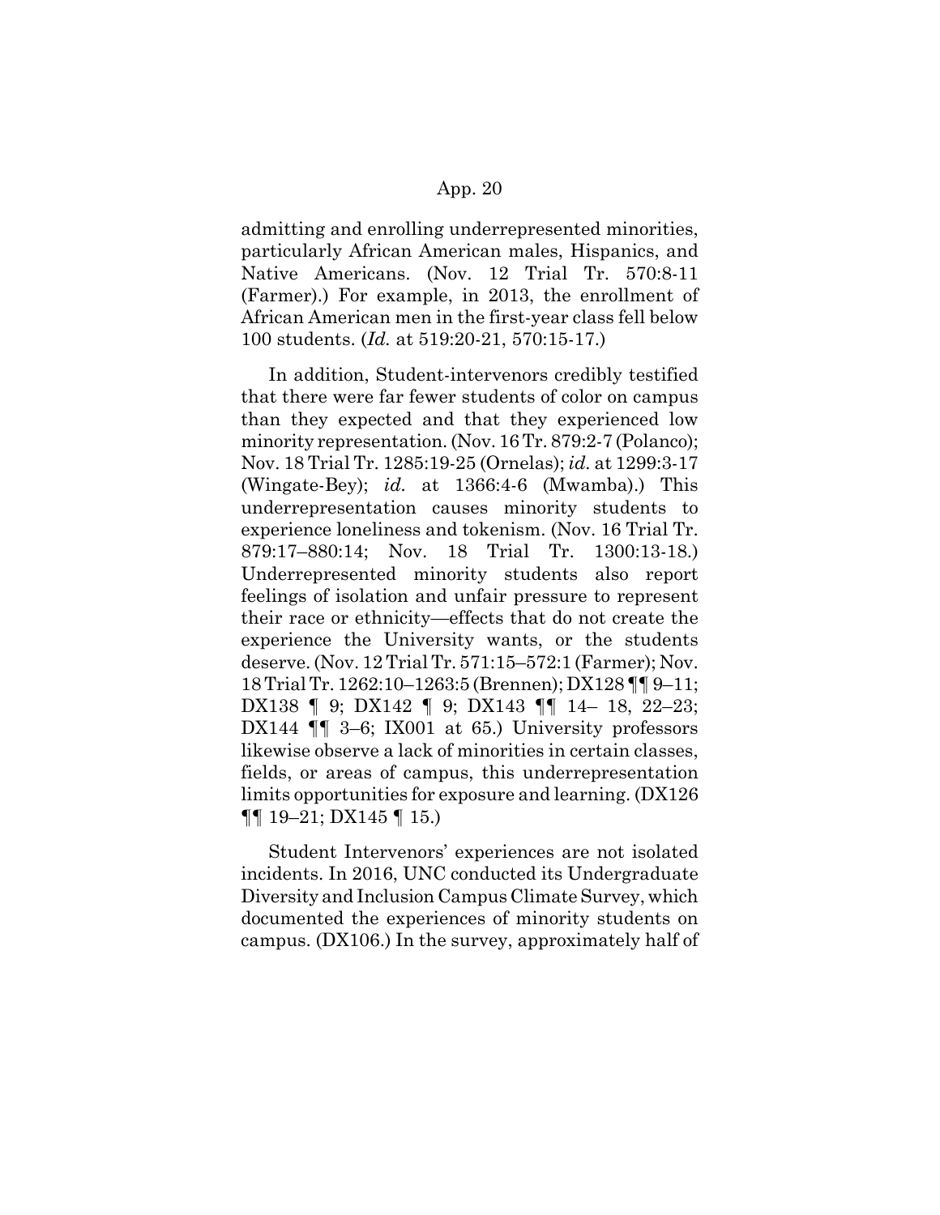admitting and enrolling underrepresented minorities, particularly African American males, Hispanics, and Native Americans. (Nov. 12 Trial Tr. 570:8-11 (Farmer).) For example, in 2013, the enrollment of African American men in the first-year class fell below 100 students. (*Id.* at 519:20-21, 570:15-17.)

In addition, Student-intervenors credibly testified that there were far fewer students of color on campus than they expected and that they experienced low minority representation. (Nov. 16 Tr. 879:2-7 (Polanco); Nov. 18 Trial Tr. 1285:19-25 (Ornelas); *id.* at 1299:3-17 (Wingate-Bey); *id.* at 1366:4-6 (Mwamba).) This underrepresentation causes minority students to experience loneliness and tokenism. (Nov. 16 Trial Tr. 879:17–880:14; Nov. 18 Trial Tr. 1300:13-18.) Underrepresented minority students also report feelings of isolation and unfair pressure to represent their race or ethnicity—effects that do not create the experience the University wants, or the students deserve. (Nov. 12 Trial Tr. 571:15–572:1 (Farmer); Nov. 18 Trial Tr. 1262:10–1263:5 (Brennen); DX128 ¶¶ 9–11; DX138 ¶ 9; DX142 ¶ 9; DX143 ¶¶ 14– 18, 22–23; DX144 ¶¶ 3–6; IX001 at 65.) University professors likewise observe a lack of minorities in certain classes, fields, or areas of campus, this underrepresentation limits opportunities for exposure and learning. (DX126 ¶¶ 19–21; DX145 ¶ 15.)

Student Intervenors' experiences are not isolated incidents. In 2016, UNC conducted its Undergraduate Diversity and Inclusion Campus Climate Survey, which documented the experiences of minority students on campus. (DX106.) In the survey, approximately half of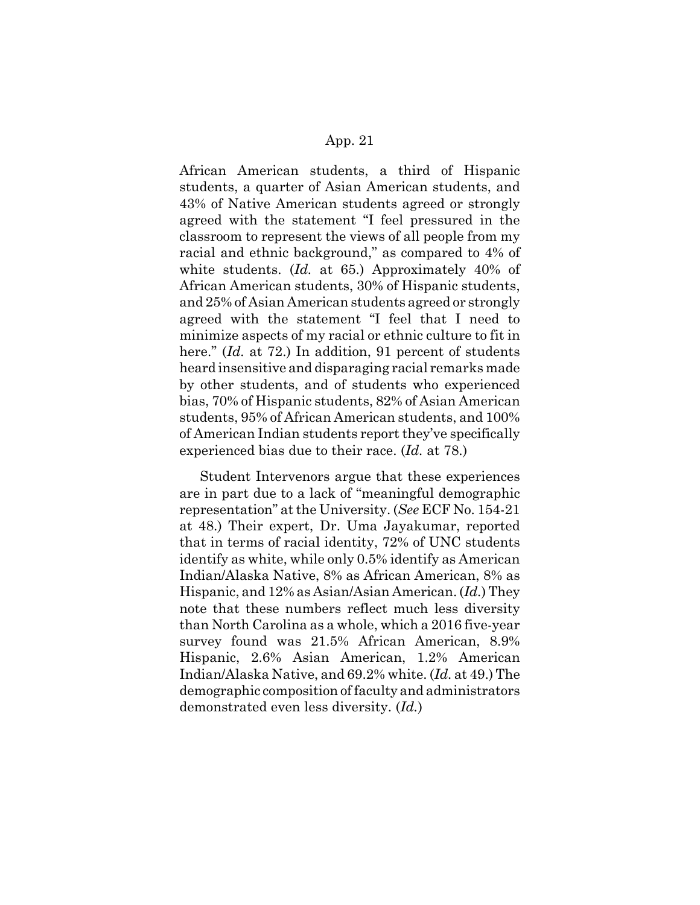African American students, a third of Hispanic students, a quarter of Asian American students, and 43% of Native American students agreed or strongly agreed with the statement "I feel pressured in the classroom to represent the views of all people from my racial and ethnic background," as compared to 4% of white students. (*Id.* at 65.) Approximately 40% of African American students, 30% of Hispanic students, and 25% of Asian American students agreed or strongly agreed with the statement "I feel that I need to minimize aspects of my racial or ethnic culture to fit in here." (*Id.* at 72.) In addition, 91 percent of students heard insensitive and disparaging racial remarks made by other students, and of students who experienced bias, 70% of Hispanic students, 82% of Asian American students, 95% of African American students, and 100% of American Indian students report they've specifically experienced bias due to their race. (*Id.* at 78.)

Student Intervenors argue that these experiences are in part due to a lack of "meaningful demographic representation" at the University. (*See* ECF No. 154-21 at 48.) Their expert, Dr. Uma Jayakumar, reported that in terms of racial identity, 72% of UNC students identify as white, while only 0.5% identify as American Indian/Alaska Native, 8% as African American, 8% as Hispanic, and 12% as Asian/Asian American. (*Id.*) They note that these numbers reflect much less diversity than North Carolina as a whole, which a 2016 five-year survey found was 21.5% African American, 8.9% Hispanic, 2.6% Asian American, 1.2% American Indian/Alaska Native, and 69.2% white. (*Id.* at 49.) The demographic composition of faculty and administrators demonstrated even less diversity. (*Id.*)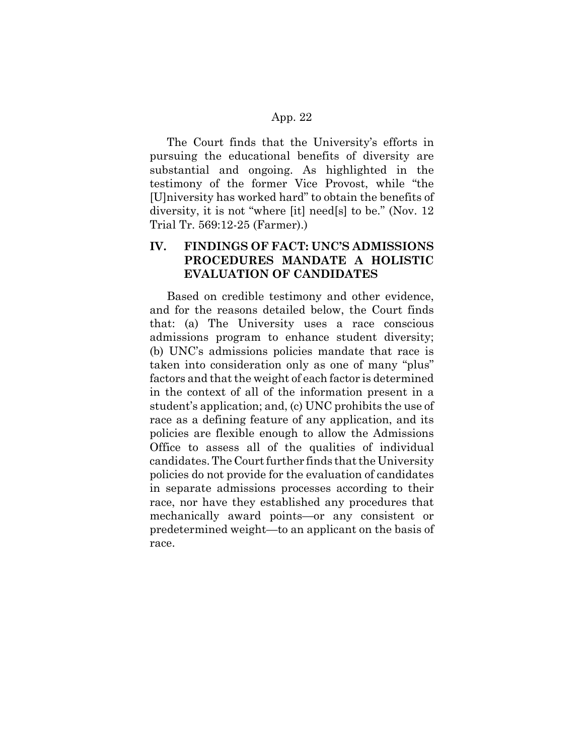The Court finds that the University's efforts in pursuing the educational benefits of diversity are substantial and ongoing. As highlighted in the testimony of the former Vice Provost, while "the [U]niversity has worked hard" to obtain the benefits of diversity, it is not "where [it] need[s] to be." (Nov. 12 Trial Tr. 569:12-25 (Farmer).)

## IV. FINDINGS OF FACT: UNC'S ADMISSIONS PROCEDURES MANDATE A HOLISTIC EVALUATION OF CANDIDATES

Based on credible testimony and other evidence, and for the reasons detailed below, the Court finds that: (a) The University uses a race conscious admissions program to enhance student diversity; (b) UNC's admissions policies mandate that race is taken into consideration only as one of many "plus" factors and that the weight of each factor is determined in the context of all of the information present in a student's application; and, (c) UNC prohibits the use of race as a defining feature of any application, and its policies are flexible enough to allow the Admissions Office to assess all of the qualities of individual candidates. The Court further finds that the University policies do not provide for the evaluation of candidates in separate admissions processes according to their race, nor have they established any procedures that mechanically award points—or any consistent or predetermined weight—to an applicant on the basis of race.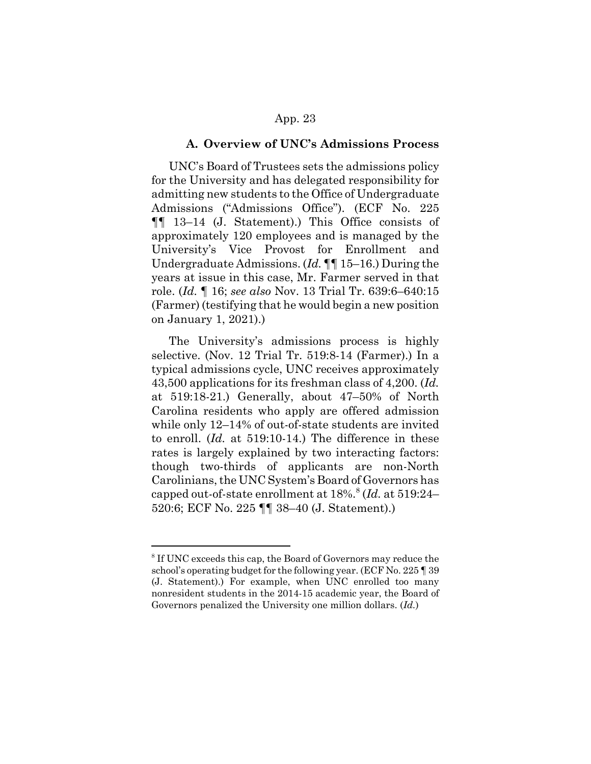### A. Overview of UNC's Admissions Process

UNC's Board of Trustees sets the admissions policy for the University and has delegated responsibility for admitting new students to the Office of Undergraduate Admissions ("Admissions Office"). (ECF No. 225 ¶¶ 13–14 (J. Statement).) This Office consists of approximately 120 employees and is managed by the University's Vice Provost for Enrollment and Undergraduate Admissions. (*Id.* ¶¶ 15–16.) During the years at issue in this case, Mr. Farmer served in that role. (*Id.* ¶ 16; *see also* Nov. 13 Trial Tr. 639:6–640:15 (Farmer) (testifying that he would begin a new position on January 1, 2021).)

The University's admissions process is highly selective. (Nov. 12 Trial Tr. 519:8-14 (Farmer).) In a typical admissions cycle, UNC receives approximately 43,500 applications for its freshman class of 4,200. (*Id.* at 519:18-21.) Generally, about 47–50% of North Carolina residents who apply are offered admission while only 12–14% of out-of-state students are invited to enroll. (*Id.* at 519:10-14.) The difference in these rates is largely explained by two interacting factors: though two-thirds of applicants are non-North Carolinians, the UNC System's Board of Governors has capped out-of-state enrollment at 18%.[8] (*Id.* at 519:24–520:6; ECF No. 225 ¶¶ 38–40 (J. Statement).)

---

[8] If UNC exceeds this cap, the Board of Governors may reduce the school's operating budget for the following year. (ECF No. 225 ¶ 39 (J. Statement).) For example, when UNC enrolled too many nonresident students in the 2014-15 academic year, the Board of Governors penalized the University one million dollars. (*Id.*)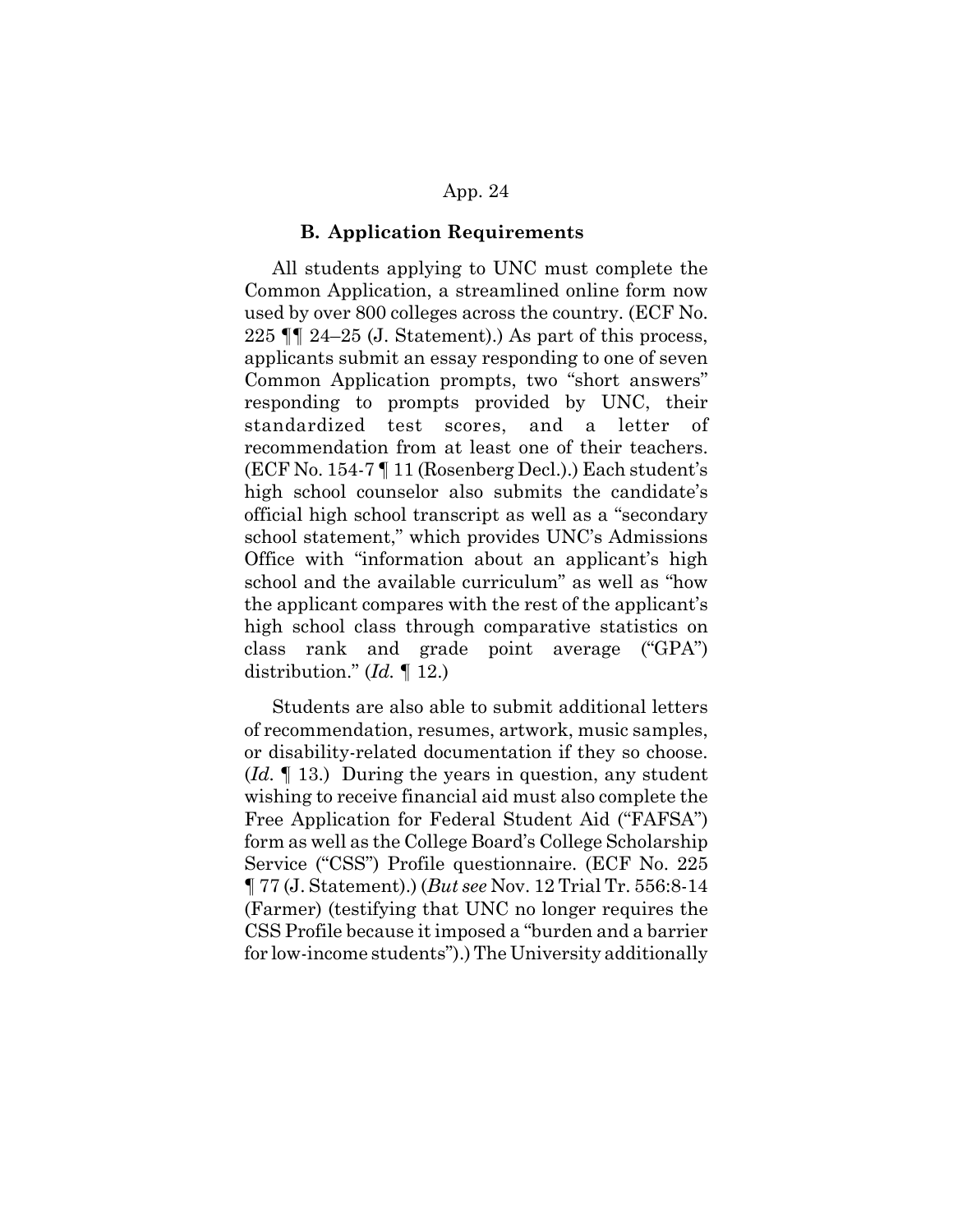### B. Application Requirements

All students applying to UNC must complete the Common Application, a streamlined online form now used by over 800 colleges across the country. (ECF No. 225 ¶¶ 24–25 (J. Statement).) As part of this process, applicants submit an essay responding to one of seven Common Application prompts, two "short answers" responding to prompts provided by UNC, their standardized test scores, and a letter of recommendation from at least one of their teachers. (ECF No. 154-7 ¶ 11 (Rosenberg Decl.).) Each student's high school counselor also submits the candidate's official high school transcript as well as a "secondary school statement," which provides UNC's Admissions Office with "information about an applicant's high school and the available curriculum" as well as "how the applicant compares with the rest of the applicant's high school class through comparative statistics on class rank and grade point average ("GPA") distribution." (*Id.* ¶ 12.)

Students are also able to submit additional letters of recommendation, resumes, artwork, music samples, or disability-related documentation if they so choose. (*Id.* ¶ 13.) During the years in question, any student wishing to receive financial aid must also complete the Free Application for Federal Student Aid ("FAFSA") form as well as the College Board's College Scholarship Service ("CSS") Profile questionnaire. (ECF No. 225 ¶ 77 (J. Statement).) (*But see* Nov. 12 Trial Tr. 556:8-14 (Farmer) (testifying that UNC no longer requires the CSS Profile because it imposed a "burden and a barrier for low-income students").) The University additionally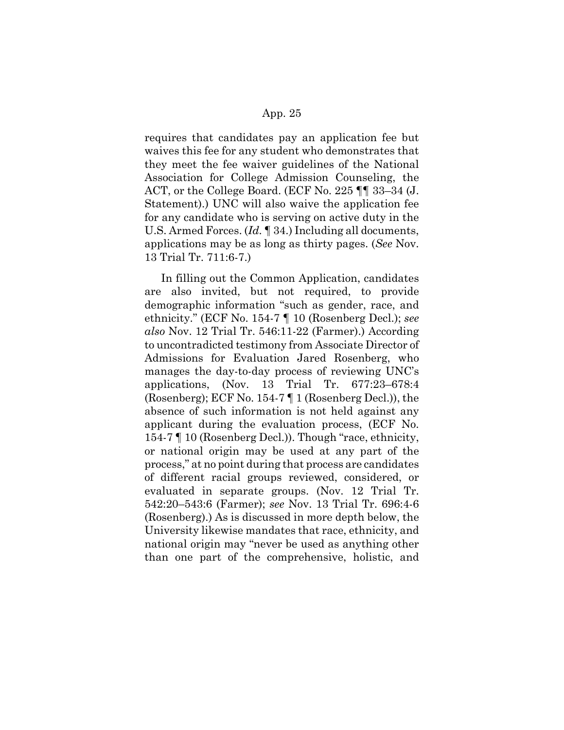requires that candidates pay an application fee but waives this fee for any student who demonstrates that they meet the fee waiver guidelines of the National Association for College Admission Counseling, the ACT, or the College Board. (ECF No. 225 ¶¶ 33–34 (J. Statement).) UNC will also waive the application fee for any candidate who is serving on active duty in the U.S. Armed Forces. (*Id.* ¶ 34.) Including all documents, applications may be as long as thirty pages. (*See* Nov. 13 Trial Tr. 711:6-7.)

In filling out the Common Application, candidates are also invited, but not required, to provide demographic information "such as gender, race, and ethnicity." (ECF No. 154-7 ¶ 10 (Rosenberg Decl.); *see also* Nov. 12 Trial Tr. 546:11-22 (Farmer).) According to uncontradicted testimony from Associate Director of Admissions for Evaluation Jared Rosenberg, who manages the day-to-day process of reviewing UNC's applications, (Nov. 13 Trial Tr. 677:23–678:4 (Rosenberg); ECF No. 154-7 ¶ 1 (Rosenberg Decl.)), the absence of such information is not held against any applicant during the evaluation process, (ECF No. 154-7 ¶ 10 (Rosenberg Decl.)). Though "race, ethnicity, or national origin may be used at any part of the process," at no point during that process are candidates of different racial groups reviewed, considered, or evaluated in separate groups. (Nov. 12 Trial Tr. 542:20–543:6 (Farmer); *see* Nov. 13 Trial Tr. 696:4-6 (Rosenberg).) As is discussed in more depth below, the University likewise mandates that race, ethnicity, and national origin may "never be used as anything other than one part of the comprehensive, holistic, and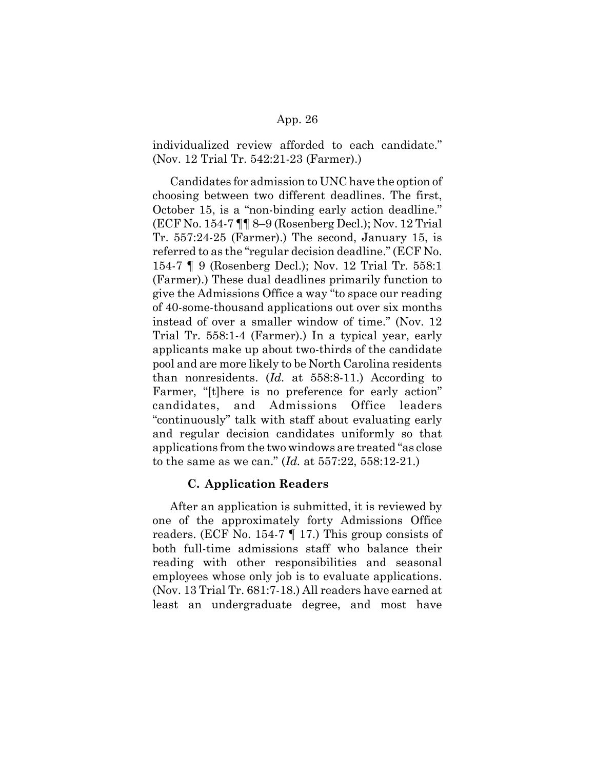individualized review afforded to each candidate." (Nov. 12 Trial Tr. 542:21-23 (Farmer).)

Candidates for admission to UNC have the option of choosing between two different deadlines. The first, October 15, is a "non-binding early action deadline." (ECF No. 154-7 ¶¶ 8–9 (Rosenberg Decl.); Nov. 12 Trial Tr. 557:24-25 (Farmer).) The second, January 15, is referred to as the "regular decision deadline." (ECF No. 154-7 ¶ 9 (Rosenberg Decl.); Nov. 12 Trial Tr. 558:1 (Farmer).) These dual deadlines primarily function to give the Admissions Office a way "to space our reading of 40-some-thousand applications out over six months instead of over a smaller window of time." (Nov. 12 Trial Tr. 558:1-4 (Farmer).) In a typical year, early applicants make up about two-thirds of the candidate pool and are more likely to be North Carolina residents than nonresidents. (*Id.* at 558:8-11.) According to Farmer, "[t]here is no preference for early action" candidates, and Admissions Office leaders "continuously" talk with staff about evaluating early and regular decision candidates uniformly so that applications from the two windows are treated "as close to the same as we can." (*Id.* at 557:22, 558:12-21.)

### C. Application Readers

After an application is submitted, it is reviewed by one of the approximately forty Admissions Office readers. (ECF No. 154-7 ¶ 17.) This group consists of both full-time admissions staff who balance their reading with other responsibilities and seasonal employees whose only job is to evaluate applications. (Nov. 13 Trial Tr. 681:7-18.) All readers have earned at least an undergraduate degree, and most have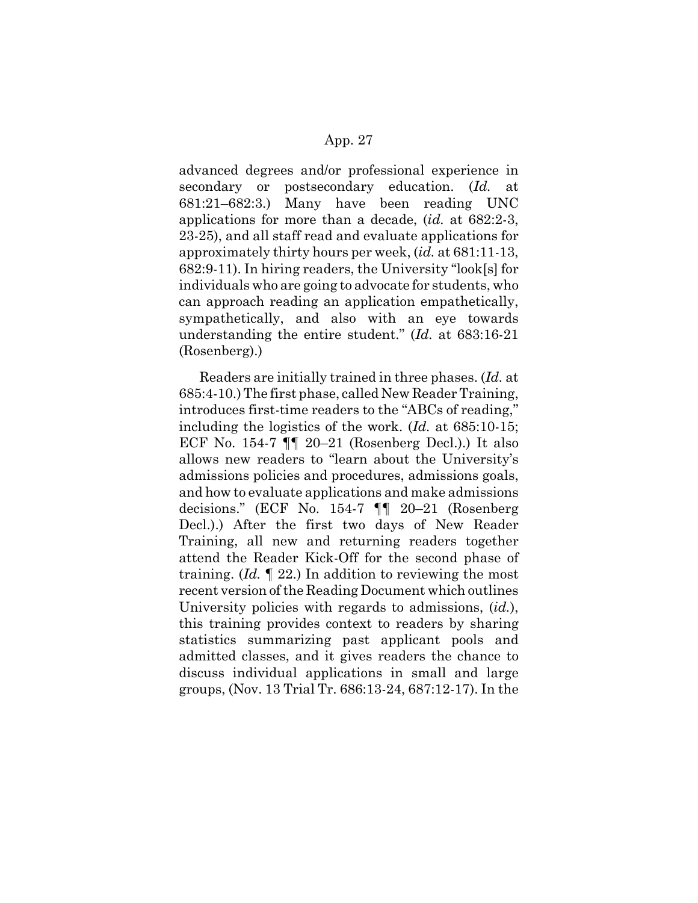advanced degrees and/or professional experience in secondary or postsecondary education. (*Id.* at 681:21–682:3.) Many have been reading UNC applications for more than a decade, (*id.* at 682:2-3, 23-25), and all staff read and evaluate applications for approximately thirty hours per week, (*id.* at 681:11-13, 682:9-11). In hiring readers, the University "look[s] for individuals who are going to advocate for students, who can approach reading an application empathetically, sympathetically, and also with an eye towards understanding the entire student." (*Id.* at 683:16-21 (Rosenberg).)

Readers are initially trained in three phases. (*Id.* at 685:4-10.) The first phase, called New Reader Training, introduces first-time readers to the "ABCs of reading," including the logistics of the work. (*Id.* at 685:10-15; ECF No. 154-7 ¶¶ 20–21 (Rosenberg Decl.).) It also allows new readers to "learn about the University's admissions policies and procedures, admissions goals, and how to evaluate applications and make admissions decisions." (ECF No. 154-7 ¶¶ 20–21 (Rosenberg Decl.).) After the first two days of New Reader Training, all new and returning readers together attend the Reader Kick-Off for the second phase of training. (*Id.* ¶ 22.) In addition to reviewing the most recent version of the Reading Document which outlines University policies with regards to admissions, (*id.*), this training provides context to readers by sharing statistics summarizing past applicant pools and admitted classes, and it gives readers the chance to discuss individual applications in small and large groups, (Nov. 13 Trial Tr. 686:13-24, 687:12-17). In the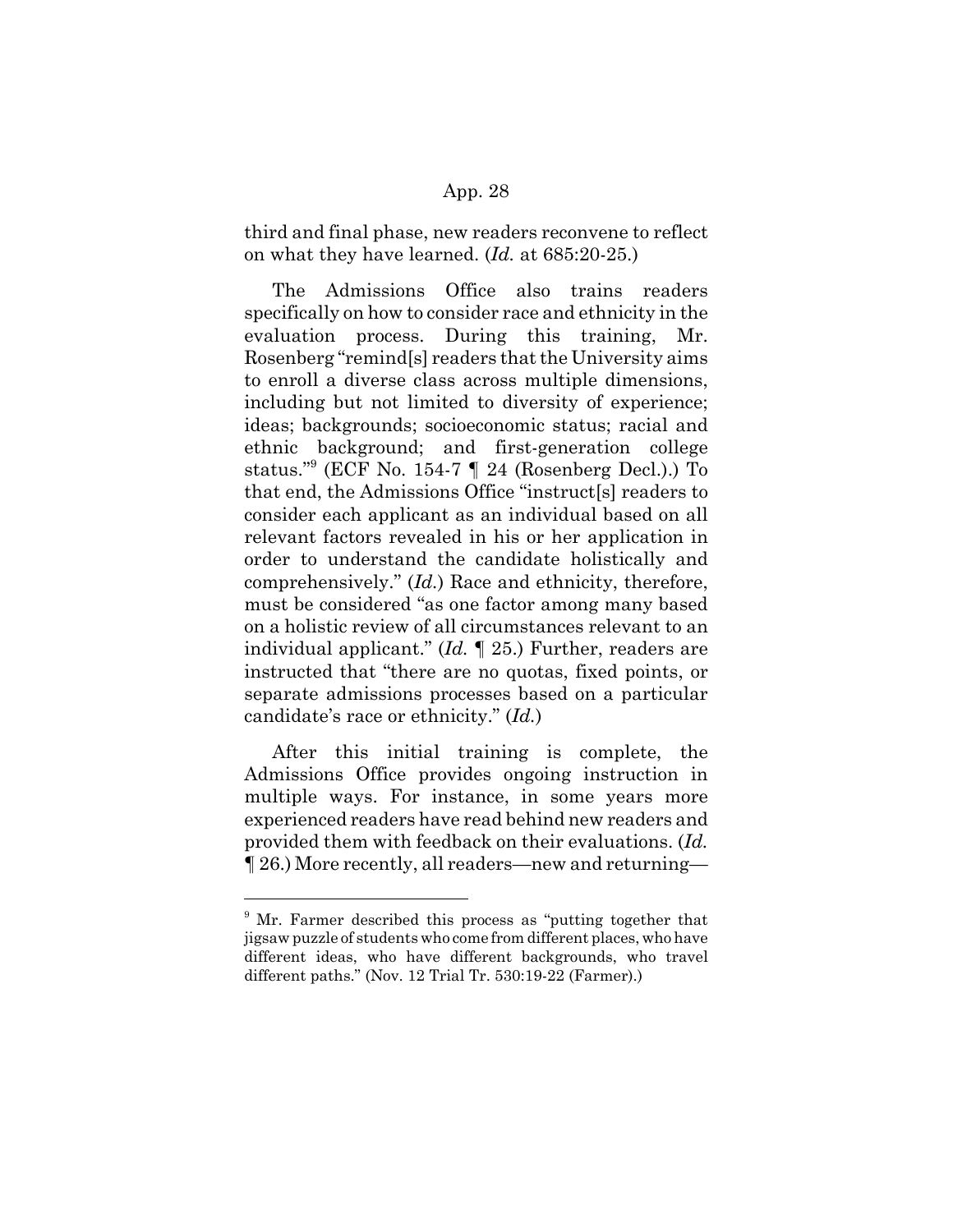third and final phase, new readers reconvene to reflect on what they have learned. (*Id.* at 685:20-25.)

The Admissions Office also trains readers specifically on how to consider race and ethnicity in the evaluation process. During this training, Mr. Rosenberg "remind[s] readers that the University aims to enroll a diverse class across multiple dimensions, including but not limited to diversity of experience; ideas; backgrounds; socioeconomic status; racial and ethnic background; and first-generation college status."[9] (ECF No. 154-7 ¶ 24 (Rosenberg Decl.).) To that end, the Admissions Office "instruct[s] readers to consider each applicant as an individual based on all relevant factors revealed in his or her application in order to understand the candidate holistically and comprehensively." (*Id.*) Race and ethnicity, therefore, must be considered "as one factor among many based on a holistic review of all circumstances relevant to an individual applicant." (*Id.* ¶ 25.) Further, readers are instructed that "there are no quotas, fixed points, or separate admissions processes based on a particular candidate's race or ethnicity." (*Id.*)

After this initial training is complete, the Admissions Office provides ongoing instruction in multiple ways. For instance, in some years more experienced readers have read behind new readers and provided them with feedback on their evaluations. (*Id.* ¶ 26.) More recently, all readers—new and returning—

---

[9] Mr. Farmer described this process as "putting together that jigsaw puzzle of students who come from different places, who have different ideas, who have different backgrounds, who travel different paths." (Nov. 12 Trial Tr. 530:19-22 (Farmer).)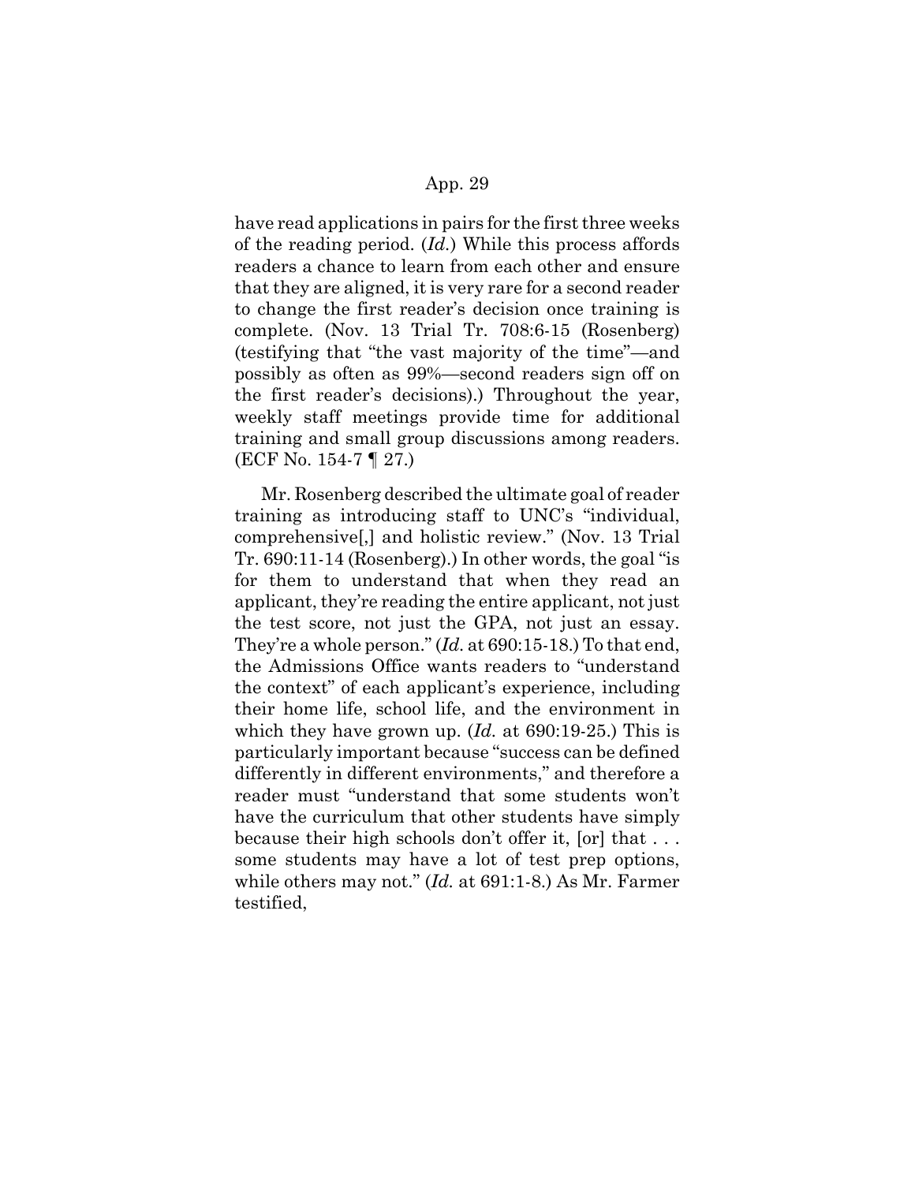have read applications in pairs for the first three weeks of the reading period. (*Id.*) While this process affords readers a chance to learn from each other and ensure that they are aligned, it is very rare for a second reader to change the first reader's decision once training is complete. (Nov. 13 Trial Tr. 708:6-15 (Rosenberg) (testifying that "the vast majority of the time"—and possibly as often as 99%—second readers sign off on the first reader's decisions).) Throughout the year, weekly staff meetings provide time for additional training and small group discussions among readers. (ECF No. 154-7 ¶ 27.)

Mr. Rosenberg described the ultimate goal of reader training as introducing staff to UNC's "individual, comprehensive[,] and holistic review." (Nov. 13 Trial Tr. 690:11-14 (Rosenberg).) In other words, the goal "is for them to understand that when they read an applicant, they're reading the entire applicant, not just the test score, not just the GPA, not just an essay. They're a whole person." (*Id.* at 690:15-18.) To that end, the Admissions Office wants readers to "understand the context" of each applicant's experience, including their home life, school life, and the environment in which they have grown up. (*Id.* at 690:19-25.) This is particularly important because "success can be defined differently in different environments," and therefore a reader must "understand that some students won't have the curriculum that other students have simply because their high schools don't offer it, [or] that . . . some students may have a lot of test prep options, while others may not." (*Id.* at 691:1-8.) As Mr. Farmer testified,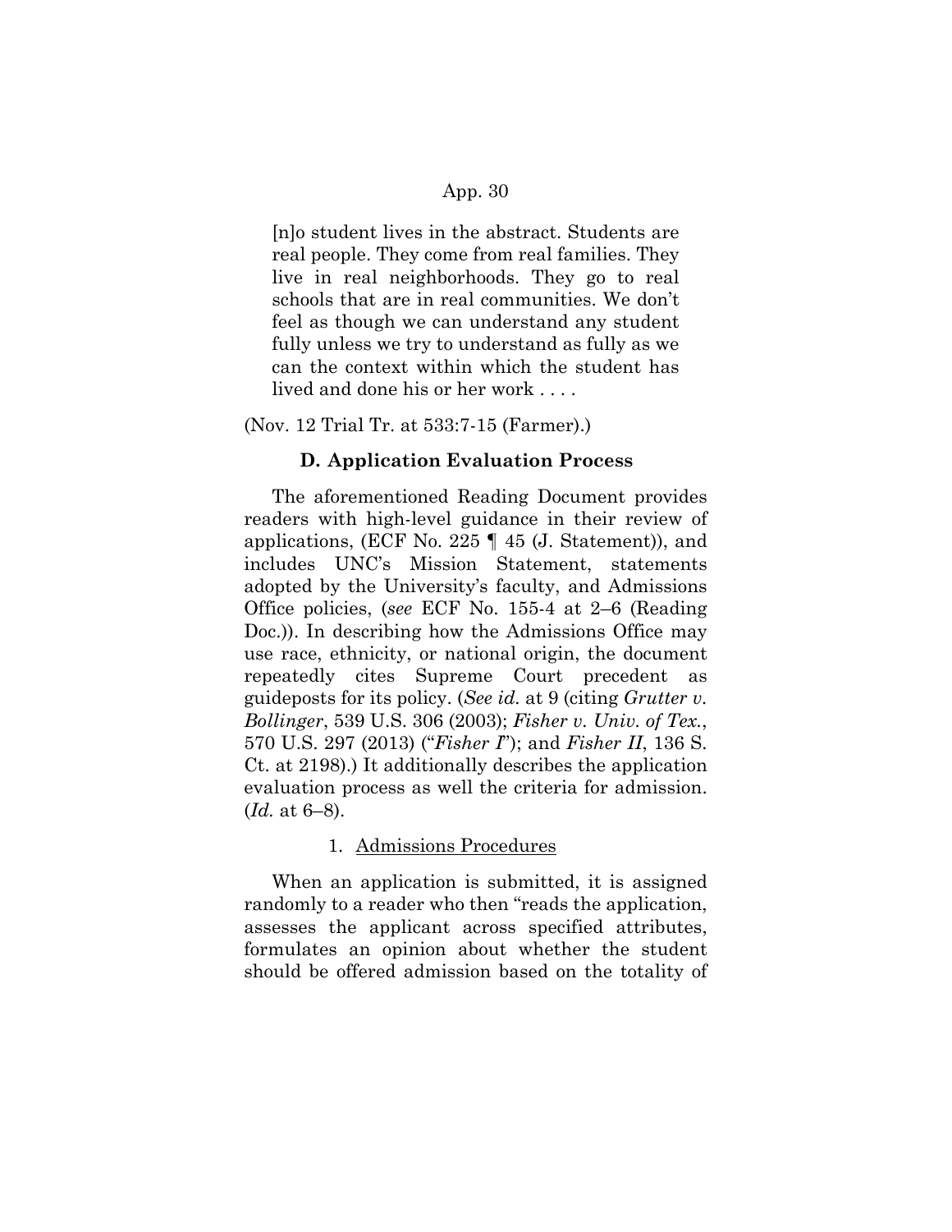> [n]o student lives in the abstract. Students are real people. They come from real families. They live in real neighborhoods. They go to real schools that are in real communities. We don't feel as though we can understand any student fully unless we try to understand as fully as we can the context within which the student has lived and done his or her work . . . .

(Nov. 12 Trial Tr. at 533:7-15 (Farmer).)

### D. Application Evaluation Process

The aforementioned Reading Document provides readers with high-level guidance in their review of applications, (ECF No. 225 ¶ 45 (J. Statement)), and includes UNC's Mission Statement, statements adopted by the University's faculty, and Admissions Office policies, (*see* ECF No. 155-4 at 2–6 (Reading Doc.)). In describing how the Admissions Office may use race, ethnicity, or national origin, the document repeatedly cites Supreme Court precedent as guideposts for its policy. (*See id.* at 9 (citing *Grutter v. Bollinger*, 539 U.S. 306 (2003); *Fisher v. Univ. of Tex.*, 570 U.S. 297 (2013) ("*Fisher I*"); and *Fisher II*, 136 S. Ct. at 2198).) It additionally describes the application evaluation process as well the criteria for admission. (*Id.* at 6–8).

#### 1. Admissions Procedures

When an application is submitted, it is assigned randomly to a reader who then "reads the application, assesses the applicant across specified attributes, formulates an opinion about whether the student should be offered admission based on the totality of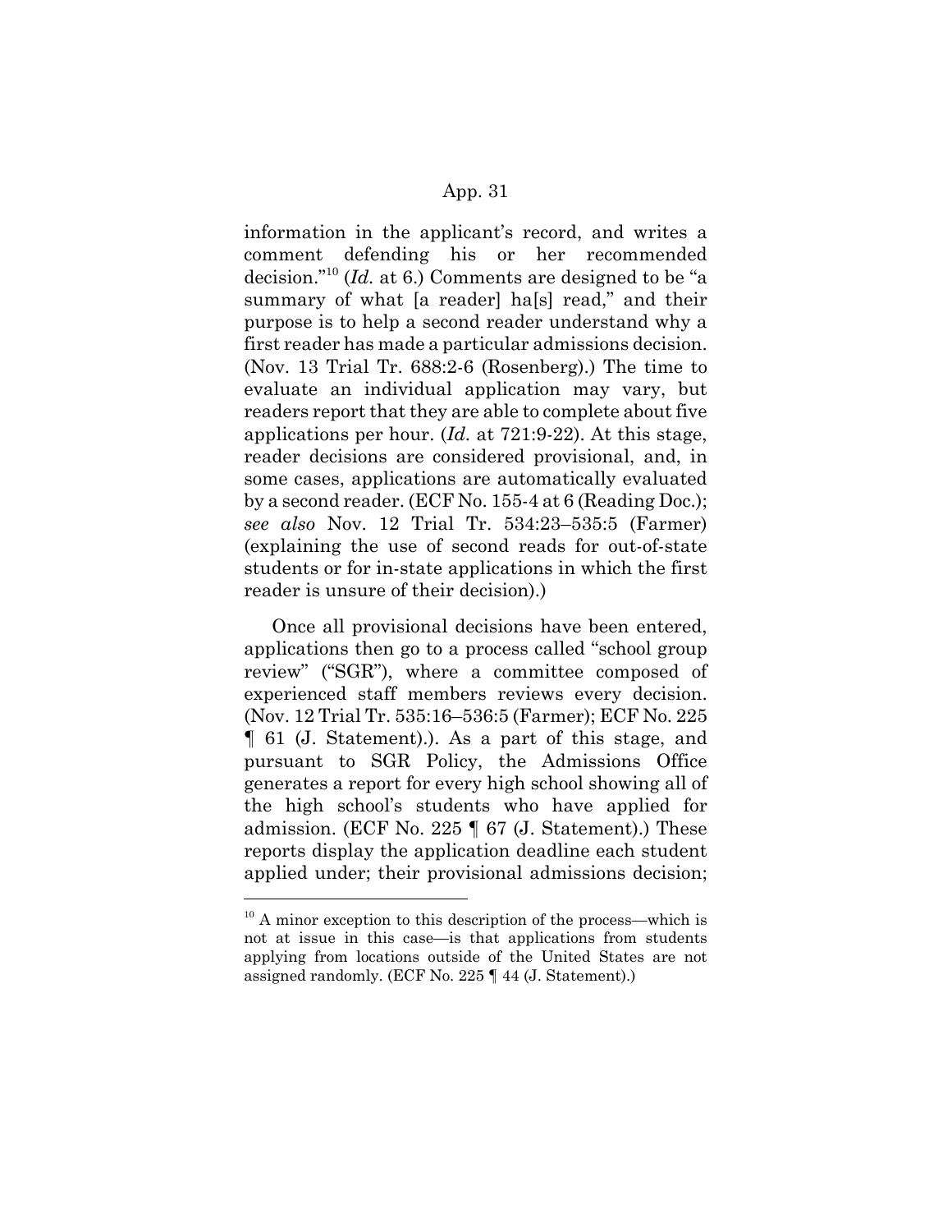information in the applicant's record, and writes a comment defending his or her recommended decision."[10] (*Id.* at 6.) Comments are designed to be "a summary of what [a reader] ha[s] read," and their purpose is to help a second reader understand why a first reader has made a particular admissions decision. (Nov. 13 Trial Tr. 688:2-6 (Rosenberg).) The time to evaluate an individual application may vary, but readers report that they are able to complete about five applications per hour. (*Id.* at 721:9-22). At this stage, reader decisions are considered provisional, and, in some cases, applications are automatically evaluated by a second reader. (ECF No. 155-4 at 6 (Reading Doc.); *see also* Nov. 12 Trial Tr. 534:23–535:5 (Farmer) (explaining the use of second reads for out-of-state students or for in-state applications in which the first reader is unsure of their decision).)

Once all provisional decisions have been entered, applications then go to a process called "school group review" ("SGR"), where a committee composed of experienced staff members reviews every decision. (Nov. 12 Trial Tr. 535:16–536:5 (Farmer); ECF No. 225 ¶ 61 (J. Statement).). As a part of this stage, and pursuant to SGR Policy, the Admissions Office generates a report for every high school showing all of the high school's students who have applied for admission. (ECF No. 225 ¶ 67 (J. Statement).) These reports display the application deadline each student applied under; their provisional admissions decision;

---

[10] A minor exception to this description of the process—which is not at issue in this case—is that applications from students applying from locations outside of the United States are not assigned randomly. (ECF No. 225 ¶ 44 (J. Statement).)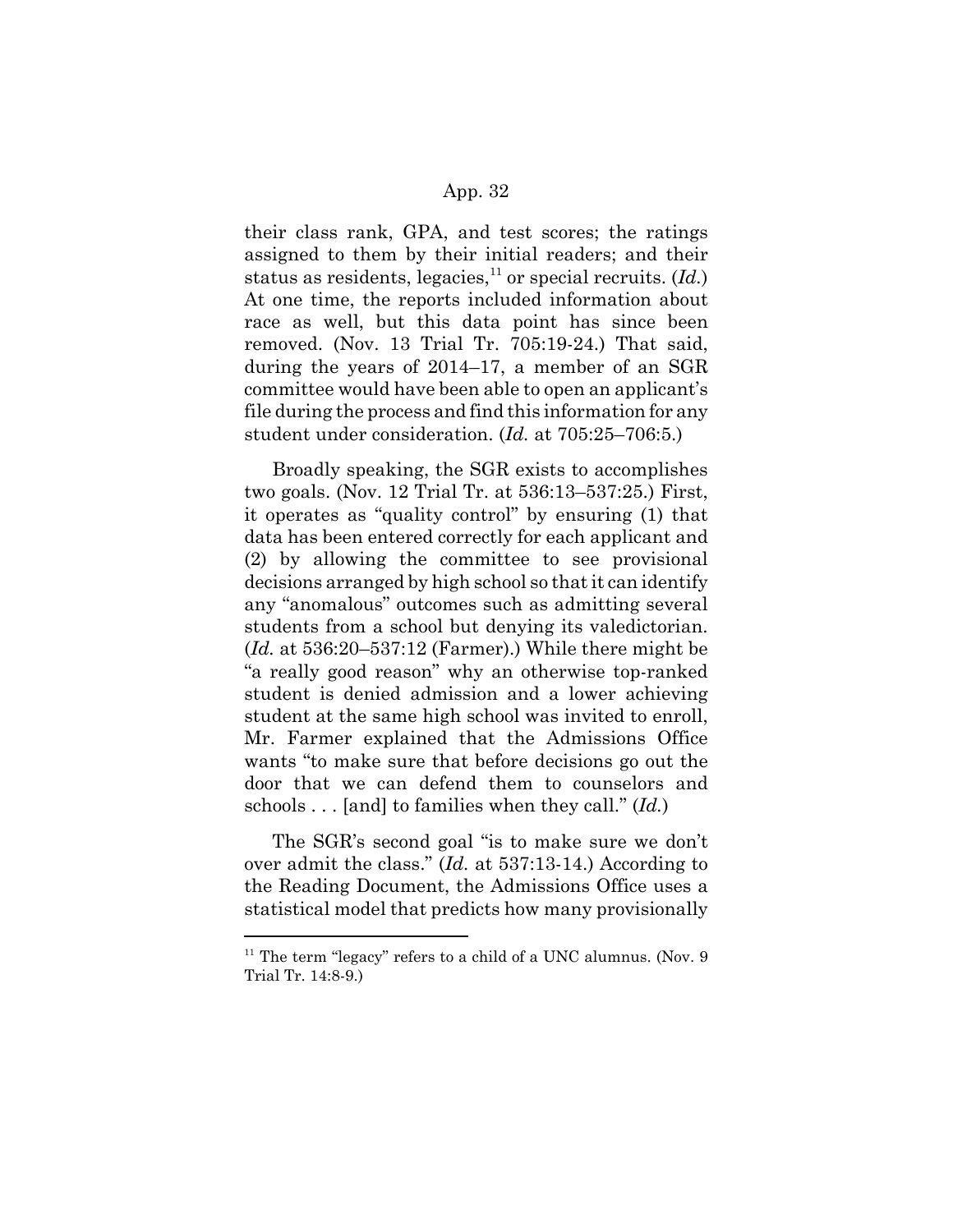their class rank, GPA, and test scores; the ratings assigned to them by their initial readers; and their status as residents, legacies,[11] or special recruits. (*Id.*) At one time, the reports included information about race as well, but this data point has since been removed. (Nov. 13 Trial Tr. 705:19-24.) That said, during the years of 2014–17, a member of an SGR committee would have been able to open an applicant's file during the process and find this information for any student under consideration. (*Id.* at 705:25–706:5.)

Broadly speaking, the SGR exists to accomplishes two goals. (Nov. 12 Trial Tr. at 536:13–537:25.) First, it operates as "quality control" by ensuring (1) that data has been entered correctly for each applicant and (2) by allowing the committee to see provisional decisions arranged by high school so that it can identify any "anomalous" outcomes such as admitting several students from a school but denying its valedictorian. (*Id.* at 536:20–537:12 (Farmer).) While there might be "a really good reason" why an otherwise top-ranked student is denied admission and a lower achieving student at the same high school was invited to enroll, Mr. Farmer explained that the Admissions Office wants "to make sure that before decisions go out the door that we can defend them to counselors and schools . . . [and] to families when they call." (*Id.*)

The SGR's second goal "is to make sure we don't over admit the class." (*Id.* at 537:13-14.) According to the Reading Document, the Admissions Office uses a statistical model that predicts how many provisionally

[11] The term "legacy" refers to a child of a UNC alumnus. (Nov. 9 Trial Tr. 14:8-9.)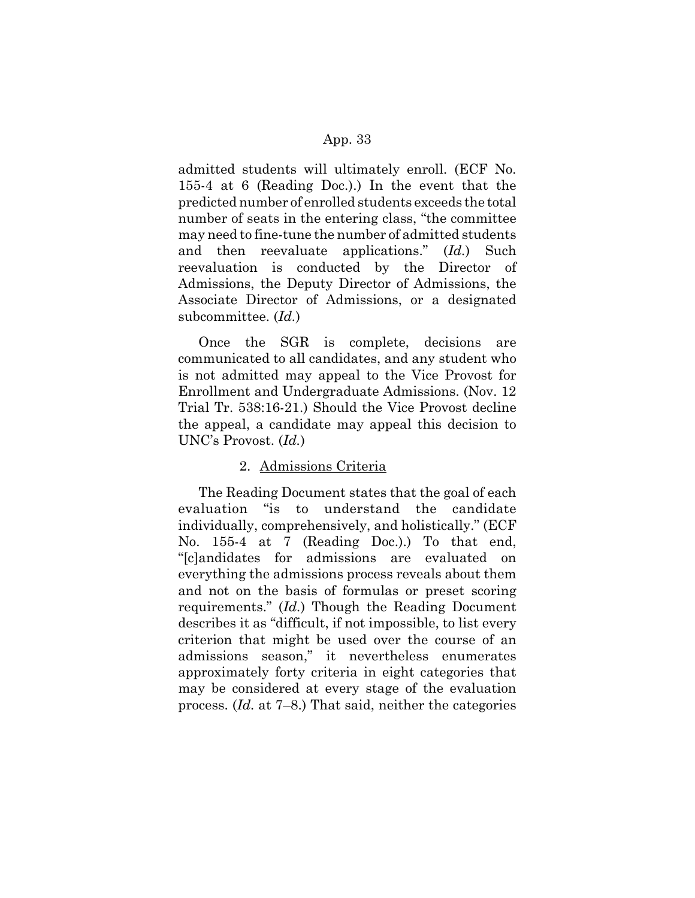admitted students will ultimately enroll. (ECF No. 155-4 at 6 (Reading Doc.).) In the event that the predicted number of enrolled students exceeds the total number of seats in the entering class, "the committee may need to fine-tune the number of admitted students and then reevaluate applications." (*Id.*) Such reevaluation is conducted by the Director of Admissions, the Deputy Director of Admissions, the Associate Director of Admissions, or a designated subcommittee. (*Id.*)

Once the SGR is complete, decisions are communicated to all candidates, and any student who is not admitted may appeal to the Vice Provost for Enrollment and Undergraduate Admissions. (Nov. 12 Trial Tr. 538:16-21.) Should the Vice Provost decline the appeal, a candidate may appeal this decision to UNC's Provost. (*Id.*)

2. Admissions Criteria

The Reading Document states that the goal of each evaluation "is to understand the candidate individually, comprehensively, and holistically." (ECF No. 155-4 at 7 (Reading Doc.).) To that end, "[c]andidates for admissions are evaluated on everything the admissions process reveals about them and not on the basis of formulas or preset scoring requirements." (*Id.*) Though the Reading Document describes it as "difficult, if not impossible, to list every criterion that might be used over the course of an admissions season," it nevertheless enumerates approximately forty criteria in eight categories that may be considered at every stage of the evaluation process. (*Id.* at 7–8.) That said, neither the categories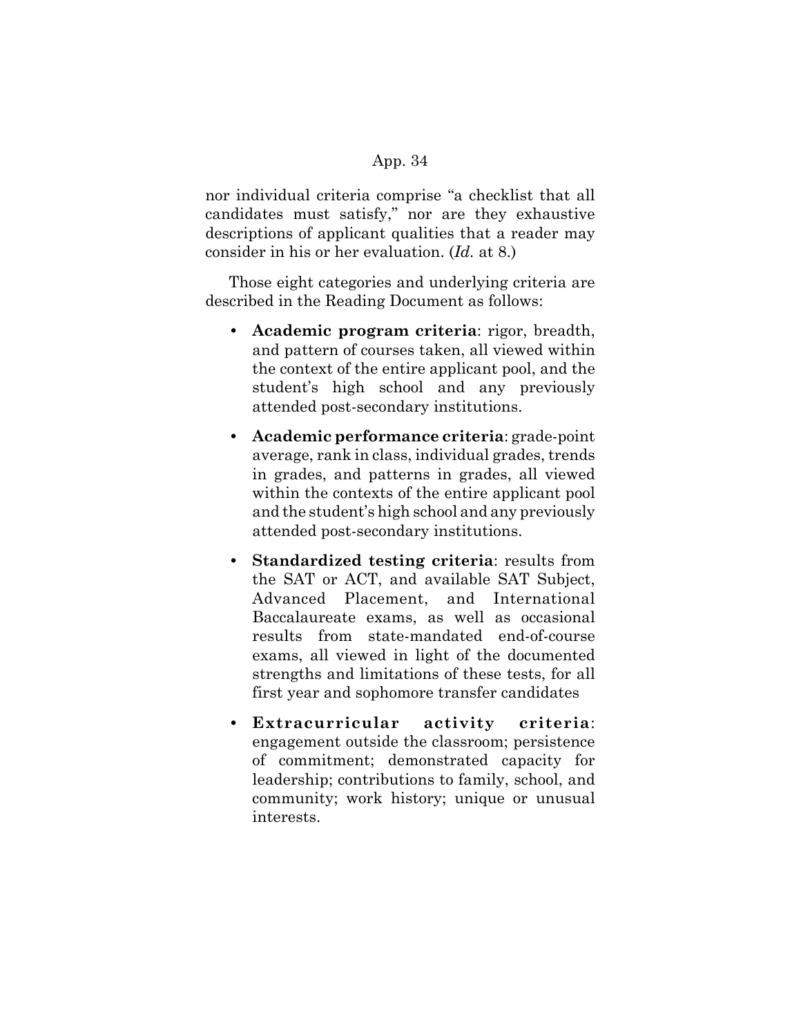nor individual criteria comprise "a checklist that all candidates must satisfy," nor are they exhaustive descriptions of applicant qualities that a reader may consider in his or her evaluation. (*Id.* at 8.)

Those eight categories and underlying criteria are described in the Reading Document as follows:

- **Academic program criteria**: rigor, breadth, and pattern of courses taken, all viewed within the context of the entire applicant pool, and the student's high school and any previously attended post-secondary institutions.
- **Academic performance criteria**: grade-point average, rank in class, individual grades, trends in grades, and patterns in grades, all viewed within the contexts of the entire applicant pool and the student's high school and any previously attended post-secondary institutions.
- **Standardized testing criteria**: results from the SAT or ACT, and available SAT Subject, Advanced Placement, and International Baccalaureate exams, as well as occasional results from state-mandated end-of-course exams, all viewed in light of the documented strengths and limitations of these tests, for all first year and sophomore transfer candidates
- **Extracurricular activity criteria**: engagement outside the classroom; persistence of commitment; demonstrated capacity for leadership; contributions to family, school, and community; work history; unique or unusual interests.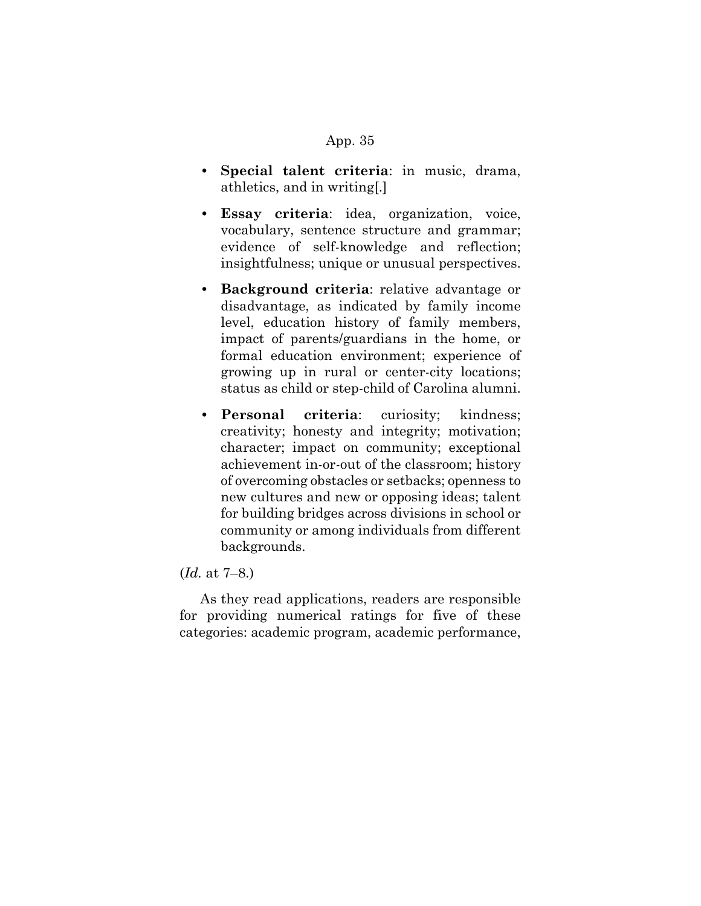- **Special talent criteria**: in music, drama, athletics, and in writing[.]
- **Essay criteria**: idea, organization, voice, vocabulary, sentence structure and grammar; evidence of self-knowledge and reflection; insightfulness; unique or unusual perspectives.
- **Background criteria**: relative advantage or disadvantage, as indicated by family income level, education history of family members, impact of parents/guardians in the home, or formal education environment; experience of growing up in rural or center-city locations; status as child or step-child of Carolina alumni.
- **Personal criteria**: curiosity; kindness; creativity; honesty and integrity; motivation; character; impact on community; exceptional achievement in-or-out of the classroom; history of overcoming obstacles or setbacks; openness to new cultures and new or opposing ideas; talent for building bridges across divisions in school or community or among individuals from different backgrounds.

(*Id.* at 7–8.)

As they read applications, readers are responsible for providing numerical ratings for five of these categories: academic program, academic performance,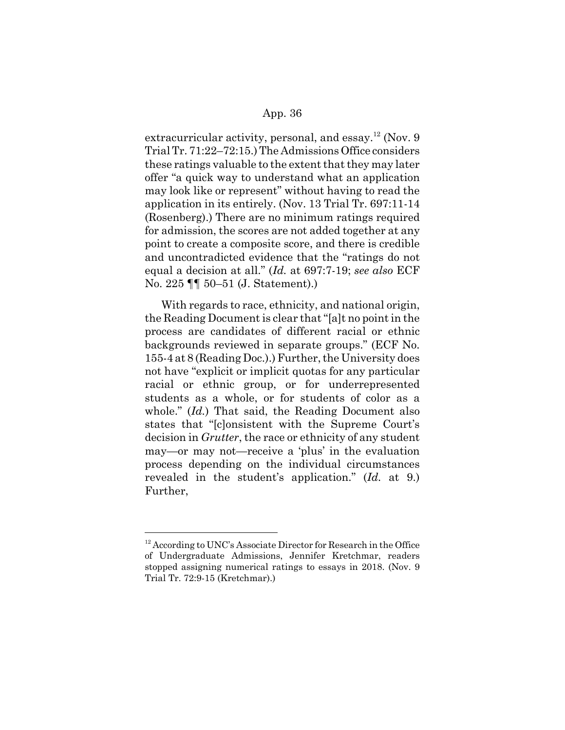extracurricular activity, personal, and essay.[12] (Nov. 9 Trial Tr. 71:22–72:15.) The Admissions Office considers these ratings valuable to the extent that they may later offer "a quick way to understand what an application may look like or represent" without having to read the application in its entirely. (Nov. 13 Trial Tr. 697:11-14 (Rosenberg).) There are no minimum ratings required for admission, the scores are not added together at any point to create a composite score, and there is credible and uncontradicted evidence that the "ratings do not equal a decision at all." (*Id.* at 697:7-19; *see also* ECF No. 225 ¶¶ 50–51 (J. Statement).)

With regards to race, ethnicity, and national origin, the Reading Document is clear that "[a]t no point in the process are candidates of different racial or ethnic backgrounds reviewed in separate groups." (ECF No. 155-4 at 8 (Reading Doc.).) Further, the University does not have "explicit or implicit quotas for any particular racial or ethnic group, or for underrepresented students as a whole, or for students of color as a whole." (*Id.*) That said, the Reading Document also states that "[c]onsistent with the Supreme Court's decision in *Grutter*, the race or ethnicity of any student may—or may not—receive a 'plus' in the evaluation process depending on the individual circumstances revealed in the student's application." (*Id.* at 9.) Further,

---

[12] According to UNC's Associate Director for Research in the Office of Undergraduate Admissions, Jennifer Kretchmar, readers stopped assigning numerical ratings to essays in 2018. (Nov. 9 Trial Tr. 72:9-15 (Kretchmar).)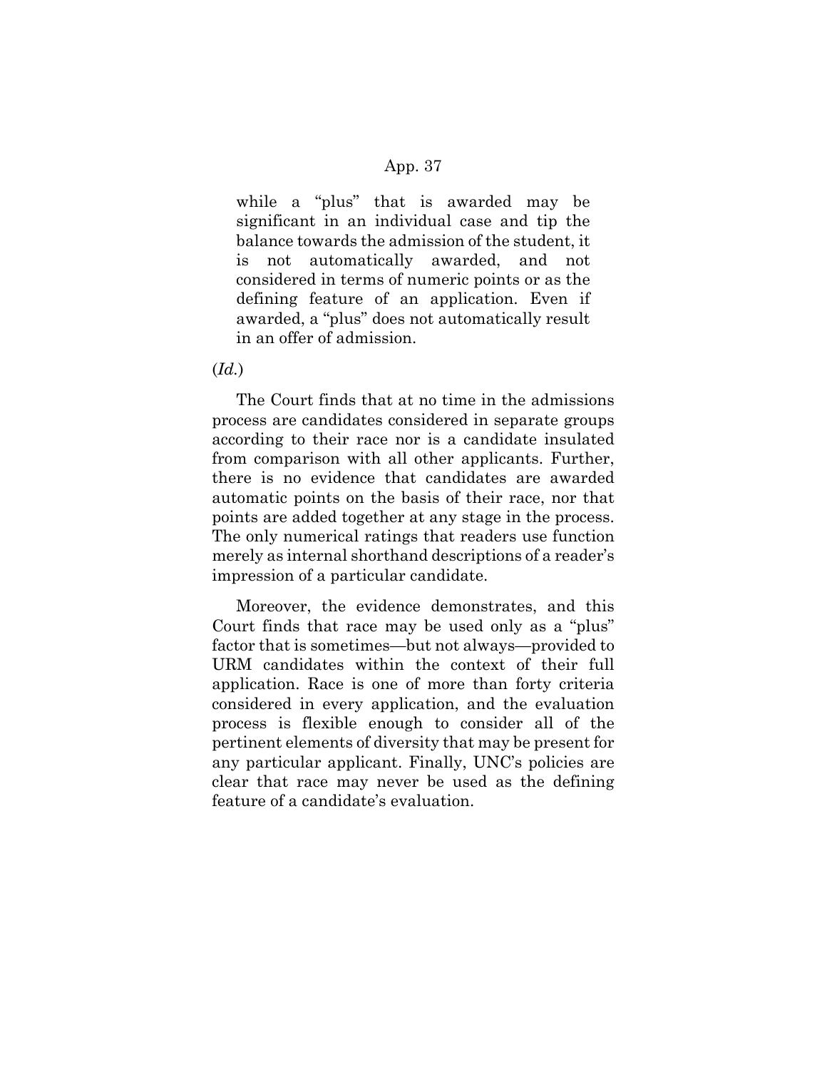> while a "plus" that is awarded may be significant in an individual case and tip the balance towards the admission of the student, it is not automatically awarded, and not considered in terms of numeric points or as the defining feature of an application. Even if awarded, a "plus" does not automatically result in an offer of admission.

(*Id.*)

The Court finds that at no time in the admissions process are candidates considered in separate groups according to their race nor is a candidate insulated from comparison with all other applicants. Further, there is no evidence that candidates are awarded automatic points on the basis of their race, nor that points are added together at any stage in the process. The only numerical ratings that readers use function merely as internal shorthand descriptions of a reader's impression of a particular candidate.

Moreover, the evidence demonstrates, and this Court finds that race may be used only as a "plus" factor that is sometimes—but not always—provided to URM candidates within the context of their full application. Race is one of more than forty criteria considered in every application, and the evaluation process is flexible enough to consider all of the pertinent elements of diversity that may be present for any particular applicant. Finally, UNC's policies are clear that race may never be used as the defining feature of a candidate's evaluation.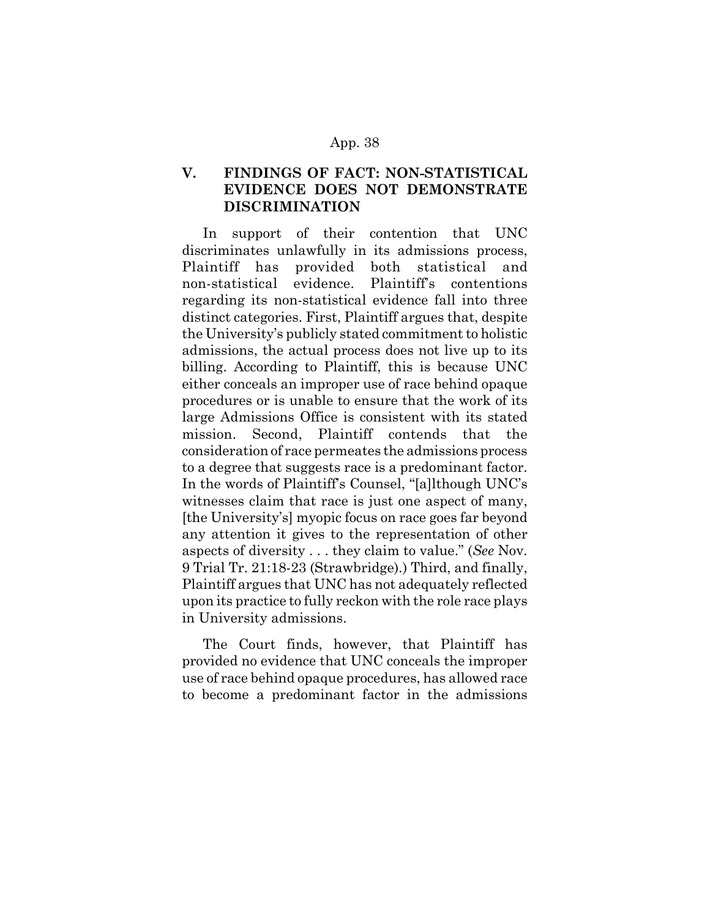## V. FINDINGS OF FACT: NON-STATISTICAL EVIDENCE DOES NOT DEMONSTRATE DISCRIMINATION

In support of their contention that UNC discriminates unlawfully in its admissions process, Plaintiff has provided both statistical and non-statistical evidence. Plaintiff's contentions regarding its non-statistical evidence fall into three distinct categories. First, Plaintiff argues that, despite the University's publicly stated commitment to holistic admissions, the actual process does not live up to its billing. According to Plaintiff, this is because UNC either conceals an improper use of race behind opaque procedures or is unable to ensure that the work of its large Admissions Office is consistent with its stated mission. Second, Plaintiff contends that the consideration of race permeates the admissions process to a degree that suggests race is a predominant factor. In the words of Plaintiff's Counsel, "[a]lthough UNC's witnesses claim that race is just one aspect of many, [the University's] myopic focus on race goes far beyond any attention it gives to the representation of other aspects of diversity . . . they claim to value." (*See* Nov. 9 Trial Tr. 21:18-23 (Strawbridge).) Third, and finally, Plaintiff argues that UNC has not adequately reflected upon its practice to fully reckon with the role race plays in University admissions.

The Court finds, however, that Plaintiff has provided no evidence that UNC conceals the improper use of race behind opaque procedures, has allowed race to become a predominant factor in the admissions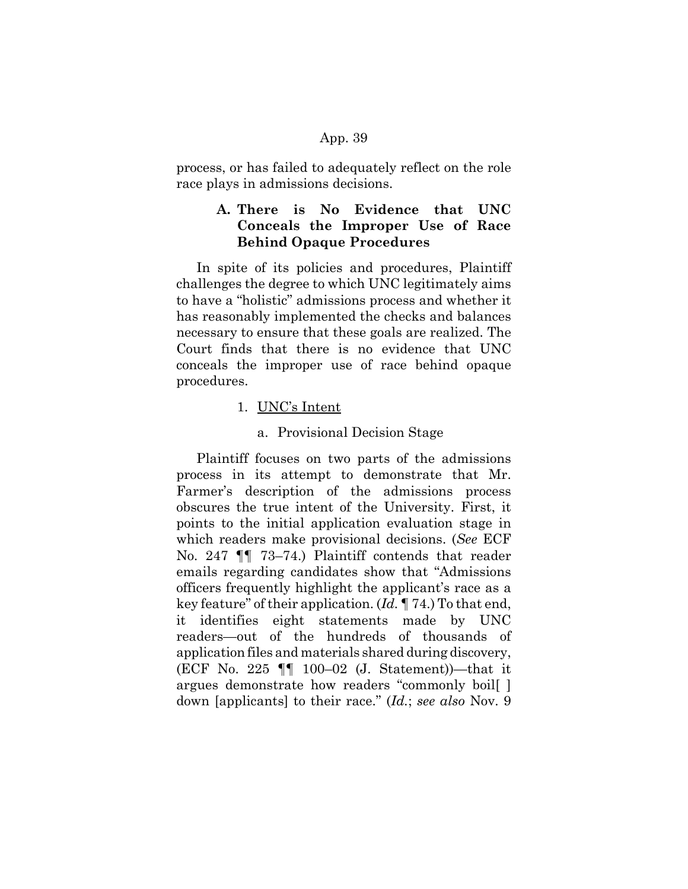process, or has failed to adequately reflect on the role race plays in admissions decisions.

### A. There is No Evidence that UNC Conceals the Improper Use of Race Behind Opaque Procedures

In spite of its policies and procedures, Plaintiff challenges the degree to which UNC legitimately aims to have a "holistic" admissions process and whether it has reasonably implemented the checks and balances necessary to ensure that these goals are realized. The Court finds that there is no evidence that UNC conceals the improper use of race behind opaque procedures.

1. <u>UNC's Intent</u>

   a. Provisional Decision Stage

Plaintiff focuses on two parts of the admissions process in its attempt to demonstrate that Mr. Farmer's description of the admissions process obscures the true intent of the University. First, it points to the initial application evaluation stage in which readers make provisional decisions. (*See* ECF No. 247 ¶¶ 73–74.) Plaintiff contends that reader emails regarding candidates show that "Admissions officers frequently highlight the applicant's race as a key feature" of their application. (*Id.* ¶ 74.) To that end, it identifies eight statements made by UNC readers—out of the hundreds of thousands of application files and materials shared during discovery, (ECF No. 225 ¶¶ 100–02 (J. Statement))—that it argues demonstrate how readers "commonly boil[ ] down [applicants] to their race." (*Id.*; *see also* Nov. 9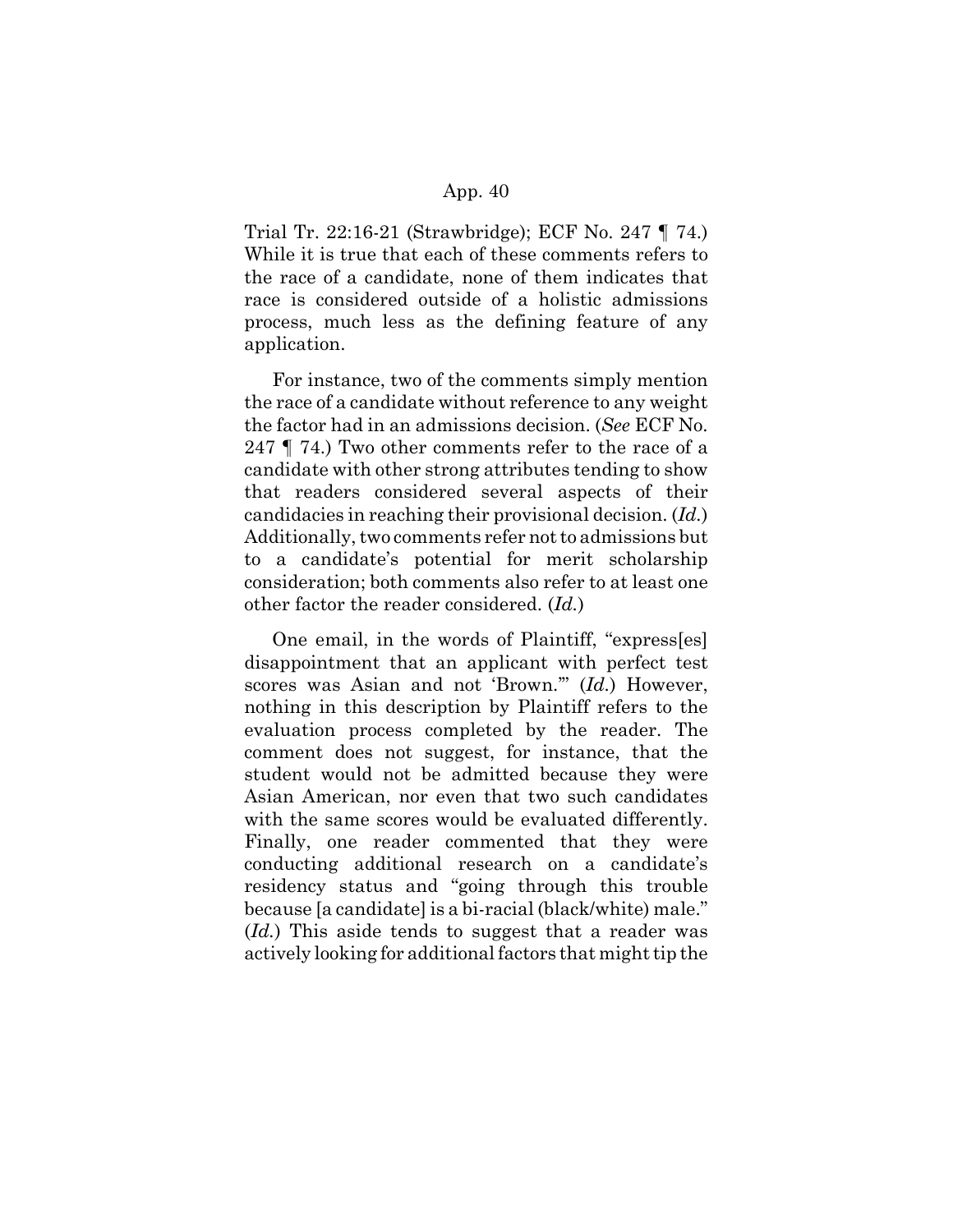Trial Tr. 22:16-21 (Strawbridge); ECF No. 247 ¶ 74.) While it is true that each of these comments refers to the race of a candidate, none of them indicates that race is considered outside of a holistic admissions process, much less as the defining feature of any application.

For instance, two of the comments simply mention the race of a candidate without reference to any weight the factor had in an admissions decision. (*See* ECF No. 247 ¶ 74.) Two other comments refer to the race of a candidate with other strong attributes tending to show that readers considered several aspects of their candidacies in reaching their provisional decision. (*Id.*) Additionally, two comments refer not to admissions but to a candidate's potential for merit scholarship consideration; both comments also refer to at least one other factor the reader considered. (*Id.*)

One email, in the words of Plaintiff, "express[es] disappointment that an applicant with perfect test scores was Asian and not 'Brown.'" (*Id.*) However, nothing in this description by Plaintiff refers to the evaluation process completed by the reader. The comment does not suggest, for instance, that the student would not be admitted because they were Asian American, nor even that two such candidates with the same scores would be evaluated differently. Finally, one reader commented that they were conducting additional research on a candidate's residency status and "going through this trouble because [a candidate] is a bi-racial (black/white) male." (*Id.*) This aside tends to suggest that a reader was actively looking for additional factors that might tip the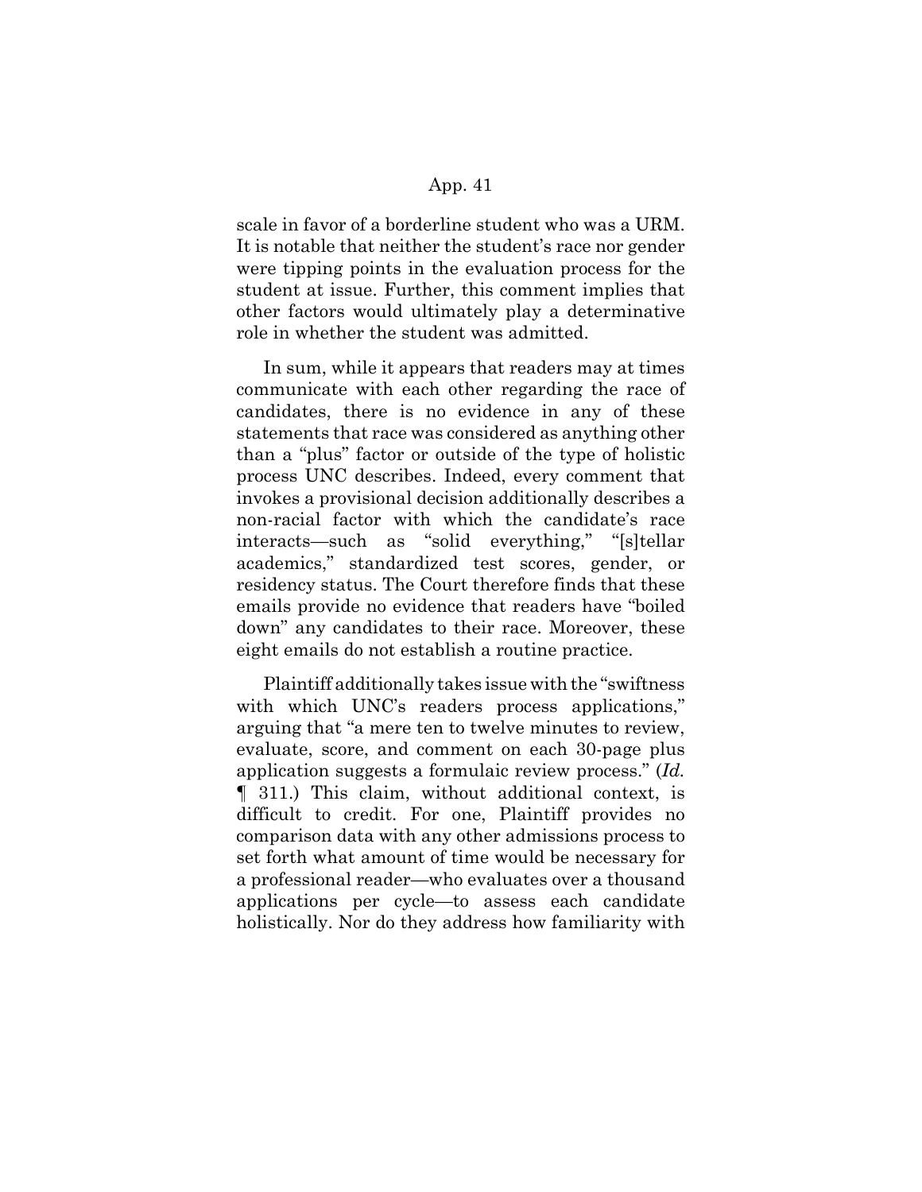scale in favor of a borderline student who was a URM. It is notable that neither the student's race nor gender were tipping points in the evaluation process for the student at issue. Further, this comment implies that other factors would ultimately play a determinative role in whether the student was admitted.

In sum, while it appears that readers may at times communicate with each other regarding the race of candidates, there is no evidence in any of these statements that race was considered as anything other than a "plus" factor or outside of the type of holistic process UNC describes. Indeed, every comment that invokes a provisional decision additionally describes a non-racial factor with which the candidate's race interacts—such as "solid everything," "[s]tellar academics," standardized test scores, gender, or residency status. The Court therefore finds that these emails provide no evidence that readers have "boiled down" any candidates to their race. Moreover, these eight emails do not establish a routine practice.

Plaintiff additionally takes issue with the "swiftness with which UNC's readers process applications," arguing that "a mere ten to twelve minutes to review, evaluate, score, and comment on each 30-page plus application suggests a formulaic review process." (*Id.* ¶ 311.) This claim, without additional context, is difficult to credit. For one, Plaintiff provides no comparison data with any other admissions process to set forth what amount of time would be necessary for a professional reader—who evaluates over a thousand applications per cycle—to assess each candidate holistically. Nor do they address how familiarity with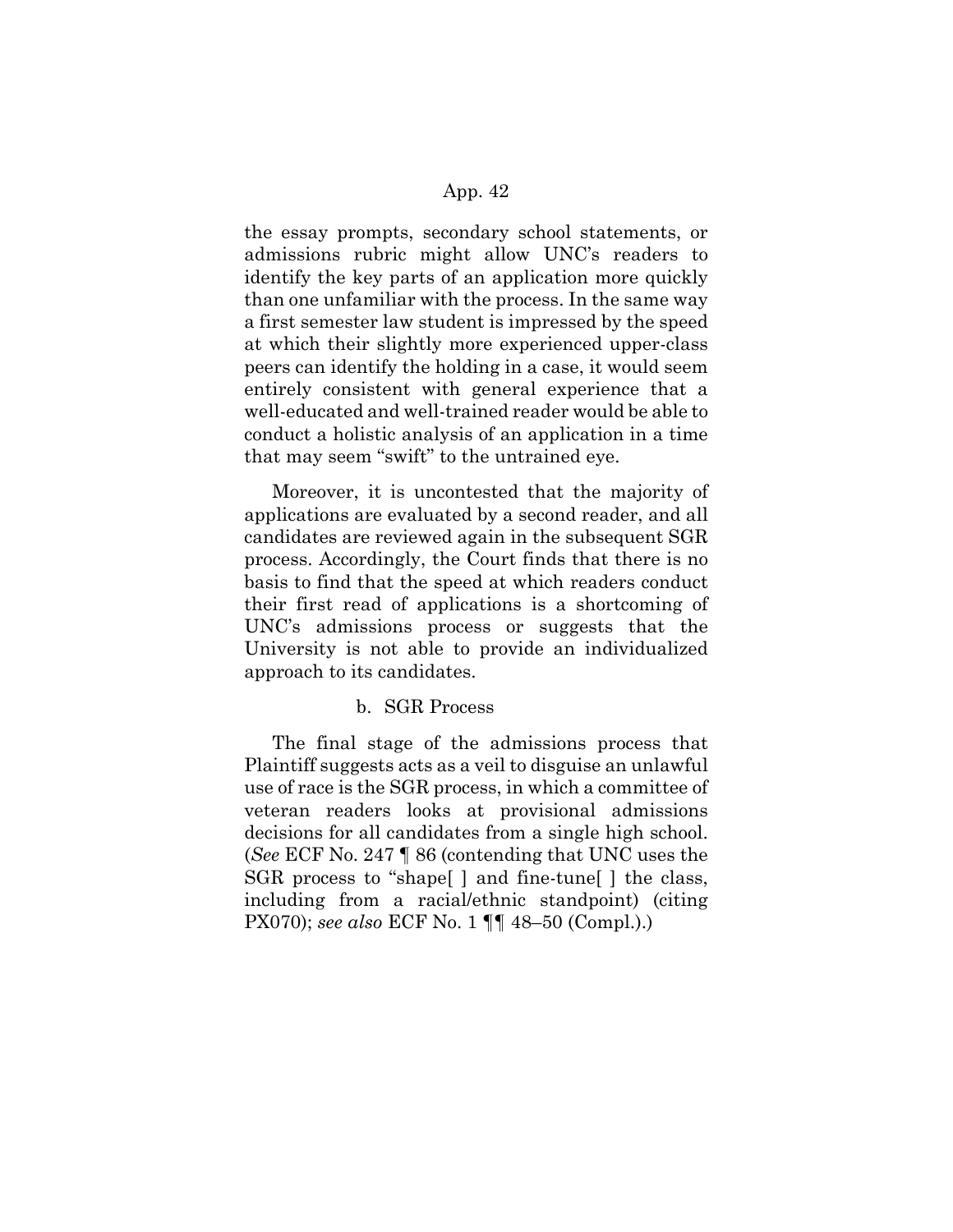the essay prompts, secondary school statements, or admissions rubric might allow UNC's readers to identify the key parts of an application more quickly than one unfamiliar with the process. In the same way a first semester law student is impressed by the speed at which their slightly more experienced upper-class peers can identify the holding in a case, it would seem entirely consistent with general experience that a well-educated and well-trained reader would be able to conduct a holistic analysis of an application in a time that may seem "swift" to the untrained eye.

Moreover, it is uncontested that the majority of applications are evaluated by a second reader, and all candidates are reviewed again in the subsequent SGR process. Accordingly, the Court finds that there is no basis to find that the speed at which readers conduct their first read of applications is a shortcoming of UNC's admissions process or suggests that the University is not able to provide an individualized approach to its candidates.

b. SGR Process

The final stage of the admissions process that Plaintiff suggests acts as a veil to disguise an unlawful use of race is the SGR process, in which a committee of veteran readers looks at provisional admissions decisions for all candidates from a single high school. (*See* ECF No. 247 ¶ 86 (contending that UNC uses the SGR process to "shape[ ] and fine-tune[ ] the class, including from a racial/ethnic standpoint) (citing PX070); *see also* ECF No. 1 ¶¶ 48–50 (Compl.).)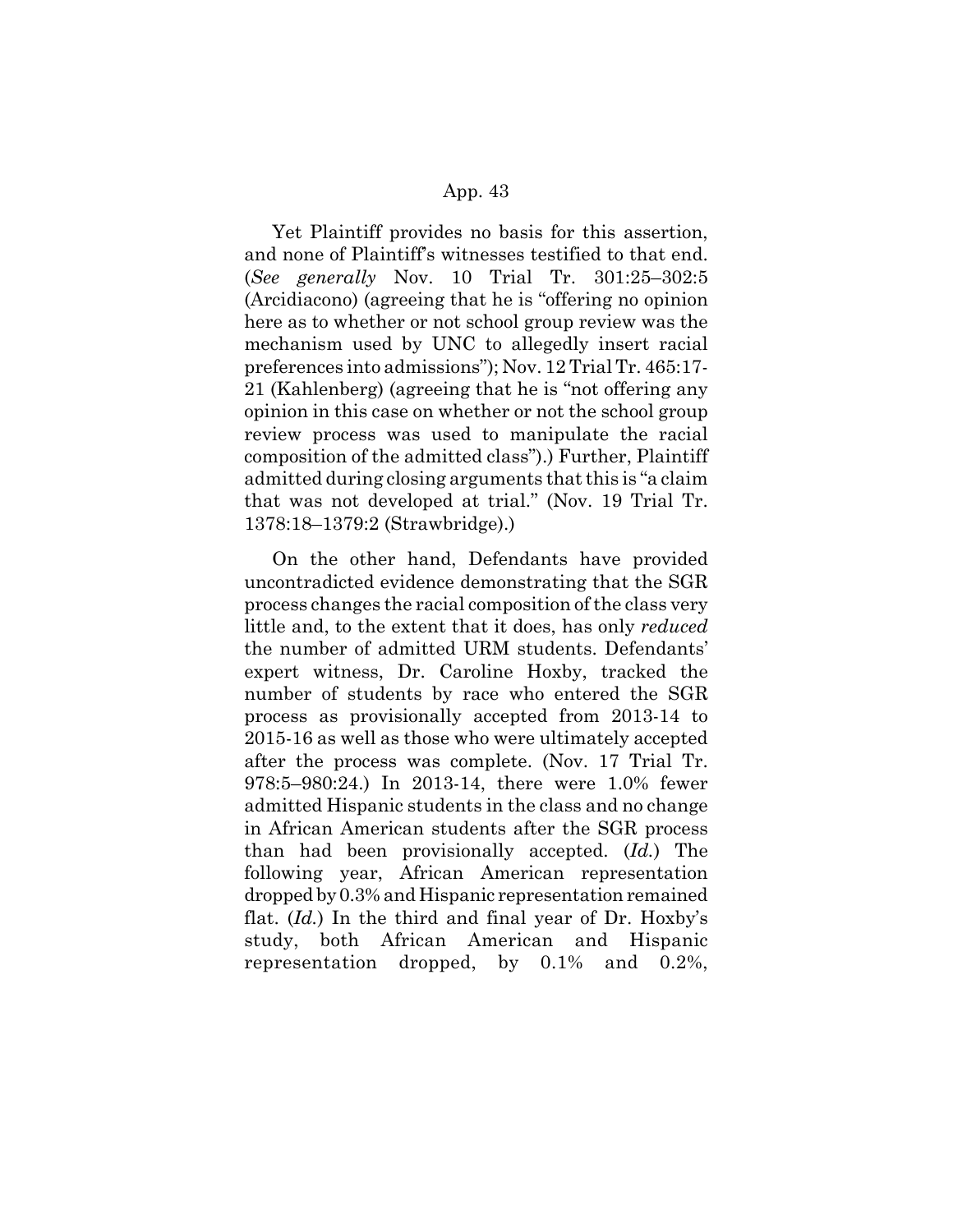Yet Plaintiff provides no basis for this assertion, and none of Plaintiff's witnesses testified to that end. (*See generally* Nov. 10 Trial Tr. 301:25–302:5 (Arcidiacono) (agreeing that he is "offering no opinion here as to whether or not school group review was the mechanism used by UNC to allegedly insert racial preferences into admissions"); Nov. 12 Trial Tr. 465:17-21 (Kahlenberg) (agreeing that he is "not offering any opinion in this case on whether or not the school group review process was used to manipulate the racial composition of the admitted class").) Further, Plaintiff admitted during closing arguments that this is "a claim that was not developed at trial." (Nov. 19 Trial Tr. 1378:18–1379:2 (Strawbridge).)

On the other hand, Defendants have provided uncontradicted evidence demonstrating that the SGR process changes the racial composition of the class very little and, to the extent that it does, has only *reduced* the number of admitted URM students. Defendants' expert witness, Dr. Caroline Hoxby, tracked the number of students by race who entered the SGR process as provisionally accepted from 2013-14 to 2015-16 as well as those who were ultimately accepted after the process was complete. (Nov. 17 Trial Tr. 978:5–980:24.) In 2013-14, there were 1.0% fewer admitted Hispanic students in the class and no change in African American students after the SGR process than had been provisionally accepted. (*Id.*) The following year, African American representation dropped by 0.3% and Hispanic representation remained flat. (*Id.*) In the third and final year of Dr. Hoxby's study, both African American and Hispanic representation dropped, by 0.1% and 0.2%,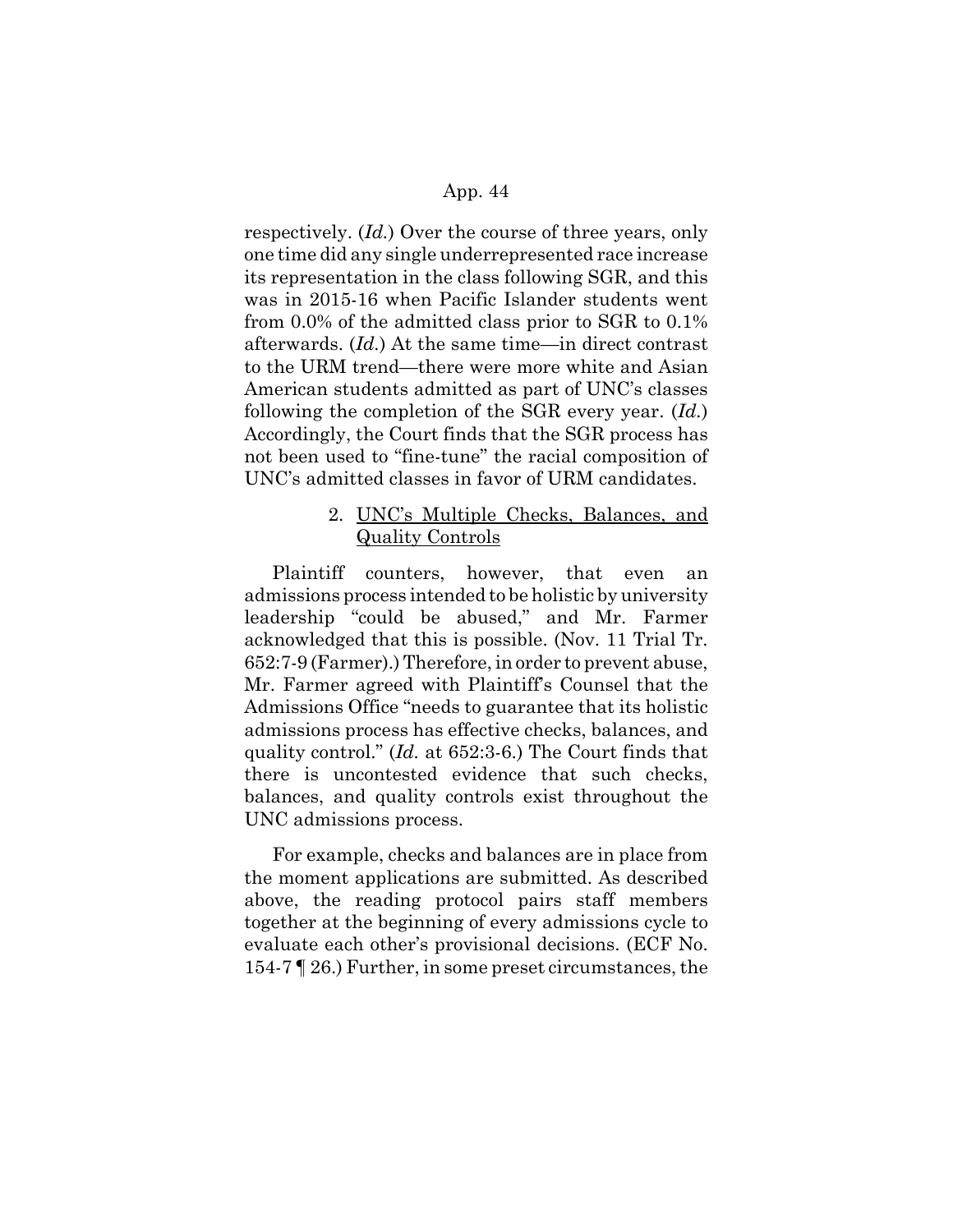respectively. (*Id.*) Over the course of three years, only one time did any single underrepresented race increase its representation in the class following SGR, and this was in 2015-16 when Pacific Islander students went from 0.0% of the admitted class prior to SGR to 0.1% afterwards. (*Id.*) At the same time—in direct contrast to the URM trend—there were more white and Asian American students admitted as part of UNC's classes following the completion of the SGR every year. (*Id.*) Accordingly, the Court finds that the SGR process has not been used to "fine-tune" the racial composition of UNC's admitted classes in favor of URM candidates.

### 2. UNC's Multiple Checks, Balances, and Quality Controls

Plaintiff counters, however, that even an admissions process intended to be holistic by university leadership "could be abused," and Mr. Farmer acknowledged that this is possible. (Nov. 11 Trial Tr. 652:7-9 (Farmer).) Therefore, in order to prevent abuse, Mr. Farmer agreed with Plaintiff's Counsel that the Admissions Office "needs to guarantee that its holistic admissions process has effective checks, balances, and quality control." (*Id.* at 652:3-6.) The Court finds that there is uncontested evidence that such checks, balances, and quality controls exist throughout the UNC admissions process.

For example, checks and balances are in place from the moment applications are submitted. As described above, the reading protocol pairs staff members together at the beginning of every admissions cycle to evaluate each other's provisional decisions. (ECF No. 154-7 ¶ 26.) Further, in some preset circumstances, the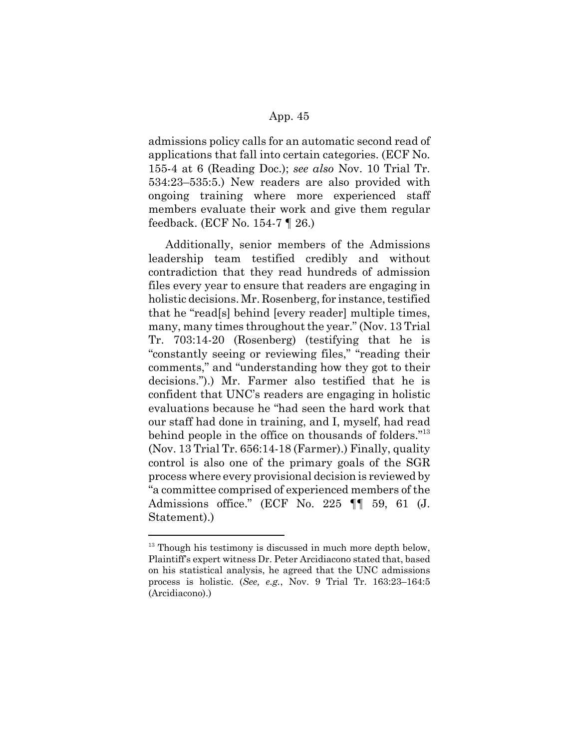admissions policy calls for an automatic second read of applications that fall into certain categories. (ECF No. 155-4 at 6 (Reading Doc.); *see also* Nov. 10 Trial Tr. 534:23–535:5.) New readers are also provided with ongoing training where more experienced staff members evaluate their work and give them regular feedback. (ECF No. 154-7 ¶ 26.)

Additionally, senior members of the Admissions leadership team testified credibly and without contradiction that they read hundreds of admission files every year to ensure that readers are engaging in holistic decisions. Mr. Rosenberg, for instance, testified that he "read[s] behind [every reader] multiple times, many, many times throughout the year." (Nov. 13 Trial Tr. 703:14-20 (Rosenberg) (testifying that he is "constantly seeing or reviewing files," "reading their comments," and "understanding how they got to their decisions.").) Mr. Farmer also testified that he is confident that UNC's readers are engaging in holistic evaluations because he "had seen the hard work that our staff had done in training, and I, myself, had read behind people in the office on thousands of folders."[13] (Nov. 13 Trial Tr. 656:14-18 (Farmer).) Finally, quality control is also one of the primary goals of the SGR process where every provisional decision is reviewed by "a committee comprised of experienced members of the Admissions office." (ECF No. 225 ¶¶ 59, 61 (J. Statement).)

---

[13] Though his testimony is discussed in much more depth below, Plaintiff's expert witness Dr. Peter Arcidiacono stated that, based on his statistical analysis, he agreed that the UNC admissions process is holistic. (*See, e.g.*, Nov. 9 Trial Tr. 163:23–164:5 (Arcidiacono).)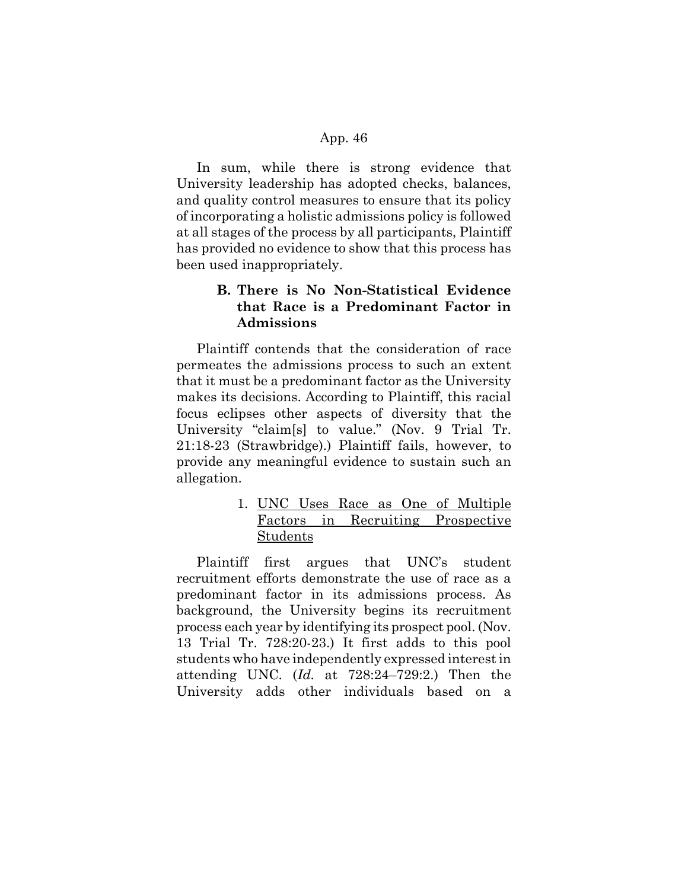In sum, while there is strong evidence that University leadership has adopted checks, balances, and quality control measures to ensure that its policy of incorporating a holistic admissions policy is followed at all stages of the process by all participants, Plaintiff has provided no evidence to show that this process has been used inappropriately.

### B. There is No Non-Statistical Evidence that Race is a Predominant Factor in Admissions

Plaintiff contends that the consideration of race permeates the admissions process to such an extent that it must be a predominant factor as the University makes its decisions. According to Plaintiff, this racial focus eclipses other aspects of diversity that the University "claim[s] to value." (Nov. 9 Trial Tr. 21:18-23 (Strawbridge).) Plaintiff fails, however, to provide any meaningful evidence to sustain such an allegation.

#### 1. <u>UNC Uses Race as One of Multiple Factors in Recruiting Prospective Students</u>

Plaintiff first argues that UNC's student recruitment efforts demonstrate the use of race as a predominant factor in its admissions process. As background, the University begins its recruitment process each year by identifying its prospect pool. (Nov. 13 Trial Tr. 728:20-23.) It first adds to this pool students who have independently expressed interest in attending UNC. (*Id.* at 728:24–729:2.) Then the University adds other individuals based on a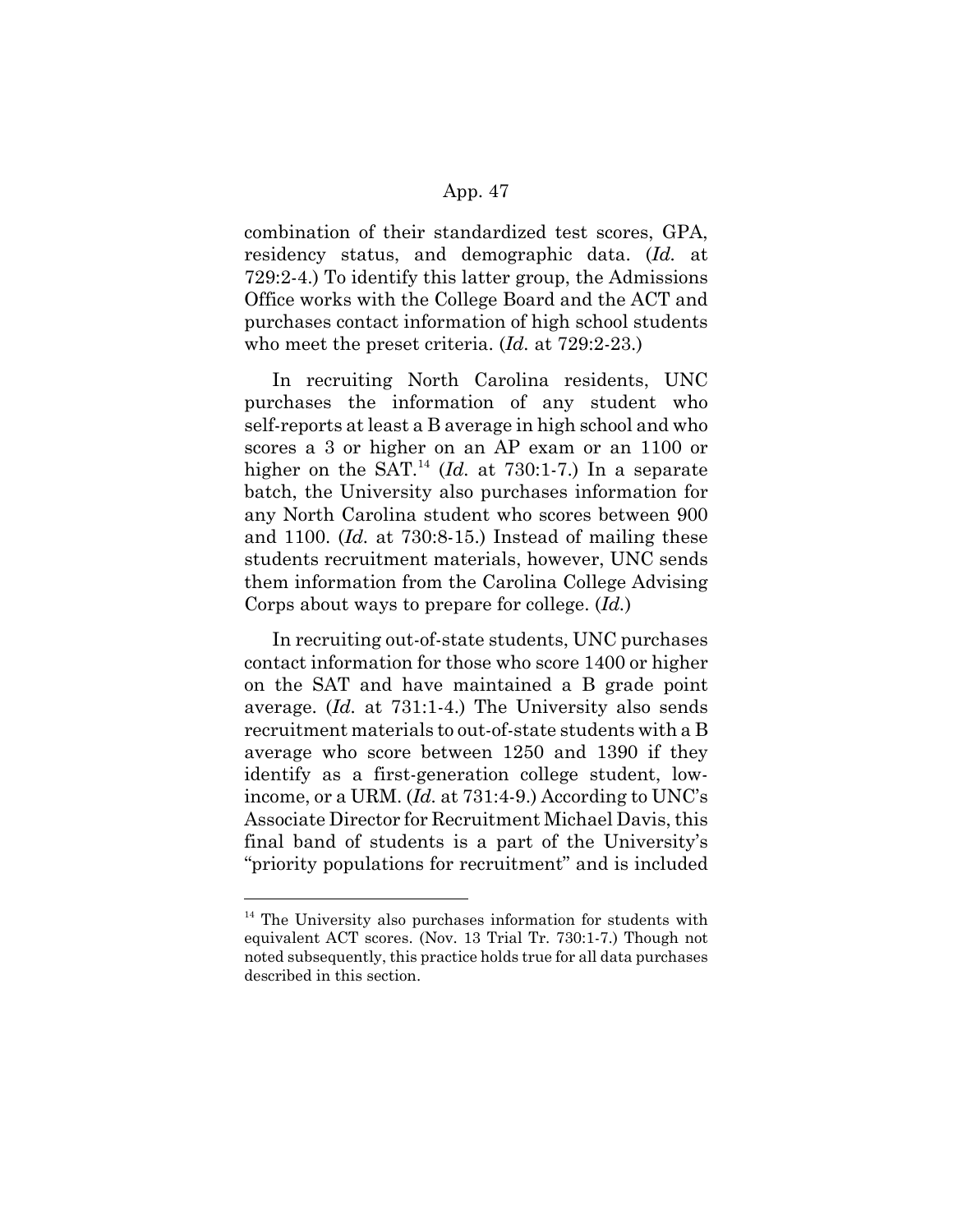combination of their standardized test scores, GPA, residency status, and demographic data. (*Id.* at 729:2-4.) To identify this latter group, the Admissions Office works with the College Board and the ACT and purchases contact information of high school students who meet the preset criteria. (*Id.* at 729:2-23.)

In recruiting North Carolina residents, UNC purchases the information of any student who self-reports at least a B average in high school and who scores a 3 or higher on an AP exam or an 1100 or higher on the SAT.[14] (*Id.* at 730:1-7.) In a separate batch, the University also purchases information for any North Carolina student who scores between 900 and 1100. (*Id.* at 730:8-15.) Instead of mailing these students recruitment materials, however, UNC sends them information from the Carolina College Advising Corps about ways to prepare for college. (*Id.*)

In recruiting out-of-state students, UNC purchases contact information for those who score 1400 or higher on the SAT and have maintained a B grade point average. (*Id.* at 731:1-4.) The University also sends recruitment materials to out-of-state students with a B average who score between 1250 and 1390 if they identify as a first-generation college student, low-income, or a URM. (*Id.* at 731:4-9.) According to UNC's Associate Director for Recruitment Michael Davis, this final band of students is a part of the University's "priority populations for recruitment" and is included

---

[14] The University also purchases information for students with equivalent ACT scores. (Nov. 13 Trial Tr. 730:1-7.) Though not noted subsequently, this practice holds true for all data purchases described in this section.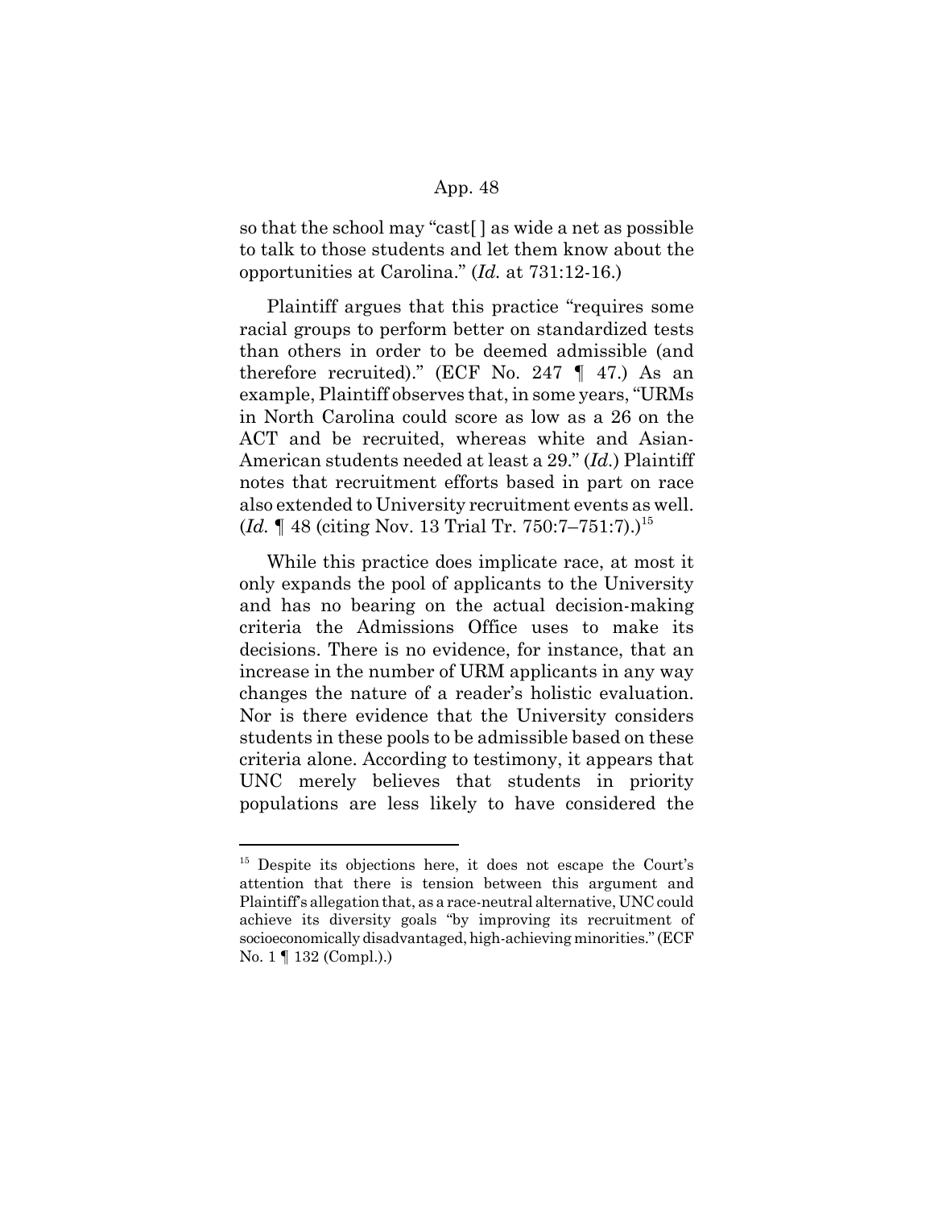so that the school may "cast[ ] as wide a net as possible to talk to those students and let them know about the opportunities at Carolina." (*Id.* at 731:12-16.)

Plaintiff argues that this practice "requires some racial groups to perform better on standardized tests than others in order to be deemed admissible (and therefore recruited)." (ECF No. 247 ¶ 47.) As an example, Plaintiff observes that, in some years, "URMs in North Carolina could score as low as a 26 on the ACT and be recruited, whereas white and Asian-American students needed at least a 29." (*Id.*) Plaintiff notes that recruitment efforts based in part on race also extended to University recruitment events as well. (*Id.* ¶ 48 (citing Nov. 13 Trial Tr. 750:7–751:7).)[15]

While this practice does implicate race, at most it only expands the pool of applicants to the University and has no bearing on the actual decision-making criteria the Admissions Office uses to make its decisions. There is no evidence, for instance, that an increase in the number of URM applicants in any way changes the nature of a reader's holistic evaluation. Nor is there evidence that the University considers students in these pools to be admissible based on these criteria alone. According to testimony, it appears that UNC merely believes that students in priority populations are less likely to have considered the

[15] Despite its objections here, it does not escape the Court's attention that there is tension between this argument and Plaintiff's allegation that, as a race-neutral alternative, UNC could achieve its diversity goals "by improving its recruitment of socioeconomically disadvantaged, high-achieving minorities." (ECF No. 1 ¶ 132 (Compl.).)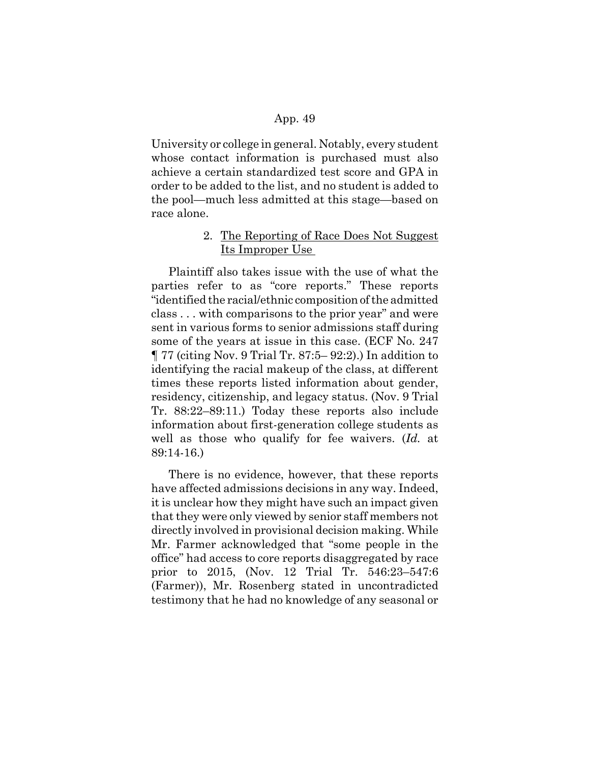University or college in general. Notably, every student whose contact information is purchased must also achieve a certain standardized test score and GPA in order to be added to the list, and no student is added to the pool—much less admitted at this stage—based on race alone.

2. The Reporting of Race Does Not Suggest Its Improper Use

Plaintiff also takes issue with the use of what the parties refer to as "core reports." These reports "identified the racial/ethnic composition of the admitted class . . . with comparisons to the prior year" and were sent in various forms to senior admissions staff during some of the years at issue in this case. (ECF No. 247 ¶ 77 (citing Nov. 9 Trial Tr. 87:5– 92:2).) In addition to identifying the racial makeup of the class, at different times these reports listed information about gender, residency, citizenship, and legacy status. (Nov. 9 Trial Tr. 88:22–89:11.) Today these reports also include information about first-generation college students as well as those who qualify for fee waivers. (*Id.* at 89:14-16.)

There is no evidence, however, that these reports have affected admissions decisions in any way. Indeed, it is unclear how they might have such an impact given that they were only viewed by senior staff members not directly involved in provisional decision making. While Mr. Farmer acknowledged that "some people in the office" had access to core reports disaggregated by race prior to 2015, (Nov. 12 Trial Tr. 546:23–547:6 (Farmer)), Mr. Rosenberg stated in uncontradicted testimony that he had no knowledge of any seasonal or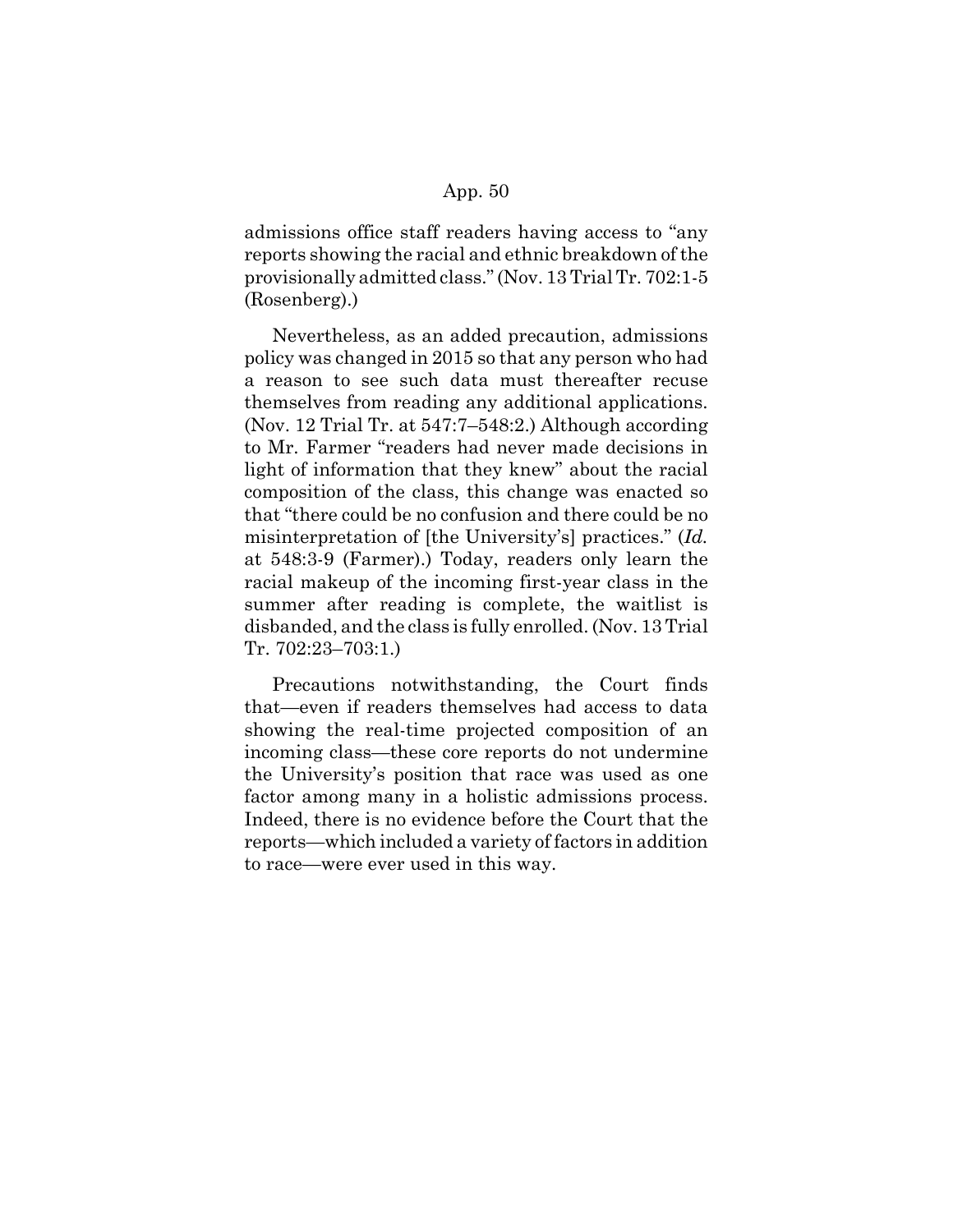admissions office staff readers having access to "any reports showing the racial and ethnic breakdown of the provisionally admitted class." (Nov. 13 Trial Tr. 702:1-5 (Rosenberg).)

Nevertheless, as an added precaution, admissions policy was changed in 2015 so that any person who had a reason to see such data must thereafter recuse themselves from reading any additional applications. (Nov. 12 Trial Tr. at 547:7–548:2.) Although according to Mr. Farmer "readers had never made decisions in light of information that they knew" about the racial composition of the class, this change was enacted so that "there could be no confusion and there could be no misinterpretation of [the University's] practices." (*Id.* at 548:3-9 (Farmer).) Today, readers only learn the racial makeup of the incoming first-year class in the summer after reading is complete, the waitlist is disbanded, and the class is fully enrolled. (Nov. 13 Trial Tr. 702:23–703:1.)

Precautions notwithstanding, the Court finds that—even if readers themselves had access to data showing the real-time projected composition of an incoming class—these core reports do not undermine the University's position that race was used as one factor among many in a holistic admissions process. Indeed, there is no evidence before the Court that the reports—which included a variety of factors in addition to race—were ever used in this way.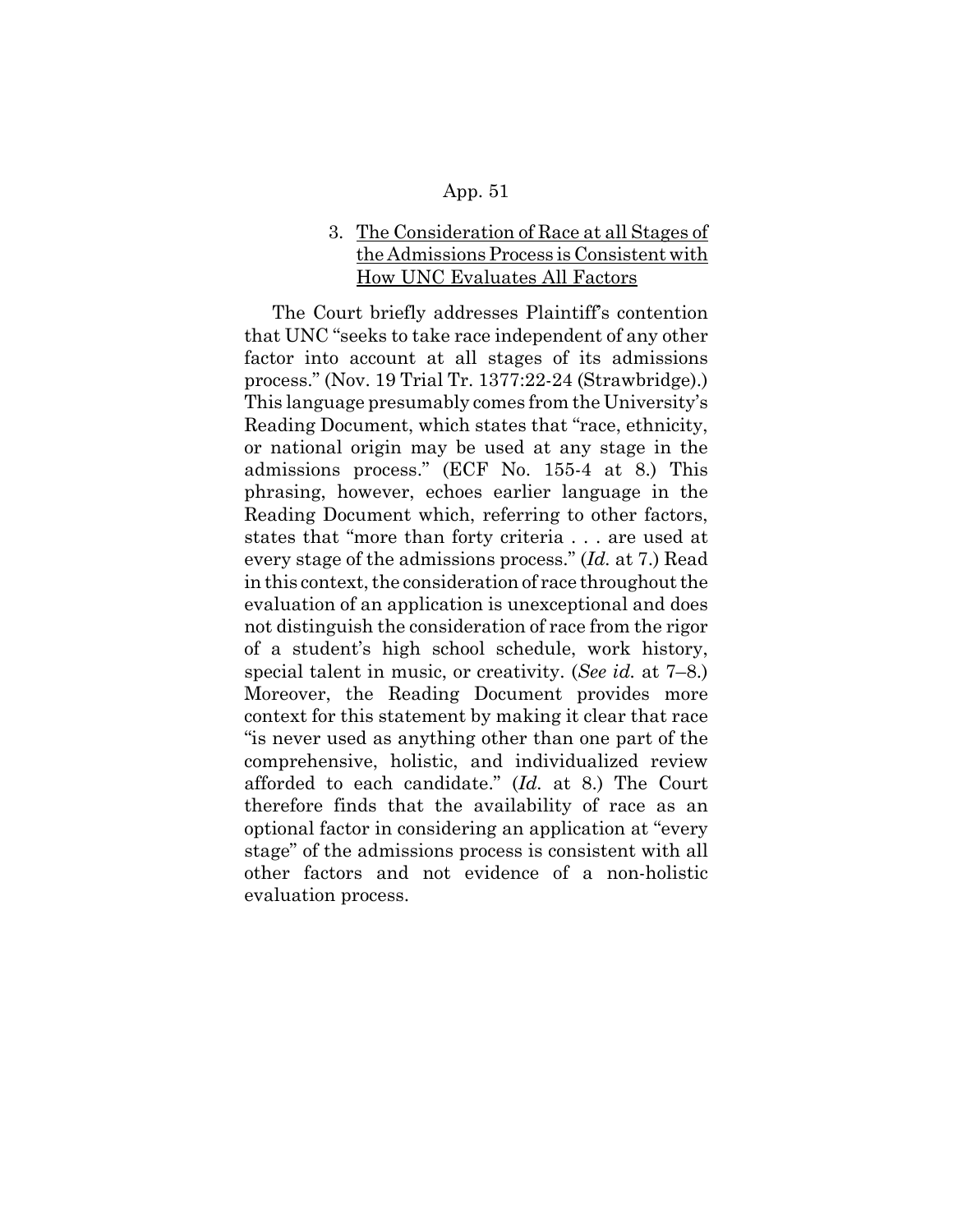### 3. <u>The Consideration of Race at all Stages of the Admissions Process is Consistent with How UNC Evaluates All Factors</u>

The Court briefly addresses Plaintiff's contention that UNC "seeks to take race independent of any other factor into account at all stages of its admissions process." (Nov. 19 Trial Tr. 1377:22-24 (Strawbridge).) This language presumably comes from the University's Reading Document, which states that "race, ethnicity, or national origin may be used at any stage in the admissions process." (ECF No. 155-4 at 8.) This phrasing, however, echoes earlier language in the Reading Document which, referring to other factors, states that "more than forty criteria . . . are used at every stage of the admissions process." (*Id.* at 7.) Read in this context, the consideration of race throughout the evaluation of an application is unexceptional and does not distinguish the consideration of race from the rigor of a student's high school schedule, work history, special talent in music, or creativity. (*See id.* at 7–8.) Moreover, the Reading Document provides more context for this statement by making it clear that race "is never used as anything other than one part of the comprehensive, holistic, and individualized review afforded to each candidate." (*Id.* at 8.) The Court therefore finds that the availability of race as an optional factor in considering an application at "every stage" of the admissions process is consistent with all other factors and not evidence of a non-holistic evaluation process.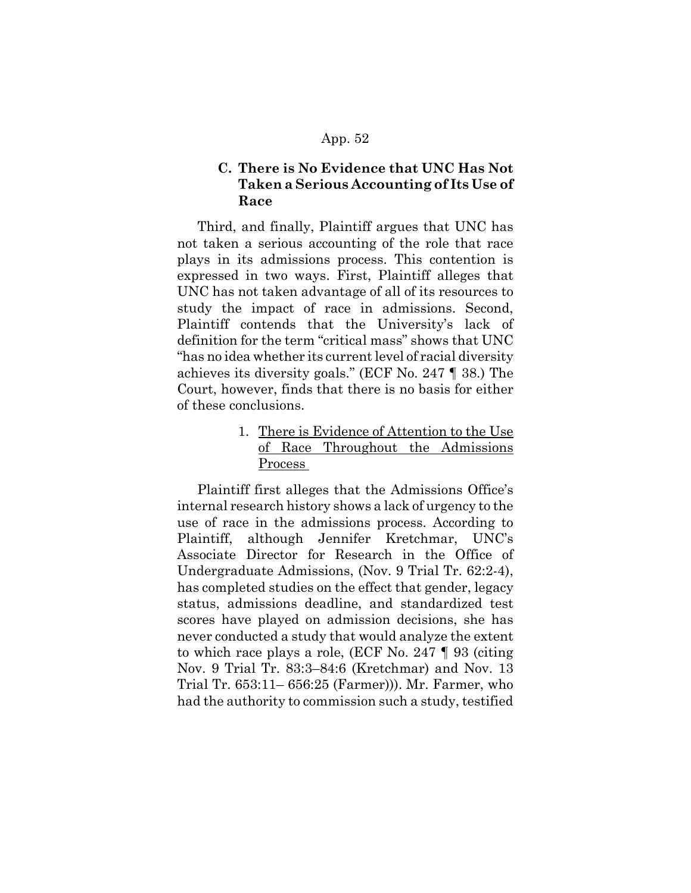### C. There is No Evidence that UNC Has Not Taken a Serious Accounting of Its Use of Race

Third, and finally, Plaintiff argues that UNC has not taken a serious accounting of the role that race plays in its admissions process. This contention is expressed in two ways. First, Plaintiff alleges that UNC has not taken advantage of all of its resources to study the impact of race in admissions. Second, Plaintiff contends that the University's lack of definition for the term "critical mass" shows that UNC "has no idea whether its current level of racial diversity achieves its diversity goals." (ECF No. 247 ¶ 38.) The Court, however, finds that there is no basis for either of these conclusions.

1. <u>There is Evidence of Attention to the Use of Race Throughout the Admissions Process</u>

Plaintiff first alleges that the Admissions Office's internal research history shows a lack of urgency to the use of race in the admissions process. According to Plaintiff, although Jennifer Kretchmar, UNC's Associate Director for Research in the Office of Undergraduate Admissions, (Nov. 9 Trial Tr. 62:2-4), has completed studies on the effect that gender, legacy status, admissions deadline, and standardized test scores have played on admission decisions, she has never conducted a study that would analyze the extent to which race plays a role, (ECF No. 247 ¶ 93 (citing Nov. 9 Trial Tr. 83:3–84:6 (Kretchmar) and Nov. 13 Trial Tr. 653:11– 656:25 (Farmer))). Mr. Farmer, who had the authority to commission such a study, testified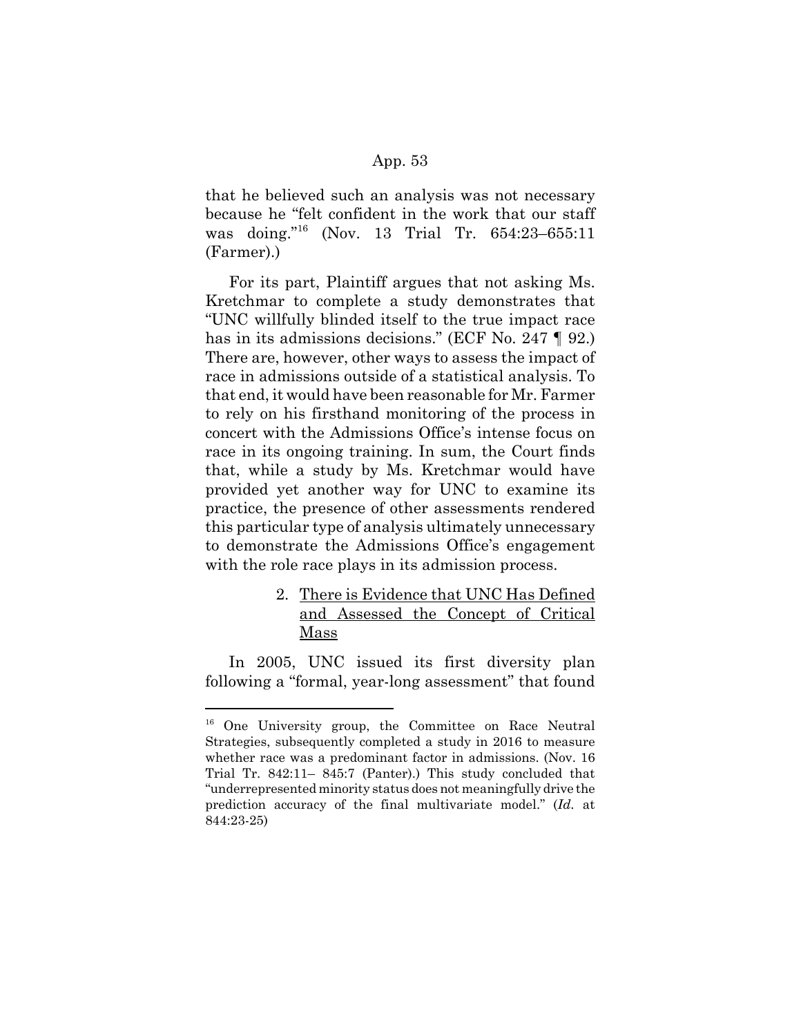that he believed such an analysis was not necessary because he "felt confident in the work that our staff was doing."[16] (Nov. 13 Trial Tr. 654:23–655:11 (Farmer).)

For its part, Plaintiff argues that not asking Ms. Kretchmar to complete a study demonstrates that "UNC willfully blinded itself to the true impact race has in its admissions decisions." (ECF No. 247 ¶ 92.) There are, however, other ways to assess the impact of race in admissions outside of a statistical analysis. To that end, it would have been reasonable for Mr. Farmer to rely on his firsthand monitoring of the process in concert with the Admissions Office's intense focus on race in its ongoing training. In sum, the Court finds that, while a study by Ms. Kretchmar would have provided yet another way for UNC to examine its practice, the presence of other assessments rendered this particular type of analysis ultimately unnecessary to demonstrate the Admissions Office's engagement with the role race plays in its admission process.

2. <u>There is Evidence that UNC Has Defined and Assessed the Concept of Critical Mass</u>

In 2005, UNC issued its first diversity plan following a "formal, year-long assessment" that found

[16] One University group, the Committee on Race Neutral Strategies, subsequently completed a study in 2016 to measure whether race was a predominant factor in admissions. (Nov. 16 Trial Tr. 842:11– 845:7 (Panter).) This study concluded that "underrepresented minority status does not meaningfully drive the prediction accuracy of the final multivariate model." (*Id.* at 844:23-25)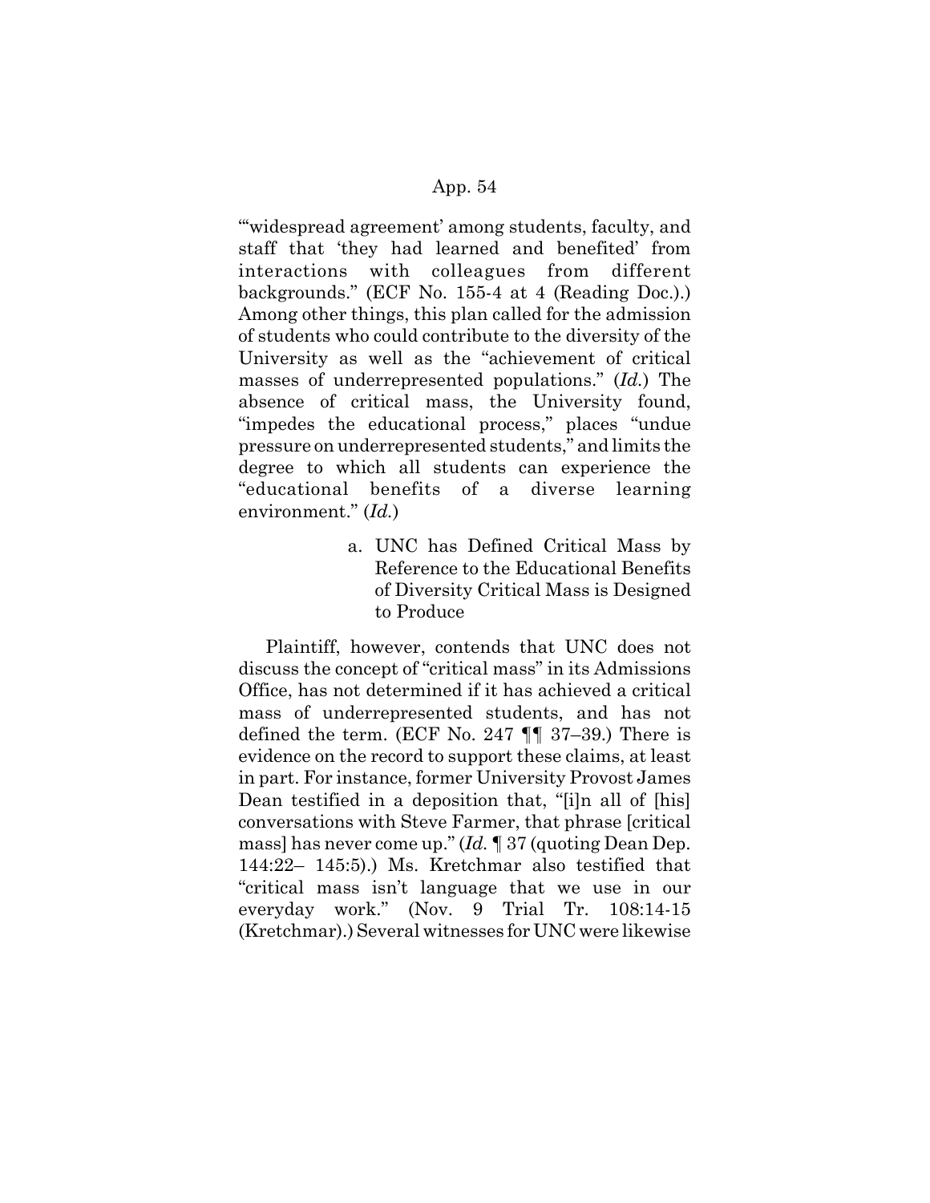"'widespread agreement' among students, faculty, and staff that 'they had learned and benefited' from interactions with colleagues from different backgrounds." (ECF No. 155-4 at 4 (Reading Doc.).) Among other things, this plan called for the admission of students who could contribute to the diversity of the University as well as the "achievement of critical masses of underrepresented populations." (*Id.*) The absence of critical mass, the University found, "impedes the educational process," places "undue pressure on underrepresented students," and limits the degree to which all students can experience the "educational benefits of a diverse learning environment." (*Id.*)

a. UNC has Defined Critical Mass by Reference to the Educational Benefits of Diversity Critical Mass is Designed to Produce

Plaintiff, however, contends that UNC does not discuss the concept of "critical mass" in its Admissions Office, has not determined if it has achieved a critical mass of underrepresented students, and has not defined the term. (ECF No. 247 ¶¶ 37–39.) There is evidence on the record to support these claims, at least in part. For instance, former University Provost James Dean testified in a deposition that, "[i]n all of [his] conversations with Steve Farmer, that phrase [critical mass] has never come up." (*Id.* ¶ 37 (quoting Dean Dep. 144:22– 145:5).) Ms. Kretchmar also testified that "critical mass isn't language that we use in our everyday work." (Nov. 9 Trial Tr. 108:14-15 (Kretchmar).) Several witnesses for UNC were likewise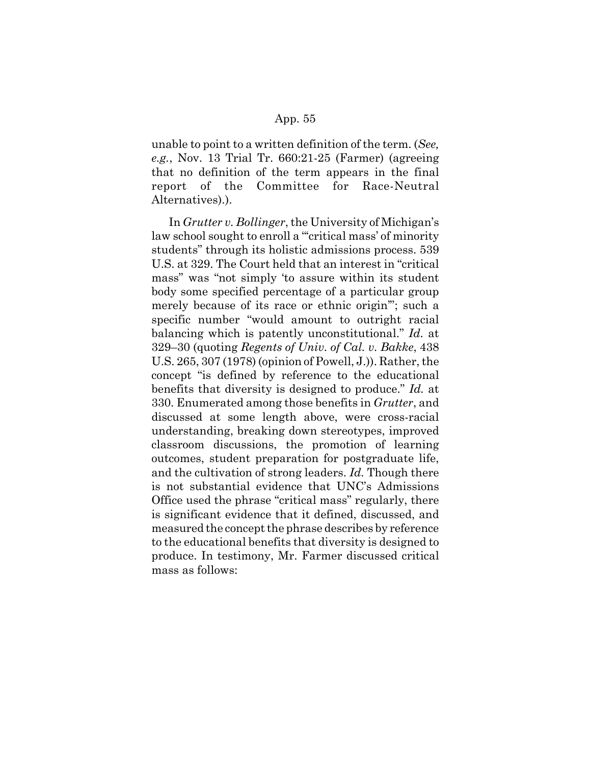unable to point to a written definition of the term. (*See, e.g.*, Nov. 13 Trial Tr. 660:21-25 (Farmer) (agreeing that no definition of the term appears in the final report of the Committee for Race-Neutral Alternatives).).

In *Grutter v. Bollinger*, the University of Michigan's law school sought to enroll a "'critical mass' of minority students" through its holistic admissions process. 539 U.S. at 329. The Court held that an interest in "critical mass" was "not simply 'to assure within its student body some specified percentage of a particular group merely because of its race or ethnic origin'"; such a specific number "would amount to outright racial balancing which is patently unconstitutional." *Id.* at 329–30 (quoting *Regents of Univ. of Cal. v. Bakke*, 438 U.S. 265, 307 (1978) (opinion of Powell, J.)). Rather, the concept "is defined by reference to the educational benefits that diversity is designed to produce." *Id.* at 330. Enumerated among those benefits in *Grutter*, and discussed at some length above, were cross-racial understanding, breaking down stereotypes, improved classroom discussions, the promotion of learning outcomes, student preparation for postgraduate life, and the cultivation of strong leaders. *Id.* Though there is not substantial evidence that UNC's Admissions Office used the phrase "critical mass" regularly, there is significant evidence that it defined, discussed, and measured the concept the phrase describes by reference to the educational benefits that diversity is designed to produce. In testimony, Mr. Farmer discussed critical mass as follows: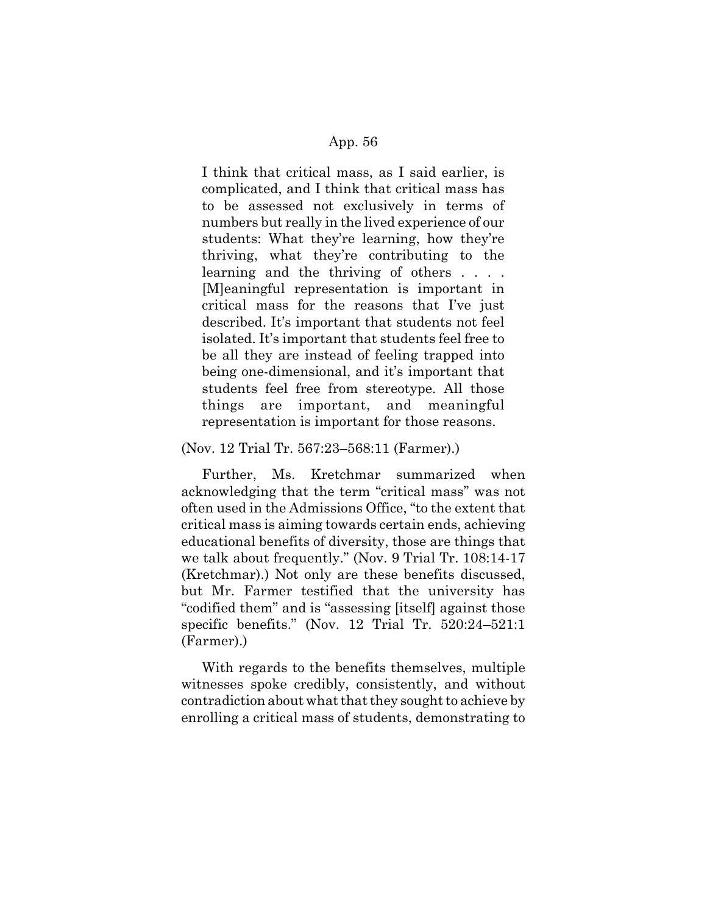> I think that critical mass, as I said earlier, is complicated, and I think that critical mass has to be assessed not exclusively in terms of numbers but really in the lived experience of our students: What they're learning, how they're thriving, what they're contributing to the learning and the thriving of others . . . . [M]eaningful representation is important in critical mass for the reasons that I've just described. It's important that students not feel isolated. It's important that students feel free to be all they are instead of feeling trapped into being one-dimensional, and it's important that students feel free from stereotype. All those things are important, and meaningful representation is important for those reasons.

(Nov. 12 Trial Tr. 567:23–568:11 (Farmer).)

Further, Ms. Kretchmar summarized when acknowledging that the term "critical mass" was not often used in the Admissions Office, "to the extent that critical mass is aiming towards certain ends, achieving educational benefits of diversity, those are things that we talk about frequently." (Nov. 9 Trial Tr. 108:14-17 (Kretchmar).) Not only are these benefits discussed, but Mr. Farmer testified that the university has "codified them" and is "assessing [itself] against those specific benefits." (Nov. 12 Trial Tr. 520:24–521:1 (Farmer).)

With regards to the benefits themselves, multiple witnesses spoke credibly, consistently, and without contradiction about what that they sought to achieve by enrolling a critical mass of students, demonstrating to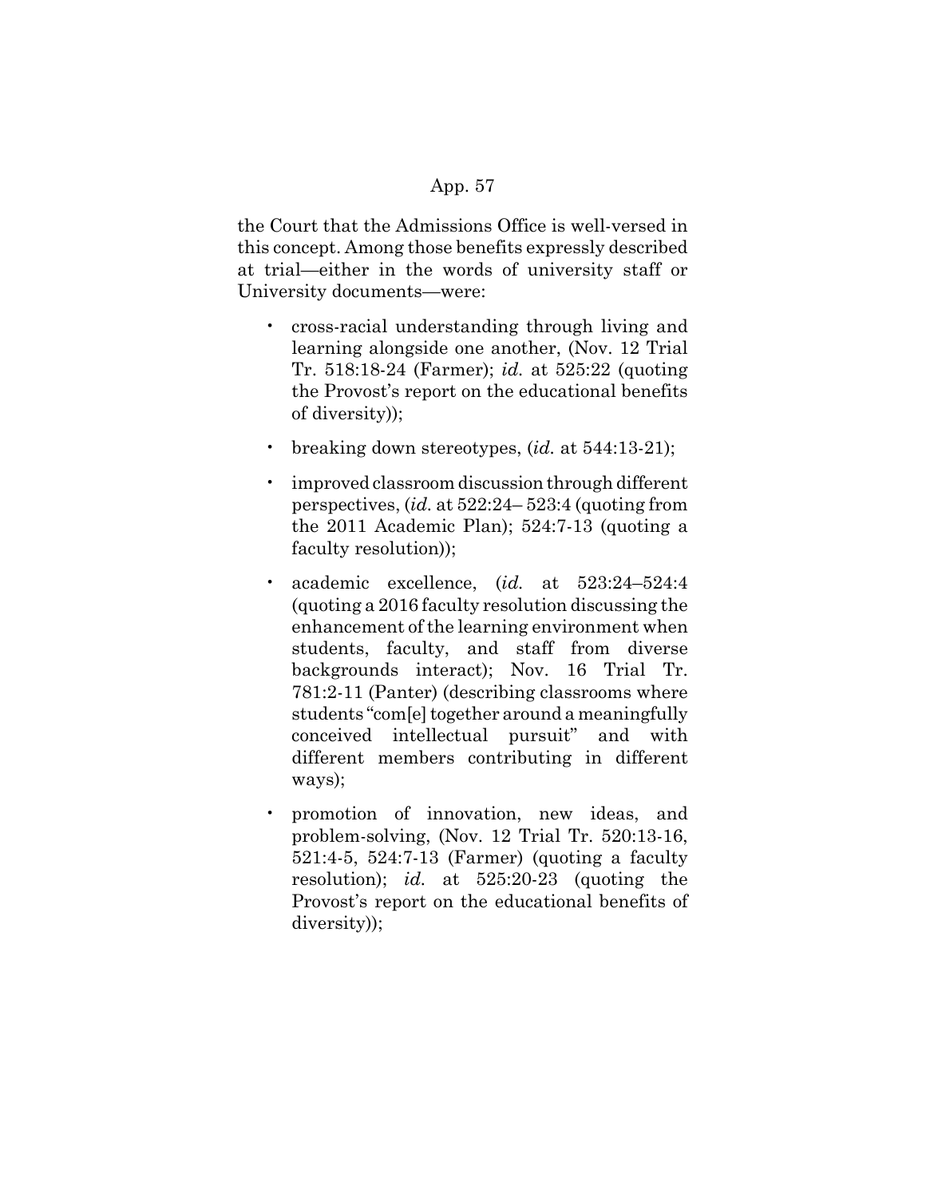the Court that the Admissions Office is well-versed in this concept. Among those benefits expressly described at trial—either in the words of university staff or University documents—were:

- cross-racial understanding through living and learning alongside one another, (Nov. 12 Trial Tr. 518:18-24 (Farmer); *id.* at 525:22 (quoting the Provost's report on the educational benefits of diversity));
- breaking down stereotypes, (*id.* at 544:13-21);
- improved classroom discussion through different perspectives, (*id.* at 522:24– 523:4 (quoting from the 2011 Academic Plan); 524:7-13 (quoting a faculty resolution));
- academic excellence, (*id.* at 523:24–524:4 (quoting a 2016 faculty resolution discussing the enhancement of the learning environment when students, faculty, and staff from diverse backgrounds interact); Nov. 16 Trial Tr. 781:2-11 (Panter) (describing classrooms where students "com[e] together around a meaningfully conceived intellectual pursuit" and with different members contributing in different ways);
- promotion of innovation, new ideas, and problem-solving, (Nov. 12 Trial Tr. 520:13-16, 521:4-5, 524:7-13 (Farmer) (quoting a faculty resolution); *id.* at 525:20-23 (quoting the Provost's report on the educational benefits of diversity));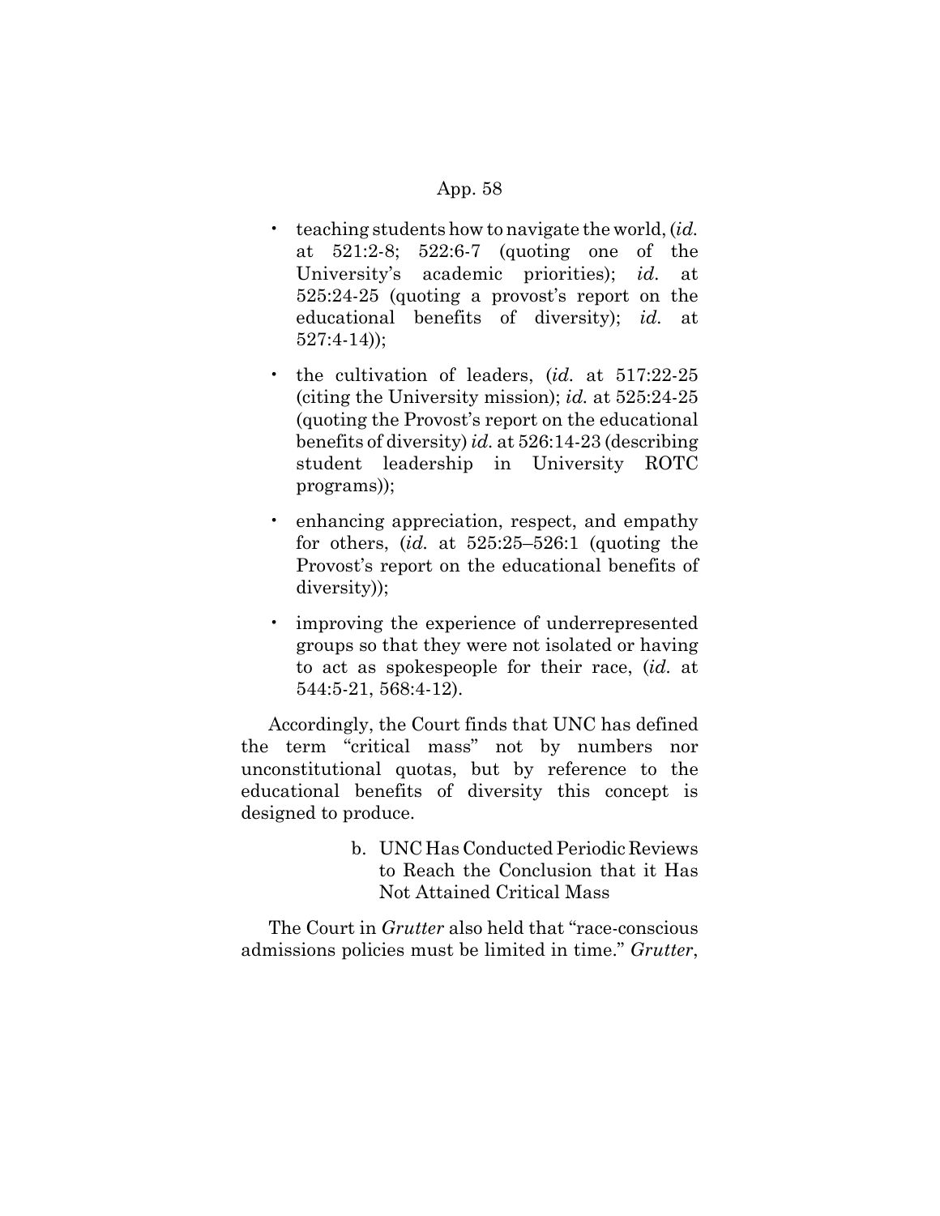- teaching students how to navigate the world, (*id.* at 521:2-8; 522:6-7 (quoting one of the University's academic priorities); *id.* at 525:24-25 (quoting a provost's report on the educational benefits of diversity); *id.* at 527:4-14));

- the cultivation of leaders, (*id.* at 517:22-25 (citing the University mission); *id.* at 525:24-25 (quoting the Provost's report on the educational benefits of diversity) *id.* at 526:14-23 (describing student leadership in University ROTC programs));

- enhancing appreciation, respect, and empathy for others, (*id.* at 525:25–526:1 (quoting the Provost's report on the educational benefits of diversity));

- improving the experience of underrepresented groups so that they were not isolated or having to act as spokespeople for their race, (*id.* at 544:5-21, 568:4-12).

Accordingly, the Court finds that UNC has defined the term "critical mass" not by numbers nor unconstitutional quotas, but by reference to the educational benefits of diversity this concept is designed to produce.

b. UNC Has Conducted Periodic Reviews to Reach the Conclusion that it Has Not Attained Critical Mass

The Court in *Grutter* also held that "race-conscious admissions policies must be limited in time." *Grutter*,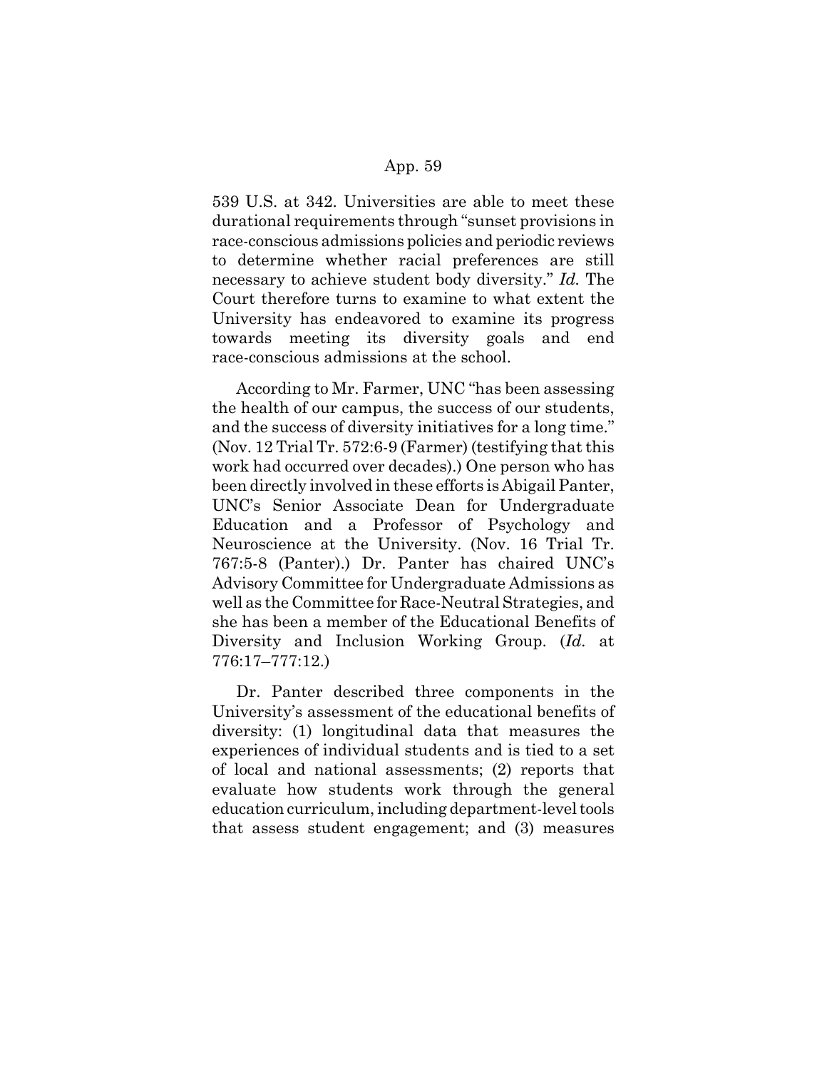539 U.S. at 342. Universities are able to meet these durational requirements through "sunset provisions in race-conscious admissions policies and periodic reviews to determine whether racial preferences are still necessary to achieve student body diversity." *Id.* The Court therefore turns to examine to what extent the University has endeavored to examine its progress towards meeting its diversity goals and end race-conscious admissions at the school.

According to Mr. Farmer, UNC "has been assessing the health of our campus, the success of our students, and the success of diversity initiatives for a long time." (Nov. 12 Trial Tr. 572:6-9 (Farmer) (testifying that this work had occurred over decades).) One person who has been directly involved in these efforts is Abigail Panter, UNC's Senior Associate Dean for Undergraduate Education and a Professor of Psychology and Neuroscience at the University. (Nov. 16 Trial Tr. 767:5-8 (Panter).) Dr. Panter has chaired UNC's Advisory Committee for Undergraduate Admissions as well as the Committee for Race-Neutral Strategies, and she has been a member of the Educational Benefits of Diversity and Inclusion Working Group. (*Id.* at 776:17–777:12.)

Dr. Panter described three components in the University's assessment of the educational benefits of diversity: (1) longitudinal data that measures the experiences of individual students and is tied to a set of local and national assessments; (2) reports that evaluate how students work through the general education curriculum, including department-level tools that assess student engagement; and (3) measures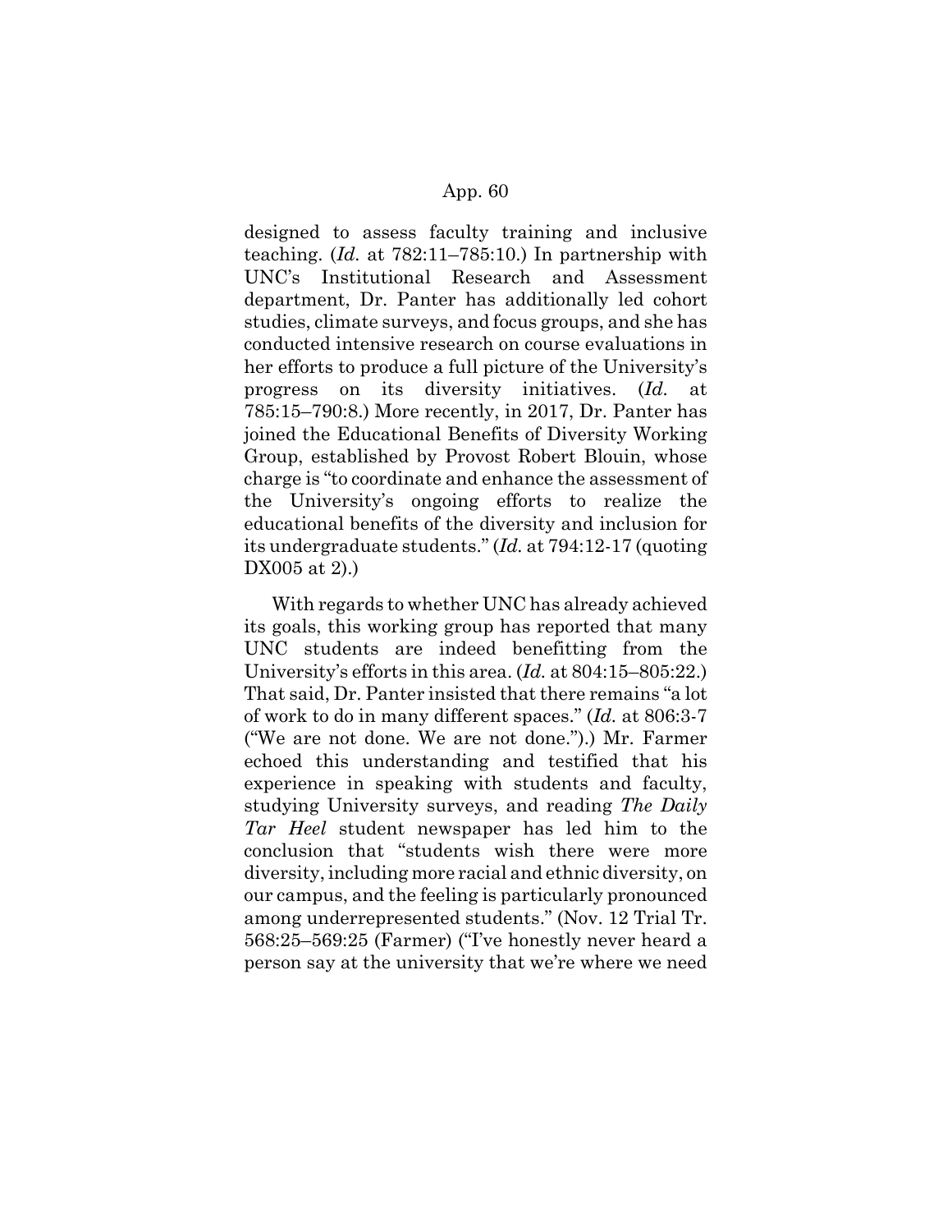designed to assess faculty training and inclusive teaching. (*Id.* at 782:11–785:10.) In partnership with UNC's Institutional Research and Assessment department, Dr. Panter has additionally led cohort studies, climate surveys, and focus groups, and she has conducted intensive research on course evaluations in her efforts to produce a full picture of the University's progress on its diversity initiatives. (*Id.* at 785:15–790:8.) More recently, in 2017, Dr. Panter has joined the Educational Benefits of Diversity Working Group, established by Provost Robert Blouin, whose charge is "to coordinate and enhance the assessment of the University's ongoing efforts to realize the educational benefits of the diversity and inclusion for its undergraduate students." (*Id.* at 794:12-17 (quoting DX005 at 2).)

With regards to whether UNC has already achieved its goals, this working group has reported that many UNC students are indeed benefitting from the University's efforts in this area. (*Id.* at 804:15–805:22.) That said, Dr. Panter insisted that there remains "a lot of work to do in many different spaces." (*Id.* at 806:3-7 ("We are not done. We are not done.").) Mr. Farmer echoed this understanding and testified that his experience in speaking with students and faculty, studying University surveys, and reading *The Daily Tar Heel* student newspaper has led him to the conclusion that "students wish there were more diversity, including more racial and ethnic diversity, on our campus, and the feeling is particularly pronounced among underrepresented students." (Nov. 12 Trial Tr. 568:25–569:25 (Farmer) ("I've honestly never heard a person say at the university that we're where we need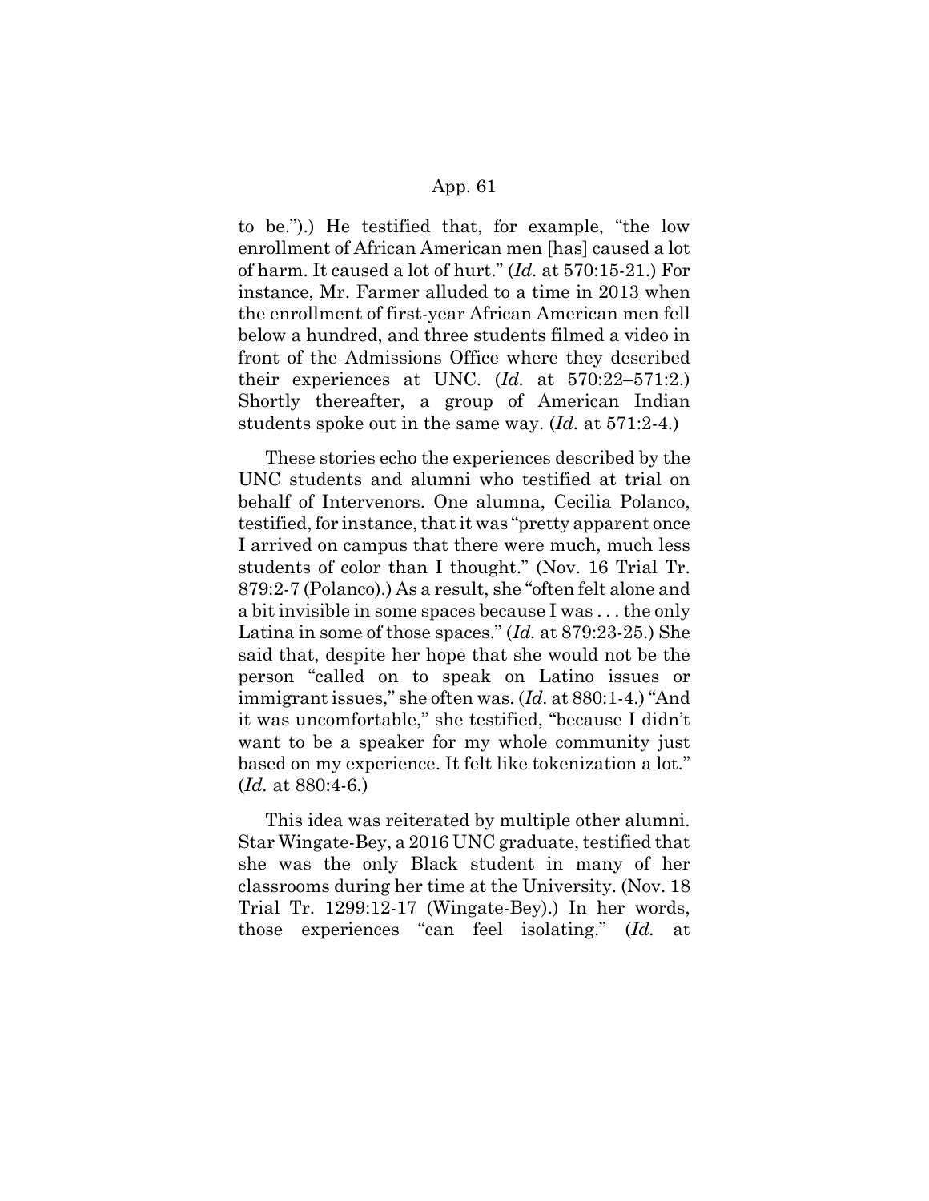to be.").) He testified that, for example, "the low enrollment of African American men [has] caused a lot of harm. It caused a lot of hurt." (*Id.* at 570:15-21.) For instance, Mr. Farmer alluded to a time in 2013 when the enrollment of first-year African American men fell below a hundred, and three students filmed a video in front of the Admissions Office where they described their experiences at UNC. (*Id.* at 570:22–571:2.) Shortly thereafter, a group of American Indian students spoke out in the same way. (*Id.* at 571:2-4.)

These stories echo the experiences described by the UNC students and alumni who testified at trial on behalf of Intervenors. One alumna, Cecilia Polanco, testified, for instance, that it was "pretty apparent once I arrived on campus that there were much, much less students of color than I thought." (Nov. 16 Trial Tr. 879:2-7 (Polanco).) As a result, she "often felt alone and a bit invisible in some spaces because I was . . . the only Latina in some of those spaces." (*Id.* at 879:23-25.) She said that, despite her hope that she would not be the person "called on to speak on Latino issues or immigrant issues," she often was. (*Id.* at 880:1-4.) "And it was uncomfortable," she testified, "because I didn't want to be a speaker for my whole community just based on my experience. It felt like tokenization a lot." (*Id.* at 880:4-6.)

This idea was reiterated by multiple other alumni. Star Wingate-Bey, a 2016 UNC graduate, testified that she was the only Black student in many of her classrooms during her time at the University. (Nov. 18 Trial Tr. 1299:12-17 (Wingate-Bey).) In her words, those experiences "can feel isolating." (*Id.* at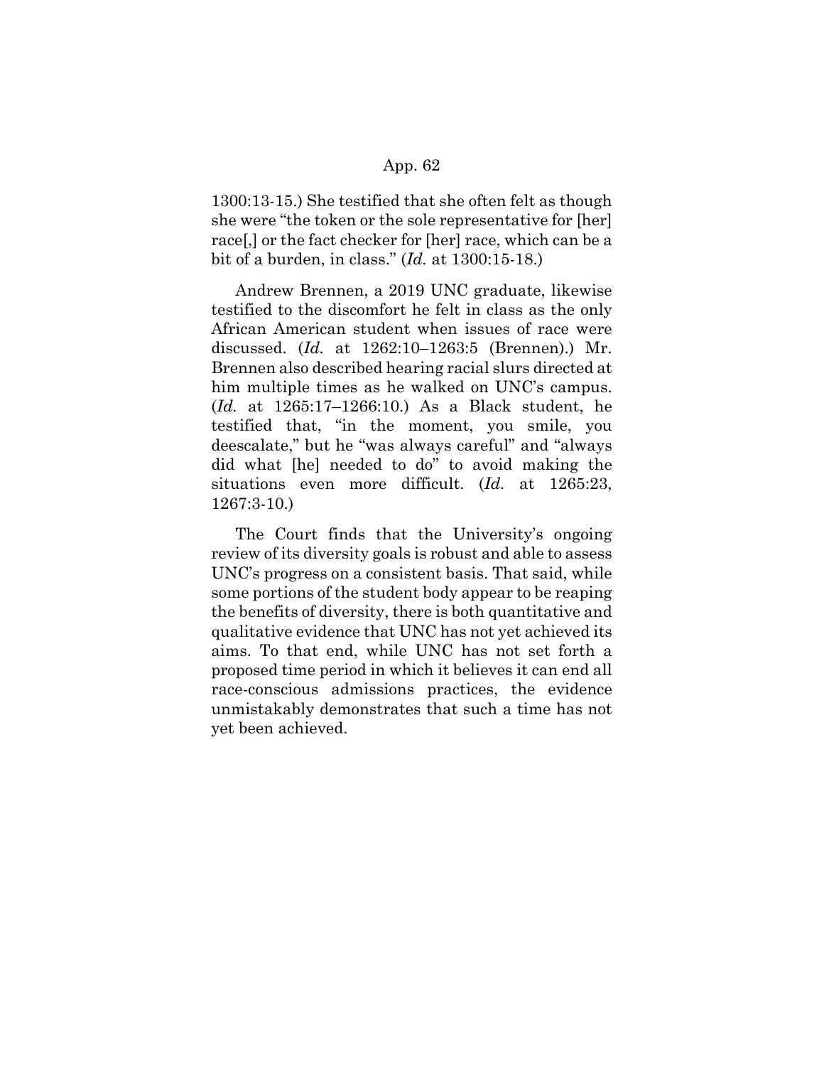1300:13-15.) She testified that she often felt as though she were "the token or the sole representative for [her] race[,] or the fact checker for [her] race, which can be a bit of a burden, in class." (*Id.* at 1300:15-18.)

Andrew Brennen, a 2019 UNC graduate, likewise testified to the discomfort he felt in class as the only African American student when issues of race were discussed. (*Id.* at 1262:10–1263:5 (Brennen).) Mr. Brennen also described hearing racial slurs directed at him multiple times as he walked on UNC's campus. (*Id.* at 1265:17–1266:10.) As a Black student, he testified that, "in the moment, you smile, you deescalate," but he "was always careful" and "always did what [he] needed to do" to avoid making the situations even more difficult. (*Id.* at 1265:23, 1267:3-10.)

The Court finds that the University's ongoing review of its diversity goals is robust and able to assess UNC's progress on a consistent basis. That said, while some portions of the student body appear to be reaping the benefits of diversity, there is both quantitative and qualitative evidence that UNC has not yet achieved its aims. To that end, while UNC has not set forth a proposed time period in which it believes it can end all race-conscious admissions practices, the evidence unmistakably demonstrates that such a time has not yet been achieved.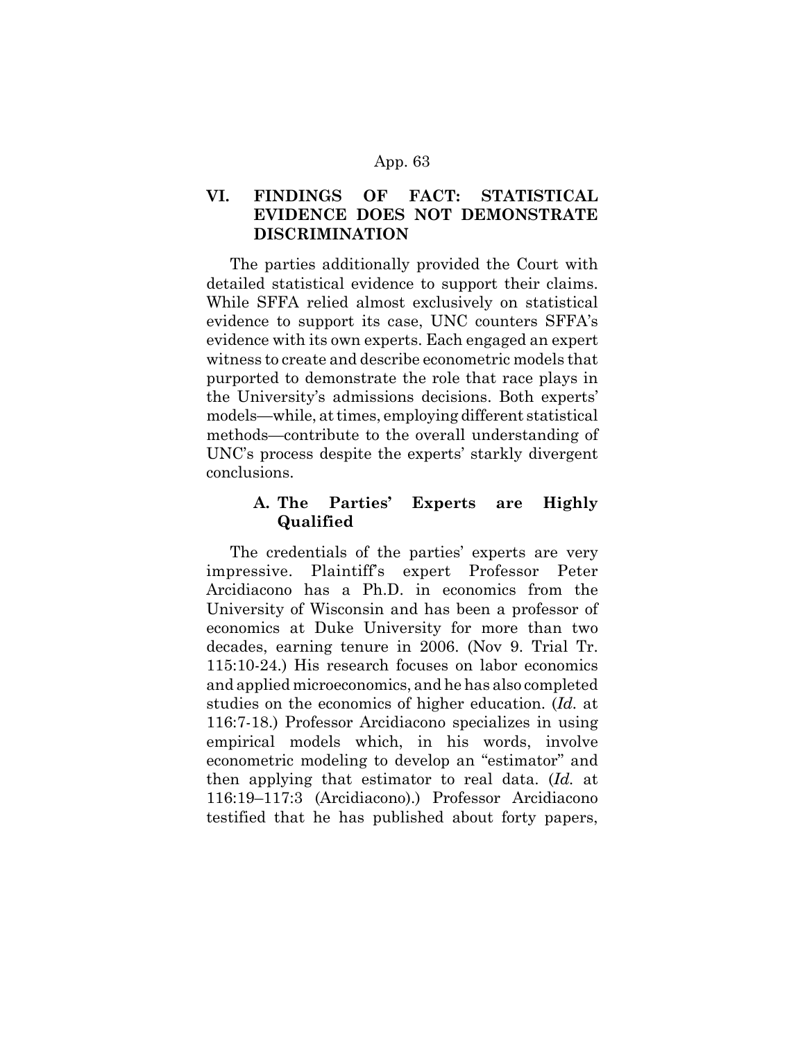## VI. FINDINGS OF FACT: STATISTICAL EVIDENCE DOES NOT DEMONSTRATE DISCRIMINATION

The parties additionally provided the Court with detailed statistical evidence to support their claims. While SFFA relied almost exclusively on statistical evidence to support its case, UNC counters SFFA's evidence with its own experts. Each engaged an expert witness to create and describe econometric models that purported to demonstrate the role that race plays in the University's admissions decisions. Both experts' models—while, at times, employing different statistical methods—contribute to the overall understanding of UNC's process despite the experts' starkly divergent conclusions.

### A. The Parties' Experts are Highly Qualified

The credentials of the parties' experts are very impressive. Plaintiff's expert Professor Peter Arcidiacono has a Ph.D. in economics from the University of Wisconsin and has been a professor of economics at Duke University for more than two decades, earning tenure in 2006. (Nov 9. Trial Tr. 115:10-24.) His research focuses on labor economics and applied microeconomics, and he has also completed studies on the economics of higher education. (*Id.* at 116:7-18.) Professor Arcidiacono specializes in using empirical models which, in his words, involve econometric modeling to develop an "estimator" and then applying that estimator to real data. (*Id.* at 116:19–117:3 (Arcidiacono).) Professor Arcidiacono testified that he has published about forty papers,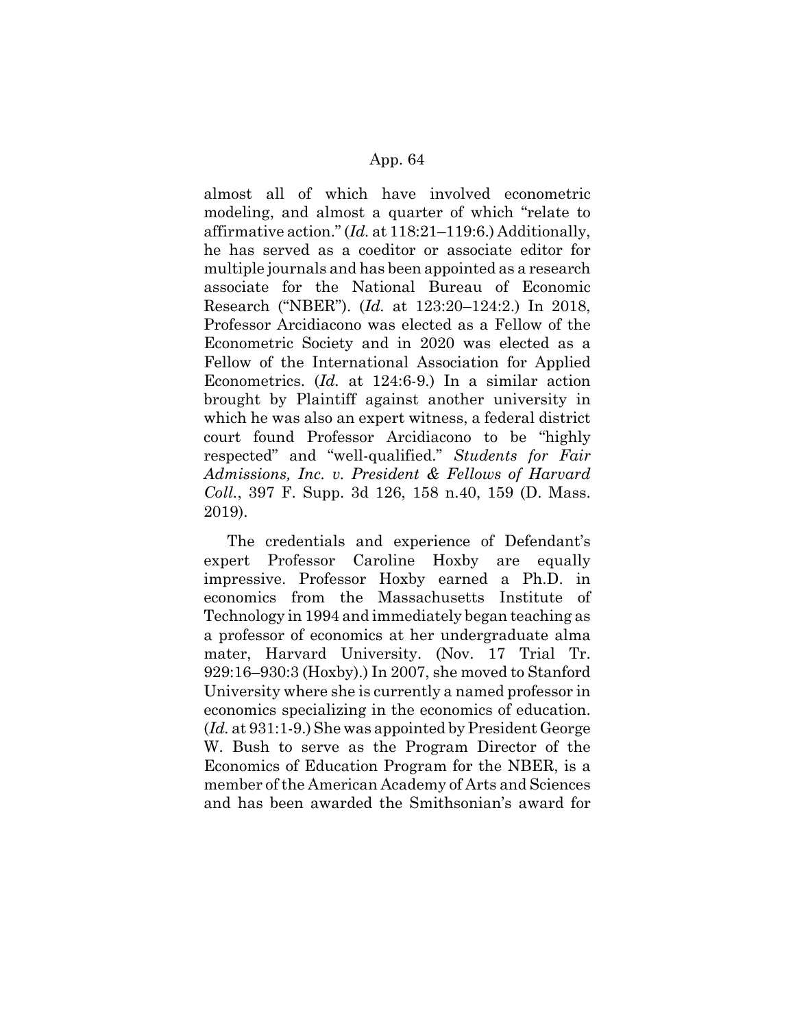almost all of which have involved econometric modeling, and almost a quarter of which "relate to affirmative action." (*Id.* at 118:21–119:6.) Additionally, he has served as a coeditor or associate editor for multiple journals and has been appointed as a research associate for the National Bureau of Economic Research ("NBER"). (*Id.* at 123:20–124:2.) In 2018, Professor Arcidiacono was elected as a Fellow of the Econometric Society and in 2020 was elected as a Fellow of the International Association for Applied Econometrics. (*Id.* at 124:6-9.) In a similar action brought by Plaintiff against another university in which he was also an expert witness, a federal district court found Professor Arcidiacono to be "highly respected" and "well-qualified." *Students for Fair Admissions, Inc. v. President & Fellows of Harvard Coll.*, 397 F. Supp. 3d 126, 158 n.40, 159 (D. Mass. 2019).

The credentials and experience of Defendant's expert Professor Caroline Hoxby are equally impressive. Professor Hoxby earned a Ph.D. in economics from the Massachusetts Institute of Technology in 1994 and immediately began teaching as a professor of economics at her undergraduate alma mater, Harvard University. (Nov. 17 Trial Tr. 929:16–930:3 (Hoxby).) In 2007, she moved to Stanford University where she is currently a named professor in economics specializing in the economics of education. (*Id.* at 931:1-9.) She was appointed by President George W. Bush to serve as the Program Director of the Economics of Education Program for the NBER, is a member of the American Academy of Arts and Sciences and has been awarded the Smithsonian's award for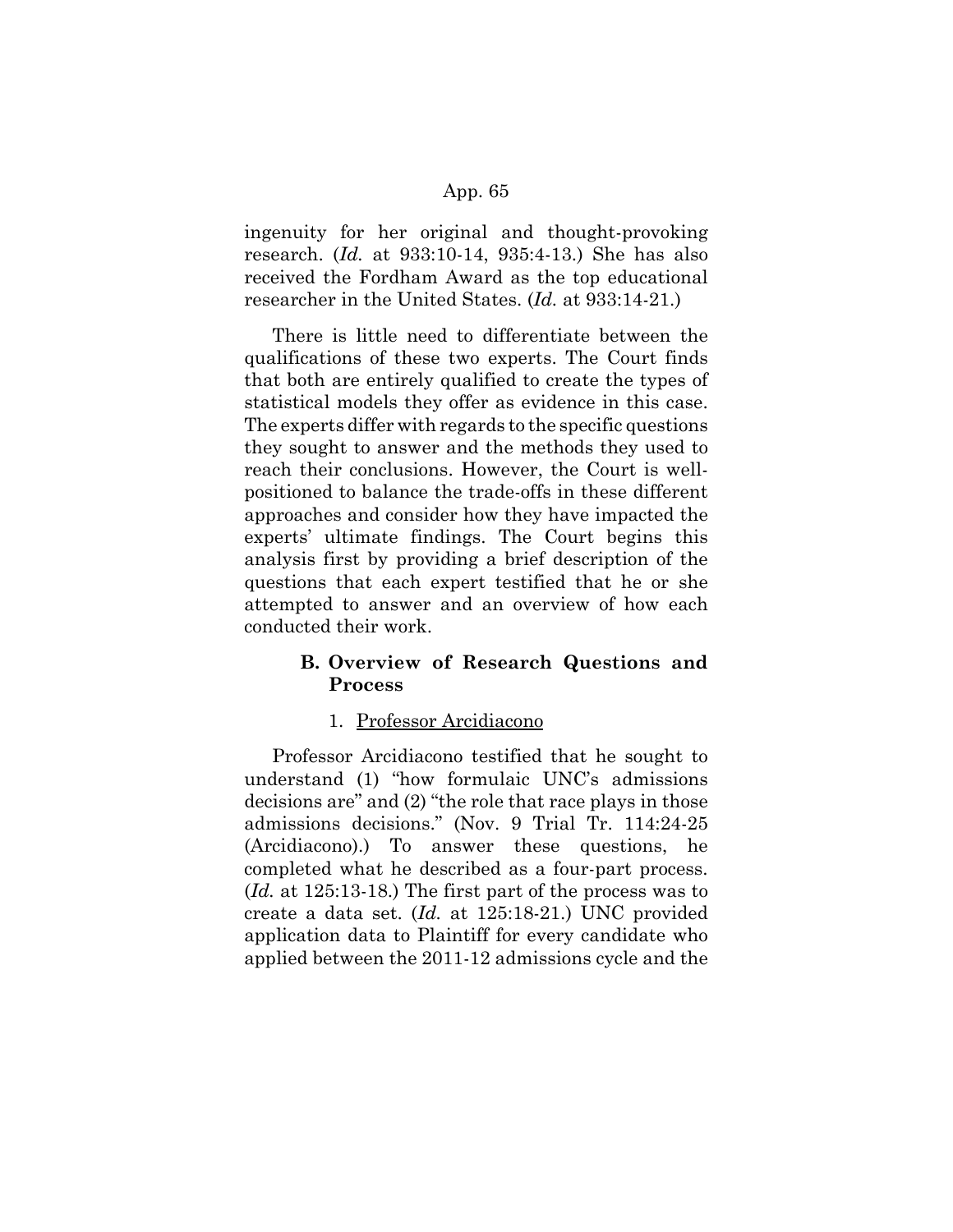ingenuity for her original and thought-provoking research. (*Id.* at 933:10-14, 935:4-13.) She has also received the Fordham Award as the top educational researcher in the United States. (*Id.* at 933:14-21.)

There is little need to differentiate between the qualifications of these two experts. The Court finds that both are entirely qualified to create the types of statistical models they offer as evidence in this case. The experts differ with regards to the specific questions they sought to answer and the methods they used to reach their conclusions. However, the Court is well-positioned to balance the trade-offs in these different approaches and consider how they have impacted the experts' ultimate findings. The Court begins this analysis first by providing a brief description of the questions that each expert testified that he or she attempted to answer and an overview of how each conducted their work.

### B. Overview of Research Questions and Process

#### 1. Professor Arcidiacono

Professor Arcidiacono testified that he sought to understand (1) "how formulaic UNC's admissions decisions are" and (2) "the role that race plays in those admissions decisions." (Nov. 9 Trial Tr. 114:24-25 (Arcidiacono).) To answer these questions, he completed what he described as a four-part process. (*Id.* at 125:13-18.) The first part of the process was to create a data set. (*Id.* at 125:18-21.) UNC provided application data to Plaintiff for every candidate who applied between the 2011-12 admissions cycle and the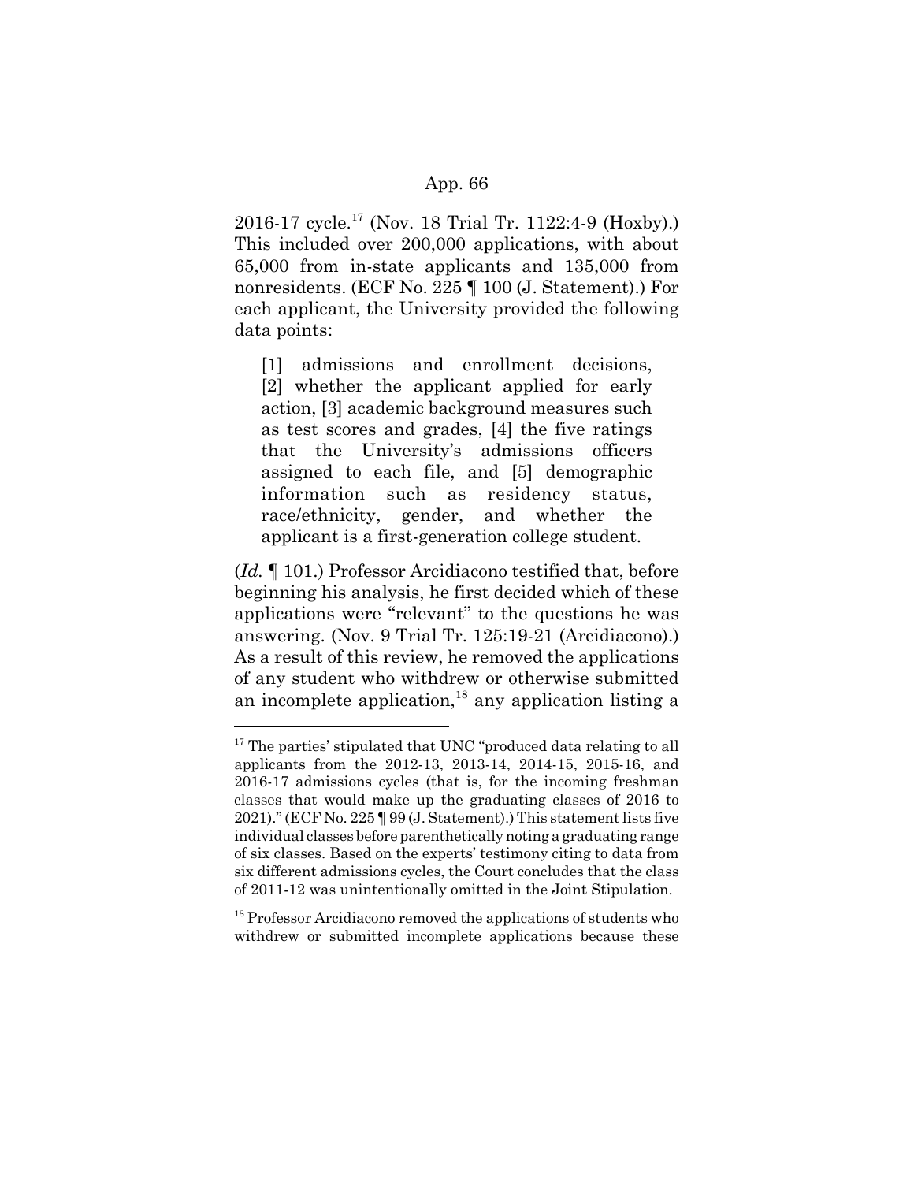2016-17 cycle.[17] (Nov. 18 Trial Tr. 1122:4-9 (Hoxby).) This included over 200,000 applications, with about 65,000 from in-state applicants and 135,000 from nonresidents. (ECF No. 225 ¶ 100 (J. Statement).) For each applicant, the University provided the following data points:

> [1] admissions and enrollment decisions, [2] whether the applicant applied for early action, [3] academic background measures such as test scores and grades, [4] the five ratings that the University's admissions officers assigned to each file, and [5] demographic information such as residency status, race/ethnicity, gender, and whether the applicant is a first-generation college student.

(*Id.* ¶ 101.) Professor Arcidiacono testified that, before beginning his analysis, he first decided which of these applications were "relevant" to the questions he was answering. (Nov. 9 Trial Tr. 125:19-21 (Arcidiacono).) As a result of this review, he removed the applications of any student who withdrew or otherwise submitted an incomplete application,[18] any application listing a

---

[17] The parties' stipulated that UNC "produced data relating to all applicants from the 2012-13, 2013-14, 2014-15, 2015-16, and 2016-17 admissions cycles (that is, for the incoming freshman classes that would make up the graduating classes of 2016 to 2021)." (ECF No. 225 ¶ 99 (J. Statement).) This statement lists five individual classes before parenthetically noting a graduating range of six classes. Based on the experts' testimony citing to data from six different admissions cycles, the Court concludes that the class of 2011-12 was unintentionally omitted in the Joint Stipulation.

[18] Professor Arcidiacono removed the applications of students who withdrew or submitted incomplete applications because these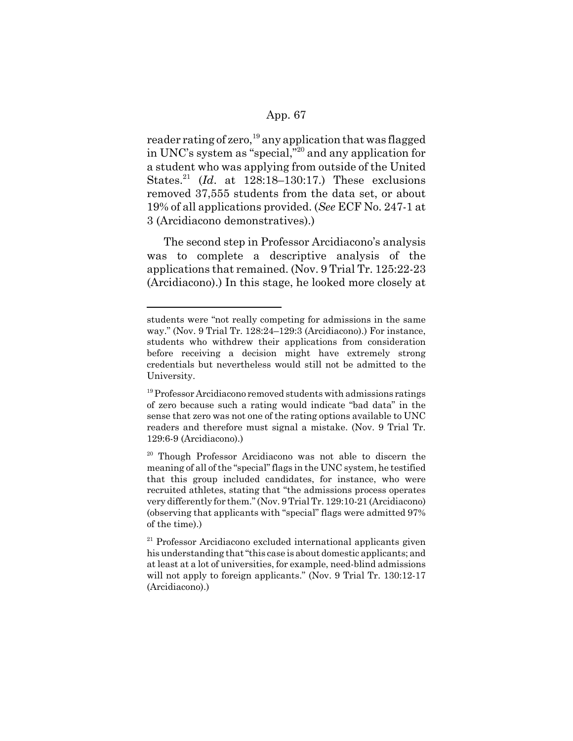reader rating of zero,[19] any application that was flagged in UNC's system as "special,"[20] and any application for a student who was applying from outside of the United States.[21] (*Id*. at 128:18–130:17.) These exclusions removed 37,555 students from the data set, or about 19% of all applications provided. (*See* ECF No. 247-1 at 3 (Arcidiacono demonstratives).)

The second step in Professor Arcidiacono's analysis was to complete a descriptive analysis of the applications that remained. (Nov. 9 Trial Tr. 125:22-23 (Arcidiacono).) In this stage, he looked more closely at

---

students were "not really competing for admissions in the same way." (Nov. 9 Trial Tr. 128:24–129:3 (Arcidiacono).) For instance, students who withdrew their applications from consideration before receiving a decision might have extremely strong credentials but nevertheless would still not be admitted to the University.

[19] Professor Arcidiacono removed students with admissions ratings of zero because such a rating would indicate "bad data" in the sense that zero was not one of the rating options available to UNC readers and therefore must signal a mistake. (Nov. 9 Trial Tr. 129:6-9 (Arcidiacono).)

[20] Though Professor Arcidiacono was not able to discern the meaning of all of the "special" flags in the UNC system, he testified that this group included candidates, for instance, who were recruited athletes, stating that "the admissions process operates very differently for them." (Nov. 9 Trial Tr. 129:10-21 (Arcidiacono) (observing that applicants with "special" flags were admitted 97% of the time).)

[21] Professor Arcidiacono excluded international applicants given his understanding that "this case is about domestic applicants; and at least at a lot of universities, for example, need-blind admissions will not apply to foreign applicants." (Nov. 9 Trial Tr. 130:12-17 (Arcidiacono).)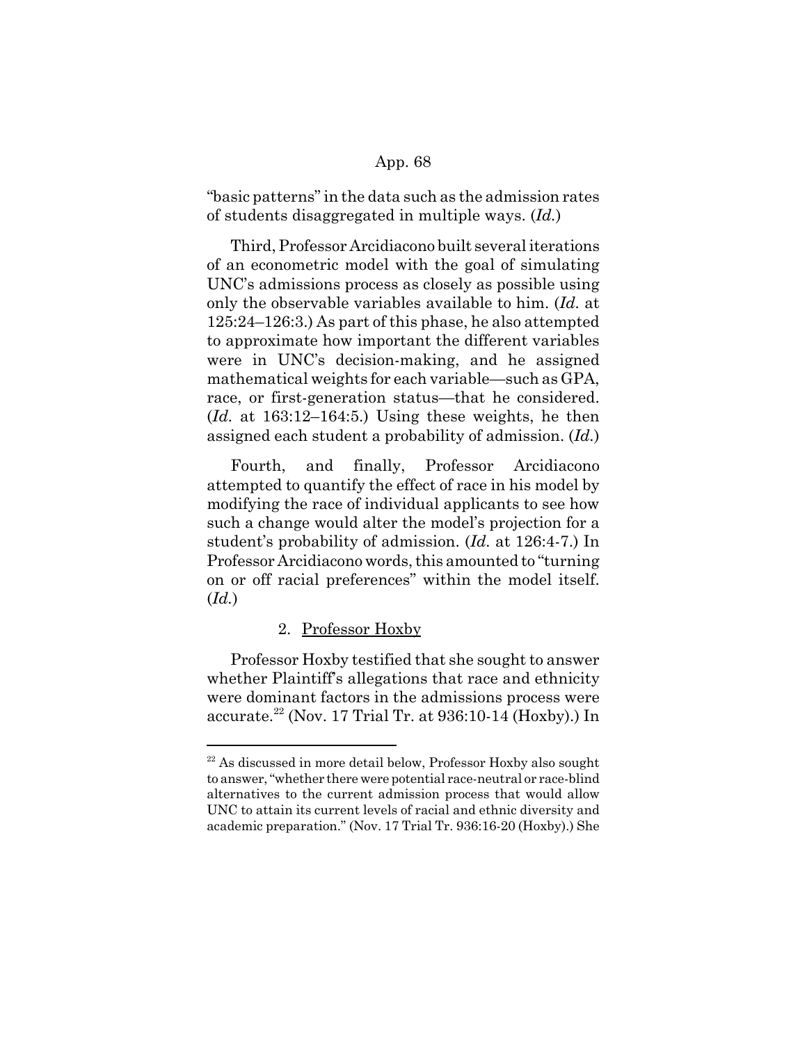"basic patterns" in the data such as the admission rates of students disaggregated in multiple ways. (*Id.*)

Third, Professor Arcidiacono built several iterations of an econometric model with the goal of simulating UNC's admissions process as closely as possible using only the observable variables available to him. (*Id.* at 125:24–126:3.) As part of this phase, he also attempted to approximate how important the different variables were in UNC's decision-making, and he assigned mathematical weights for each variable—such as GPA, race, or first-generation status—that he considered. (*Id.* at 163:12–164:5.) Using these weights, he then assigned each student a probability of admission. (*Id.*)

Fourth, and finally, Professor Arcidiacono attempted to quantify the effect of race in his model by modifying the race of individual applicants to see how such a change would alter the model's projection for a student's probability of admission. (*Id.* at 126:4-7.) In Professor Arcidiacono words, this amounted to "turning on or off racial preferences" within the model itself. (*Id.*)

2. Professor Hoxby

Professor Hoxby testified that she sought to answer whether Plaintiff's allegations that race and ethnicity were dominant factors in the admissions process were accurate.[22] (Nov. 17 Trial Tr. at 936:10-14 (Hoxby).) In

[22] As discussed in more detail below, Professor Hoxby also sought to answer, "whether there were potential race-neutral or race-blind alternatives to the current admission process that would allow UNC to attain its current levels of racial and ethnic diversity and academic preparation." (Nov. 17 Trial Tr. 936:16-20 (Hoxby).) She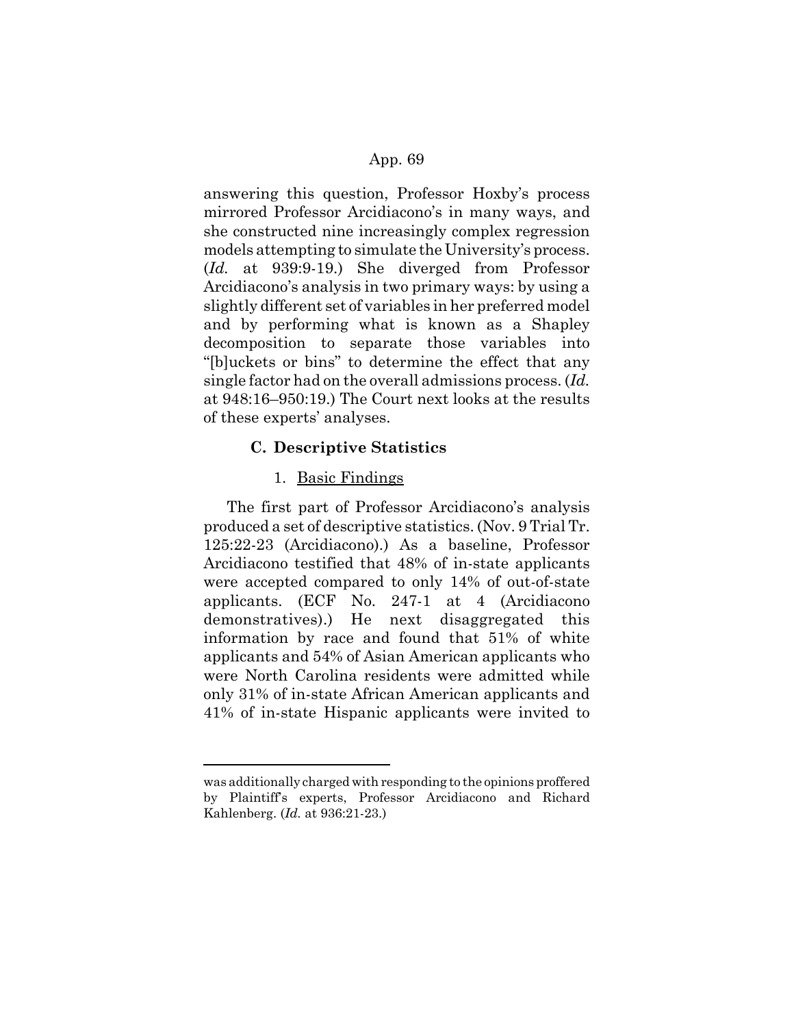answering this question, Professor Hoxby's process mirrored Professor Arcidiacono's in many ways, and she constructed nine increasingly complex regression models attempting to simulate the University's process. (*Id.* at 939:9-19.) She diverged from Professor Arcidiacono's analysis in two primary ways: by using a slightly different set of variables in her preferred model and by performing what is known as a Shapley decomposition to separate those variables into "[b]uckets or bins" to determine the effect that any single factor had on the overall admissions process. (*Id.* at 948:16–950:19.) The Court next looks at the results of these experts' analyses.

### C. Descriptive Statistics

#### 1. Basic Findings

The first part of Professor Arcidiacono's analysis produced a set of descriptive statistics. (Nov. 9 Trial Tr. 125:22-23 (Arcidiacono).) As a baseline, Professor Arcidiacono testified that 48% of in-state applicants were accepted compared to only 14% of out-of-state applicants. (ECF No. 247-1 at 4 (Arcidiacono demonstratives).) He next disaggregated this information by race and found that 51% of white applicants and 54% of Asian American applicants who were North Carolina residents were admitted while only 31% of in-state African American applicants and 41% of in-state Hispanic applicants were invited to

---

was additionally charged with responding to the opinions proffered by Plaintiff's experts, Professor Arcidiacono and Richard Kahlenberg. (*Id.* at 936:21-23.)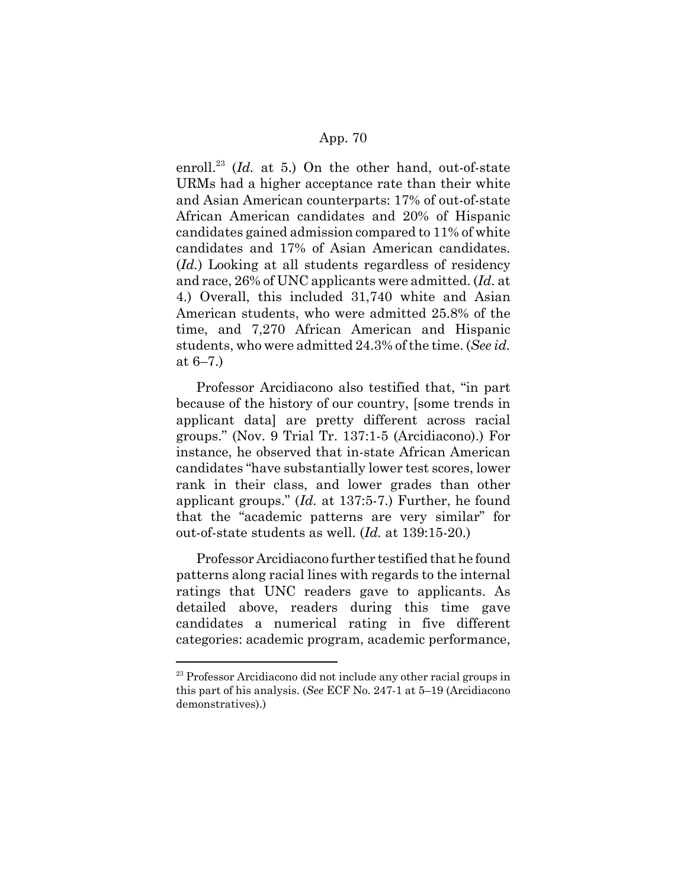enroll.[23] (*Id.* at 5.) On the other hand, out-of-state URMs had a higher acceptance rate than their white and Asian American counterparts: 17% of out-of-state African American candidates and 20% of Hispanic candidates gained admission compared to 11% of white candidates and 17% of Asian American candidates. (*Id.*) Looking at all students regardless of residency and race, 26% of UNC applicants were admitted. (*Id.* at 4.) Overall, this included 31,740 white and Asian American students, who were admitted 25.8% of the time, and 7,270 African American and Hispanic students, who were admitted 24.3% of the time. (*See id.* at 6–7.)

Professor Arcidiacono also testified that, "in part because of the history of our country, [some trends in applicant data] are pretty different across racial groups." (Nov. 9 Trial Tr. 137:1-5 (Arcidiacono).) For instance, he observed that in-state African American candidates "have substantially lower test scores, lower rank in their class, and lower grades than other applicant groups." (*Id.* at 137:5-7.) Further, he found that the "academic patterns are very similar" for out-of-state students as well. (*Id.* at 139:15-20.)

Professor Arcidiacono further testified that he found patterns along racial lines with regards to the internal ratings that UNC readers gave to applicants. As detailed above, readers during this time gave candidates a numerical rating in five different categories: academic program, academic performance,

---

[23] Professor Arcidiacono did not include any other racial groups in this part of his analysis. (*See* ECF No. 247-1 at 5–19 (Arcidiacono demonstratives).)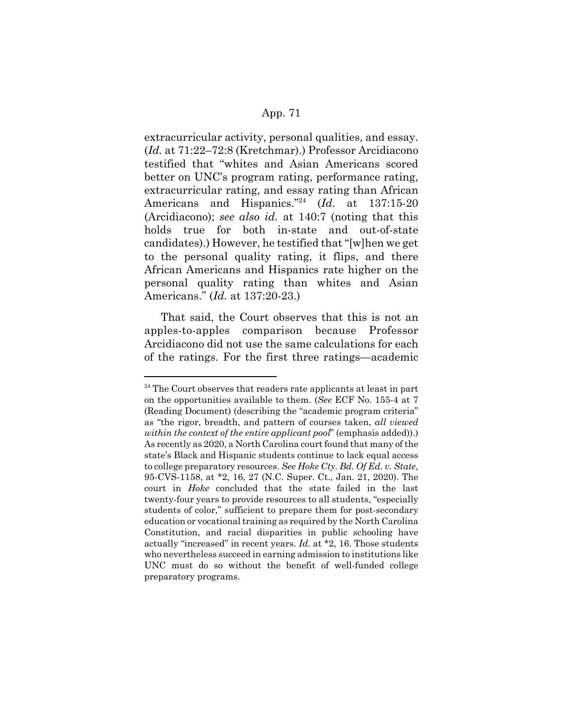extracurricular activity, personal qualities, and essay. (*Id.* at 71:22–72:8 (Kretchmar).) Professor Arcidiacono testified that "whites and Asian Americans scored better on UNC's program rating, performance rating, extracurricular rating, and essay rating than African Americans and Hispanics."[24] (*Id.* at 137:15-20 (Arcidiacono); *see also id.* at 140:7 (noting that this holds true for both in-state and out-of-state candidates).) However, he testified that "[w]hen we get to the personal quality rating, it flips, and there African Americans and Hispanics rate higher on the personal quality rating than whites and Asian Americans." (*Id.* at 137:20-23.)

That said, the Court observes that this is not an apples-to-apples comparison because Professor Arcidiacono did not use the same calculations for each of the ratings. For the first three ratings—academic

---

[24] The Court observes that readers rate applicants at least in part on the opportunities available to them. (*See* ECF No. 155-4 at 7 (Reading Document) (describing the "academic program criteria" as "the rigor, breadth, and pattern of courses taken, *all viewed within the context of the entire applicant pool*" (emphasis added)).) As recently as 2020, a North Carolina court found that many of the state's Black and Hispanic students continue to lack equal access to college preparatory resources. *See Hoke Cty. Bd. Of Ed. v. State*, 95-CVS-1158, at *2, 16, 27 (N.C. Super. Ct., Jan. 21, 2020). The court in *Hoke* concluded that the state failed in the last twenty-four years to provide resources to all students, "especially students of color," sufficient to prepare them for post-secondary education or vocational training as required by the North Carolina Constitution, and racial disparities in public schooling have actually "increased" in recent years. *Id.* at *2, 16. Those students who nevertheless succeed in earning admission to institutions like UNC must do so without the benefit of well-funded college preparatory programs.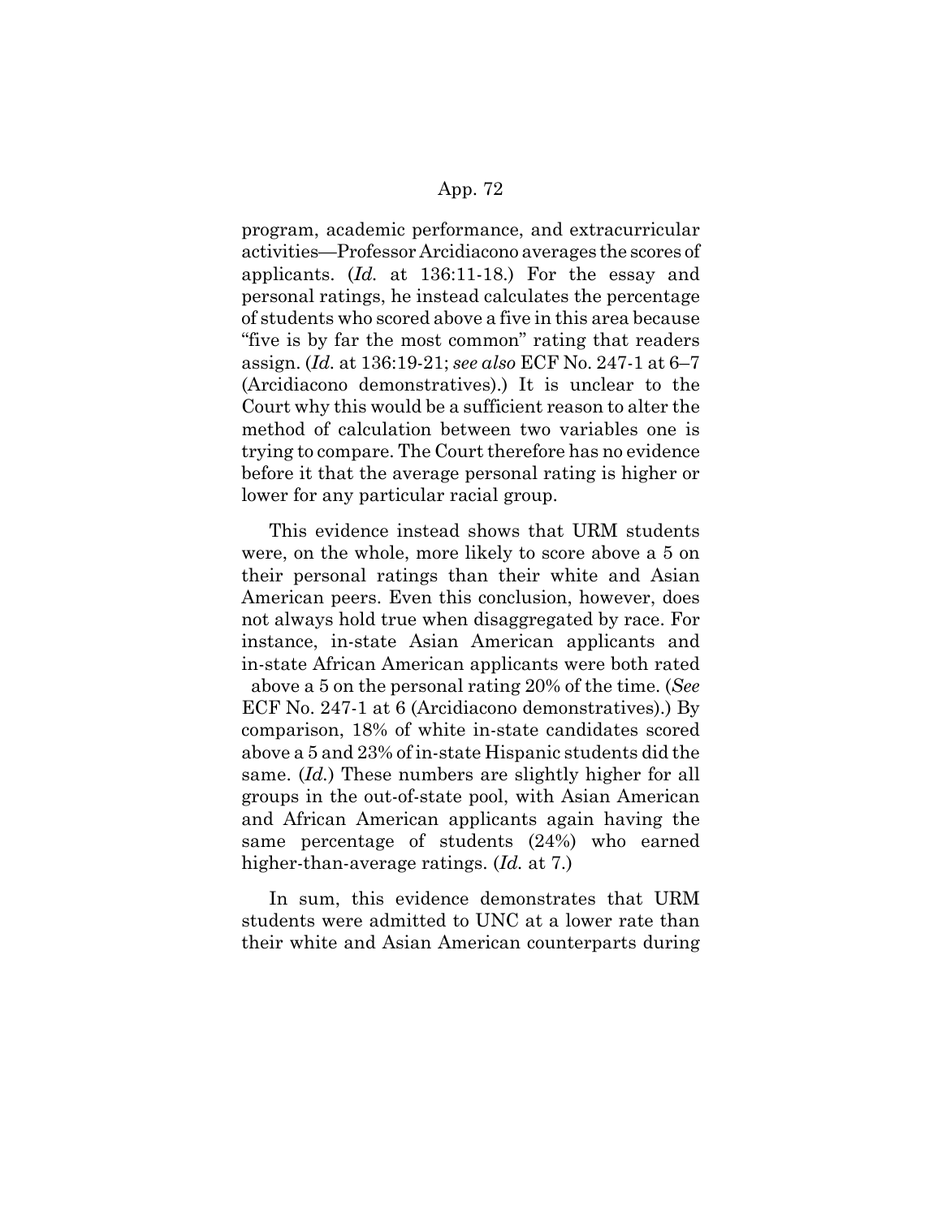program, academic performance, and extracurricular activities—Professor Arcidiacono averages the scores of applicants. (*Id.* at 136:11-18.) For the essay and personal ratings, he instead calculates the percentage of students who scored above a five in this area because "five is by far the most common" rating that readers assign. (*Id.* at 136:19-21; *see also* ECF No. 247-1 at 6–7 (Arcidiacono demonstratives).) It is unclear to the Court why this would be a sufficient reason to alter the method of calculation between two variables one is trying to compare. The Court therefore has no evidence before it that the average personal rating is higher or lower for any particular racial group.

This evidence instead shows that URM students were, on the whole, more likely to score above a 5 on their personal ratings than their white and Asian American peers. Even this conclusion, however, does not always hold true when disaggregated by race. For instance, in-state Asian American applicants and in-state African American applicants were both rated above a 5 on the personal rating 20% of the time. (*See* ECF No. 247-1 at 6 (Arcidiacono demonstratives).) By comparison, 18% of white in-state candidates scored above a 5 and 23% of in-state Hispanic students did the same. (*Id.*) These numbers are slightly higher for all groups in the out-of-state pool, with Asian American and African American applicants again having the same percentage of students (24%) who earned higher-than-average ratings. (*Id.* at 7.)

In sum, this evidence demonstrates that URM students were admitted to UNC at a lower rate than their white and Asian American counterparts during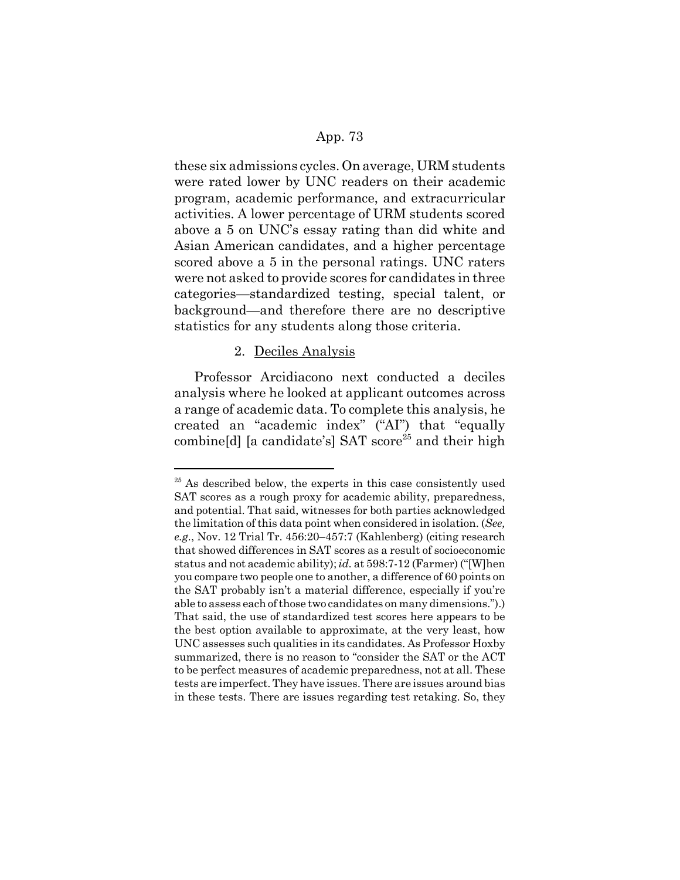these six admissions cycles. On average, URM students were rated lower by UNC readers on their academic program, academic performance, and extracurricular activities. A lower percentage of URM students scored above a 5 on UNC's essay rating than did white and Asian American candidates, and a higher percentage scored above a 5 in the personal ratings. UNC raters were not asked to provide scores for candidates in three categories—standardized testing, special talent, or background—and therefore there are no descriptive statistics for any students along those criteria.

2. <u>Deciles Analysis</u>

Professor Arcidiacono next conducted a deciles analysis where he looked at applicant outcomes across a range of academic data. To complete this analysis, he created an "academic index" ("AI") that "equally combine[d] [a candidate's] SAT score[25] and their high

---

[25] As described below, the experts in this case consistently used SAT scores as a rough proxy for academic ability, preparedness, and potential. That said, witnesses for both parties acknowledged the limitation of this data point when considered in isolation. (*See, e.g.*, Nov. 12 Trial Tr. 456:20–457:7 (Kahlenberg) (citing research that showed differences in SAT scores as a result of socioeconomic status and not academic ability); *id.* at 598:7-12 (Farmer) ("[W]hen you compare two people one to another, a difference of 60 points on the SAT probably isn't a material difference, especially if you're able to assess each of those two candidates on many dimensions.").) That said, the use of standardized test scores here appears to be the best option available to approximate, at the very least, how UNC assesses such qualities in its candidates. As Professor Hoxby summarized, there is no reason to "consider the SAT or the ACT to be perfect measures of academic preparedness, not at all. These tests are imperfect. They have issues. There are issues around bias in these tests. There are issues regarding test retaking. So, they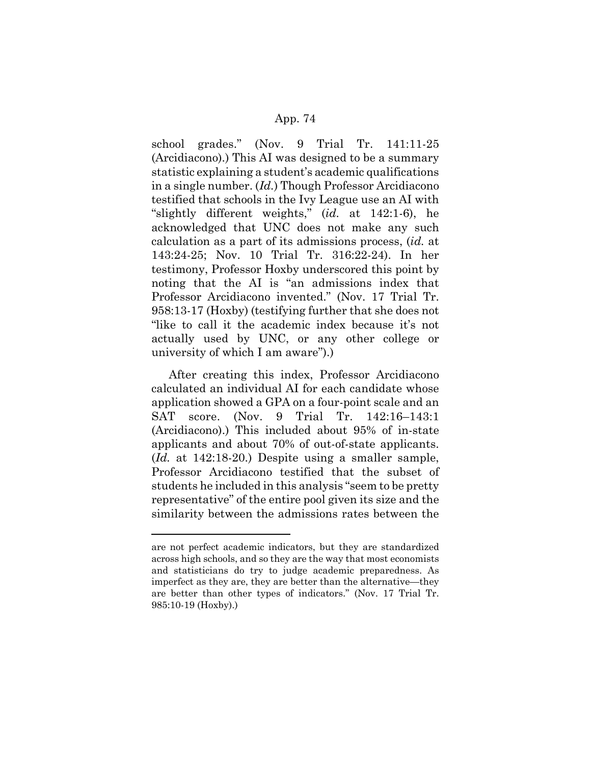school grades." (Nov. 9 Trial Tr. 141:11-25 (Arcidiacono).) This AI was designed to be a summary statistic explaining a student's academic qualifications in a single number. (*Id.*) Though Professor Arcidiacono testified that schools in the Ivy League use an AI with "slightly different weights," (*id.* at 142:1-6), he acknowledged that UNC does not make any such calculation as a part of its admissions process, (*id.* at 143:24-25; Nov. 10 Trial Tr. 316:22-24). In her testimony, Professor Hoxby underscored this point by noting that the AI is "an admissions index that Professor Arcidiacono invented." (Nov. 17 Trial Tr. 958:13-17 (Hoxby) (testifying further that she does not "like to call it the academic index because it's not actually used by UNC, or any other college or university of which I am aware").)

After creating this index, Professor Arcidiacono calculated an individual AI for each candidate whose application showed a GPA on a four-point scale and an SAT score. (Nov. 9 Trial Tr. 142:16–143:1 (Arcidiacono).) This included about 95% of in-state applicants and about 70% of out-of-state applicants. (*Id.* at 142:18-20.) Despite using a smaller sample, Professor Arcidiacono testified that the subset of students he included in this analysis "seem to be pretty representative" of the entire pool given its size and the similarity between the admissions rates between the

---

are not perfect academic indicators, but they are standardized across high schools, and so they are the way that most economists and statisticians do try to judge academic preparedness. As imperfect as they are, they are better than the alternative—they are better than other types of indicators." (Nov. 17 Trial Tr. 985:10-19 (Hoxby).)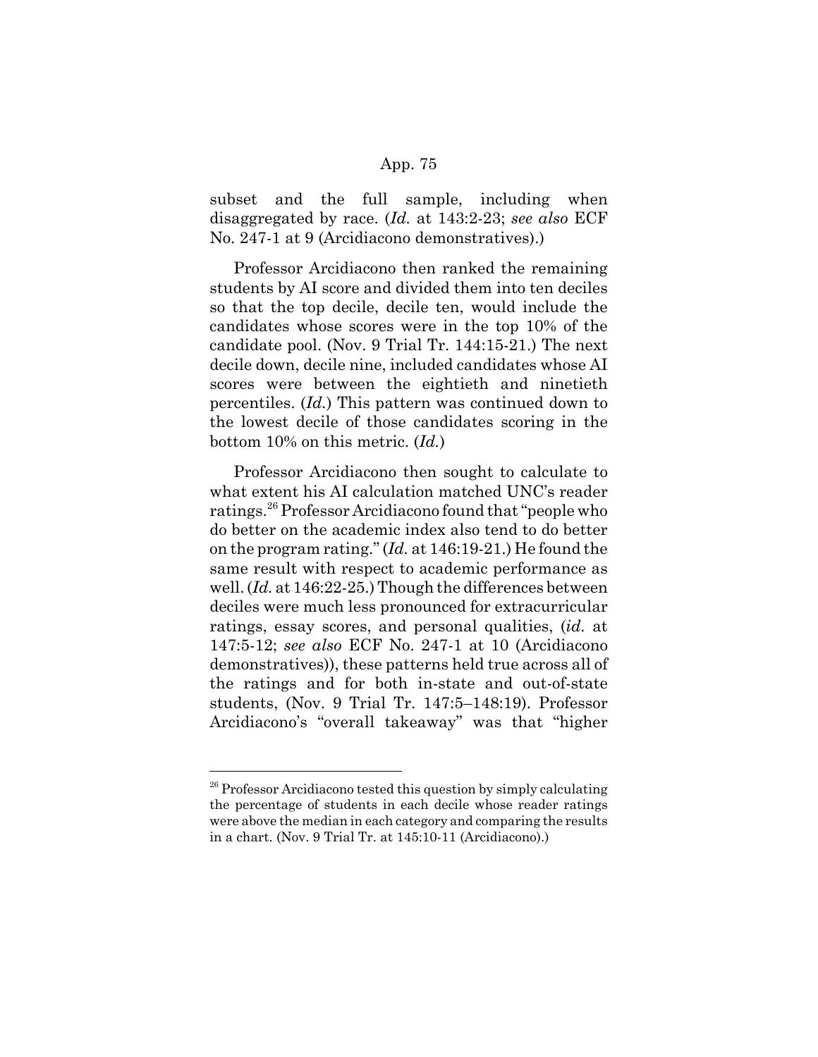subset and the full sample, including when disaggregated by race. (*Id.* at 143:2-23; *see also* ECF No. 247-1 at 9 (Arcidiacono demonstratives).)

Professor Arcidiacono then ranked the remaining students by AI score and divided them into ten deciles so that the top decile, decile ten, would include the candidates whose scores were in the top 10% of the candidate pool. (Nov. 9 Trial Tr. 144:15-21.) The next decile down, decile nine, included candidates whose AI scores were between the eightieth and ninetieth percentiles. (*Id.*) This pattern was continued down to the lowest decile of those candidates scoring in the bottom 10% on this metric. (*Id.*)

Professor Arcidiacono then sought to calculate to what extent his AI calculation matched UNC's reader ratings.[26] Professor Arcidiacono found that "people who do better on the academic index also tend to do better on the program rating." (*Id.* at 146:19-21.) He found the same result with respect to academic performance as well. (*Id.* at 146:22-25.) Though the differences between deciles were much less pronounced for extracurricular ratings, essay scores, and personal qualities, (*id.* at 147:5-12; *see also* ECF No. 247-1 at 10 (Arcidiacono demonstratives)), these patterns held true across all of the ratings and for both in-state and out-of-state students, (Nov. 9 Trial Tr. 147:5–148:19). Professor Arcidiacono's "overall takeaway" was that "higher

---

[26] Professor Arcidiacono tested this question by simply calculating the percentage of students in each decile whose reader ratings were above the median in each category and comparing the results in a chart. (Nov. 9 Trial Tr. at 145:10-11 (Arcidiacono).)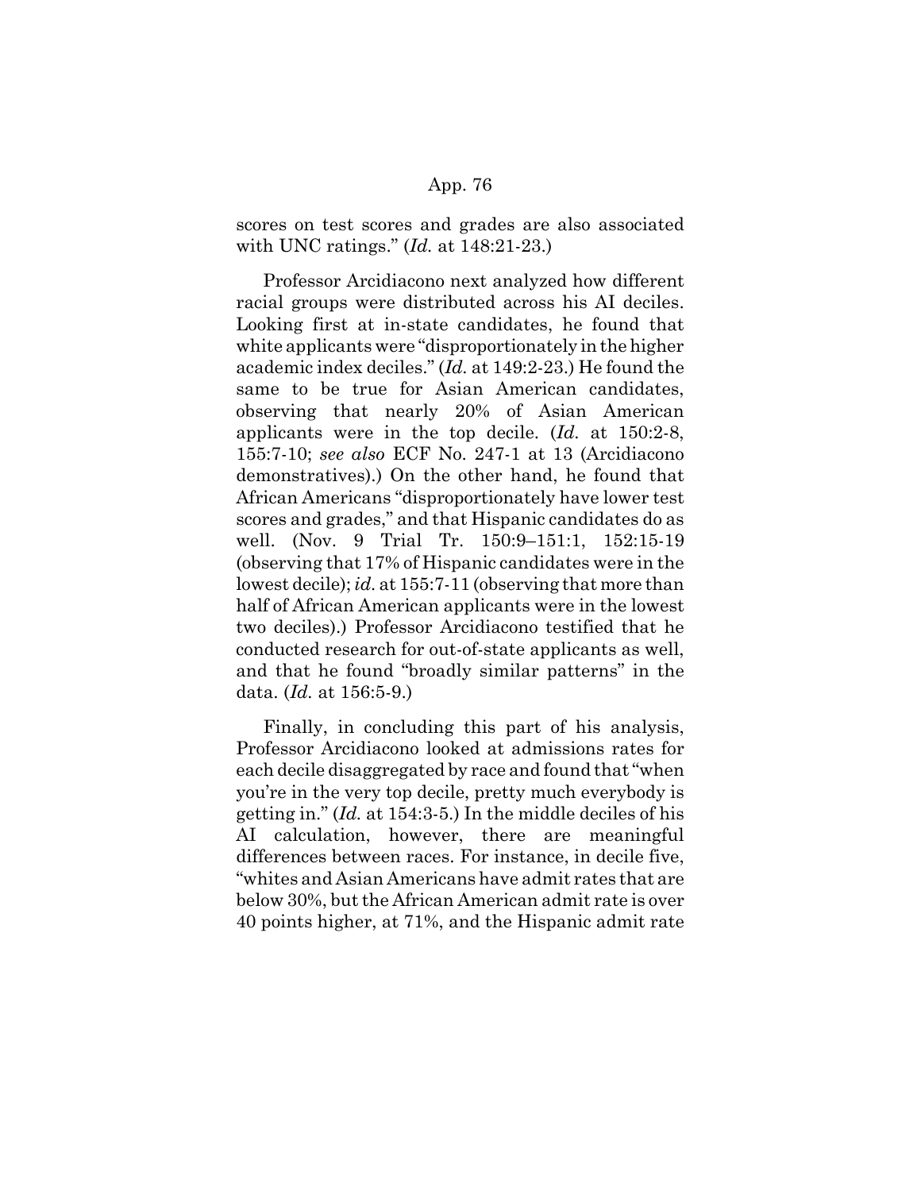scores on test scores and grades are also associated with UNC ratings." (*Id.* at 148:21-23.)

Professor Arcidiacono next analyzed how different racial groups were distributed across his AI deciles. Looking first at in-state candidates, he found that white applicants were "disproportionately in the higher academic index deciles." (*Id.* at 149:2-23.) He found the same to be true for Asian American candidates, observing that nearly 20% of Asian American applicants were in the top decile. (*Id.* at 150:2-8, 155:7-10; *see also* ECF No. 247-1 at 13 (Arcidiacono demonstratives).) On the other hand, he found that African Americans "disproportionately have lower test scores and grades," and that Hispanic candidates do as well. (Nov. 9 Trial Tr. 150:9–151:1, 152:15-19 (observing that 17% of Hispanic candidates were in the lowest decile); *id.* at 155:7-11 (observing that more than half of African American applicants were in the lowest two deciles).) Professor Arcidiacono testified that he conducted research for out-of-state applicants as well, and that he found "broadly similar patterns" in the data. (*Id.* at 156:5-9.)

Finally, in concluding this part of his analysis, Professor Arcidiacono looked at admissions rates for each decile disaggregated by race and found that "when you're in the very top decile, pretty much everybody is getting in." (*Id.* at 154:3-5.) In the middle deciles of his AI calculation, however, there are meaningful differences between races. For instance, in decile five, "whites and Asian Americans have admit rates that are below 30%, but the African American admit rate is over 40 points higher, at 71%, and the Hispanic admit rate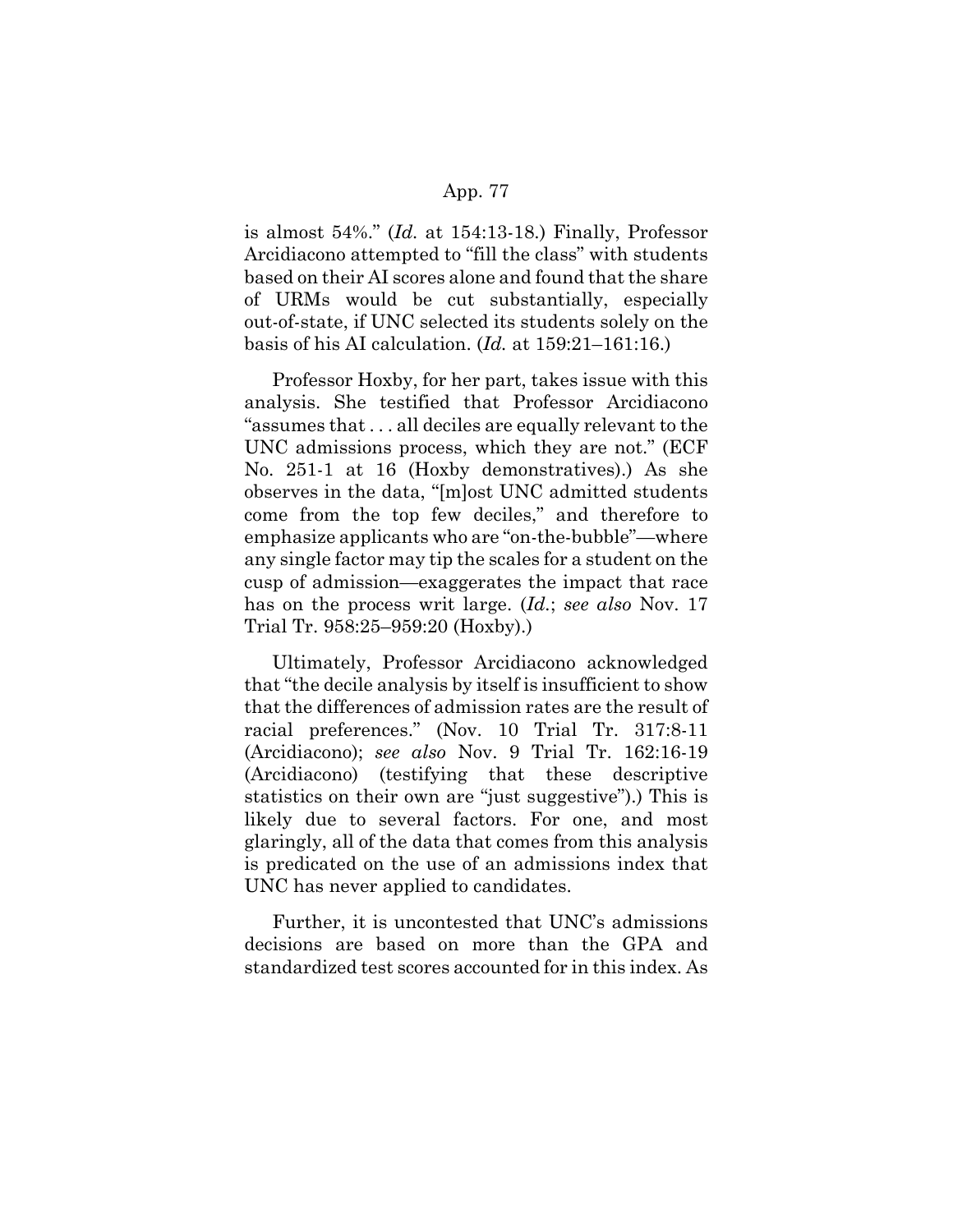is almost 54%." (*Id.* at 154:13-18.) Finally, Professor Arcidiacono attempted to "fill the class" with students based on their AI scores alone and found that the share of URMs would be cut substantially, especially out-of-state, if UNC selected its students solely on the basis of his AI calculation. (*Id.* at 159:21–161:16.)

Professor Hoxby, for her part, takes issue with this analysis. She testified that Professor Arcidiacono "assumes that . . . all deciles are equally relevant to the UNC admissions process, which they are not." (ECF No. 251-1 at 16 (Hoxby demonstratives).) As she observes in the data, "[m]ost UNC admitted students come from the top few deciles," and therefore to emphasize applicants who are "on-the-bubble"—where any single factor may tip the scales for a student on the cusp of admission—exaggerates the impact that race has on the process writ large. (*Id.*; *see also* Nov. 17 Trial Tr. 958:25–959:20 (Hoxby).)

Ultimately, Professor Arcidiacono acknowledged that "the decile analysis by itself is insufficient to show that the differences of admission rates are the result of racial preferences." (Nov. 10 Trial Tr. 317:8-11 (Arcidiacono); *see also* Nov. 9 Trial Tr. 162:16-19 (Arcidiacono) (testifying that these descriptive statistics on their own are "just suggestive").) This is likely due to several factors. For one, and most glaringly, all of the data that comes from this analysis is predicated on the use of an admissions index that UNC has never applied to candidates.

Further, it is uncontested that UNC's admissions decisions are based on more than the GPA and standardized test scores accounted for in this index. As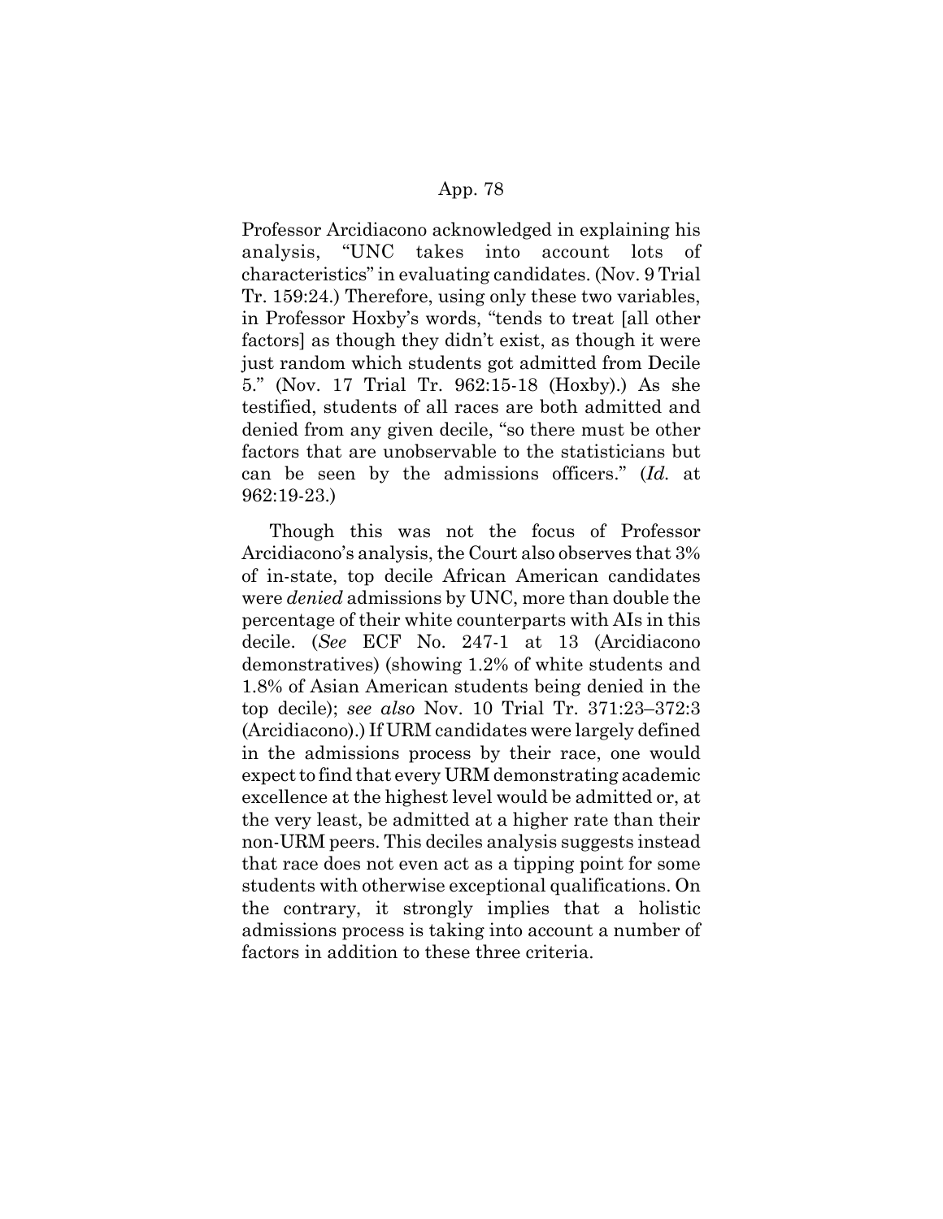Professor Arcidiacono acknowledged in explaining his analysis, "UNC takes into account lots of characteristics" in evaluating candidates. (Nov. 9 Trial Tr. 159:24.) Therefore, using only these two variables, in Professor Hoxby's words, "tends to treat [all other factors] as though they didn't exist, as though it were just random which students got admitted from Decile 5." (Nov. 17 Trial Tr. 962:15-18 (Hoxby).) As she testified, students of all races are both admitted and denied from any given decile, "so there must be other factors that are unobservable to the statisticians but can be seen by the admissions officers." (*Id.* at 962:19-23.)

Though this was not the focus of Professor Arcidiacono's analysis, the Court also observes that 3% of in-state, top decile African American candidates were *denied* admissions by UNC, more than double the percentage of their white counterparts with AIs in this decile. (*See* ECF No. 247-1 at 13 (Arcidiacono demonstratives) (showing 1.2% of white students and 1.8% of Asian American students being denied in the top decile); *see also* Nov. 10 Trial Tr. 371:23–372:3 (Arcidiacono).) If URM candidates were largely defined in the admissions process by their race, one would expect to find that every URM demonstrating academic excellence at the highest level would be admitted or, at the very least, be admitted at a higher rate than their non-URM peers. This deciles analysis suggests instead that race does not even act as a tipping point for some students with otherwise exceptional qualifications. On the contrary, it strongly implies that a holistic admissions process is taking into account a number of factors in addition to these three criteria.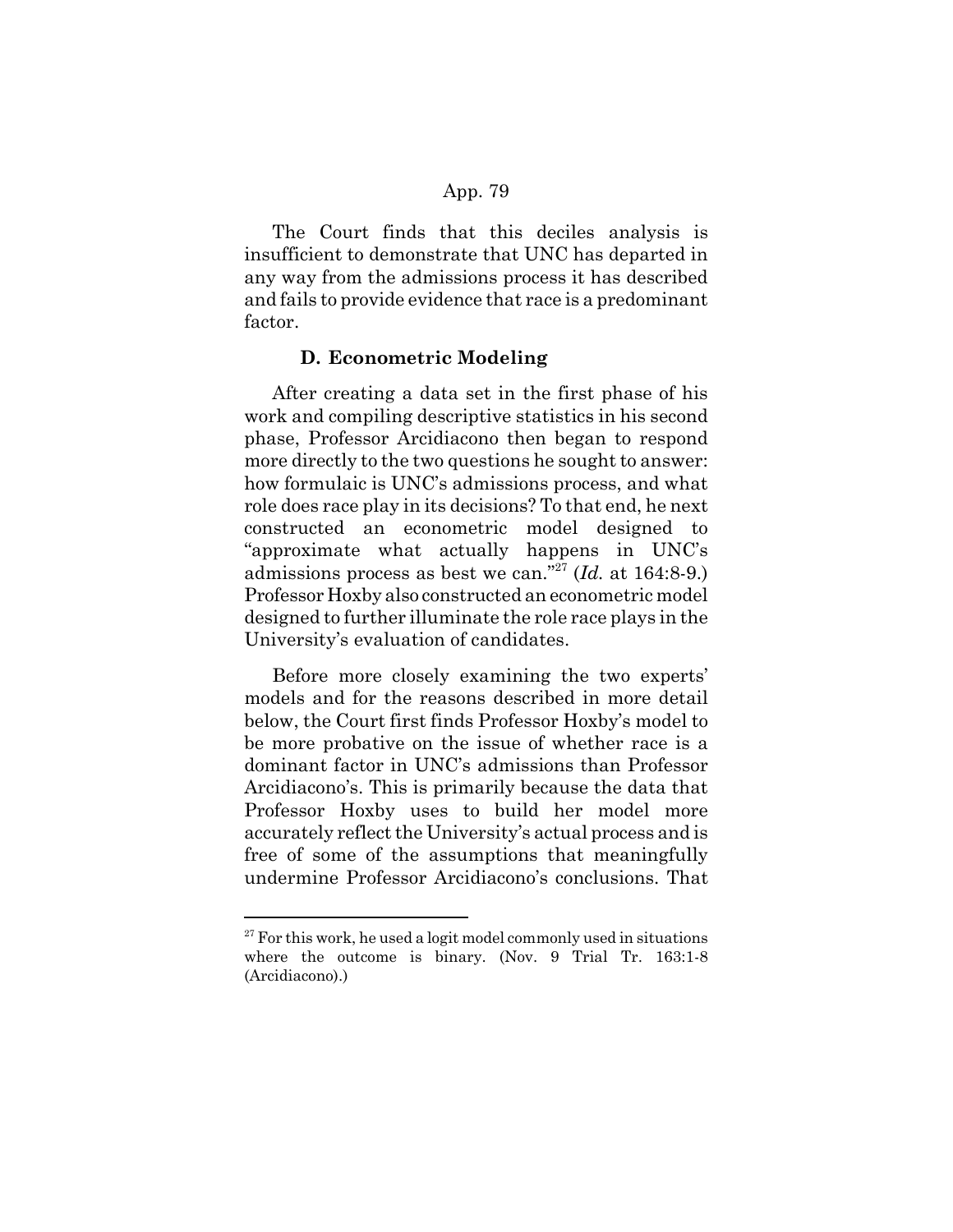The Court finds that this deciles analysis is insufficient to demonstrate that UNC has departed in any way from the admissions process it has described and fails to provide evidence that race is a predominant factor.

### D. Econometric Modeling

After creating a data set in the first phase of his work and compiling descriptive statistics in his second phase, Professor Arcidiacono then began to respond more directly to the two questions he sought to answer: how formulaic is UNC's admissions process, and what role does race play in its decisions? To that end, he next constructed an econometric model designed to "approximate what actually happens in UNC's admissions process as best we can."[27] (*Id.* at 164:8-9.) Professor Hoxby also constructed an econometric model designed to further illuminate the role race plays in the University's evaluation of candidates.

Before more closely examining the two experts' models and for the reasons described in more detail below, the Court first finds Professor Hoxby's model to be more probative on the issue of whether race is a dominant factor in UNC's admissions than Professor Arcidiacono's. This is primarily because the data that Professor Hoxby uses to build her model more accurately reflect the University's actual process and is free of some of the assumptions that meaningfully undermine Professor Arcidiacono's conclusions. That

---

[27] For this work, he used a logit model commonly used in situations where the outcome is binary. (Nov. 9 Trial Tr. 163:1-8 (Arcidiacono).)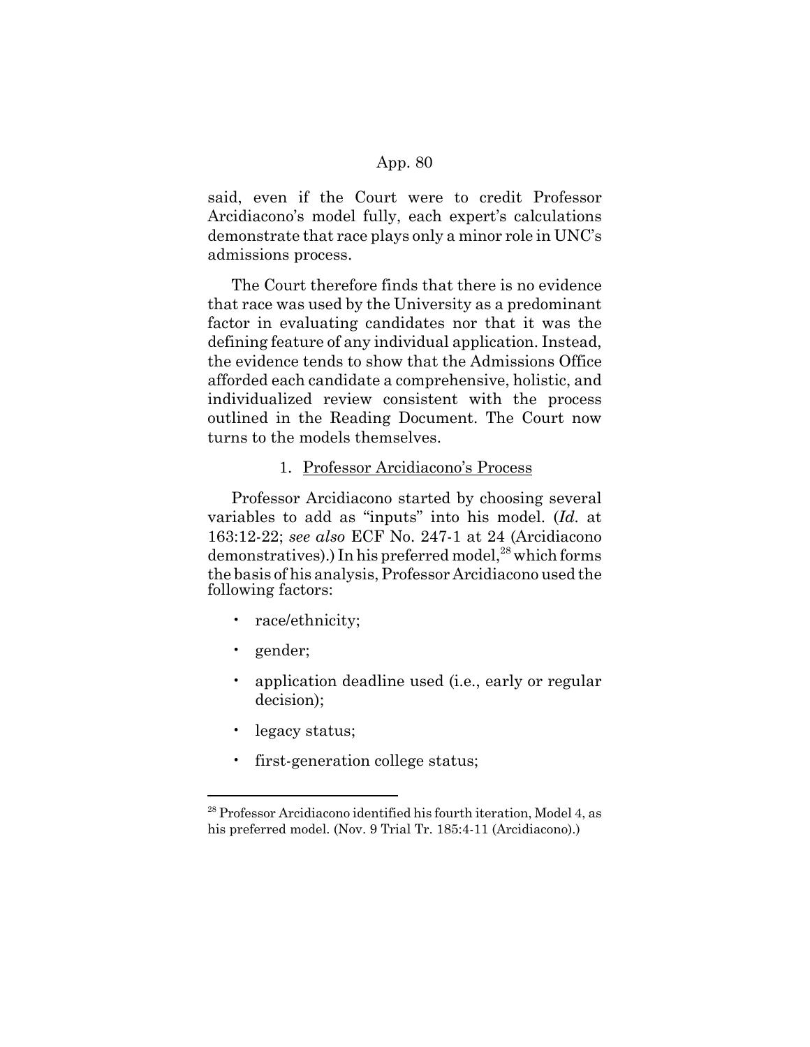said, even if the Court were to credit Professor Arcidiacono's model fully, each expert's calculations demonstrate that race plays only a minor role in UNC's admissions process.

The Court therefore finds that there is no evidence that race was used by the University as a predominant factor in evaluating candidates nor that it was the defining feature of any individual application. Instead, the evidence tends to show that the Admissions Office afforded each candidate a comprehensive, holistic, and individualized review consistent with the process outlined in the Reading Document. The Court now turns to the models themselves.

1. Professor Arcidiacono's Process

Professor Arcidiacono started by choosing several variables to add as "inputs" into his model. (*Id.* at 163:12-22; *see also* ECF No. 247-1 at 24 (Arcidiacono demonstratives).) In his preferred model,[28] which forms the basis of his analysis, Professor Arcidiacono used the following factors:

- race/ethnicity;
- gender;
- application deadline used (i.e., early or regular decision);
- legacy status;
- first-generation college status;

[28] Professor Arcidiacono identified his fourth iteration, Model 4, as his preferred model. (Nov. 9 Trial Tr. 185:4-11 (Arcidiacono).)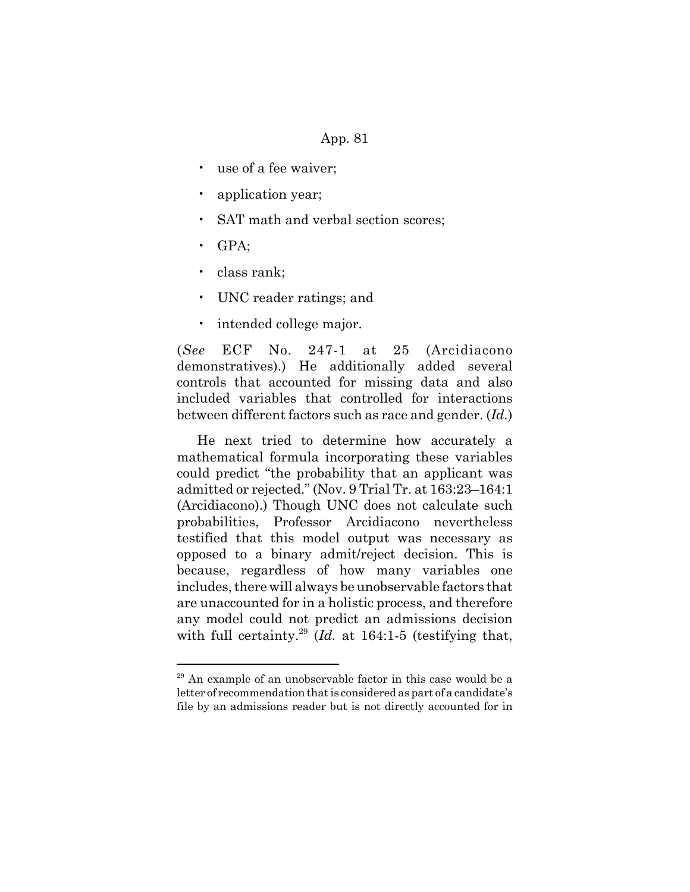- use of a fee waiver;
- application year;
- SAT math and verbal section scores;
- GPA;
- class rank;
- UNC reader ratings; and
- intended college major.

(*See* ECF No. 247-1 at 25 (Arcidiacono demonstratives).) He additionally added several controls that accounted for missing data and also included variables that controlled for interactions between different factors such as race and gender. (*Id.*)

He next tried to determine how accurately a mathematical formula incorporating these variables could predict "the probability that an applicant was admitted or rejected." (Nov. 9 Trial Tr. at 163:23–164:1 (Arcidiacono).) Though UNC does not calculate such probabilities, Professor Arcidiacono nevertheless testified that this model output was necessary as opposed to a binary admit/reject decision. This is because, regardless of how many variables one includes, there will always be unobservable factors that are unaccounted for in a holistic process, and therefore any model could not predict an admissions decision with full certainty.[29] (*Id.* at 164:1-5 (testifying that,

[29] An example of an unobservable factor in this case would be a letter of recommendation that is considered as part of a candidate's file by an admissions reader but is not directly accounted for in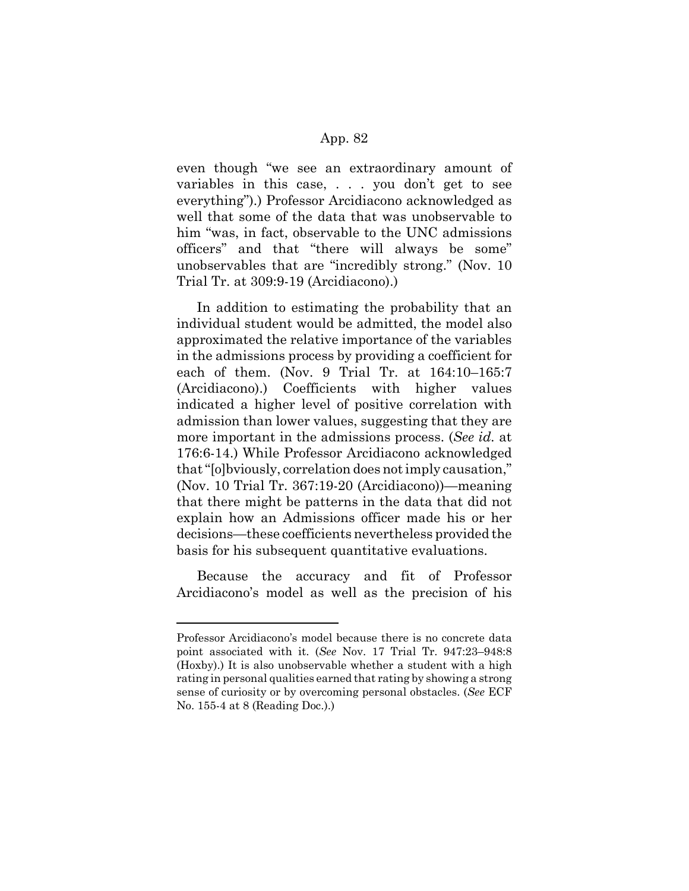even though "we see an extraordinary amount of variables in this case, . . . you don't get to see everything").) Professor Arcidiacono acknowledged as well that some of the data that was unobservable to him "was, in fact, observable to the UNC admissions officers" and that "there will always be some" unobservables that are "incredibly strong." (Nov. 10 Trial Tr. at 309:9-19 (Arcidiacono).)

In addition to estimating the probability that an individual student would be admitted, the model also approximated the relative importance of the variables in the admissions process by providing a coefficient for each of them. (Nov. 9 Trial Tr. at 164:10–165:7 (Arcidiacono).) Coefficients with higher values indicated a higher level of positive correlation with admission than lower values, suggesting that they are more important in the admissions process. (*See id.* at 176:6-14.) While Professor Arcidiacono acknowledged that "[o]bviously, correlation does not imply causation," (Nov. 10 Trial Tr. 367:19-20 (Arcidiacono))—meaning that there might be patterns in the data that did not explain how an Admissions officer made his or her decisions—these coefficients nevertheless provided the basis for his subsequent quantitative evaluations.

Because the accuracy and fit of Professor Arcidiacono's model as well as the precision of his

---

Professor Arcidiacono's model because there is no concrete data point associated with it. (*See* Nov. 17 Trial Tr. 947:23–948:8 (Hoxby).) It is also unobservable whether a student with a high rating in personal qualities earned that rating by showing a strong sense of curiosity or by overcoming personal obstacles. (*See* ECF No. 155-4 at 8 (Reading Doc.).)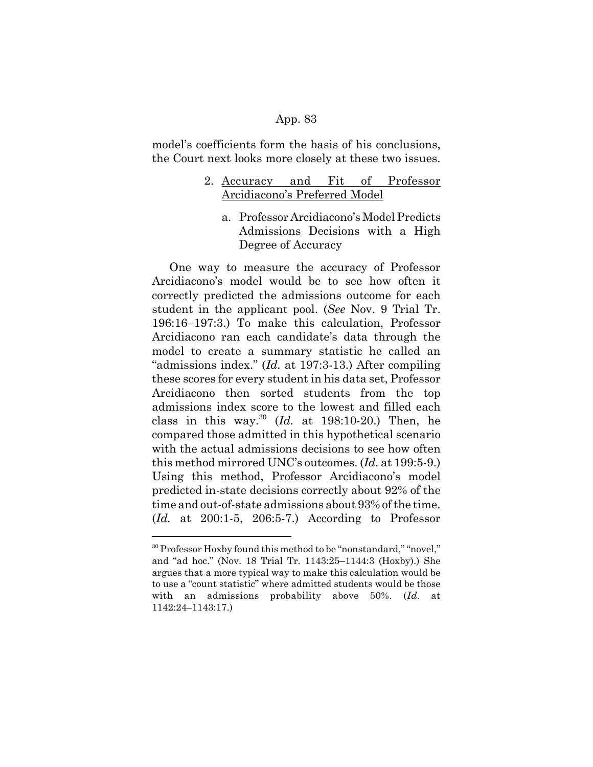model's coefficients form the basis of his conclusions, the Court next looks more closely at these two issues.

2. Accuracy and Fit of Professor Arcidiacono's Preferred Model

a. Professor Arcidiacono's Model Predicts Admissions Decisions with a High Degree of Accuracy

One way to measure the accuracy of Professor Arcidiacono's model would be to see how often it correctly predicted the admissions outcome for each student in the applicant pool. (*See* Nov. 9 Trial Tr. 196:16–197:3.) To make this calculation, Professor Arcidiacono ran each candidate's data through the model to create a summary statistic he called an "admissions index." (*Id.* at 197:3-13.) After compiling these scores for every student in his data set, Professor Arcidiacono then sorted students from the top admissions index score to the lowest and filled each class in this way.[30] (*Id.* at 198:10-20.) Then, he compared those admitted in this hypothetical scenario with the actual admissions decisions to see how often this method mirrored UNC's outcomes. (*Id.* at 199:5-9.) Using this method, Professor Arcidiacono's model predicted in-state decisions correctly about 92% of the time and out-of-state admissions about 93% of the time. (*Id.* at 200:1-5, 206:5-7.) According to Professor

---

[30] Professor Hoxby found this method to be "nonstandard," "novel," and "ad hoc." (Nov. 18 Trial Tr. 1143:25–1144:3 (Hoxby).) She argues that a more typical way to make this calculation would be to use a "count statistic" where admitted students would be those with an admissions probability above 50%. (*Id.* at 1142:24–1143:17.)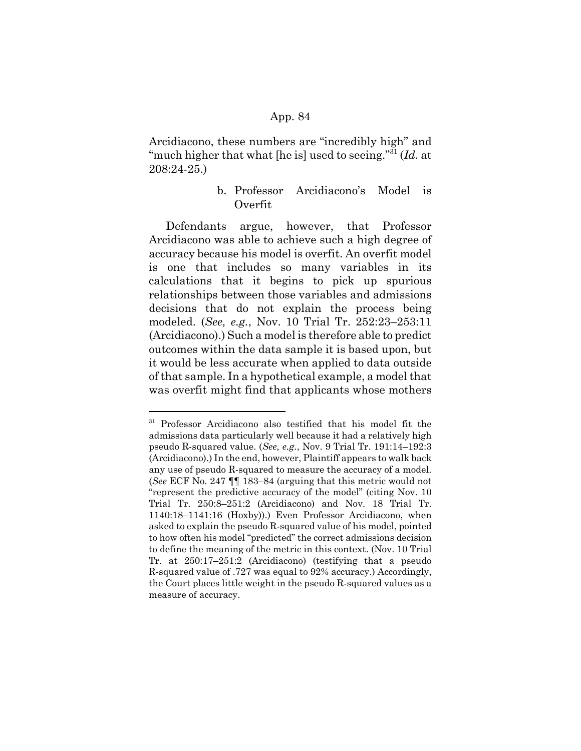Arcidiacono, these numbers are "incredibly high" and "much higher that what [he is] used to seeing."[31] (*Id.* at 208:24-25.)

### b. Professor Arcidiacono's Model is Overfit

Defendants argue, however, that Professor Arcidiacono was able to achieve such a high degree of accuracy because his model is overfit. An overfit model is one that includes so many variables in its calculations that it begins to pick up spurious relationships between those variables and admissions decisions that do not explain the process being modeled. (*See, e.g.*, Nov. 10 Trial Tr. 252:23–253:11 (Arcidiacono).) Such a model is therefore able to predict outcomes within the data sample it is based upon, but it would be less accurate when applied to data outside of that sample. In a hypothetical example, a model that was overfit might find that applicants whose mothers

---

[31] Professor Arcidiacono also testified that his model fit the admissions data particularly well because it had a relatively high pseudo R-squared value. (*See, e.g.*, Nov. 9 Trial Tr. 191:14–192:3 (Arcidiacono).) In the end, however, Plaintiff appears to walk back any use of pseudo R-squared to measure the accuracy of a model. (*See* ECF No. 247 ¶¶ 183–84 (arguing that this metric would not "represent the predictive accuracy of the model" (citing Nov. 10 Trial Tr. 250:8–251:2 (Arcidiacono) and Nov. 18 Trial Tr. 1140:18–1141:16 (Hoxby)).) Even Professor Arcidiacono, when asked to explain the pseudo R-squared value of his model, pointed to how often his model "predicted" the correct admissions decision to define the meaning of the metric in this context. (Nov. 10 Trial Tr. at 250:17–251:2 (Arcidiacono) (testifying that a pseudo R-squared value of .727 was equal to 92% accuracy.) Accordingly, the Court places little weight in the pseudo R-squared values as a measure of accuracy.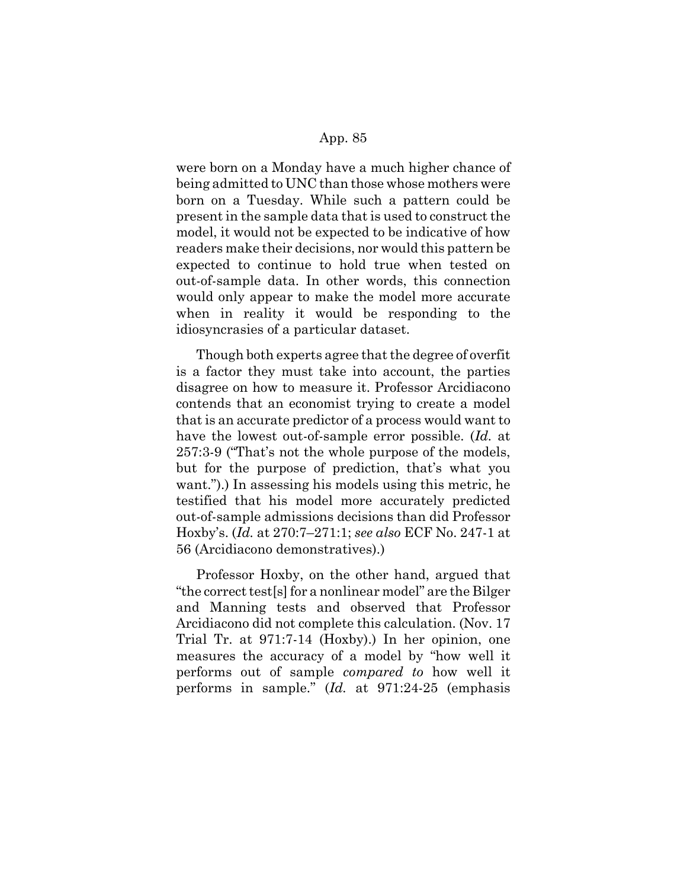were born on a Monday have a much higher chance of being admitted to UNC than those whose mothers were born on a Tuesday. While such a pattern could be present in the sample data that is used to construct the model, it would not be expected to be indicative of how readers make their decisions, nor would this pattern be expected to continue to hold true when tested on out-of-sample data. In other words, this connection would only appear to make the model more accurate when in reality it would be responding to the idiosyncrasies of a particular dataset.

Though both experts agree that the degree of overfit is a factor they must take into account, the parties disagree on how to measure it. Professor Arcidiacono contends that an economist trying to create a model that is an accurate predictor of a process would want to have the lowest out-of-sample error possible. (*Id.* at 257:3-9 ("That's not the whole purpose of the models, but for the purpose of prediction, that's what you want.").) In assessing his models using this metric, he testified that his model more accurately predicted out-of-sample admissions decisions than did Professor Hoxby's. (*Id.* at 270:7–271:1; *see also* ECF No. 247-1 at 56 (Arcidiacono demonstratives).)

Professor Hoxby, on the other hand, argued that "the correct test[s] for a nonlinear model" are the Bilger and Manning tests and observed that Professor Arcidiacono did not complete this calculation. (Nov. 17 Trial Tr. at 971:7-14 (Hoxby).) In her opinion, one measures the accuracy of a model by "how well it performs out of sample *compared to* how well it performs in sample." (*Id.* at 971:24-25 (emphasis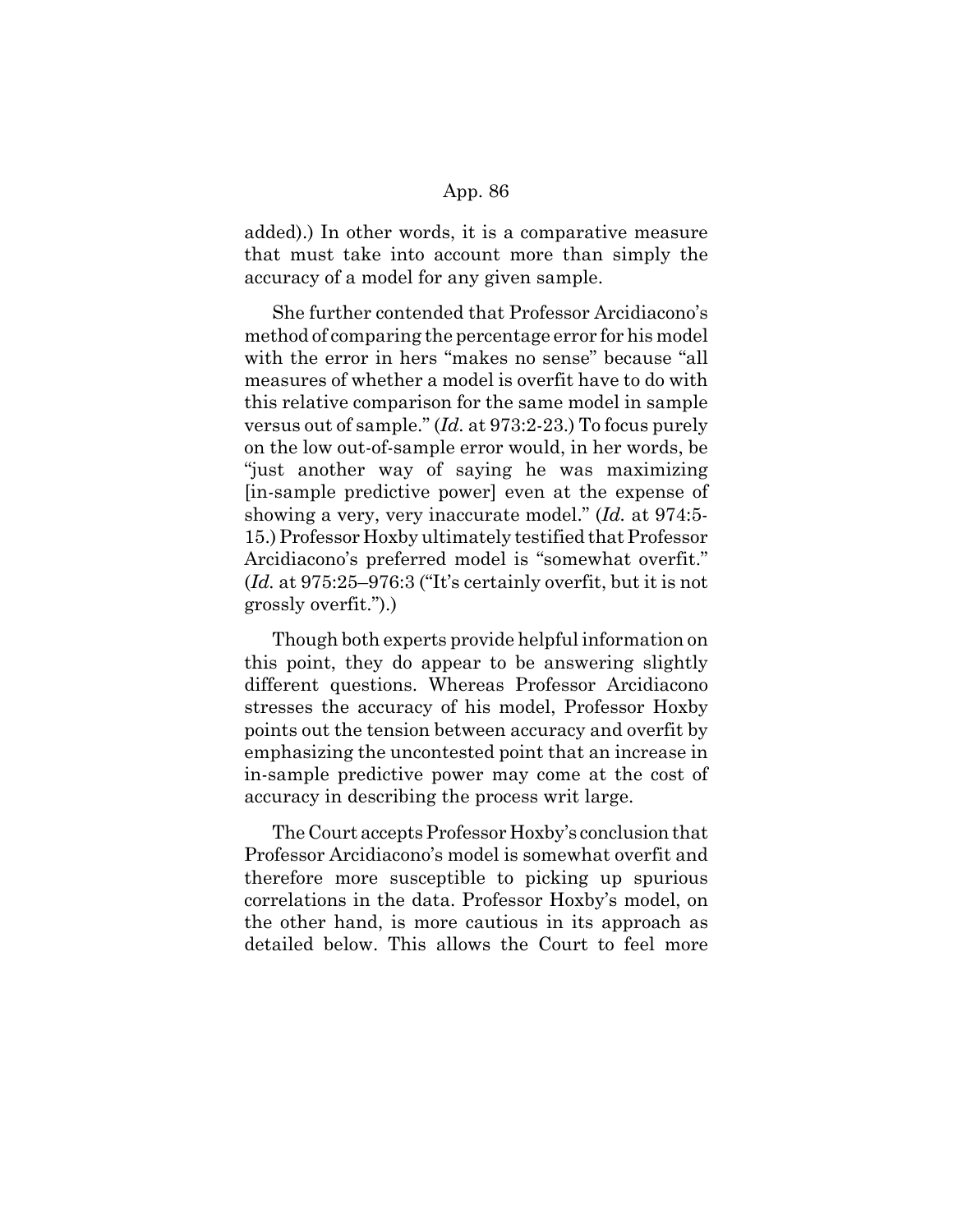added).) In other words, it is a comparative measure that must take into account more than simply the accuracy of a model for any given sample.

She further contended that Professor Arcidiacono's method of comparing the percentage error for his model with the error in hers "makes no sense" because "all measures of whether a model is overfit have to do with this relative comparison for the same model in sample versus out of sample." (*Id.* at 973:2-23.) To focus purely on the low out-of-sample error would, in her words, be "just another way of saying he was maximizing [in-sample predictive power] even at the expense of showing a very, very inaccurate model." (*Id.* at 974:5-15.) Professor Hoxby ultimately testified that Professor Arcidiacono's preferred model is "somewhat overfit." (*Id.* at 975:25–976:3 ("It's certainly overfit, but it is not grossly overfit.").)

Though both experts provide helpful information on this point, they do appear to be answering slightly different questions. Whereas Professor Arcidiacono stresses the accuracy of his model, Professor Hoxby points out the tension between accuracy and overfit by emphasizing the uncontested point that an increase in in-sample predictive power may come at the cost of accuracy in describing the process writ large.

The Court accepts Professor Hoxby's conclusion that Professor Arcidiacono's model is somewhat overfit and therefore more susceptible to picking up spurious correlations in the data. Professor Hoxby's model, on the other hand, is more cautious in its approach as detailed below. This allows the Court to feel more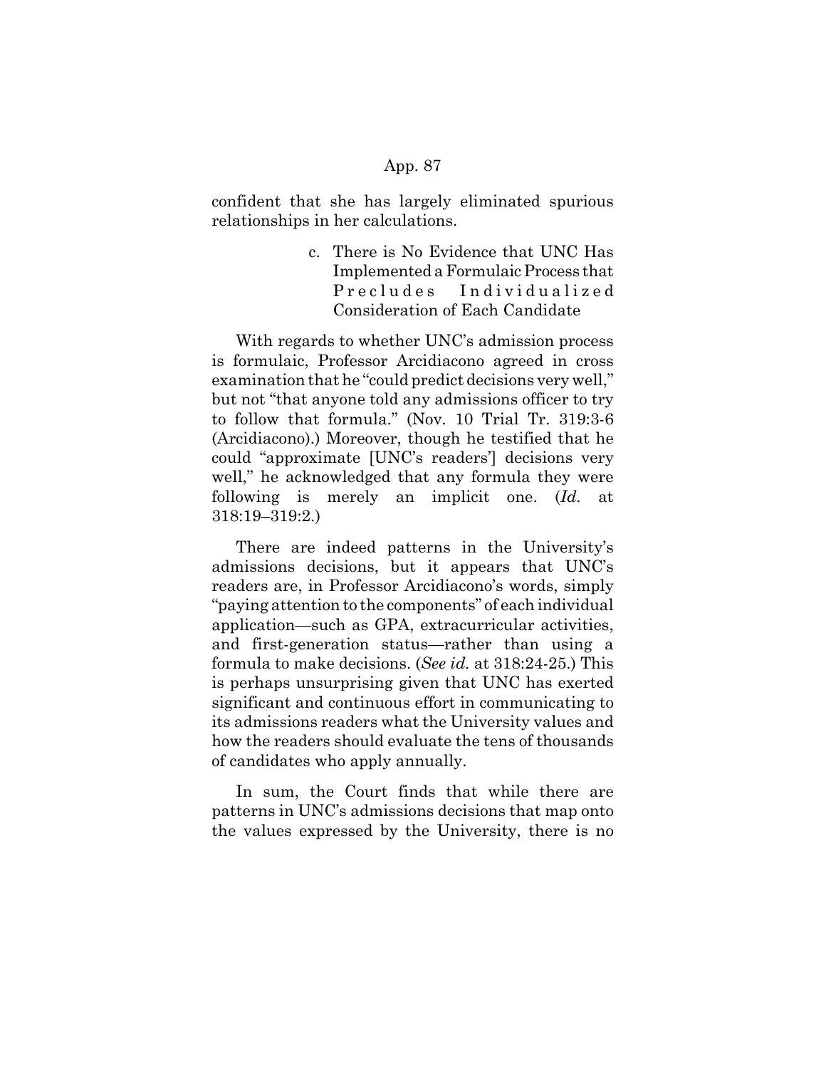confident that she has largely eliminated spurious relationships in her calculations.

#### c. There is No Evidence that UNC Has Implemented a Formulaic Process that Precludes Individualized Consideration of Each Candidate

With regards to whether UNC's admission process is formulaic, Professor Arcidiacono agreed in cross examination that he "could predict decisions very well," but not "that anyone told any admissions officer to try to follow that formula." (Nov. 10 Trial Tr. 319:3-6 (Arcidiacono).) Moreover, though he testified that he could "approximate [UNC's readers'] decisions very well," he acknowledged that any formula they were following is merely an implicit one. (*Id.* at 318:19–319:2.)

There are indeed patterns in the University's admissions decisions, but it appears that UNC's readers are, in Professor Arcidiacono's words, simply "paying attention to the components" of each individual application—such as GPA, extracurricular activities, and first-generation status—rather than using a formula to make decisions. (*See id.* at 318:24-25.) This is perhaps unsurprising given that UNC has exerted significant and continuous effort in communicating to its admissions readers what the University values and how the readers should evaluate the tens of thousands of candidates who apply annually.

In sum, the Court finds that while there are patterns in UNC's admissions decisions that map onto the values expressed by the University, there is no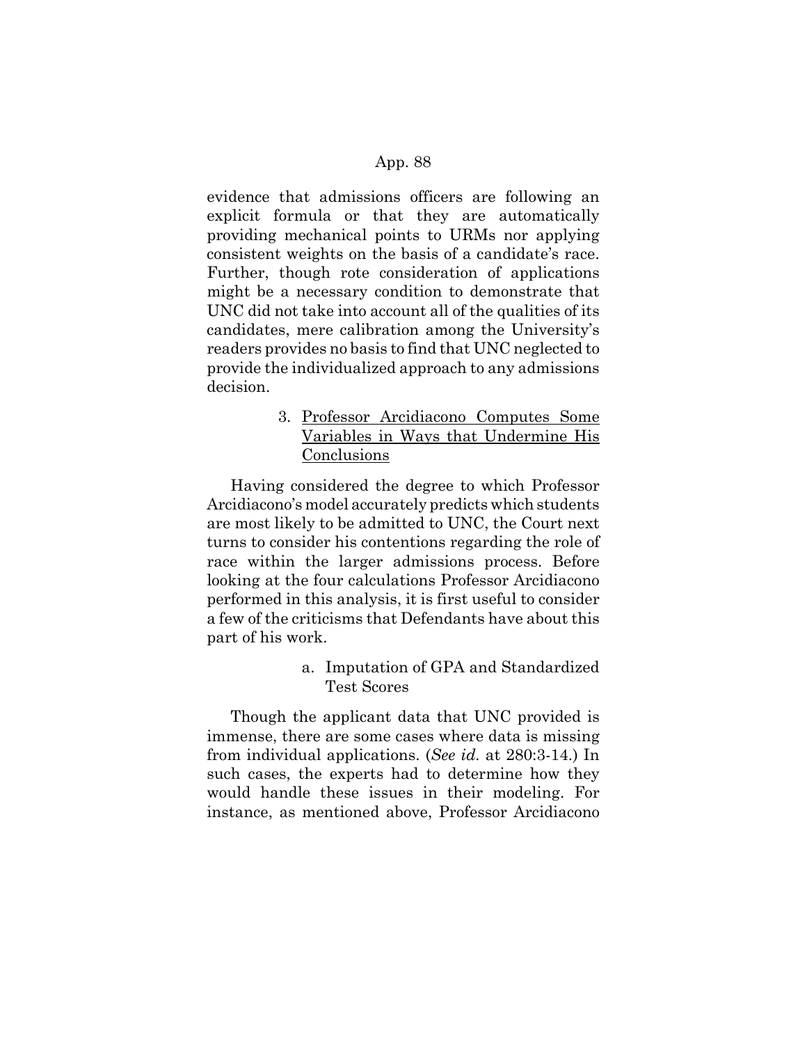evidence that admissions officers are following an explicit formula or that they are automatically providing mechanical points to URMs nor applying consistent weights on the basis of a candidate's race. Further, though rote consideration of applications might be a necessary condition to demonstrate that UNC did not take into account all of the qualities of its candidates, mere calibration among the University's readers provides no basis to find that UNC neglected to provide the individualized approach to any admissions decision.

### 3. Professor Arcidiacono Computes Some Variables in Ways that Undermine His Conclusions

Having considered the degree to which Professor Arcidiacono's model accurately predicts which students are most likely to be admitted to UNC, the Court next turns to consider his contentions regarding the role of race within the larger admissions process. Before looking at the four calculations Professor Arcidiacono performed in this analysis, it is first useful to consider a few of the criticisms that Defendants have about this part of his work.

#### a. Imputation of GPA and Standardized Test Scores

Though the applicant data that UNC provided is immense, there are some cases where data is missing from individual applications. (*See id.* at 280:3-14.) In such cases, the experts had to determine how they would handle these issues in their modeling. For instance, as mentioned above, Professor Arcidiacono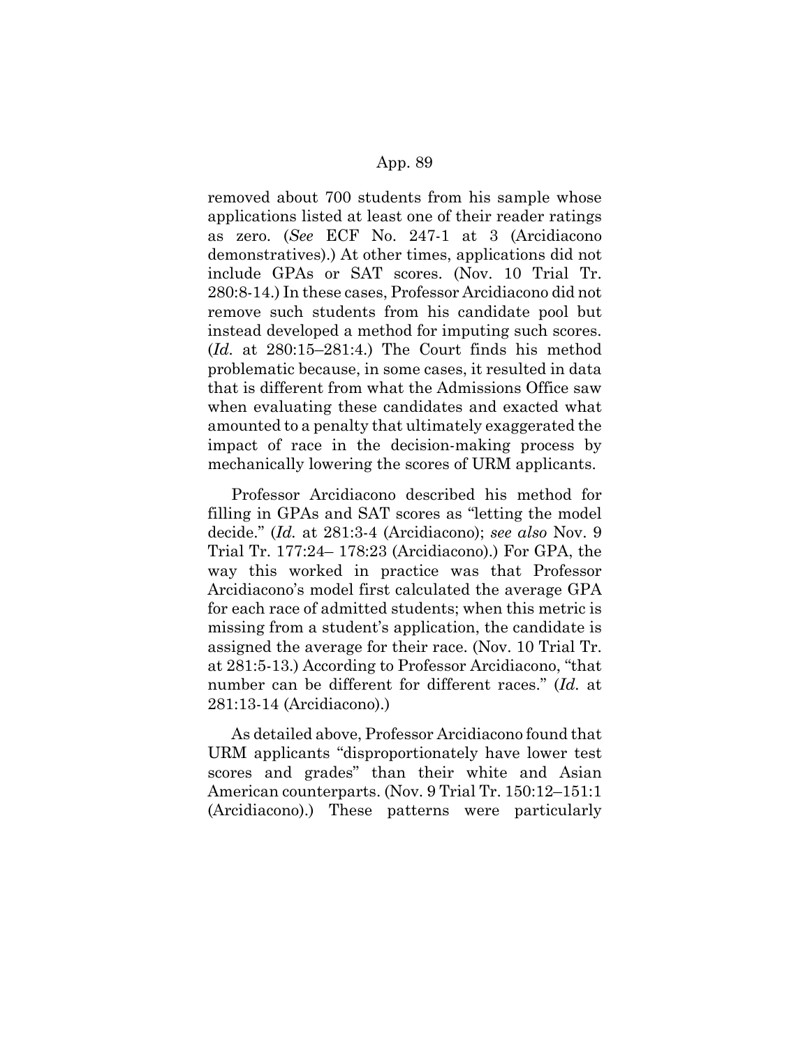removed about 700 students from his sample whose applications listed at least one of their reader ratings as zero. (*See* ECF No. 247-1 at 3 (Arcidiacono demonstratives).) At other times, applications did not include GPAs or SAT scores. (Nov. 10 Trial Tr. 280:8-14.) In these cases, Professor Arcidiacono did not remove such students from his candidate pool but instead developed a method for imputing such scores. (*Id.* at 280:15–281:4.) The Court finds his method problematic because, in some cases, it resulted in data that is different from what the Admissions Office saw when evaluating these candidates and exacted what amounted to a penalty that ultimately exaggerated the impact of race in the decision-making process by mechanically lowering the scores of URM applicants.

Professor Arcidiacono described his method for filling in GPAs and SAT scores as "letting the model decide." (*Id.* at 281:3-4 (Arcidiacono); *see also* Nov. 9 Trial Tr. 177:24– 178:23 (Arcidiacono).) For GPA, the way this worked in practice was that Professor Arcidiacono's model first calculated the average GPA for each race of admitted students; when this metric is missing from a student's application, the candidate is assigned the average for their race. (Nov. 10 Trial Tr. at 281:5-13.) According to Professor Arcidiacono, "that number can be different for different races." (*Id.* at 281:13-14 (Arcidiacono).)

As detailed above, Professor Arcidiacono found that URM applicants "disproportionately have lower test scores and grades" than their white and Asian American counterparts. (Nov. 9 Trial Tr. 150:12–151:1 (Arcidiacono).) These patterns were particularly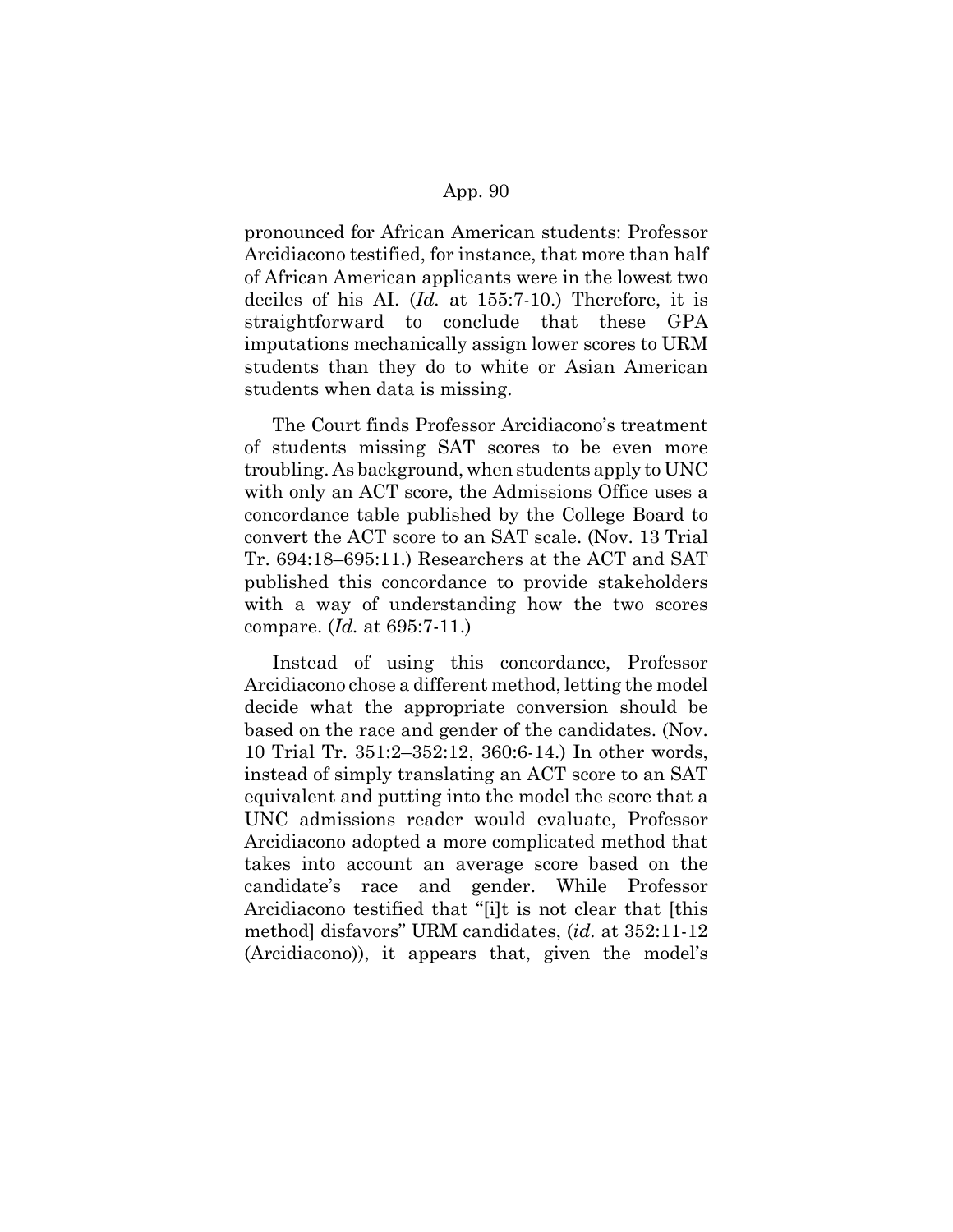pronounced for African American students: Professor Arcidiacono testified, for instance, that more than half of African American applicants were in the lowest two deciles of his AI. (*Id.* at 155:7-10.) Therefore, it is straightforward to conclude that these GPA imputations mechanically assign lower scores to URM students than they do to white or Asian American students when data is missing.

The Court finds Professor Arcidiacono's treatment of students missing SAT scores to be even more troubling. As background, when students apply to UNC with only an ACT score, the Admissions Office uses a concordance table published by the College Board to convert the ACT score to an SAT scale. (Nov. 13 Trial Tr. 694:18–695:11.) Researchers at the ACT and SAT published this concordance to provide stakeholders with a way of understanding how the two scores compare. (*Id.* at 695:7-11.)

Instead of using this concordance, Professor Arcidiacono chose a different method, letting the model decide what the appropriate conversion should be based on the race and gender of the candidates. (Nov. 10 Trial Tr. 351:2–352:12, 360:6-14.) In other words, instead of simply translating an ACT score to an SAT equivalent and putting into the model the score that a UNC admissions reader would evaluate, Professor Arcidiacono adopted a more complicated method that takes into account an average score based on the candidate's race and gender. While Professor Arcidiacono testified that "[i]t is not clear that [this method] disfavors" URM candidates, (*id.* at 352:11-12 (Arcidiacono)), it appears that, given the model's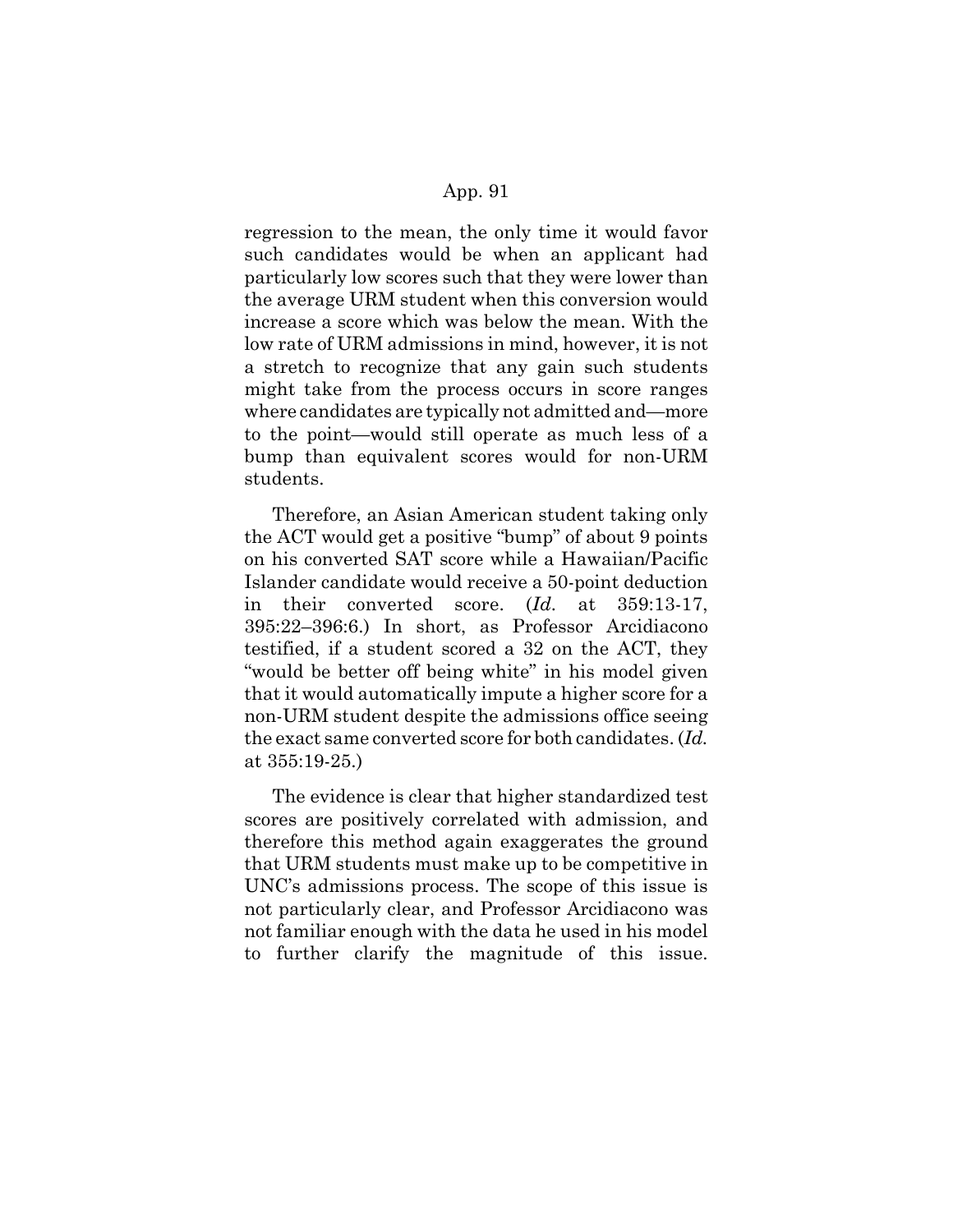regression to the mean, the only time it would favor such candidates would be when an applicant had particularly low scores such that they were lower than the average URM student when this conversion would increase a score which was below the mean. With the low rate of URM admissions in mind, however, it is not a stretch to recognize that any gain such students might take from the process occurs in score ranges where candidates are typically not admitted and—more to the point—would still operate as much less of a bump than equivalent scores would for non-URM students.

Therefore, an Asian American student taking only the ACT would get a positive "bump" of about 9 points on his converted SAT score while a Hawaiian/Pacific Islander candidate would receive a 50-point deduction in their converted score. (*Id*. at 359:13-17, 395:22–396:6.) In short, as Professor Arcidiacono testified, if a student scored a 32 on the ACT, they "would be better off being white" in his model given that it would automatically impute a higher score for a non-URM student despite the admissions office seeing the exact same converted score for both candidates. (*Id.* at 355:19-25.)

The evidence is clear that higher standardized test scores are positively correlated with admission, and therefore this method again exaggerates the ground that URM students must make up to be competitive in UNC's admissions process. The scope of this issue is not particularly clear, and Professor Arcidiacono was not familiar enough with the data he used in his model to further clarify the magnitude of this issue.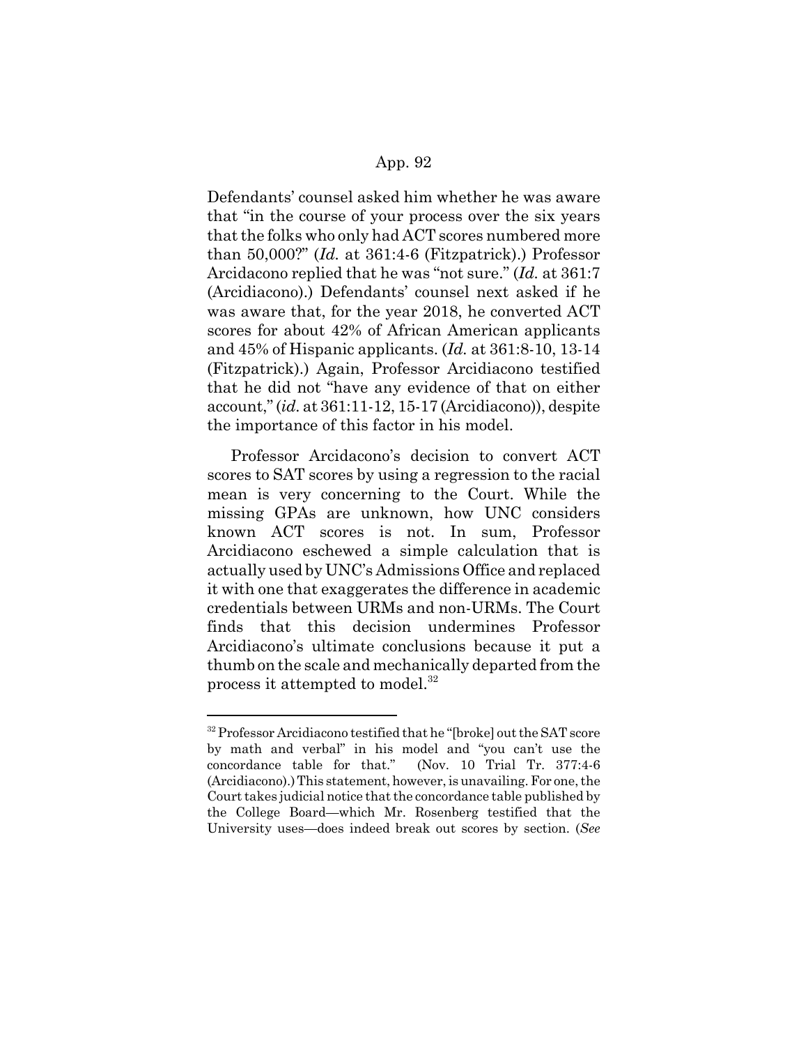Defendants' counsel asked him whether he was aware that "in the course of your process over the six years that the folks who only had ACT scores numbered more than 50,000?" (*Id.* at 361:4-6 (Fitzpatrick).) Professor Arcidacono replied that he was "not sure." (*Id.* at 361:7 (Arcidiacono).) Defendants' counsel next asked if he was aware that, for the year 2018, he converted ACT scores for about 42% of African American applicants and 45% of Hispanic applicants. (*Id.* at 361:8-10, 13-14 (Fitzpatrick).) Again, Professor Arcidiacono testified that he did not "have any evidence of that on either account," (*id.* at 361:11-12, 15-17 (Arcidiacono)), despite the importance of this factor in his model.

Professor Arcidacono's decision to convert ACT scores to SAT scores by using a regression to the racial mean is very concerning to the Court. While the missing GPAs are unknown, how UNC considers known ACT scores is not. In sum, Professor Arcidiacono eschewed a simple calculation that is actually used by UNC's Admissions Office and replaced it with one that exaggerates the difference in academic credentials between URMs and non-URMs. The Court finds that this decision undermines Professor Arcidiacono's ultimate conclusions because it put a thumb on the scale and mechanically departed from the process it attempted to model.[32]

---

[32] Professor Arcidiacono testified that he "[broke] out the SAT score by math and verbal" in his model and "you can't use the concordance table for that." (Nov. 10 Trial Tr. 377:4-6 (Arcidiacono).) This statement, however, is unavailing. For one, the Court takes judicial notice that the concordance table published by the College Board—which Mr. Rosenberg testified that the University uses—does indeed break out scores by section. (*See*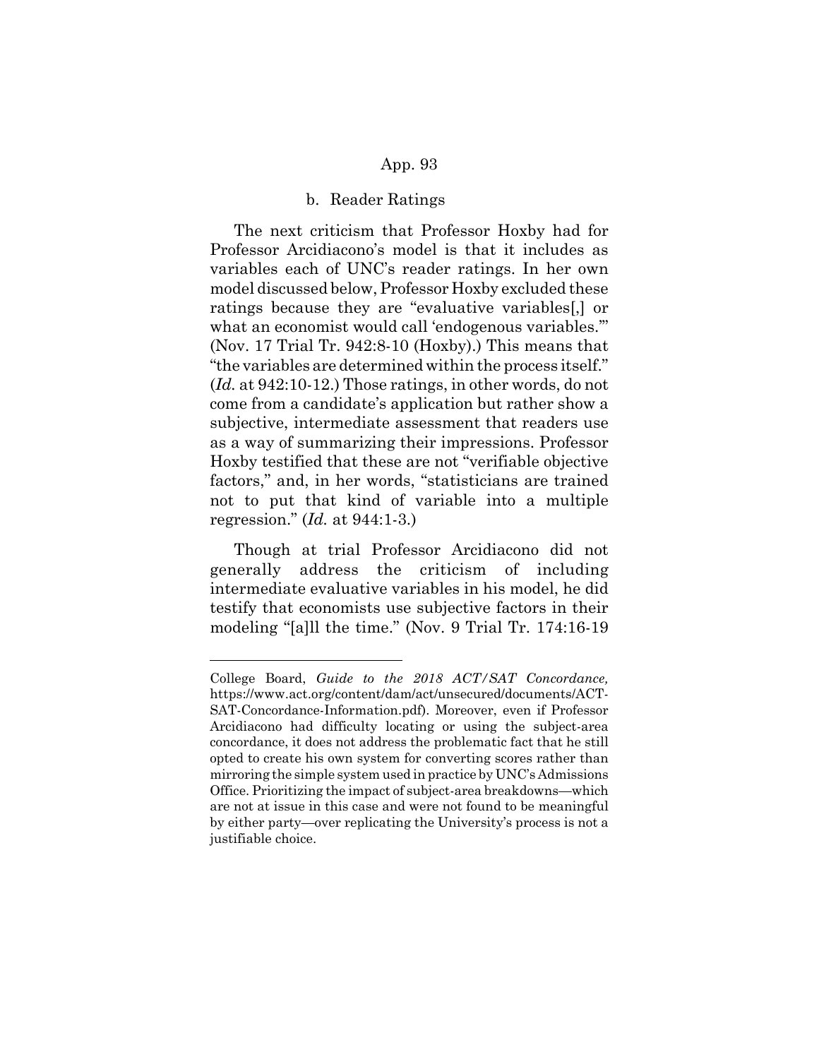### b. Reader Ratings

The next criticism that Professor Hoxby had for Professor Arcidiacono's model is that it includes as variables each of UNC's reader ratings. In her own model discussed below, Professor Hoxby excluded these ratings because they are "evaluative variables[,] or what an economist would call 'endogenous variables.'" (Nov. 17 Trial Tr. 942:8-10 (Hoxby).) This means that "the variables are determined within the process itself." (*Id.* at 942:10-12.) Those ratings, in other words, do not come from a candidate's application but rather show a subjective, intermediate assessment that readers use as a way of summarizing their impressions. Professor Hoxby testified that these are not "verifiable objective factors," and, in her words, "statisticians are trained not to put that kind of variable into a multiple regression." (*Id.* at 944:1-3.)

Though at trial Professor Arcidiacono did not generally address the criticism of including intermediate evaluative variables in his model, he did testify that economists use subjective factors in their modeling "[a]ll the time." (Nov. 9 Trial Tr. 174:16-19

---

College Board, *Guide to the 2018 ACT/SAT Concordance,* https://www.act.org/content/dam/act/unsecured/documents/ACT-SAT-Concordance-Information.pdf). Moreover, even if Professor Arcidiacono had difficulty locating or using the subject-area concordance, it does not address the problematic fact that he still opted to create his own system for converting scores rather than mirroring the simple system used in practice by UNC's Admissions Office. Prioritizing the impact of subject-area breakdowns—which are not at issue in this case and were not found to be meaningful by either party—over replicating the University's process is not a justifiable choice.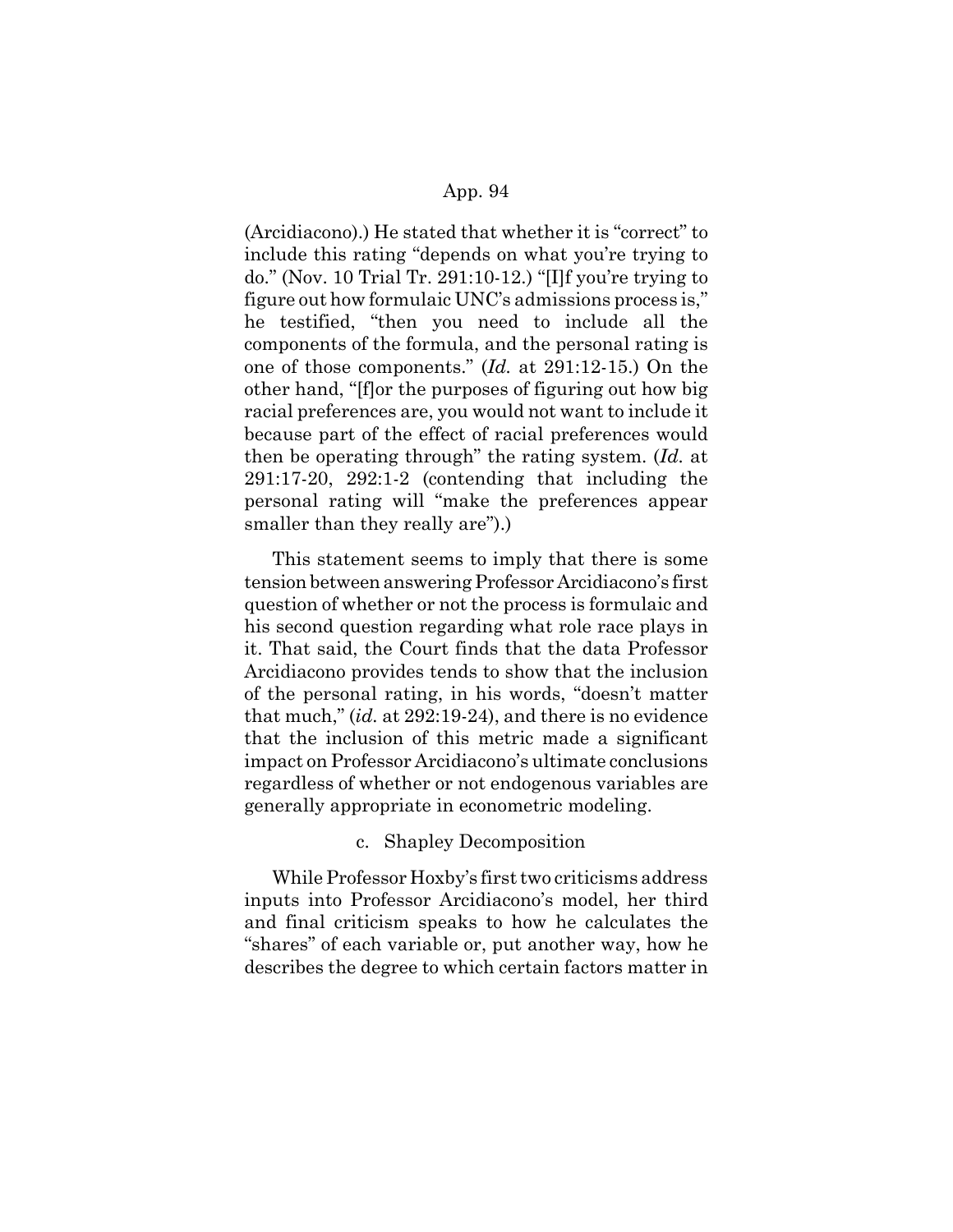(Arcidiacono).) He stated that whether it is "correct" to include this rating "depends on what you're trying to do." (Nov. 10 Trial Tr. 291:10-12.) "[I]f you're trying to figure out how formulaic UNC's admissions process is," he testified, "then you need to include all the components of the formula, and the personal rating is one of those components." (*Id.* at 291:12-15.) On the other hand, "[f]or the purposes of figuring out how big racial preferences are, you would not want to include it because part of the effect of racial preferences would then be operating through" the rating system. (*Id.* at 291:17-20, 292:1-2 (contending that including the personal rating will "make the preferences appear smaller than they really are").)

This statement seems to imply that there is some tension between answering Professor Arcidiacono's first question of whether or not the process is formulaic and his second question regarding what role race plays in it. That said, the Court finds that the data Professor Arcidiacono provides tends to show that the inclusion of the personal rating, in his words, "doesn't matter that much," (*id.* at 292:19-24), and there is no evidence that the inclusion of this metric made a significant impact on Professor Arcidiacono's ultimate conclusions regardless of whether or not endogenous variables are generally appropriate in econometric modeling.

c. Shapley Decomposition

While Professor Hoxby's first two criticisms address inputs into Professor Arcidiacono's model, her third and final criticism speaks to how he calculates the "shares" of each variable or, put another way, how he describes the degree to which certain factors matter in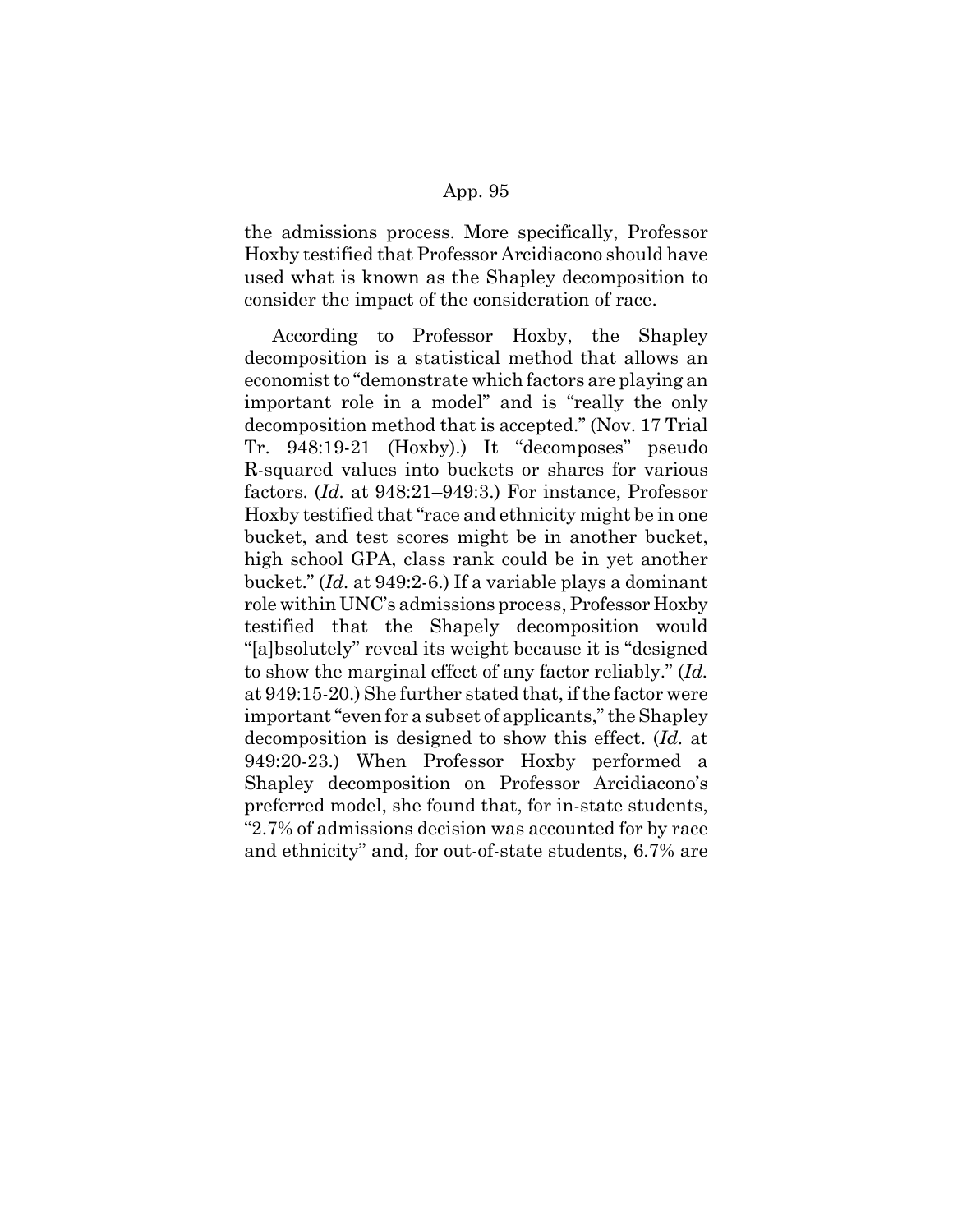the admissions process. More specifically, Professor Hoxby testified that Professor Arcidiacono should have used what is known as the Shapley decomposition to consider the impact of the consideration of race.

According to Professor Hoxby, the Shapley decomposition is a statistical method that allows an economist to "demonstrate which factors are playing an important role in a model" and is "really the only decomposition method that is accepted." (Nov. 17 Trial Tr. 948:19-21 (Hoxby).) It "decomposes" pseudo R-squared values into buckets or shares for various factors. (*Id.* at 948:21–949:3.) For instance, Professor Hoxby testified that "race and ethnicity might be in one bucket, and test scores might be in another bucket, high school GPA, class rank could be in yet another bucket." (*Id.* at 949:2-6.) If a variable plays a dominant role within UNC's admissions process, Professor Hoxby testified that the Shapely decomposition would "[a]bsolutely" reveal its weight because it is "designed to show the marginal effect of any factor reliably." (*Id.* at 949:15-20.) She further stated that, if the factor were important "even for a subset of applicants," the Shapley decomposition is designed to show this effect. (*Id.* at 949:20-23.) When Professor Hoxby performed a Shapley decomposition on Professor Arcidiacono's preferred model, she found that, for in-state students, "2.7% of admissions decision was accounted for by race and ethnicity" and, for out-of-state students, 6.7% are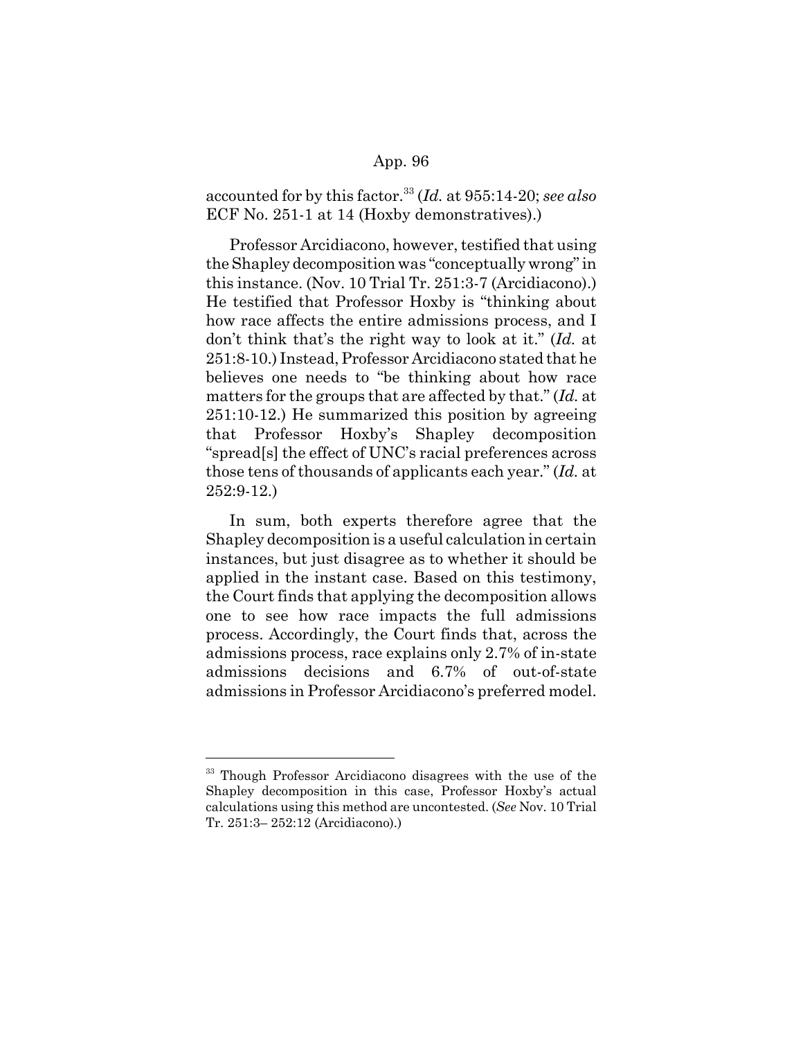accounted for by this factor.[33] (*Id.* at 955:14-20; *see also* ECF No. 251-1 at 14 (Hoxby demonstratives).)

Professor Arcidiacono, however, testified that using the Shapley decomposition was "conceptually wrong" in this instance. (Nov. 10 Trial Tr. 251:3-7 (Arcidiacono).) He testified that Professor Hoxby is "thinking about how race affects the entire admissions process, and I don't think that's the right way to look at it." (*Id.* at 251:8-10.) Instead, Professor Arcidiacono stated that he believes one needs to "be thinking about how race matters for the groups that are affected by that." (*Id.* at 251:10-12.) He summarized this position by agreeing that Professor Hoxby's Shapley decomposition "spread[s] the effect of UNC's racial preferences across those tens of thousands of applicants each year." (*Id.* at 252:9-12.)

In sum, both experts therefore agree that the Shapley decomposition is a useful calculation in certain instances, but just disagree as to whether it should be applied in the instant case. Based on this testimony, the Court finds that applying the decomposition allows one to see how race impacts the full admissions process. Accordingly, the Court finds that, across the admissions process, race explains only 2.7% of in-state admissions decisions and 6.7% of out-of-state admissions in Professor Arcidiacono's preferred model.

---

[33] Though Professor Arcidiacono disagrees with the use of the Shapley decomposition in this case, Professor Hoxby's actual calculations using this method are uncontested. (*See* Nov. 10 Trial Tr. 251:3– 252:12 (Arcidiacono).)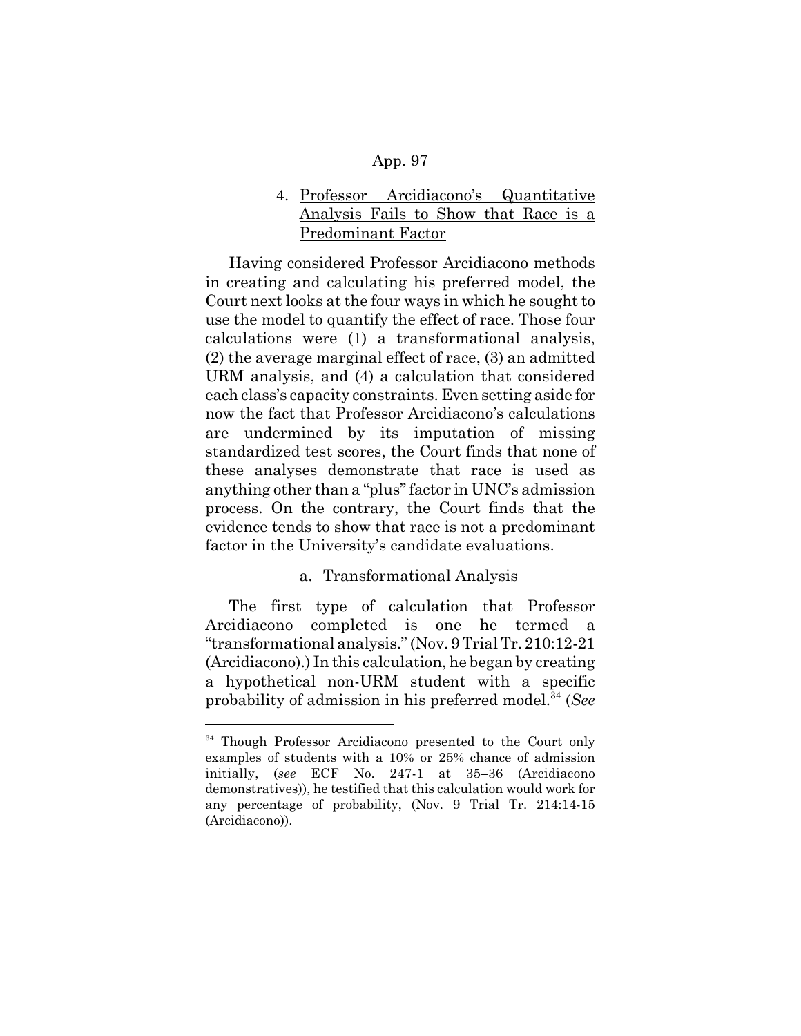### 4. <u>Professor Arcidiacono's Quantitative Analysis Fails to Show that Race is a Predominant Factor</u>

Having considered Professor Arcidiacono methods in creating and calculating his preferred model, the Court next looks at the four ways in which he sought to use the model to quantify the effect of race. Those four calculations were (1) a transformational analysis, (2) the average marginal effect of race, (3) an admitted URM analysis, and (4) a calculation that considered each class's capacity constraints. Even setting aside for now the fact that Professor Arcidiacono's calculations are undermined by its imputation of missing standardized test scores, the Court finds that none of these analyses demonstrate that race is used as anything other than a "plus" factor in UNC's admission process. On the contrary, the Court finds that the evidence tends to show that race is not a predominant factor in the University's candidate evaluations.

#### a. Transformational Analysis

The first type of calculation that Professor Arcidiacono completed is one he termed a "transformational analysis." (Nov. 9 Trial Tr. 210:12-21 (Arcidiacono).) In this calculation, he began by creating a hypothetical non-URM student with a specific probability of admission in his preferred model.[34] (*See*

---

[34] Though Professor Arcidiacono presented to the Court only examples of students with a 10% or 25% chance of admission initially, (*see* ECF No. 247-1 at 35–36 (Arcidiacono demonstratives)), he testified that this calculation would work for any percentage of probability, (Nov. 9 Trial Tr. 214:14-15 (Arcidiacono)).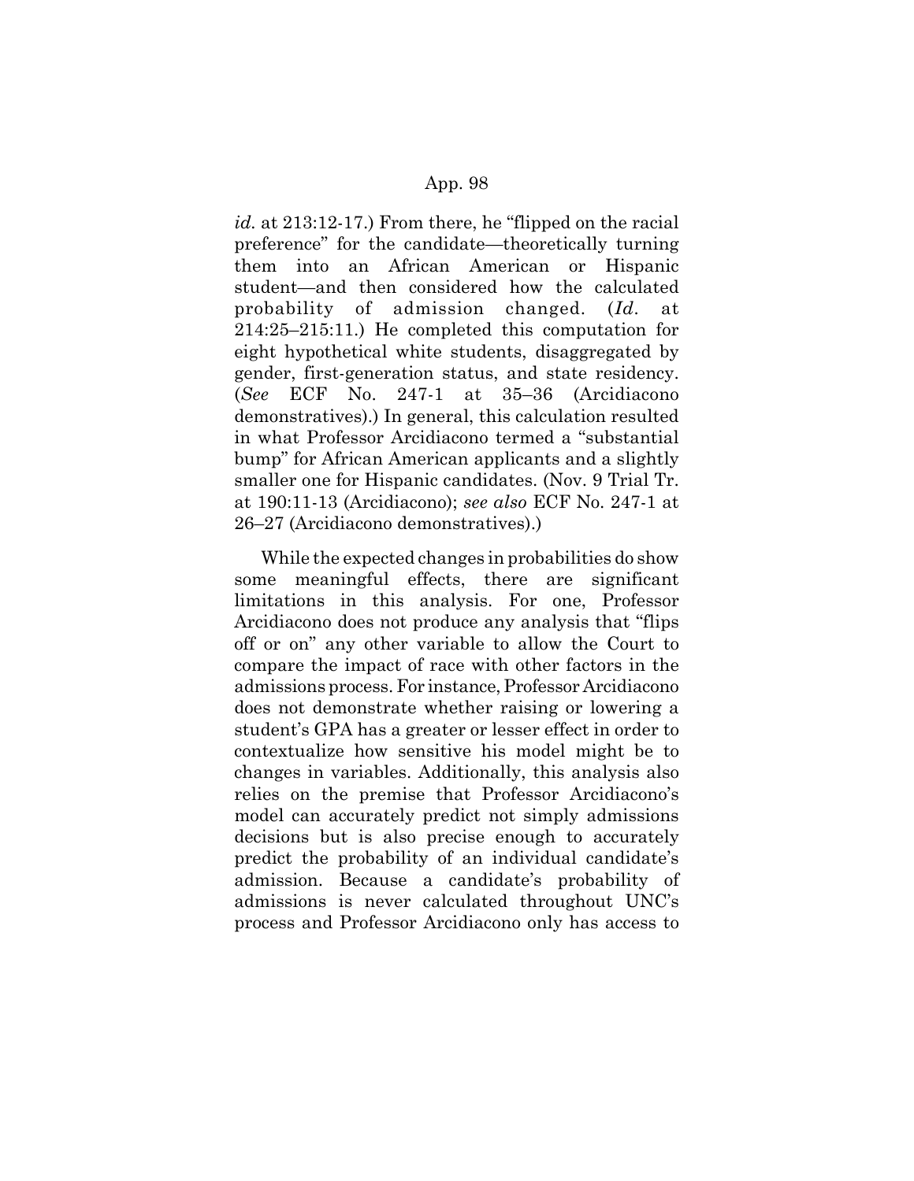*id.* at 213:12-17.) From there, he "flipped on the racial preference" for the candidate—theoretically turning them into an African American or Hispanic student—and then considered how the calculated probability of admission changed. (*Id.* at 214:25–215:11.) He completed this computation for eight hypothetical white students, disaggregated by gender, first-generation status, and state residency. (*See* ECF No. 247-1 at 35–36 (Arcidiacono demonstratives).) In general, this calculation resulted in what Professor Arcidiacono termed a "substantial bump" for African American applicants and a slightly smaller one for Hispanic candidates. (Nov. 9 Trial Tr. at 190:11-13 (Arcidiacono); *see also* ECF No. 247-1 at 26–27 (Arcidiacono demonstratives).)

While the expected changes in probabilities do show some meaningful effects, there are significant limitations in this analysis. For one, Professor Arcidiacono does not produce any analysis that "flips off or on" any other variable to allow the Court to compare the impact of race with other factors in the admissions process. For instance, Professor Arcidiacono does not demonstrate whether raising or lowering a student's GPA has a greater or lesser effect in order to contextualize how sensitive his model might be to changes in variables. Additionally, this analysis also relies on the premise that Professor Arcidiacono's model can accurately predict not simply admissions decisions but is also precise enough to accurately predict the probability of an individual candidate's admission. Because a candidate's probability of admissions is never calculated throughout UNC's process and Professor Arcidiacono only has access to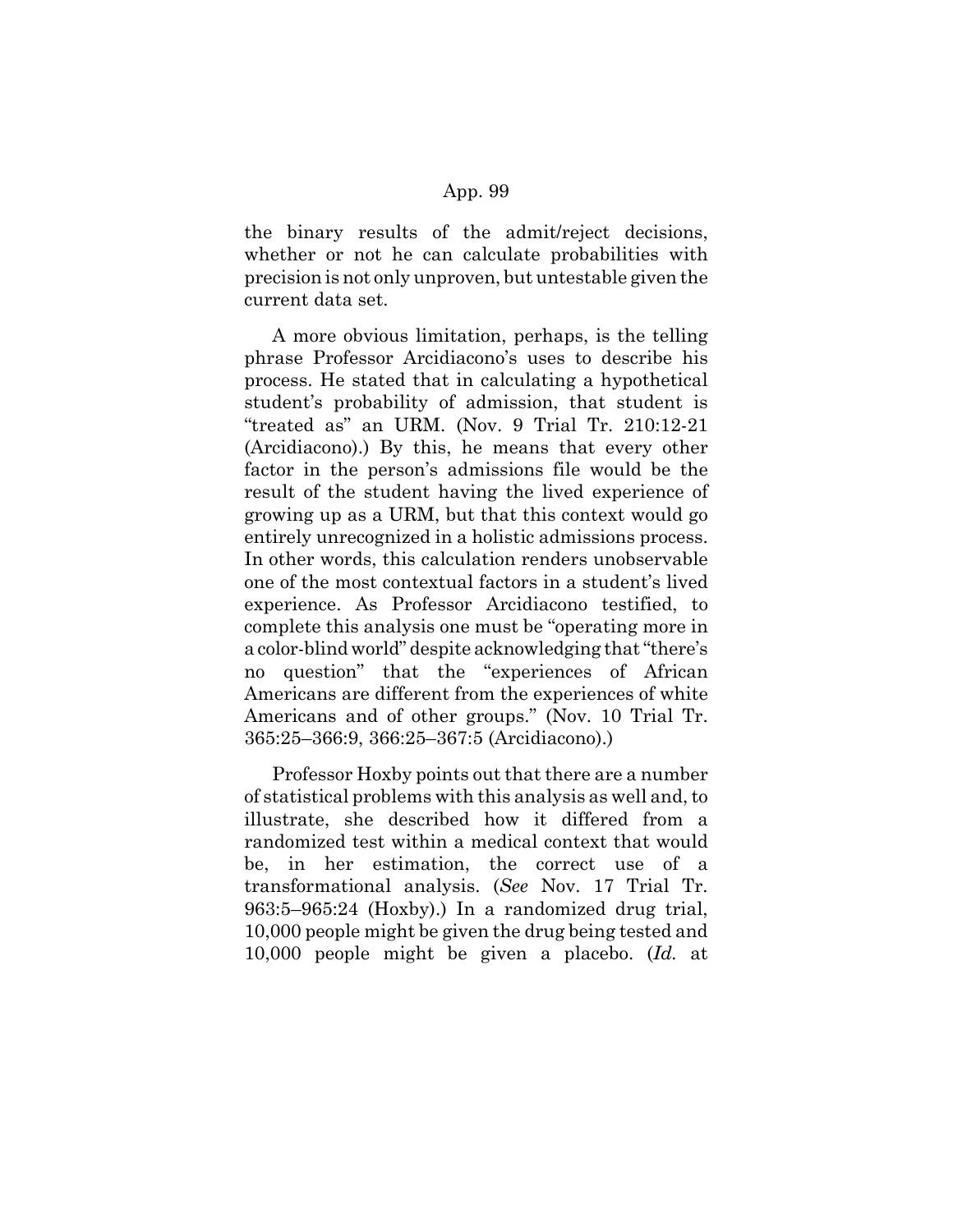the binary results of the admit/reject decisions, whether or not he can calculate probabilities with precision is not only unproven, but untestable given the current data set.

A more obvious limitation, perhaps, is the telling phrase Professor Arcidiacono's uses to describe his process. He stated that in calculating a hypothetical student's probability of admission, that student is "treated as" an URM. (Nov. 9 Trial Tr. 210:12-21 (Arcidiacono).) By this, he means that every other factor in the person's admissions file would be the result of the student having the lived experience of growing up as a URM, but that this context would go entirely unrecognized in a holistic admissions process. In other words, this calculation renders unobservable one of the most contextual factors in a student's lived experience. As Professor Arcidiacono testified, to complete this analysis one must be "operating more in a color-blind world" despite acknowledging that "there's no question" that the "experiences of African Americans are different from the experiences of white Americans and of other groups." (Nov. 10 Trial Tr. 365:25–366:9, 366:25–367:5 (Arcidiacono).)

Professor Hoxby points out that there are a number of statistical problems with this analysis as well and, to illustrate, she described how it differed from a randomized test within a medical context that would be, in her estimation, the correct use of a transformational analysis. (*See* Nov. 17 Trial Tr. 963:5–965:24 (Hoxby).) In a randomized drug trial, 10,000 people might be given the drug being tested and 10,000 people might be given a placebo. (*Id.* at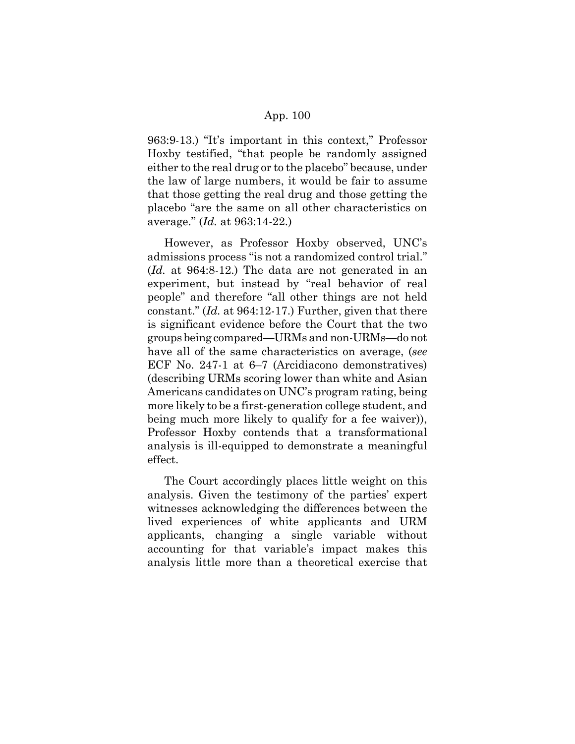963:9-13.) "It's important in this context," Professor Hoxby testified, "that people be randomly assigned either to the real drug or to the placebo" because, under the law of large numbers, it would be fair to assume that those getting the real drug and those getting the placebo "are the same on all other characteristics on average." (*Id.* at 963:14-22.)

However, as Professor Hoxby observed, UNC's admissions process "is not a randomized control trial." (*Id.* at 964:8-12.) The data are not generated in an experiment, but instead by "real behavior of real people" and therefore "all other things are not held constant." (*Id.* at 964:12-17.) Further, given that there is significant evidence before the Court that the two groups being compared—URMs and non-URMs—do not have all of the same characteristics on average, (*see* ECF No. 247-1 at 6–7 (Arcidiacono demonstratives) (describing URMs scoring lower than white and Asian Americans candidates on UNC's program rating, being more likely to be a first-generation college student, and being much more likely to qualify for a fee waiver)), Professor Hoxby contends that a transformational analysis is ill-equipped to demonstrate a meaningful effect.

The Court accordingly places little weight on this analysis. Given the testimony of the parties' expert witnesses acknowledging the differences between the lived experiences of white applicants and URM applicants, changing a single variable without accounting for that variable's impact makes this analysis little more than a theoretical exercise that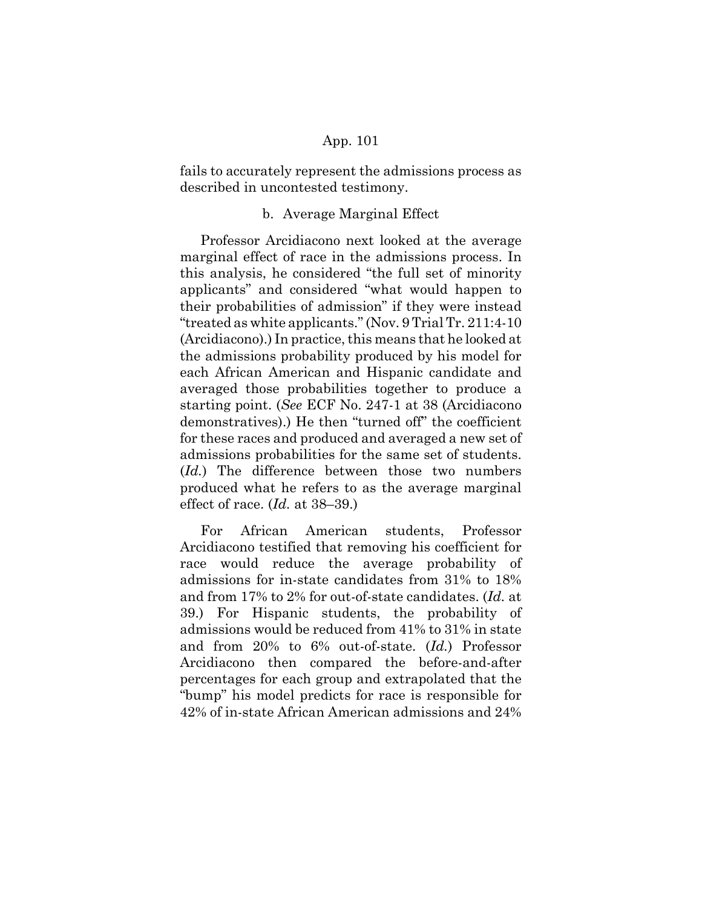fails to accurately represent the admissions process as described in uncontested testimony.

b. Average Marginal Effect

Professor Arcidiacono next looked at the average marginal effect of race in the admissions process. In this analysis, he considered "the full set of minority applicants" and considered "what would happen to their probabilities of admission" if they were instead "treated as white applicants." (Nov. 9 Trial Tr. 211:4-10 (Arcidiacono).) In practice, this means that he looked at the admissions probability produced by his model for each African American and Hispanic candidate and averaged those probabilities together to produce a starting point. (*See* ECF No. 247-1 at 38 (Arcidiacono demonstratives).) He then "turned off" the coefficient for these races and produced and averaged a new set of admissions probabilities for the same set of students. (*Id.*) The difference between those two numbers produced what he refers to as the average marginal effect of race. (*Id.* at 38–39.)

For African American students, Professor Arcidiacono testified that removing his coefficient for race would reduce the average probability of admissions for in-state candidates from 31% to 18% and from 17% to 2% for out-of-state candidates. (*Id.* at 39.) For Hispanic students, the probability of admissions would be reduced from 41% to 31% in state and from 20% to 6% out-of-state. (*Id.*) Professor Arcidiacono then compared the before-and-after percentages for each group and extrapolated that the "bump" his model predicts for race is responsible for 42% of in-state African American admissions and 24%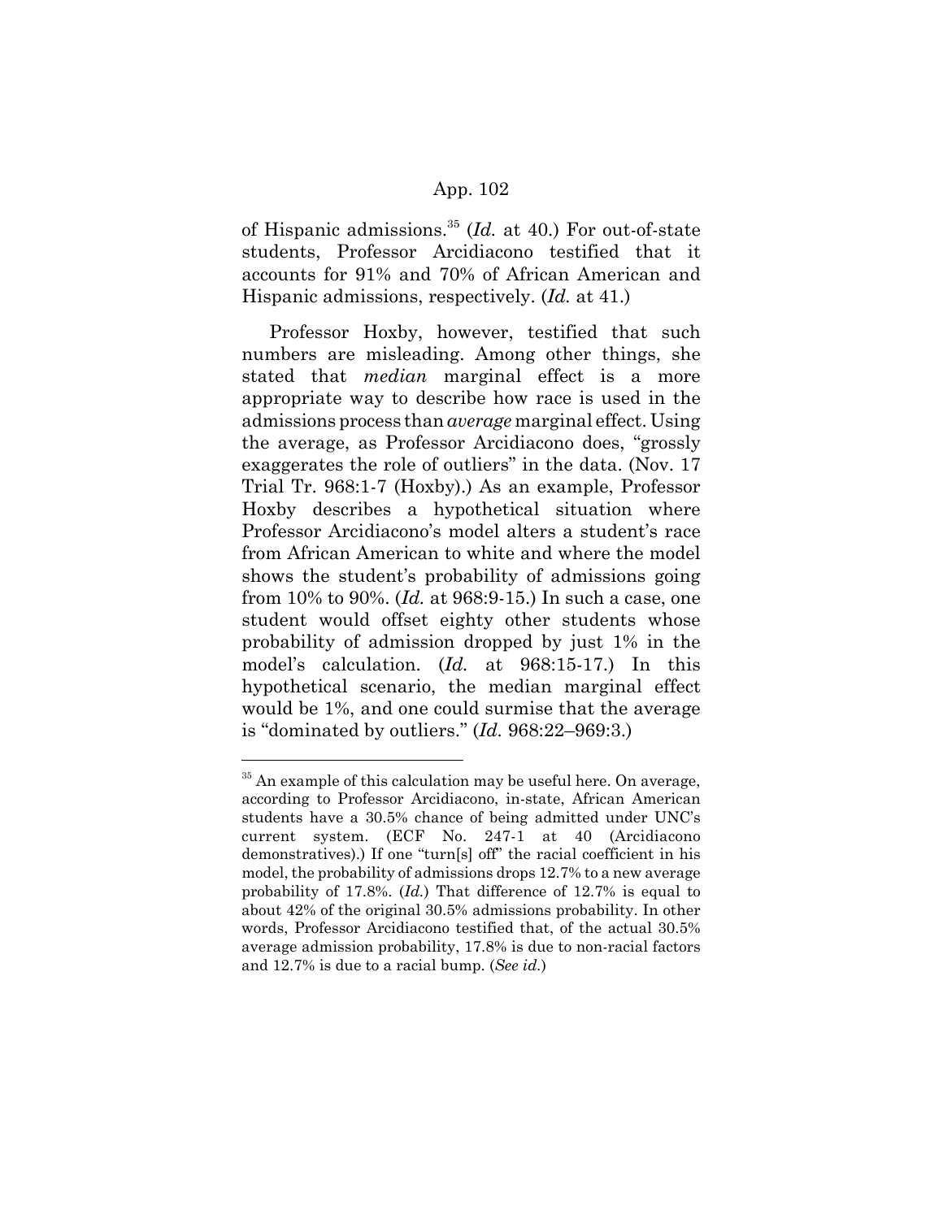of Hispanic admissions.[35] (*Id.* at 40.) For out-of-state students, Professor Arcidiacono testified that it accounts for 91% and 70% of African American and Hispanic admissions, respectively. (*Id.* at 41.)

Professor Hoxby, however, testified that such numbers are misleading. Among other things, she stated that *median* marginal effect is a more appropriate way to describe how race is used in the admissions process than *average* marginal effect. Using the average, as Professor Arcidiacono does, "grossly exaggerates the role of outliers" in the data. (Nov. 17 Trial Tr. 968:1-7 (Hoxby).) As an example, Professor Hoxby describes a hypothetical situation where Professor Arcidiacono's model alters a student's race from African American to white and where the model shows the student's probability of admissions going from 10% to 90%. (*Id.* at 968:9-15.) In such a case, one student would offset eighty other students whose probability of admission dropped by just 1% in the model's calculation. (*Id.* at 968:15-17.) In this hypothetical scenario, the median marginal effect would be 1%, and one could surmise that the average is "dominated by outliers." (*Id.* 968:22–969:3.)

---

[35] An example of this calculation may be useful here. On average, according to Professor Arcidiacono, in-state, African American students have a 30.5% chance of being admitted under UNC's current system. (ECF No. 247-1 at 40 (Arcidiacono demonstratives).) If one "turn[s] off" the racial coefficient in his model, the probability of admissions drops 12.7% to a new average probability of 17.8%. (*Id.*) That difference of 12.7% is equal to about 42% of the original 30.5% admissions probability. In other words, Professor Arcidiacono testified that, of the actual 30.5% average admission probability, 17.8% is due to non-racial factors and 12.7% is due to a racial bump. (*See id.*)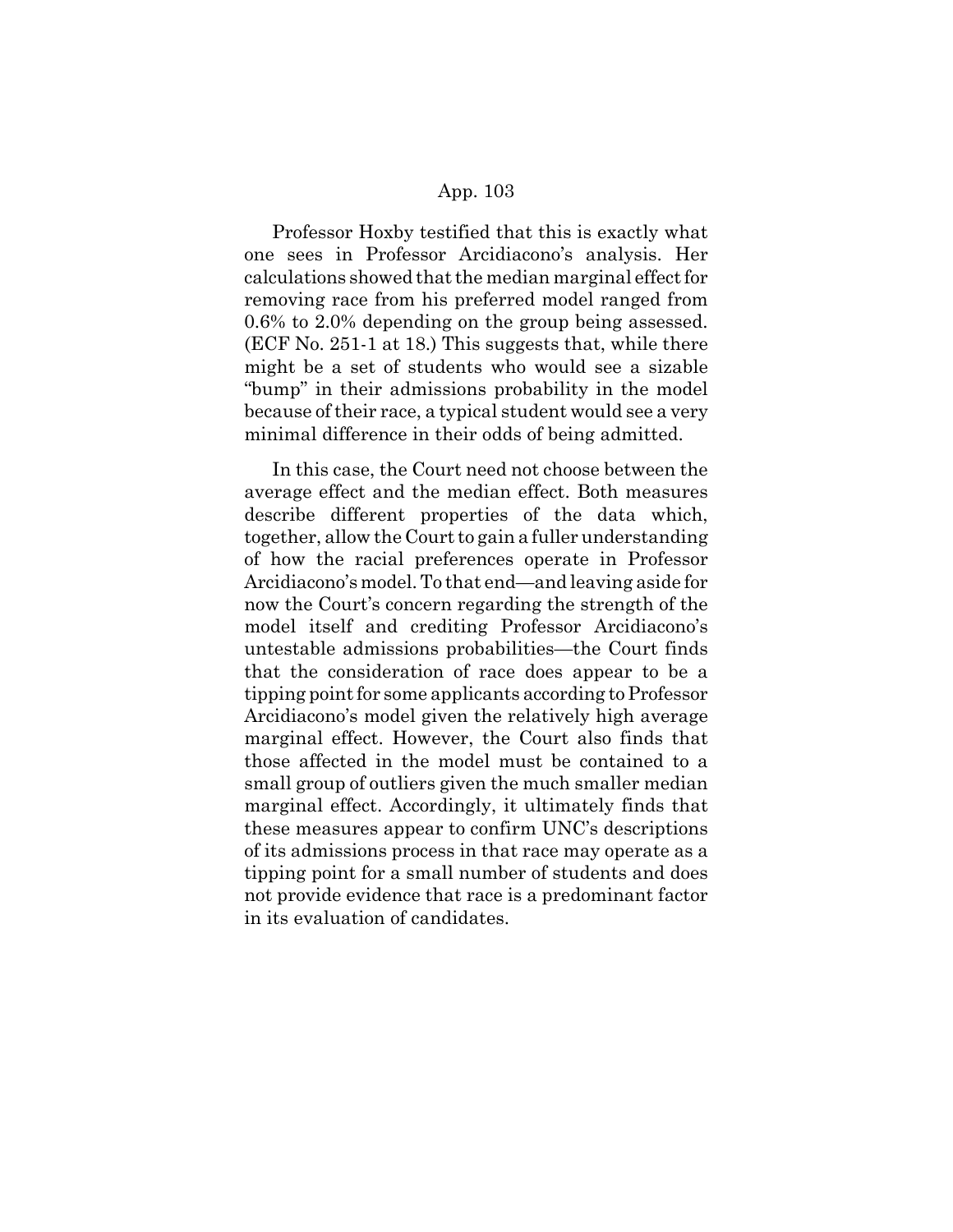Professor Hoxby testified that this is exactly what one sees in Professor Arcidiacono's analysis. Her calculations showed that the median marginal effect for removing race from his preferred model ranged from 0.6% to 2.0% depending on the group being assessed. (ECF No. 251-1 at 18.) This suggests that, while there might be a set of students who would see a sizable "bump" in their admissions probability in the model because of their race, a typical student would see a very minimal difference in their odds of being admitted.

In this case, the Court need not choose between the average effect and the median effect. Both measures describe different properties of the data which, together, allow the Court to gain a fuller understanding of how the racial preferences operate in Professor Arcidiacono's model. To that end—and leaving aside for now the Court's concern regarding the strength of the model itself and crediting Professor Arcidiacono's untestable admissions probabilities—the Court finds that the consideration of race does appear to be a tipping point for some applicants according to Professor Arcidiacono's model given the relatively high average marginal effect. However, the Court also finds that those affected in the model must be contained to a small group of outliers given the much smaller median marginal effect. Accordingly, it ultimately finds that these measures appear to confirm UNC's descriptions of its admissions process in that race may operate as a tipping point for a small number of students and does not provide evidence that race is a predominant factor in its evaluation of candidates.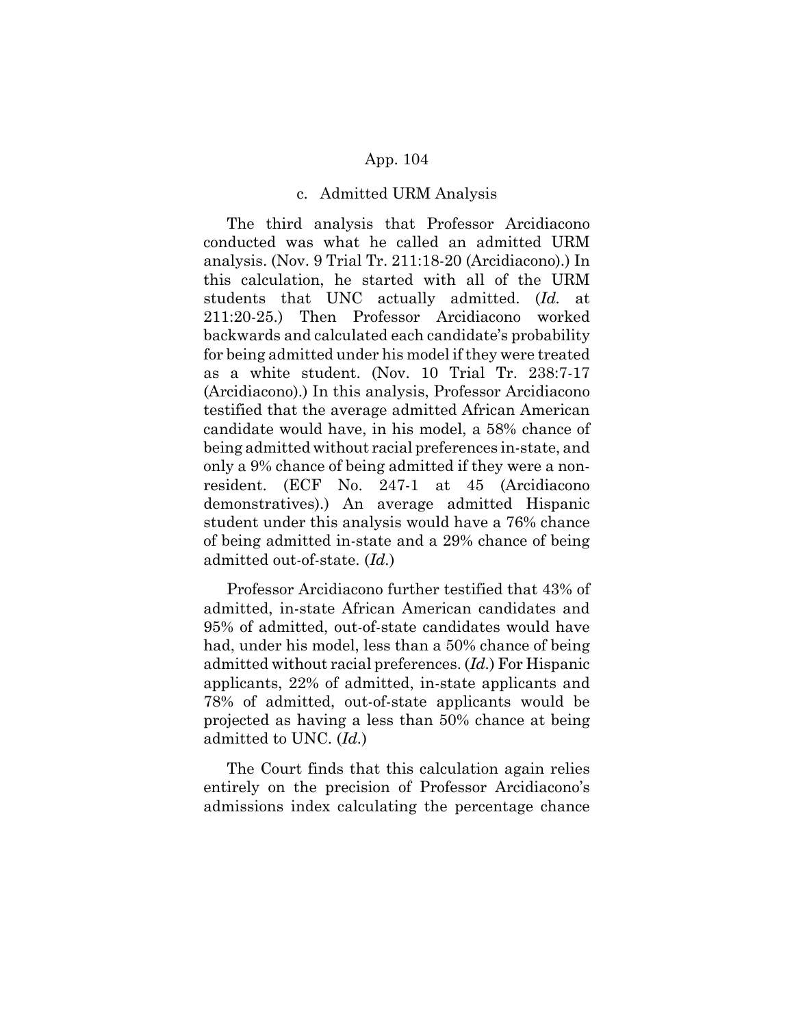### c. Admitted URM Analysis

The third analysis that Professor Arcidiacono conducted was what he called an admitted URM analysis. (Nov. 9 Trial Tr. 211:18-20 (Arcidiacono).) In this calculation, he started with all of the URM students that UNC actually admitted. (*Id.* at 211:20-25.) Then Professor Arcidiacono worked backwards and calculated each candidate's probability for being admitted under his model if they were treated as a white student. (Nov. 10 Trial Tr. 238:7-17 (Arcidiacono).) In this analysis, Professor Arcidiacono testified that the average admitted African American candidate would have, in his model, a 58% chance of being admitted without racial preferences in-state, and only a 9% chance of being admitted if they were a non-resident. (ECF No. 247-1 at 45 (Arcidiacono demonstratives).) An average admitted Hispanic student under this analysis would have a 76% chance of being admitted in-state and a 29% chance of being admitted out-of-state. (*Id.*)

Professor Arcidiacono further testified that 43% of admitted, in-state African American candidates and 95% of admitted, out-of-state candidates would have had, under his model, less than a 50% chance of being admitted without racial preferences. (*Id.*) For Hispanic applicants, 22% of admitted, in-state applicants and 78% of admitted, out-of-state applicants would be projected as having a less than 50% chance at being admitted to UNC. (*Id.*)

The Court finds that this calculation again relies entirely on the precision of Professor Arcidiacono's admissions index calculating the percentage chance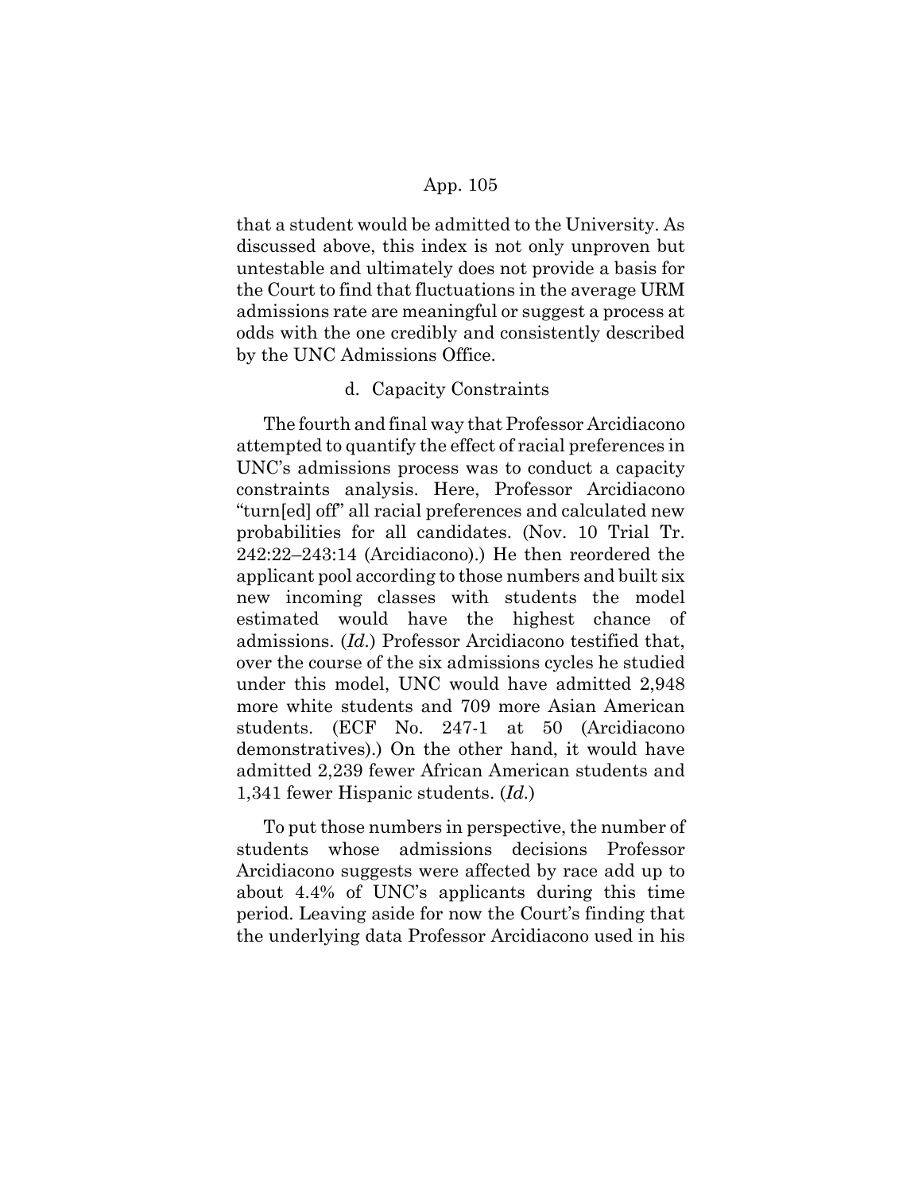that a student would be admitted to the University. As discussed above, this index is not only unproven but untestable and ultimately does not provide a basis for the Court to find that fluctuations in the average URM admissions rate are meaningful or suggest a process at odds with the one credibly and consistently described by the UNC Admissions Office.

#### d. Capacity Constraints

The fourth and final way that Professor Arcidiacono attempted to quantify the effect of racial preferences in UNC's admissions process was to conduct a capacity constraints analysis. Here, Professor Arcidiacono "turn[ed] off" all racial preferences and calculated new probabilities for all candidates. (Nov. 10 Trial Tr. 242:22–243:14 (Arcidiacono).) He then reordered the applicant pool according to those numbers and built six new incoming classes with students the model estimated would have the highest chance of admissions. (*Id.*) Professor Arcidiacono testified that, over the course of the six admissions cycles he studied under this model, UNC would have admitted 2,948 more white students and 709 more Asian American students. (ECF No. 247-1 at 50 (Arcidiacono demonstratives).) On the other hand, it would have admitted 2,239 fewer African American students and 1,341 fewer Hispanic students. (*Id.*)

To put those numbers in perspective, the number of students whose admissions decisions Professor Arcidiacono suggests were affected by race add up to about 4.4% of UNC's applicants during this time period. Leaving aside for now the Court's finding that the underlying data Professor Arcidiacono used in his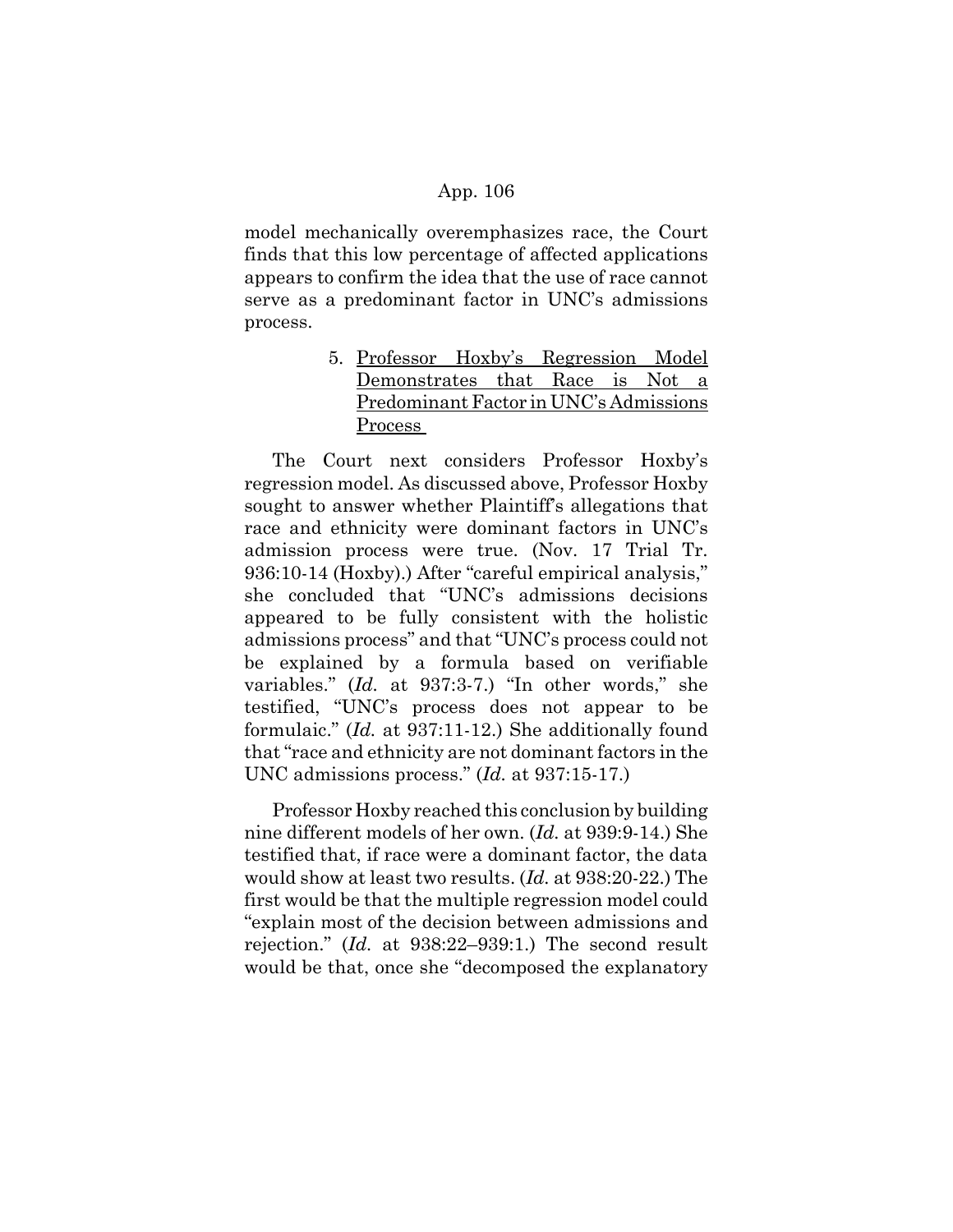model mechanically overemphasizes race, the Court finds that this low percentage of affected applications appears to confirm the idea that the use of race cannot serve as a predominant factor in UNC's admissions process.

5. Professor Hoxby's Regression Model Demonstrates that Race is Not a Predominant Factor in UNC's Admissions Process

The Court next considers Professor Hoxby's regression model. As discussed above, Professor Hoxby sought to answer whether Plaintiff's allegations that race and ethnicity were dominant factors in UNC's admission process were true. (Nov. 17 Trial Tr. 936:10-14 (Hoxby).) After "careful empirical analysis," she concluded that "UNC's admissions decisions appeared to be fully consistent with the holistic admissions process" and that "UNC's process could not be explained by a formula based on verifiable variables." (*Id.* at 937:3-7.) "In other words," she testified, "UNC's process does not appear to be formulaic." (*Id.* at 937:11-12.) She additionally found that "race and ethnicity are not dominant factors in the UNC admissions process." (*Id.* at 937:15-17.)

Professor Hoxby reached this conclusion by building nine different models of her own. (*Id.* at 939:9-14.) She testified that, if race were a dominant factor, the data would show at least two results. (*Id.* at 938:20-22.) The first would be that the multiple regression model could "explain most of the decision between admissions and rejection." (*Id.* at 938:22–939:1.) The second result would be that, once she "decomposed the explanatory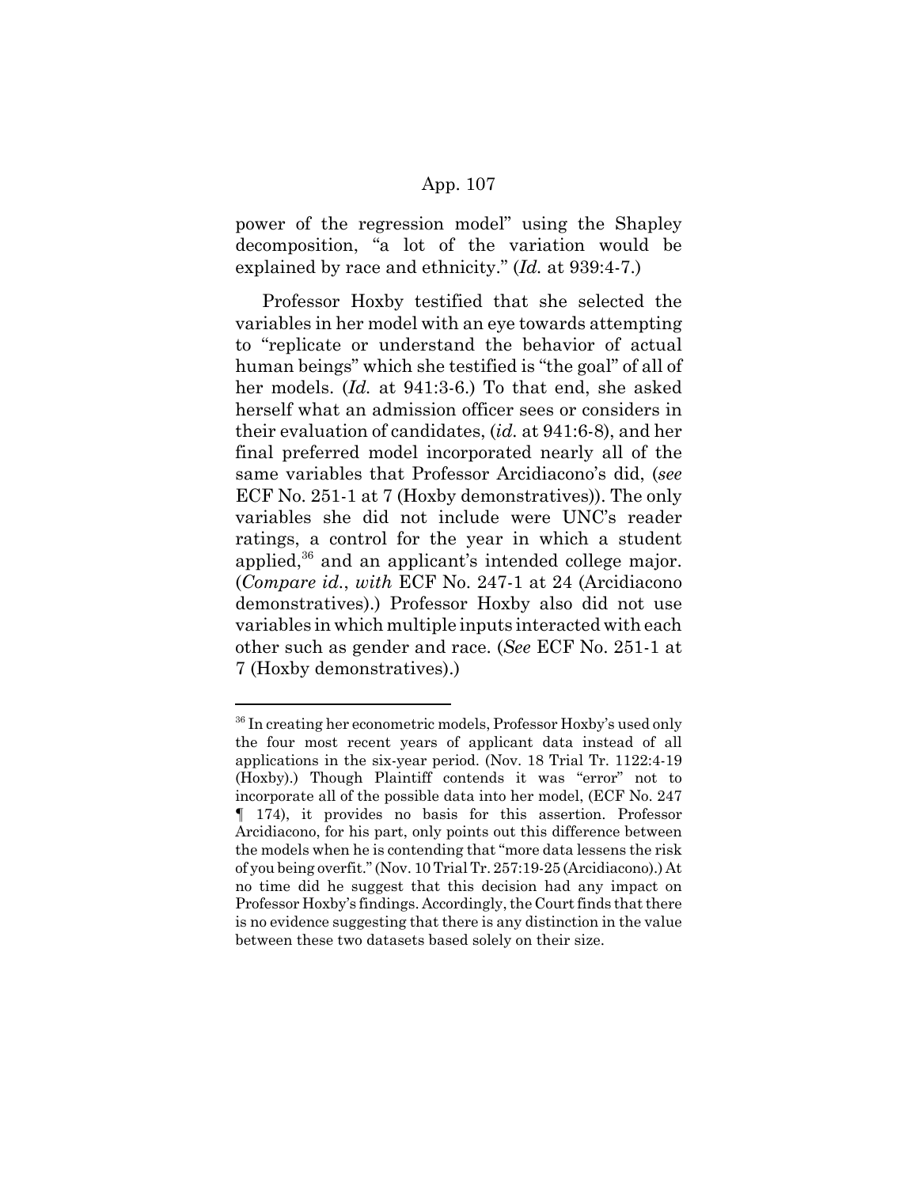power of the regression model" using the Shapley decomposition, "a lot of the variation would be explained by race and ethnicity." (*Id.* at 939:4-7.)

Professor Hoxby testified that she selected the variables in her model with an eye towards attempting to "replicate or understand the behavior of actual human beings" which she testified is "the goal" of all of her models. (*Id.* at 941:3-6.) To that end, she asked herself what an admission officer sees or considers in their evaluation of candidates, (*id.* at 941:6-8), and her final preferred model incorporated nearly all of the same variables that Professor Arcidiacono's did, (*see* ECF No. 251-1 at 7 (Hoxby demonstratives)). The only variables she did not include were UNC's reader ratings, a control for the year in which a student applied,[36] and an applicant's intended college major. (*Compare id.*, *with* ECF No. 247-1 at 24 (Arcidiacono demonstratives).) Professor Hoxby also did not use variables in which multiple inputs interacted with each other such as gender and race. (*See* ECF No. 251-1 at 7 (Hoxby demonstratives).)

---

[36] In creating her econometric models, Professor Hoxby's used only the four most recent years of applicant data instead of all applications in the six-year period. (Nov. 18 Trial Tr. 1122:4-19 (Hoxby).) Though Plaintiff contends it was "error" not to incorporate all of the possible data into her model, (ECF No. 247 ¶ 174), it provides no basis for this assertion. Professor Arcidiacono, for his part, only points out this difference between the models when he is contending that "more data lessens the risk of you being overfit." (Nov. 10 Trial Tr. 257:19-25 (Arcidiacono).) At no time did he suggest that this decision had any impact on Professor Hoxby's findings. Accordingly, the Court finds that there is no evidence suggesting that there is any distinction in the value between these two datasets based solely on their size.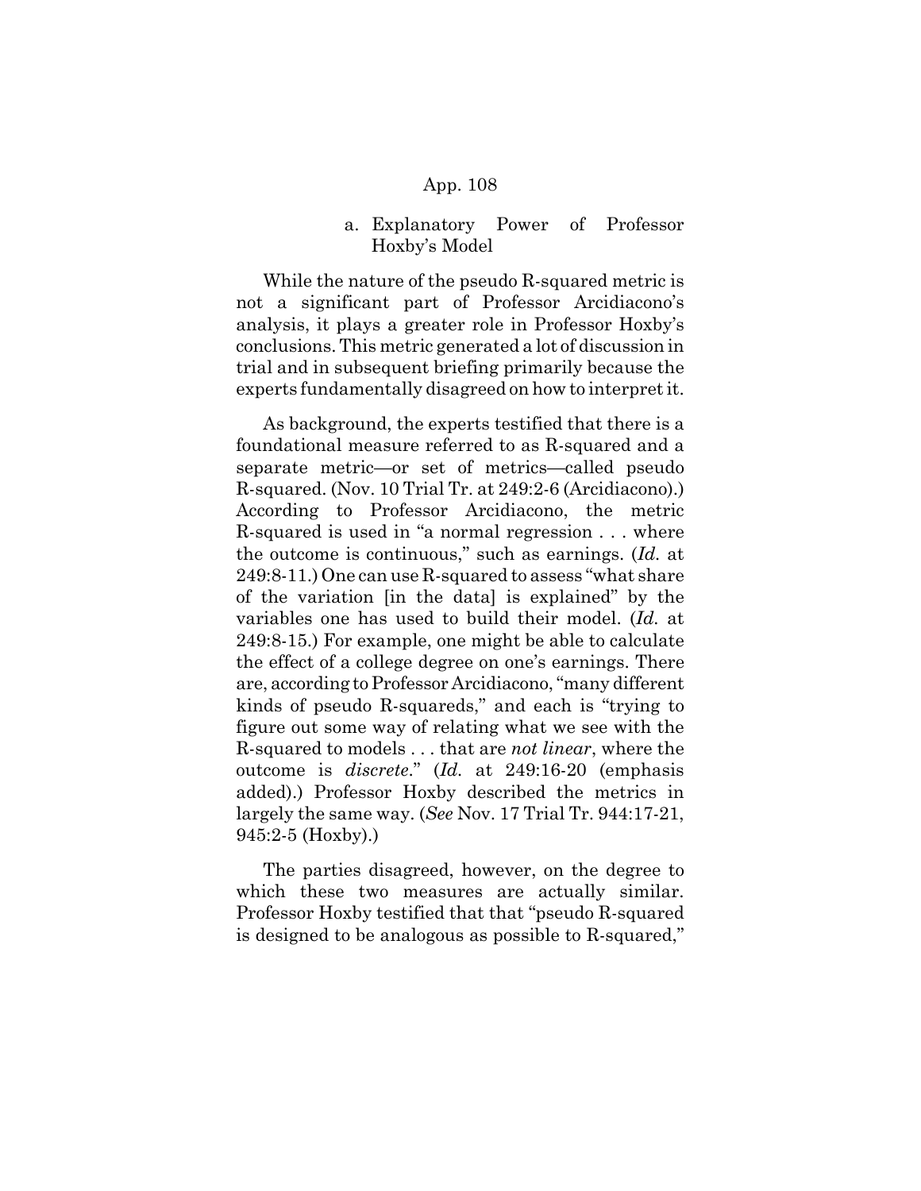#### a. Explanatory Power of Professor Hoxby's Model

While the nature of the pseudo R-squared metric is not a significant part of Professor Arcidiacono's analysis, it plays a greater role in Professor Hoxby's conclusions. This metric generated a lot of discussion in trial and in subsequent briefing primarily because the experts fundamentally disagreed on how to interpret it.

As background, the experts testified that there is a foundational measure referred to as R-squared and a separate metric—or set of metrics—called pseudo R-squared. (Nov. 10 Trial Tr. at 249:2-6 (Arcidiacono).) According to Professor Arcidiacono, the metric R-squared is used in "a normal regression . . . where the outcome is continuous," such as earnings. (*Id.* at 249:8-11.) One can use R-squared to assess "what share of the variation [in the data] is explained" by the variables one has used to build their model. (*Id.* at 249:8-15.) For example, one might be able to calculate the effect of a college degree on one's earnings. There are, according to Professor Arcidiacono, "many different kinds of pseudo R-squareds," and each is "trying to figure out some way of relating what we see with the R-squared to models . . . that are *not linear*, where the outcome is *discrete*." (*Id.* at 249:16-20 (emphasis added).) Professor Hoxby described the metrics in largely the same way. (*See* Nov. 17 Trial Tr. 944:17-21, 945:2-5 (Hoxby).)

The parties disagreed, however, on the degree to which these two measures are actually similar. Professor Hoxby testified that that "pseudo R-squared is designed to be analogous as possible to R-squared,"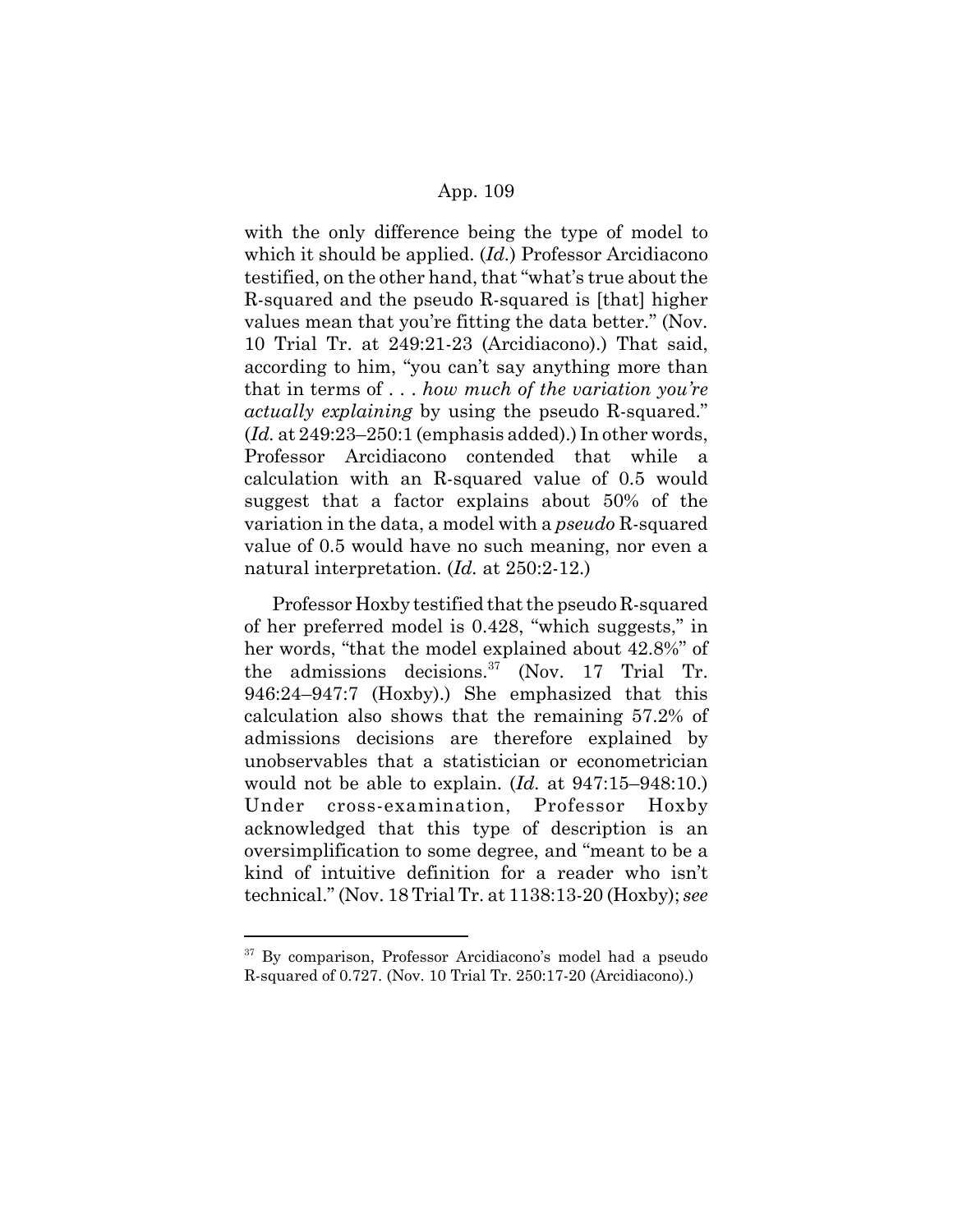with the only difference being the type of model to which it should be applied. (*Id.*) Professor Arcidiacono testified, on the other hand, that "what's true about the R-squared and the pseudo R-squared is [that] higher values mean that you're fitting the data better." (Nov. 10 Trial Tr. at 249:21-23 (Arcidiacono).) That said, according to him, "you can't say anything more than that in terms of . . . *how much of the variation you're actually explaining* by using the pseudo R-squared." (*Id.* at 249:23–250:1 (emphasis added).) In other words, Professor Arcidiacono contended that while a calculation with an R-squared value of 0.5 would suggest that a factor explains about 50% of the variation in the data, a model with a *pseudo* R-squared value of 0.5 would have no such meaning, nor even a natural interpretation. (*Id.* at 250:2-12.)

Professor Hoxby testified that the pseudo R-squared of her preferred model is 0.428, "which suggests," in her words, "that the model explained about 42.8%" of the admissions decisions.[37] (Nov. 17 Trial Tr. 946:24–947:7 (Hoxby).) She emphasized that this calculation also shows that the remaining 57.2% of admissions decisions are therefore explained by unobservables that a statistician or econometrician would not be able to explain. (*Id.* at 947:15–948:10.) Under cross-examination, Professor Hoxby acknowledged that this type of description is an oversimplification to some degree, and "meant to be a kind of intuitive definition for a reader who isn't technical." (Nov. 18 Trial Tr. at 1138:13-20 (Hoxby); *see*

---

[37] By comparison, Professor Arcidiacono's model had a pseudo R-squared of 0.727. (Nov. 10 Trial Tr. 250:17-20 (Arcidiacono).)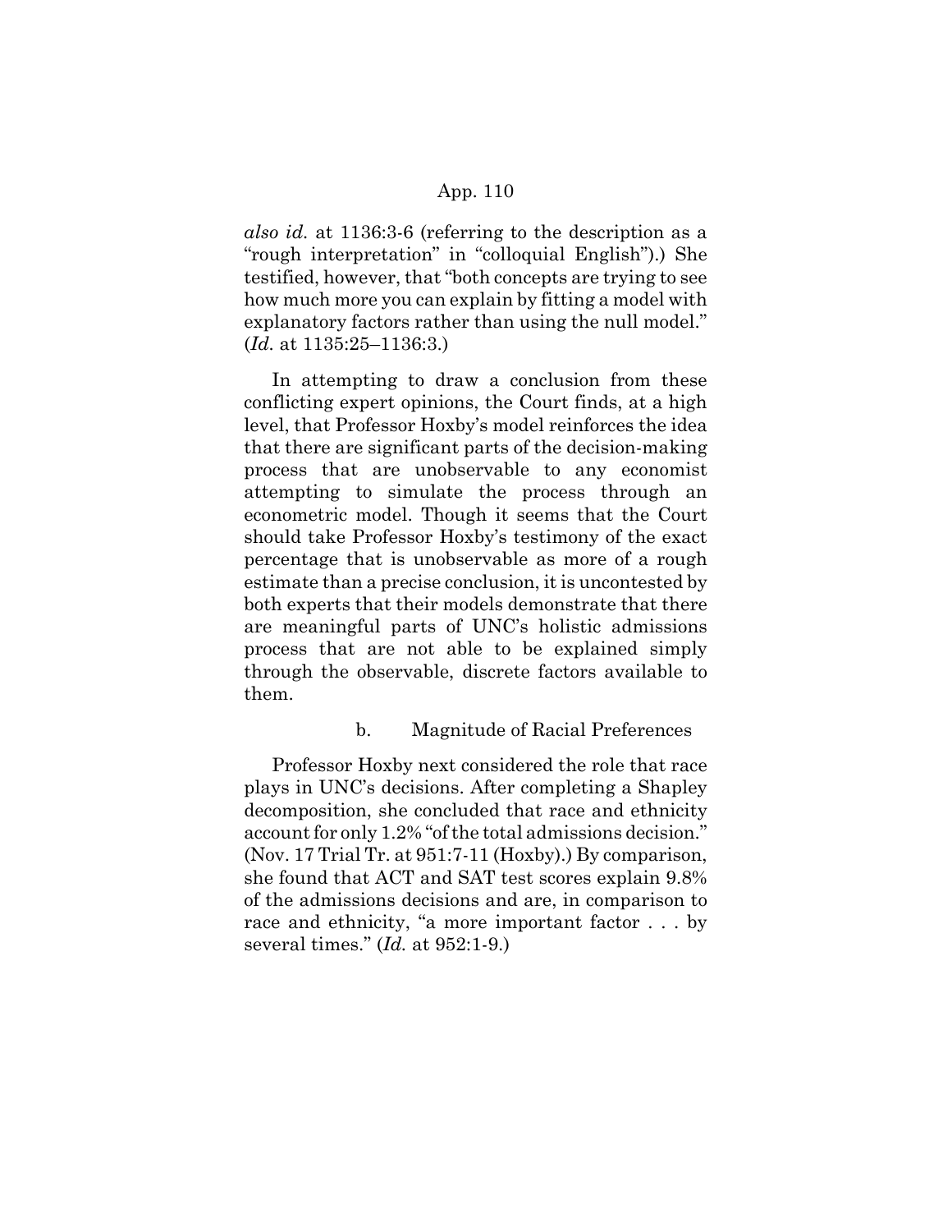*also id.* at 1136:3-6 (referring to the description as a "rough interpretation" in "colloquial English").) She testified, however, that "both concepts are trying to see how much more you can explain by fitting a model with explanatory factors rather than using the null model." (*Id.* at 1135:25–1136:3.)

In attempting to draw a conclusion from these conflicting expert opinions, the Court finds, at a high level, that Professor Hoxby's model reinforces the idea that there are significant parts of the decision-making process that are unobservable to any economist attempting to simulate the process through an econometric model. Though it seems that the Court should take Professor Hoxby's testimony of the exact percentage that is unobservable as more of a rough estimate than a precise conclusion, it is uncontested by both experts that their models demonstrate that there are meaningful parts of UNC's holistic admissions process that are not able to be explained simply through the observable, discrete factors available to them.

b. Magnitude of Racial Preferences

Professor Hoxby next considered the role that race plays in UNC's decisions. After completing a Shapley decomposition, she concluded that race and ethnicity account for only 1.2% "of the total admissions decision." (Nov. 17 Trial Tr. at 951:7-11 (Hoxby).) By comparison, she found that ACT and SAT test scores explain 9.8% of the admissions decisions and are, in comparison to race and ethnicity, "a more important factor . . . by several times." (*Id.* at 952:1-9.)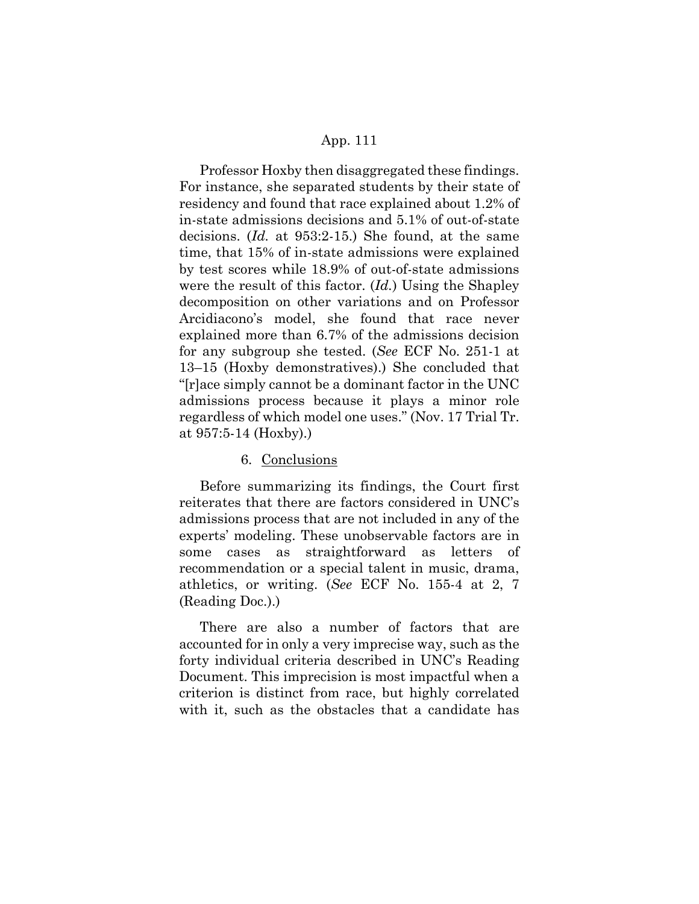Professor Hoxby then disaggregated these findings. For instance, she separated students by their state of residency and found that race explained about 1.2% of in-state admissions decisions and 5.1% of out-of-state decisions. (*Id.* at 953:2-15.) She found, at the same time, that 15% of in-state admissions were explained by test scores while 18.9% of out-of-state admissions were the result of this factor. (*Id.*) Using the Shapley decomposition on other variations and on Professor Arcidiacono's model, she found that race never explained more than 6.7% of the admissions decision for any subgroup she tested. (*See* ECF No. 251-1 at 13–15 (Hoxby demonstratives).) She concluded that "[r]ace simply cannot be a dominant factor in the UNC admissions process because it plays a minor role regardless of which model one uses." (Nov. 17 Trial Tr. at 957:5-14 (Hoxby).)

6. Conclusions

Before summarizing its findings, the Court first reiterates that there are factors considered in UNC's admissions process that are not included in any of the experts' modeling. These unobservable factors are in some cases as straightforward as letters of recommendation or a special talent in music, drama, athletics, or writing. (*See* ECF No. 155-4 at 2, 7 (Reading Doc.).)

There are also a number of factors that are accounted for in only a very imprecise way, such as the forty individual criteria described in UNC's Reading Document. This imprecision is most impactful when a criterion is distinct from race, but highly correlated with it, such as the obstacles that a candidate has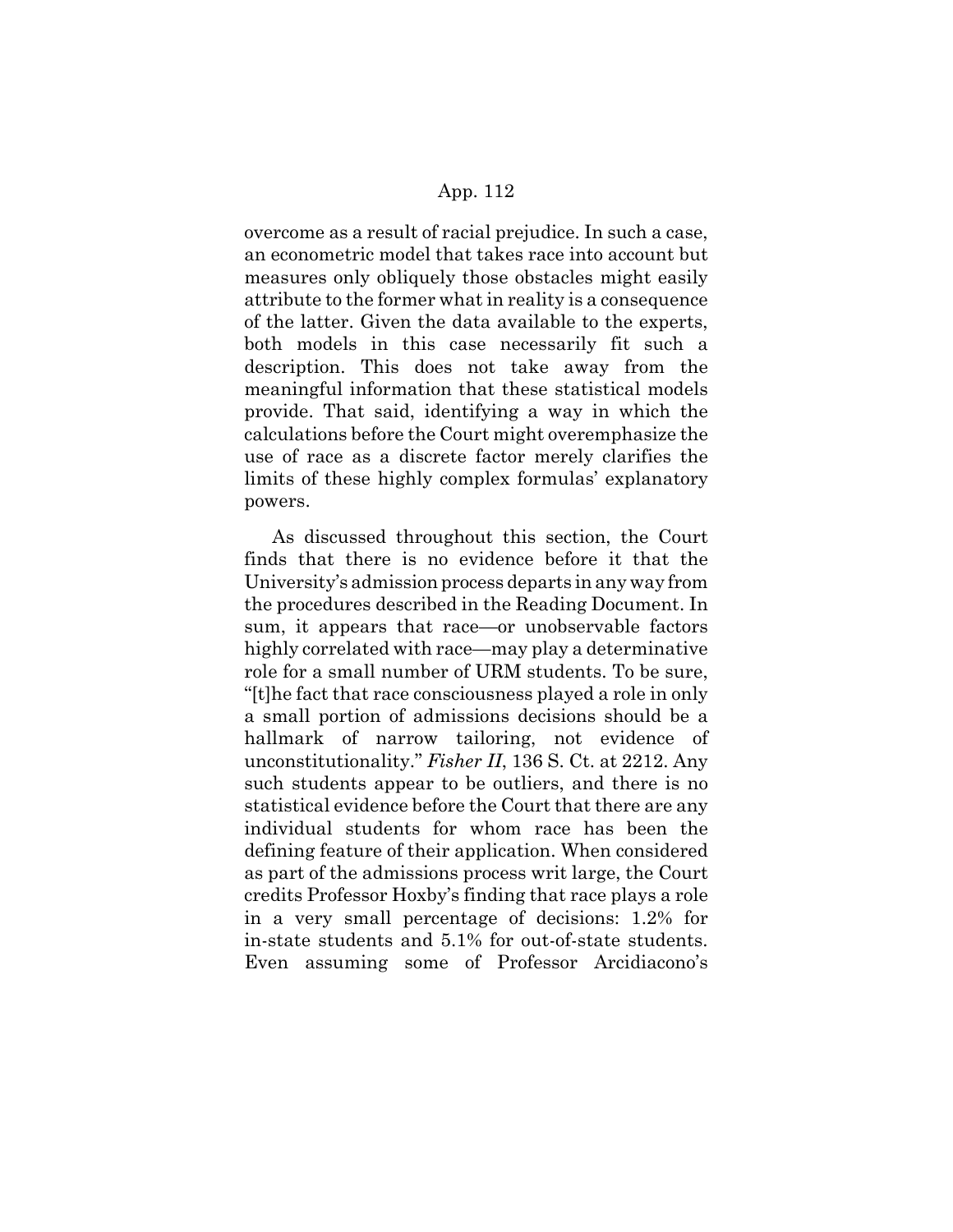overcome as a result of racial prejudice. In such a case, an econometric model that takes race into account but measures only obliquely those obstacles might easily attribute to the former what in reality is a consequence of the latter. Given the data available to the experts, both models in this case necessarily fit such a description. This does not take away from the meaningful information that these statistical models provide. That said, identifying a way in which the calculations before the Court might overemphasize the use of race as a discrete factor merely clarifies the limits of these highly complex formulas' explanatory powers.

As discussed throughout this section, the Court finds that there is no evidence before it that the University's admission process departs in any way from the procedures described in the Reading Document. In sum, it appears that race—or unobservable factors highly correlated with race—may play a determinative role for a small number of URM students. To be sure, "[t]he fact that race consciousness played a role in only a small portion of admissions decisions should be a hallmark of narrow tailoring, not evidence of unconstitutionality." *Fisher II*, 136 S. Ct. at 2212. Any such students appear to be outliers, and there is no statistical evidence before the Court that there are any individual students for whom race has been the defining feature of their application. When considered as part of the admissions process writ large, the Court credits Professor Hoxby's finding that race plays a role in a very small percentage of decisions: 1.2% for in-state students and 5.1% for out-of-state students. Even assuming some of Professor Arcidiacono's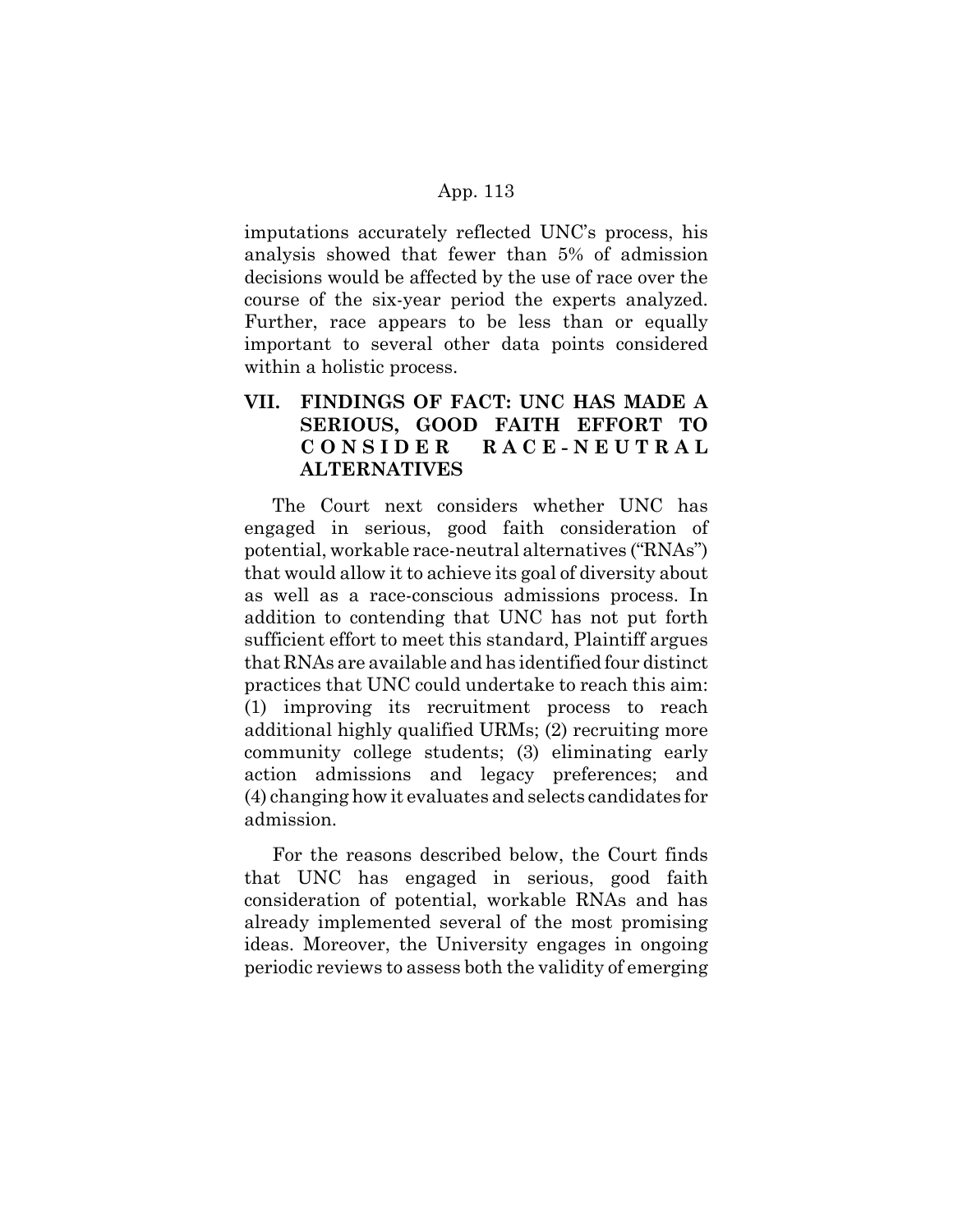imputations accurately reflected UNC's process, his analysis showed that fewer than 5% of admission decisions would be affected by the use of race over the course of the six-year period the experts analyzed. Further, race appears to be less than or equally important to several other data points considered within a holistic process.

## VII. FINDINGS OF FACT: UNC HAS MADE A SERIOUS, GOOD FAITH EFFORT TO CONSIDER RACE-NEUTRAL ALTERNATIVES

The Court next considers whether UNC has engaged in serious, good faith consideration of potential, workable race-neutral alternatives ("RNAs") that would allow it to achieve its goal of diversity about as well as a race-conscious admissions process. In addition to contending that UNC has not put forth sufficient effort to meet this standard, Plaintiff argues that RNAs are available and has identified four distinct practices that UNC could undertake to reach this aim: (1) improving its recruitment process to reach additional highly qualified URMs; (2) recruiting more community college students; (3) eliminating early action admissions and legacy preferences; and (4) changing how it evaluates and selects candidates for admission.

For the reasons described below, the Court finds that UNC has engaged in serious, good faith consideration of potential, workable RNAs and has already implemented several of the most promising ideas. Moreover, the University engages in ongoing periodic reviews to assess both the validity of emerging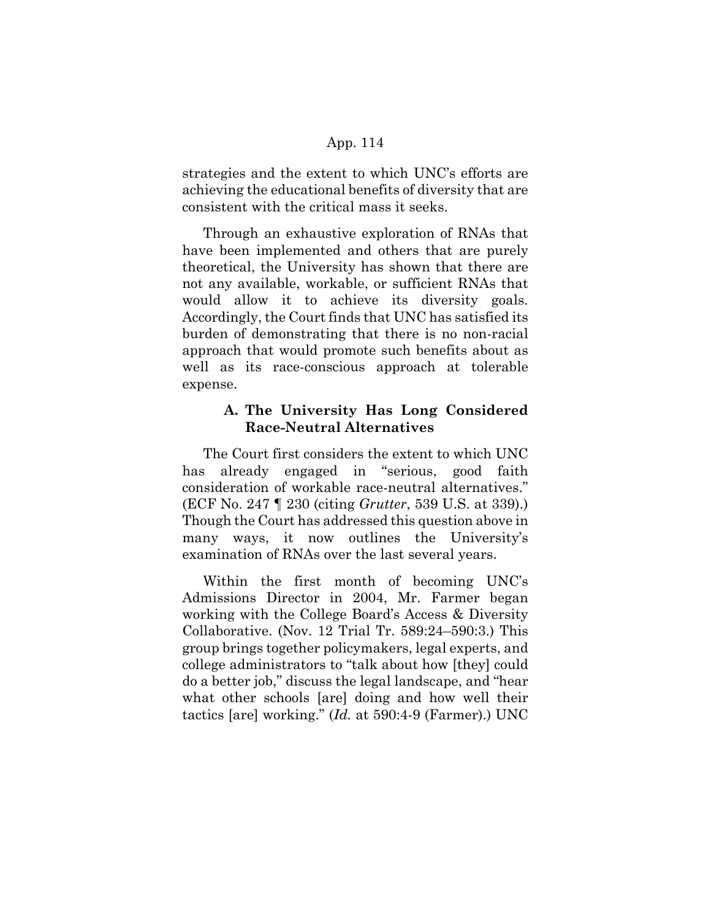strategies and the extent to which UNC's efforts are achieving the educational benefits of diversity that are consistent with the critical mass it seeks.

Through an exhaustive exploration of RNAs that have been implemented and others that are purely theoretical, the University has shown that there are not any available, workable, or sufficient RNAs that would allow it to achieve its diversity goals. Accordingly, the Court finds that UNC has satisfied its burden of demonstrating that there is no non-racial approach that would promote such benefits about as well as its race-conscious approach at tolerable expense.

### A. The University Has Long Considered Race-Neutral Alternatives

The Court first considers the extent to which UNC has already engaged in "serious, good faith consideration of workable race-neutral alternatives." (ECF No. 247 ¶ 230 (citing *Grutter*, 539 U.S. at 339).) Though the Court has addressed this question above in many ways, it now outlines the University's examination of RNAs over the last several years.

Within the first month of becoming UNC's Admissions Director in 2004, Mr. Farmer began working with the College Board's Access & Diversity Collaborative. (Nov. 12 Trial Tr. 589:24–590:3.) This group brings together policymakers, legal experts, and college administrators to "talk about how [they] could do a better job," discuss the legal landscape, and "hear what other schools [are] doing and how well their tactics [are] working." (*Id.* at 590:4-9 (Farmer).) UNC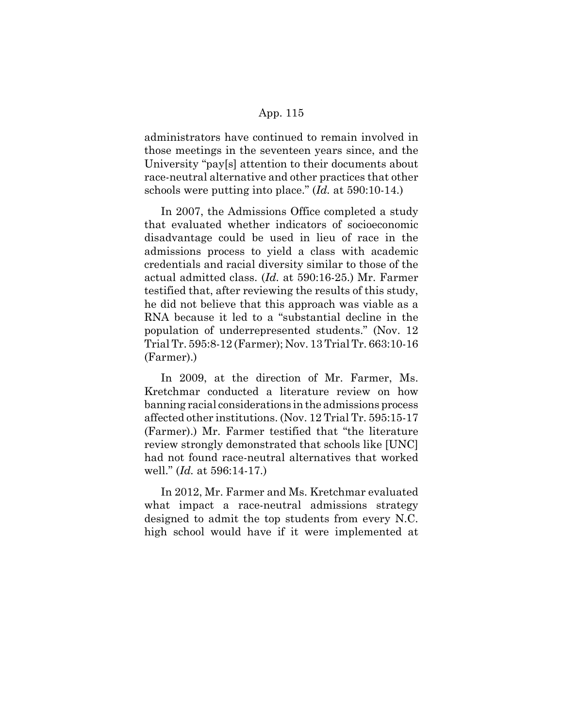administrators have continued to remain involved in those meetings in the seventeen years since, and the University "pay[s] attention to their documents about race-neutral alternative and other practices that other schools were putting into place." (*Id.* at 590:10-14.)

In 2007, the Admissions Office completed a study that evaluated whether indicators of socioeconomic disadvantage could be used in lieu of race in the admissions process to yield a class with academic credentials and racial diversity similar to those of the actual admitted class. (*Id.* at 590:16-25.) Mr. Farmer testified that, after reviewing the results of this study, he did not believe that this approach was viable as a RNA because it led to a "substantial decline in the population of underrepresented students." (Nov. 12 Trial Tr. 595:8-12 (Farmer); Nov. 13 Trial Tr. 663:10-16 (Farmer).)

In 2009, at the direction of Mr. Farmer, Ms. Kretchmar conducted a literature review on how banning racial considerations in the admissions process affected other institutions. (Nov. 12 Trial Tr. 595:15-17 (Farmer).) Mr. Farmer testified that "the literature review strongly demonstrated that schools like [UNC] had not found race-neutral alternatives that worked well." (*Id.* at 596:14-17.)

In 2012, Mr. Farmer and Ms. Kretchmar evaluated what impact a race-neutral admissions strategy designed to admit the top students from every N.C. high school would have if it were implemented at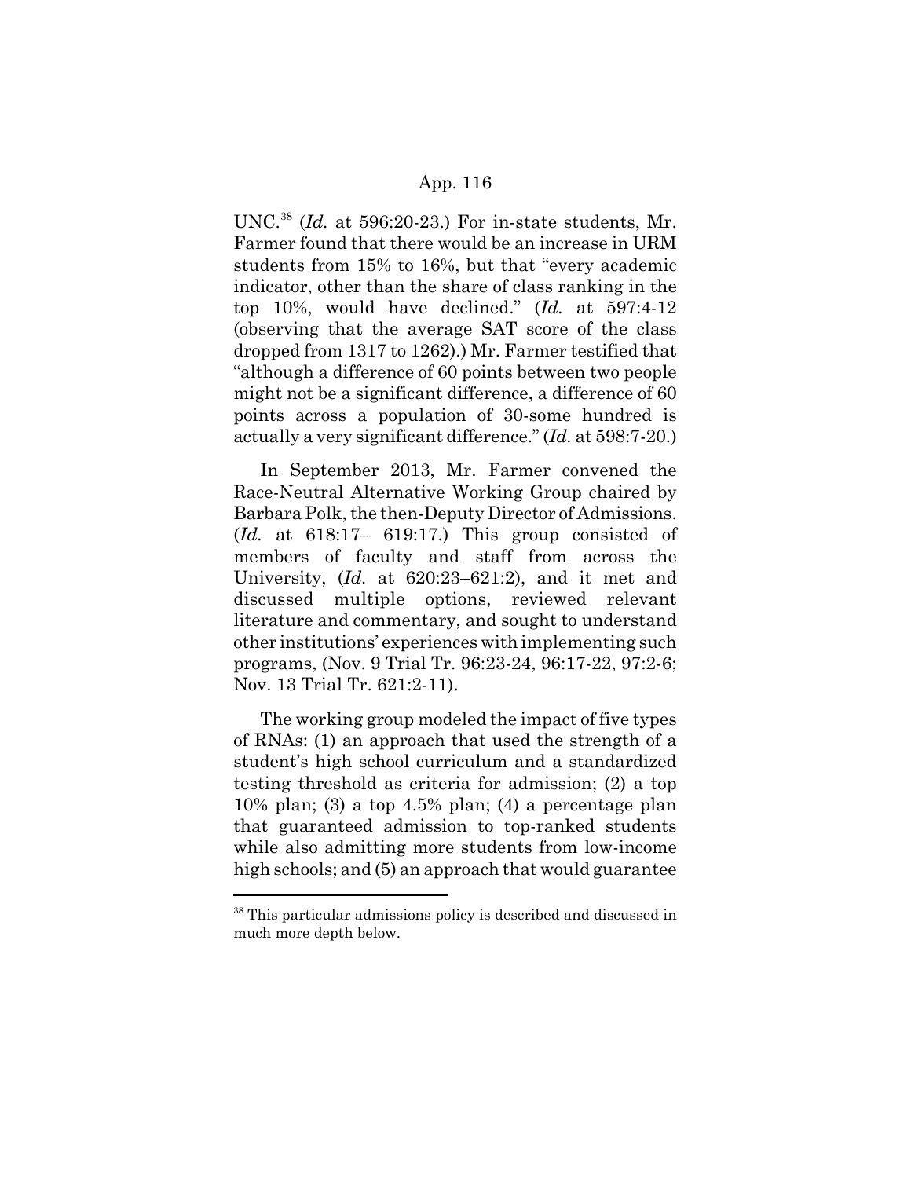UNC.[38] (*Id.* at 596:20-23.) For in-state students, Mr. Farmer found that there would be an increase in URM students from 15% to 16%, but that "every academic indicator, other than the share of class ranking in the top 10%, would have declined." (*Id.* at 597:4-12 (observing that the average SAT score of the class dropped from 1317 to 1262).) Mr. Farmer testified that "although a difference of 60 points between two people might not be a significant difference, a difference of 60 points across a population of 30-some hundred is actually a very significant difference." (*Id.* at 598:7-20.)

In September 2013, Mr. Farmer convened the Race-Neutral Alternative Working Group chaired by Barbara Polk, the then-Deputy Director of Admissions. (*Id.* at 618:17– 619:17.) This group consisted of members of faculty and staff from across the University, (*Id.* at 620:23–621:2), and it met and discussed multiple options, reviewed relevant literature and commentary, and sought to understand other institutions' experiences with implementing such programs, (Nov. 9 Trial Tr. 96:23-24, 96:17-22, 97:2-6; Nov. 13 Trial Tr. 621:2-11).

The working group modeled the impact of five types of RNAs: (1) an approach that used the strength of a student's high school curriculum and a standardized testing threshold as criteria for admission; (2) a top 10% plan; (3) a top 4.5% plan; (4) a percentage plan that guaranteed admission to top-ranked students while also admitting more students from low-income high schools; and (5) an approach that would guarantee

[38] This particular admissions policy is described and discussed in much more depth below.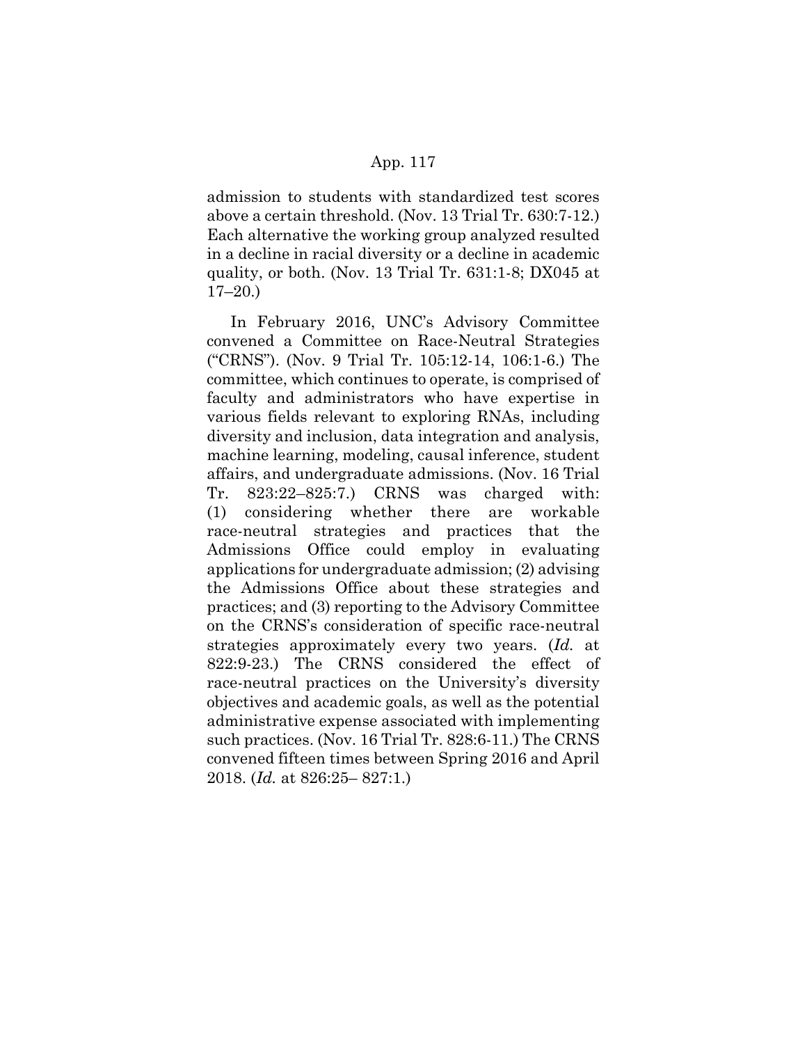admission to students with standardized test scores above a certain threshold. (Nov. 13 Trial Tr. 630:7-12.) Each alternative the working group analyzed resulted in a decline in racial diversity or a decline in academic quality, or both. (Nov. 13 Trial Tr. 631:1-8; DX045 at 17–20.)

In February 2016, UNC's Advisory Committee convened a Committee on Race-Neutral Strategies ("CRNS"). (Nov. 9 Trial Tr. 105:12-14, 106:1-6.) The committee, which continues to operate, is comprised of faculty and administrators who have expertise in various fields relevant to exploring RNAs, including diversity and inclusion, data integration and analysis, machine learning, modeling, causal inference, student affairs, and undergraduate admissions. (Nov. 16 Trial Tr. 823:22–825:7.) CRNS was charged with: (1) considering whether there are workable race-neutral strategies and practices that the Admissions Office could employ in evaluating applications for undergraduate admission; (2) advising the Admissions Office about these strategies and practices; and (3) reporting to the Advisory Committee on the CRNS's consideration of specific race-neutral strategies approximately every two years. (*Id.* at 822:9-23.) The CRNS considered the effect of race-neutral practices on the University's diversity objectives and academic goals, as well as the potential administrative expense associated with implementing such practices. (Nov. 16 Trial Tr. 828:6-11.) The CRNS convened fifteen times between Spring 2016 and April 2018. (*Id.* at 826:25– 827:1.)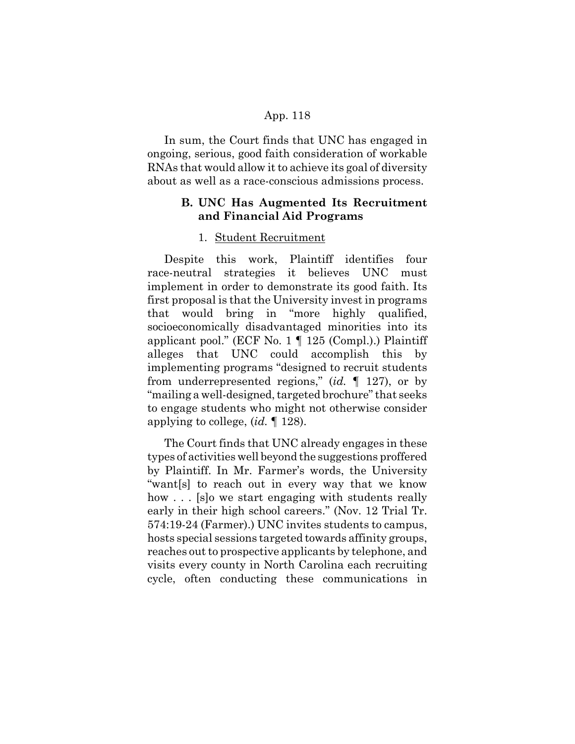In sum, the Court finds that UNC has engaged in ongoing, serious, good faith consideration of workable RNAs that would allow it to achieve its goal of diversity about as well as a race-conscious admissions process.

### B. UNC Has Augmented Its Recruitment and Financial Aid Programs

#### 1. Student Recruitment

Despite this work, Plaintiff identifies four race-neutral strategies it believes UNC must implement in order to demonstrate its good faith. Its first proposal is that the University invest in programs that would bring in "more highly qualified, socioeconomically disadvantaged minorities into its applicant pool." (ECF No. 1 ¶ 125 (Compl.).) Plaintiff alleges that UNC could accomplish this by implementing programs "designed to recruit students from underrepresented regions," (*id.* ¶ 127), or by "mailing a well-designed, targeted brochure" that seeks to engage students who might not otherwise consider applying to college, (*id.* ¶ 128).

The Court finds that UNC already engages in these types of activities well beyond the suggestions proffered by Plaintiff. In Mr. Farmer's words, the University "want[s] to reach out in every way that we know how . . . [s]o we start engaging with students really early in their high school careers." (Nov. 12 Trial Tr. 574:19-24 (Farmer).) UNC invites students to campus, hosts special sessions targeted towards affinity groups, reaches out to prospective applicants by telephone, and visits every county in North Carolina each recruiting cycle, often conducting these communications in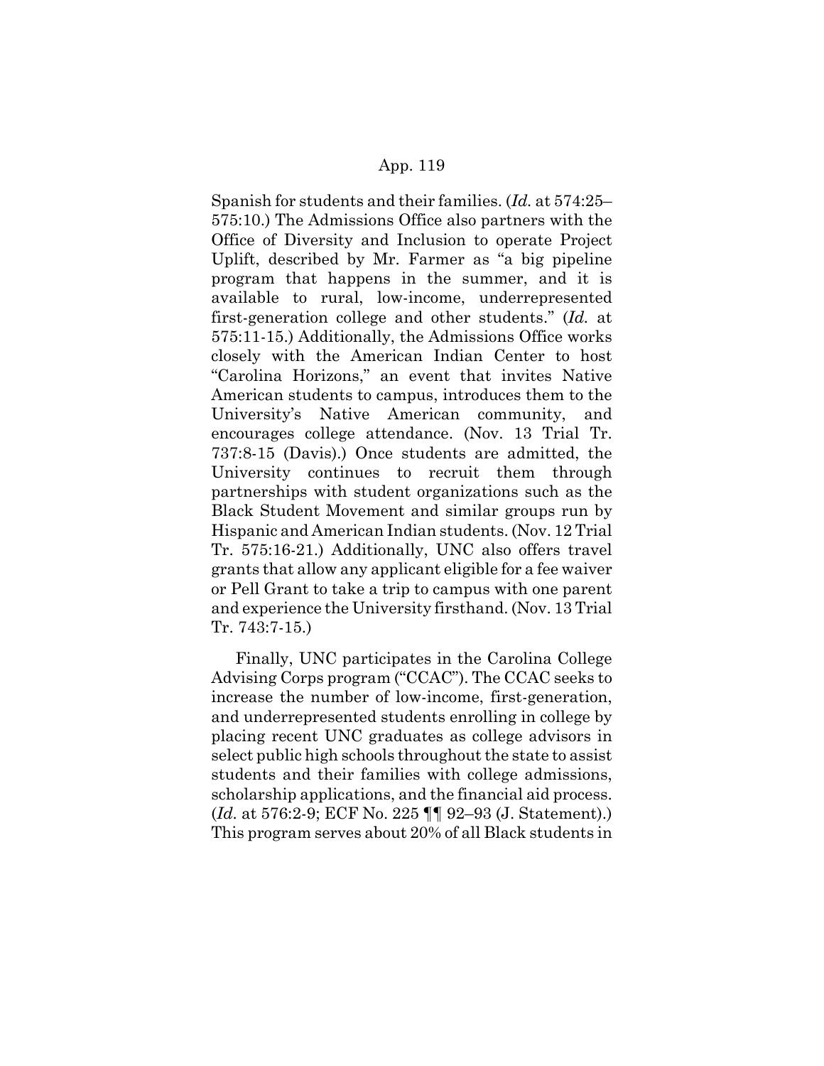Spanish for students and their families. (*Id.* at 574:25–575:10.) The Admissions Office also partners with the Office of Diversity and Inclusion to operate Project Uplift, described by Mr. Farmer as "a big pipeline program that happens in the summer, and it is available to rural, low-income, underrepresented first-generation college and other students." (*Id.* at 575:11-15.) Additionally, the Admissions Office works closely with the American Indian Center to host "Carolina Horizons," an event that invites Native American students to campus, introduces them to the University's Native American community, and encourages college attendance. (Nov. 13 Trial Tr. 737:8-15 (Davis).) Once students are admitted, the University continues to recruit them through partnerships with student organizations such as the Black Student Movement and similar groups run by Hispanic and American Indian students. (Nov. 12 Trial Tr. 575:16-21.) Additionally, UNC also offers travel grants that allow any applicant eligible for a fee waiver or Pell Grant to take a trip to campus with one parent and experience the University firsthand. (Nov. 13 Trial Tr. 743:7-15.)

Finally, UNC participates in the Carolina College Advising Corps program ("CCAC"). The CCAC seeks to increase the number of low-income, first-generation, and underrepresented students enrolling in college by placing recent UNC graduates as college advisors in select public high schools throughout the state to assist students and their families with college admissions, scholarship applications, and the financial aid process. (*Id.* at 576:2-9; ECF No. 225 ¶¶ 92–93 (J. Statement).) This program serves about 20% of all Black students in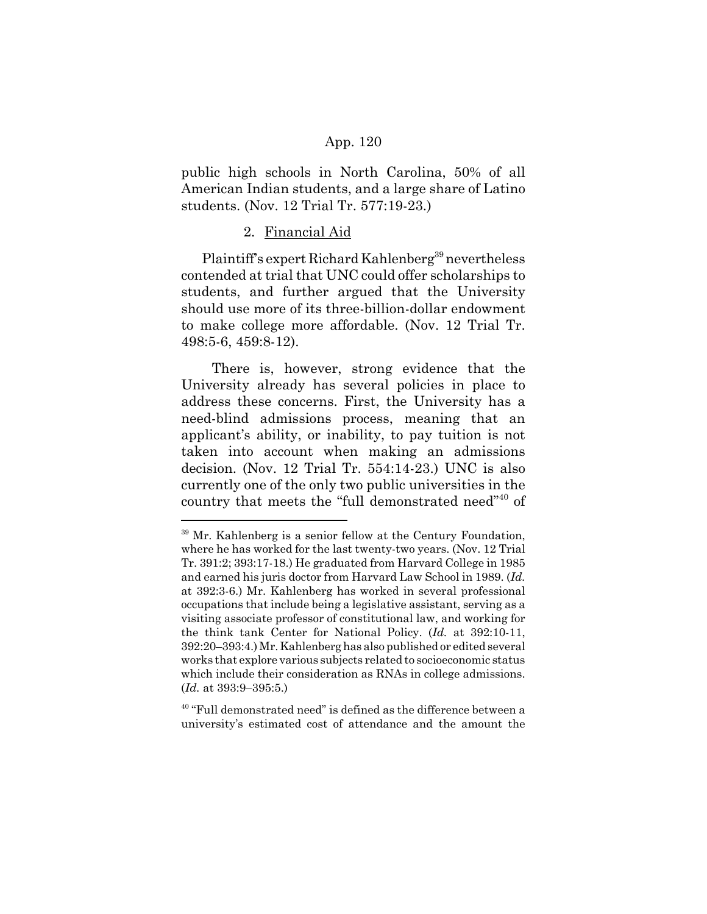public high schools in North Carolina, 50% of all American Indian students, and a large share of Latino students. (Nov. 12 Trial Tr. 577:19-23.)

2. Financial Aid

Plaintiff's expert Richard Kahlenberg[39] nevertheless contended at trial that UNC could offer scholarships to students, and further argued that the University should use more of its three-billion-dollar endowment to make college more affordable. (Nov. 12 Trial Tr. 498:5-6, 459:8-12).

There is, however, strong evidence that the University already has several policies in place to address these concerns. First, the University has a need-blind admissions process, meaning that an applicant's ability, or inability, to pay tuition is not taken into account when making an admissions decision. (Nov. 12 Trial Tr. 554:14-23.) UNC is also currently one of the only two public universities in the country that meets the "full demonstrated need"[40] of

---

[39] Mr. Kahlenberg is a senior fellow at the Century Foundation, where he has worked for the last twenty-two years. (Nov. 12 Trial Tr. 391:2; 393:17-18.) He graduated from Harvard College in 1985 and earned his juris doctor from Harvard Law School in 1989. (*Id.* at 392:3-6.) Mr. Kahlenberg has worked in several professional occupations that include being a legislative assistant, serving as a visiting associate professor of constitutional law, and working for the think tank Center for National Policy. (*Id.* at 392:10-11, 392:20–393:4.) Mr. Kahlenberg has also published or edited several works that explore various subjects related to socioeconomic status which include their consideration as RNAs in college admissions. (*Id.* at 393:9–395:5.)

[40] "Full demonstrated need" is defined as the difference between a university's estimated cost of attendance and the amount the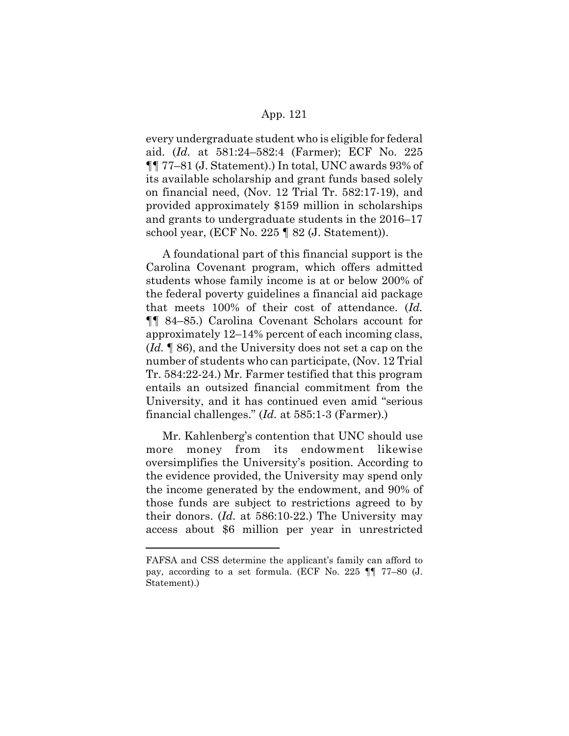every undergraduate student who is eligible for federal aid. (*Id.* at 581:24–582:4 (Farmer); ECF No. 225 ¶¶ 77–81 (J. Statement).) In total, UNC awards 93% of its available scholarship and grant funds based solely on financial need, (Nov. 12 Trial Tr. 582:17-19), and provided approximately $159 million in scholarships and grants to undergraduate students in the 2016–17 school year, (ECF No. 225 ¶ 82 (J. Statement)).

A foundational part of this financial support is the Carolina Covenant program, which offers admitted students whose family income is at or below 200% of the federal poverty guidelines a financial aid package that meets 100% of their cost of attendance. (*Id.* ¶¶ 84–85.) Carolina Covenant Scholars account for approximately 12–14% percent of each incoming class, (*Id.* ¶ 86), and the University does not set a cap on the number of students who can participate, (Nov. 12 Trial Tr. 584:22-24.) Mr. Farmer testified that this program entails an outsized financial commitment from the University, and it has continued even amid "serious financial challenges." (*Id.* at 585:1-3 (Farmer).)

Mr. Kahlenberg's contention that UNC should use more money from its endowment likewise oversimplifies the University's position. According to the evidence provided, the University may spend only the income generated by the endowment, and 90% of those funds are subject to restrictions agreed to by their donors. (*Id.* at 586:10-22.) The University may access about $6 million per year in unrestricted

---

FAFSA and CSS determine the applicant's family can afford to pay, according to a set formula. (ECF No. 225 ¶¶ 77–80 (J. Statement).)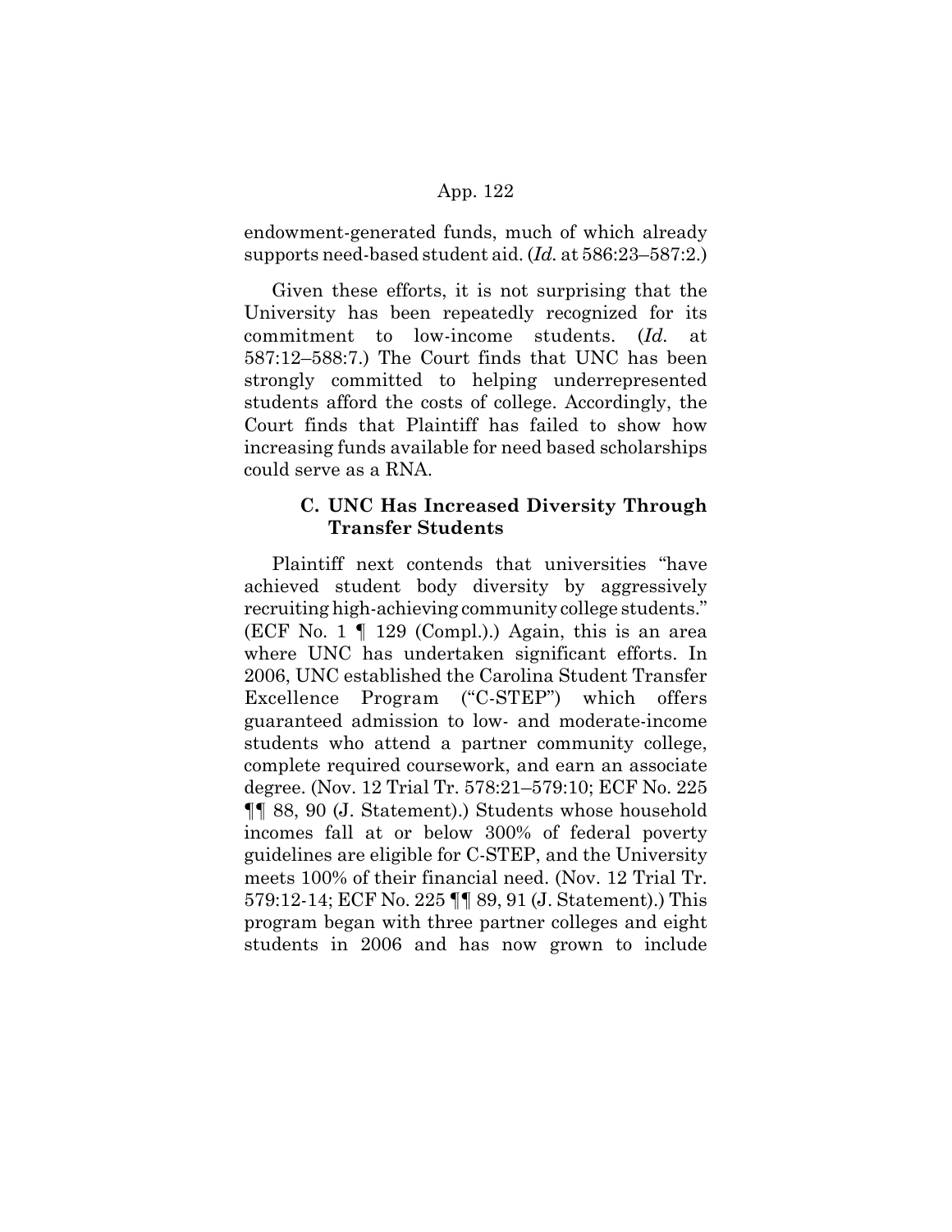endowment-generated funds, much of which already supports need-based student aid. (*Id.* at 586:23–587:2.)

Given these efforts, it is not surprising that the University has been repeatedly recognized for its commitment to low-income students. (*Id.* at 587:12–588:7.) The Court finds that UNC has been strongly committed to helping underrepresented students afford the costs of college. Accordingly, the Court finds that Plaintiff has failed to show how increasing funds available for need based scholarships could serve as a RNA.

### C. UNC Has Increased Diversity Through Transfer Students

Plaintiff next contends that universities "have achieved student body diversity by aggressively recruiting high-achieving community college students." (ECF No. 1 ¶ 129 (Compl.).) Again, this is an area where UNC has undertaken significant efforts. In 2006, UNC established the Carolina Student Transfer Excellence Program ("C-STEP") which offers guaranteed admission to low- and moderate-income students who attend a partner community college, complete required coursework, and earn an associate degree. (Nov. 12 Trial Tr. 578:21–579:10; ECF No. 225 ¶¶ 88, 90 (J. Statement).) Students whose household incomes fall at or below 300% of federal poverty guidelines are eligible for C-STEP, and the University meets 100% of their financial need. (Nov. 12 Trial Tr. 579:12-14; ECF No. 225 ¶¶ 89, 91 (J. Statement).) This program began with three partner colleges and eight students in 2006 and has now grown to include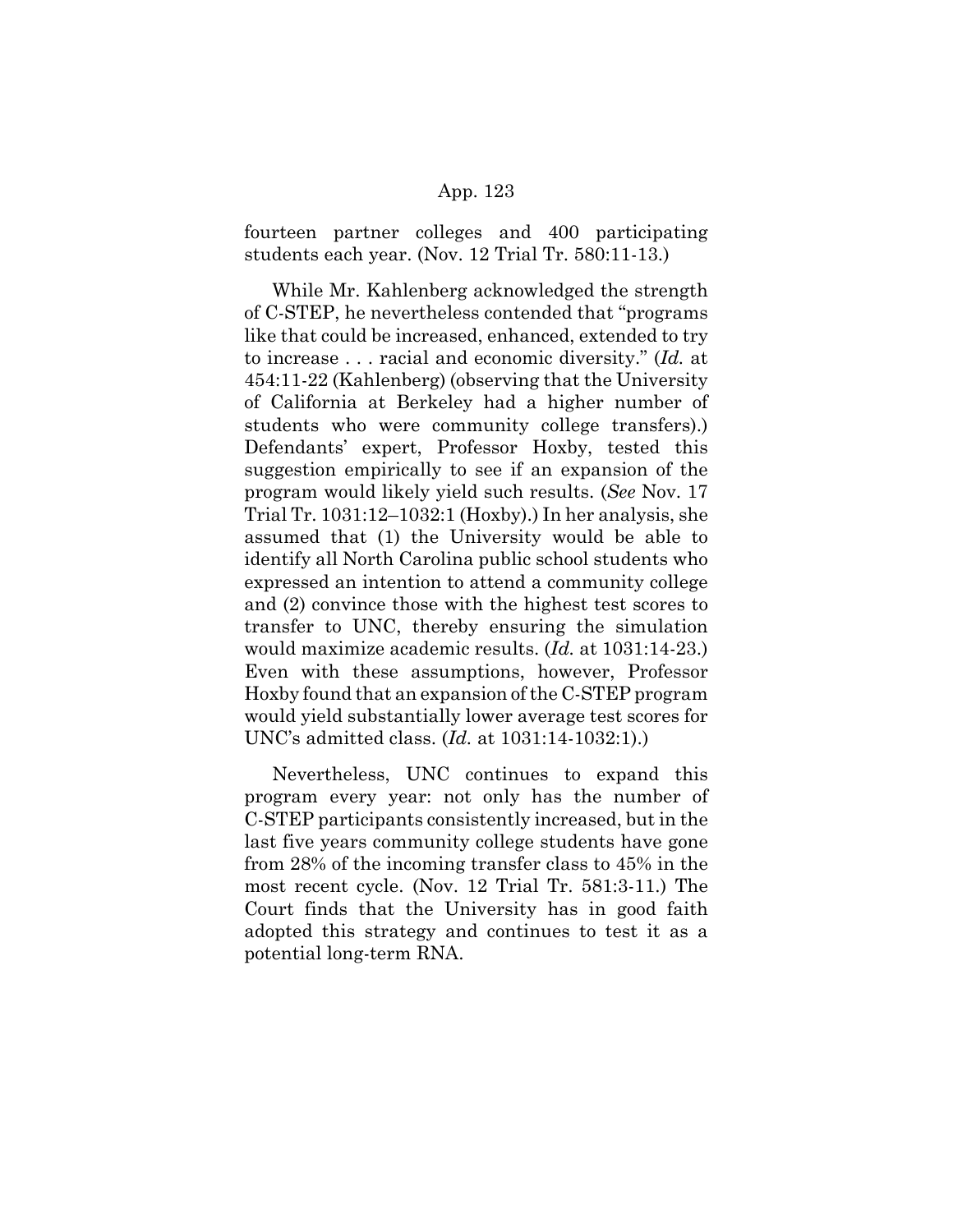fourteen partner colleges and 400 participating students each year. (Nov. 12 Trial Tr. 580:11-13.)

While Mr. Kahlenberg acknowledged the strength of C-STEP, he nevertheless contended that "programs like that could be increased, enhanced, extended to try to increase . . . racial and economic diversity." (*Id.* at 454:11-22 (Kahlenberg) (observing that the University of California at Berkeley had a higher number of students who were community college transfers).) Defendants' expert, Professor Hoxby, tested this suggestion empirically to see if an expansion of the program would likely yield such results. (*See* Nov. 17 Trial Tr. 1031:12–1032:1 (Hoxby).) In her analysis, she assumed that (1) the University would be able to identify all North Carolina public school students who expressed an intention to attend a community college and (2) convince those with the highest test scores to transfer to UNC, thereby ensuring the simulation would maximize academic results. (*Id.* at 1031:14-23.) Even with these assumptions, however, Professor Hoxby found that an expansion of the C-STEP program would yield substantially lower average test scores for UNC's admitted class. (*Id.* at 1031:14-1032:1).)

Nevertheless, UNC continues to expand this program every year: not only has the number of C-STEP participants consistently increased, but in the last five years community college students have gone from 28% of the incoming transfer class to 45% in the most recent cycle. (Nov. 12 Trial Tr. 581:3-11.) The Court finds that the University has in good faith adopted this strategy and continues to test it as a potential long-term RNA.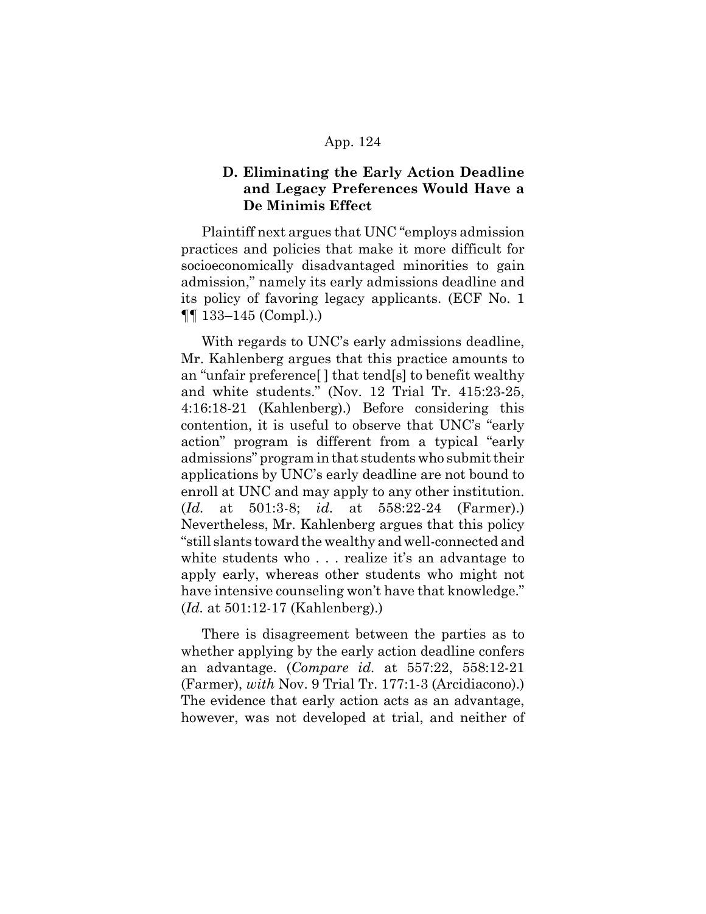### D. Eliminating the Early Action Deadline and Legacy Preferences Would Have a De Minimis Effect

Plaintiff next argues that UNC "employs admission practices and policies that make it more difficult for socioeconomically disadvantaged minorities to gain admission," namely its early admissions deadline and its policy of favoring legacy applicants. (ECF No. 1 ¶¶ 133–145 (Compl.).)

With regards to UNC's early admissions deadline, Mr. Kahlenberg argues that this practice amounts to an "unfair preference[ ] that tend[s] to benefit wealthy and white students." (Nov. 12 Trial Tr. 415:23-25, 4:16:18-21 (Kahlenberg).) Before considering this contention, it is useful to observe that UNC's "early action" program is different from a typical "early admissions" program in that students who submit their applications by UNC's early deadline are not bound to enroll at UNC and may apply to any other institution. (*Id.* at 501:3-8; *id.* at 558:22-24 (Farmer).) Nevertheless, Mr. Kahlenberg argues that this policy "still slants toward the wealthy and well-connected and white students who . . . realize it's an advantage to apply early, whereas other students who might not have intensive counseling won't have that knowledge." (*Id.* at 501:12-17 (Kahlenberg).)

There is disagreement between the parties as to whether applying by the early action deadline confers an advantage. (*Compare id.* at 557:22, 558:12-21 (Farmer), *with* Nov. 9 Trial Tr. 177:1-3 (Arcidiacono).) The evidence that early action acts as an advantage, however, was not developed at trial, and neither of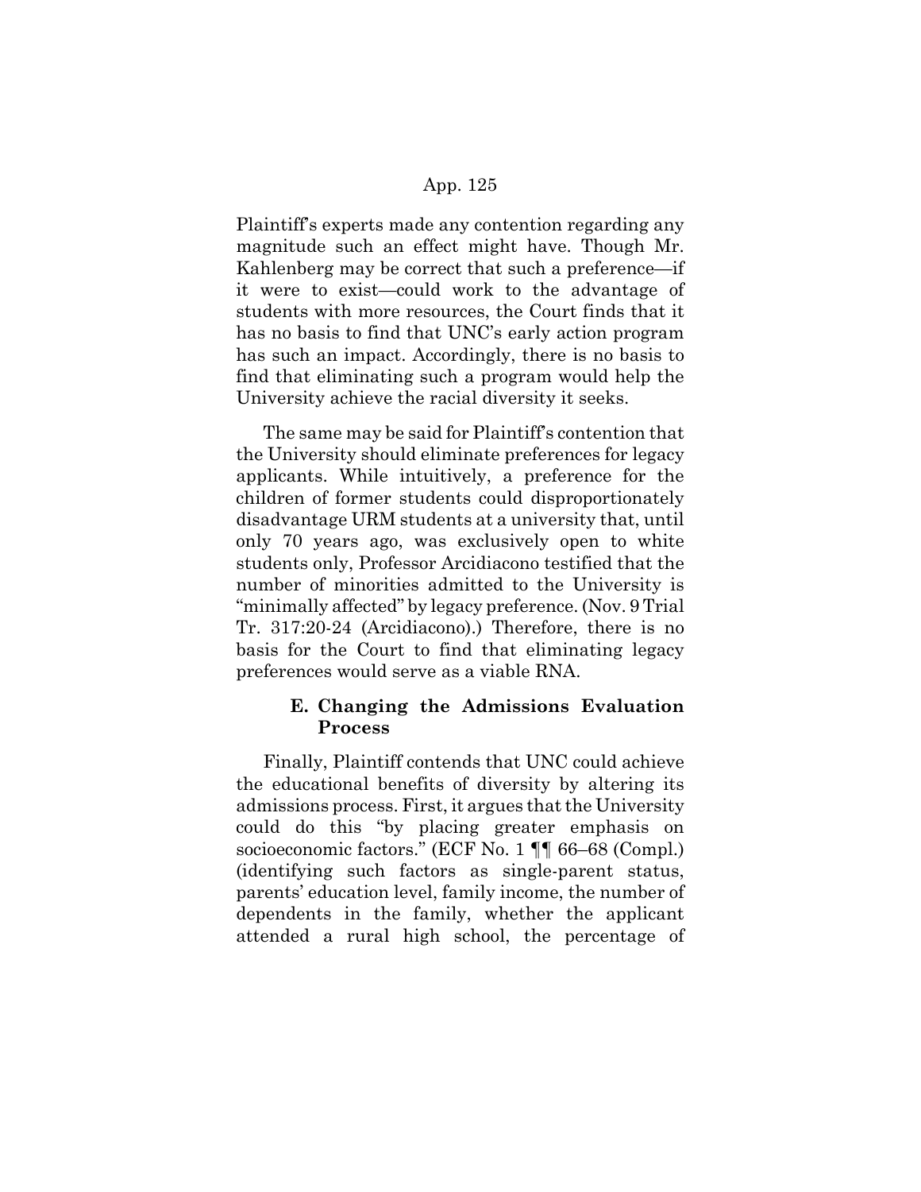Plaintiff's experts made any contention regarding any magnitude such an effect might have. Though Mr. Kahlenberg may be correct that such a preference—if it were to exist—could work to the advantage of students with more resources, the Court finds that it has no basis to find that UNC's early action program has such an impact. Accordingly, there is no basis to find that eliminating such a program would help the University achieve the racial diversity it seeks.

The same may be said for Plaintiff's contention that the University should eliminate preferences for legacy applicants. While intuitively, a preference for the children of former students could disproportionately disadvantage URM students at a university that, until only 70 years ago, was exclusively open to white students only, Professor Arcidiacono testified that the number of minorities admitted to the University is "minimally affected" by legacy preference. (Nov. 9 Trial Tr. 317:20-24 (Arcidiacono).) Therefore, there is no basis for the Court to find that eliminating legacy preferences would serve as a viable RNA.

### E. Changing the Admissions Evaluation Process

Finally, Plaintiff contends that UNC could achieve the educational benefits of diversity by altering its admissions process. First, it argues that the University could do this "by placing greater emphasis on socioeconomic factors." (ECF No. 1 ¶¶ 66–68 (Compl.) (identifying such factors as single-parent status, parents' education level, family income, the number of dependents in the family, whether the applicant attended a rural high school, the percentage of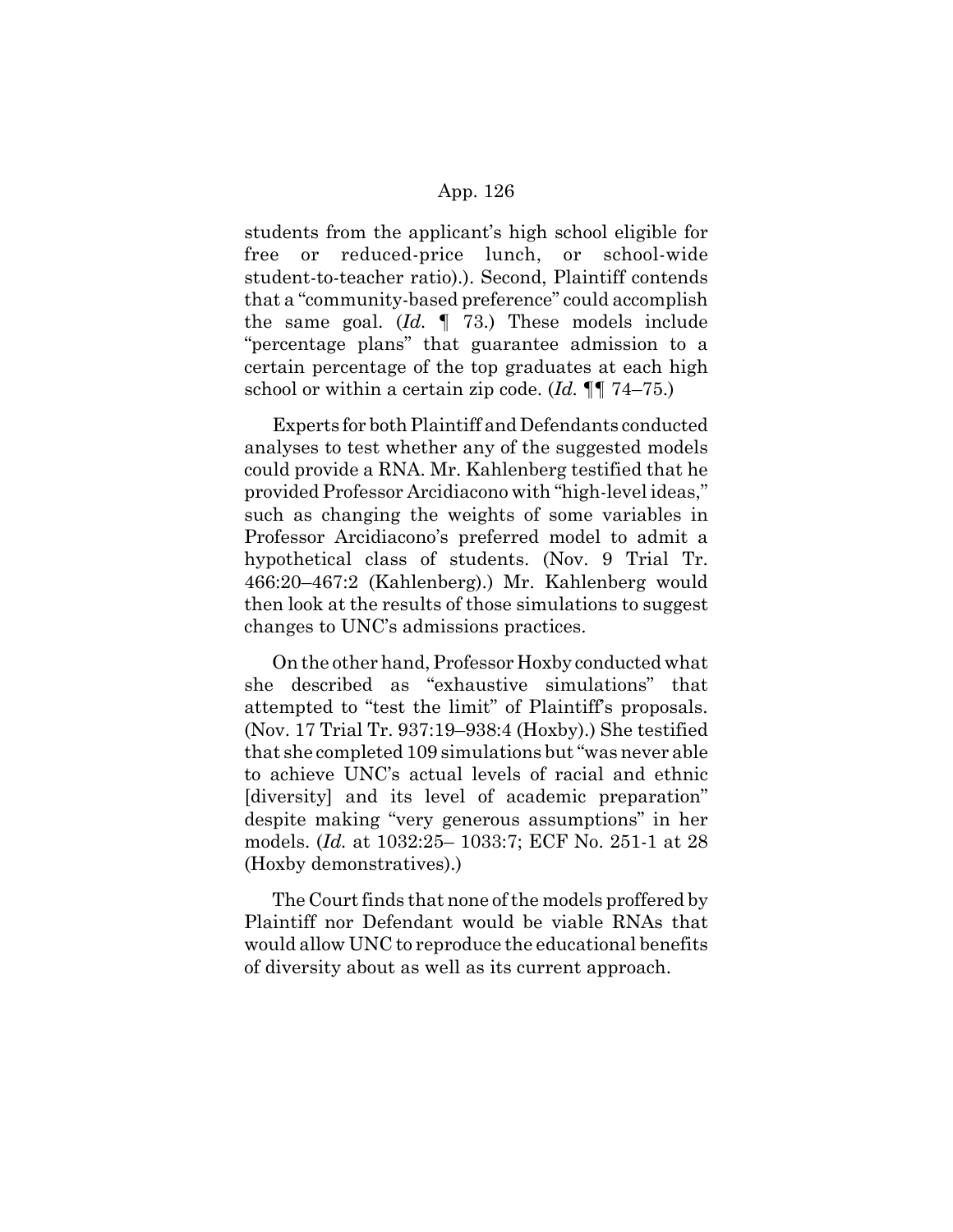students from the applicant's high school eligible for free or reduced-price lunch, or school-wide student-to-teacher ratio).). Second, Plaintiff contends that a "community-based preference" could accomplish the same goal. (*Id.* ¶ 73.) These models include "percentage plans" that guarantee admission to a certain percentage of the top graduates at each high school or within a certain zip code. (*Id.* ¶¶ 74–75.)

Experts for both Plaintiff and Defendants conducted analyses to test whether any of the suggested models could provide a RNA. Mr. Kahlenberg testified that he provided Professor Arcidiacono with "high-level ideas," such as changing the weights of some variables in Professor Arcidiacono's preferred model to admit a hypothetical class of students. (Nov. 9 Trial Tr. 466:20–467:2 (Kahlenberg).) Mr. Kahlenberg would then look at the results of those simulations to suggest changes to UNC's admissions practices.

On the other hand, Professor Hoxby conducted what she described as "exhaustive simulations" that attempted to "test the limit" of Plaintiff's proposals. (Nov. 17 Trial Tr. 937:19–938:4 (Hoxby).) She testified that she completed 109 simulations but "was never able to achieve UNC's actual levels of racial and ethnic [diversity] and its level of academic preparation" despite making "very generous assumptions" in her models. (*Id.* at 1032:25– 1033:7; ECF No. 251-1 at 28 (Hoxby demonstratives).)

The Court finds that none of the models proffered by Plaintiff nor Defendant would be viable RNAs that would allow UNC to reproduce the educational benefits of diversity about as well as its current approach.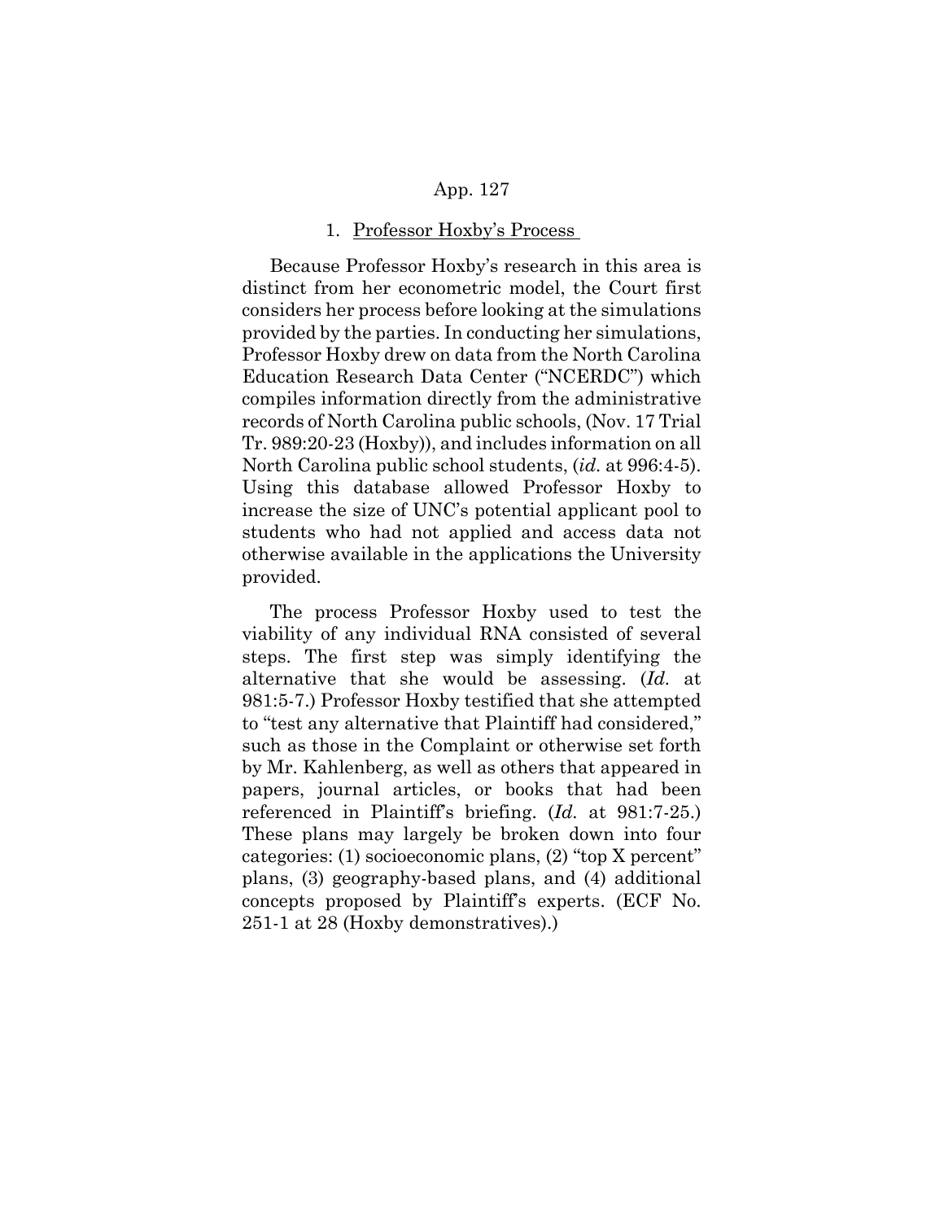### 1. <u>Professor Hoxby's Process</u>

Because Professor Hoxby's research in this area is distinct from her econometric model, the Court first considers her process before looking at the simulations provided by the parties. In conducting her simulations, Professor Hoxby drew on data from the North Carolina Education Research Data Center ("NCERDC") which compiles information directly from the administrative records of North Carolina public schools, (Nov. 17 Trial Tr. 989:20-23 (Hoxby)), and includes information on all North Carolina public school students, (*id.* at 996:4-5). Using this database allowed Professor Hoxby to increase the size of UNC's potential applicant pool to students who had not applied and access data not otherwise available in the applications the University provided.

The process Professor Hoxby used to test the viability of any individual RNA consisted of several steps. The first step was simply identifying the alternative that she would be assessing. (*Id.* at 981:5-7.) Professor Hoxby testified that she attempted to "test any alternative that Plaintiff had considered," such as those in the Complaint or otherwise set forth by Mr. Kahlenberg, as well as others that appeared in papers, journal articles, or books that had been referenced in Plaintiff's briefing. (*Id.* at 981:7-25.) These plans may largely be broken down into four categories: (1) socioeconomic plans, (2) "top X percent" plans, (3) geography-based plans, and (4) additional concepts proposed by Plaintiff's experts. (ECF No. 251-1 at 28 (Hoxby demonstratives).)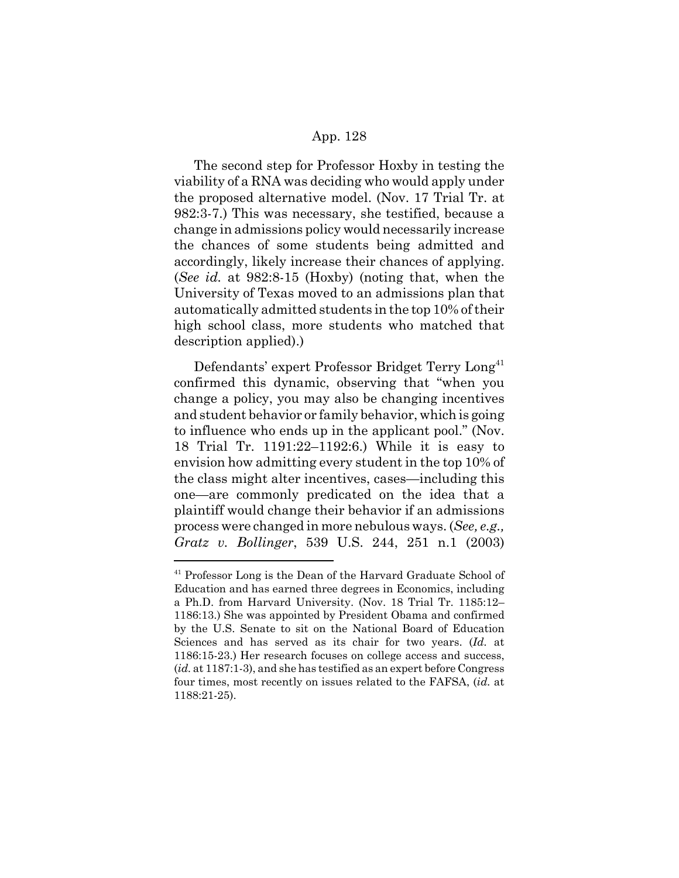The second step for Professor Hoxby in testing the viability of a RNA was deciding who would apply under the proposed alternative model. (Nov. 17 Trial Tr. at 982:3-7.) This was necessary, she testified, because a change in admissions policy would necessarily increase the chances of some students being admitted and accordingly, likely increase their chances of applying. (*See id.* at 982:8-15 (Hoxby) (noting that, when the University of Texas moved to an admissions plan that automatically admitted students in the top 10% of their high school class, more students who matched that description applied).)

Defendants' expert Professor Bridget Terry Long[41] confirmed this dynamic, observing that "when you change a policy, you may also be changing incentives and student behavior or family behavior, which is going to influence who ends up in the applicant pool." (Nov. 18 Trial Tr. 1191:22–1192:6.) While it is easy to envision how admitting every student in the top 10% of the class might alter incentives, cases—including this one—are commonly predicated on the idea that a plaintiff would change their behavior if an admissions process were changed in more nebulous ways. (*See, e.g., Gratz v. Bollinger*, 539 U.S. 244, 251 n.1 (2003)

---

[41] Professor Long is the Dean of the Harvard Graduate School of Education and has earned three degrees in Economics, including a Ph.D. from Harvard University. (Nov. 18 Trial Tr. 1185:12–1186:13.) She was appointed by President Obama and confirmed by the U.S. Senate to sit on the National Board of Education Sciences and has served as its chair for two years. (*Id.* at 1186:15-23.) Her research focuses on college access and success, (*id.* at 1187:1-3), and she has testified as an expert before Congress four times, most recently on issues related to the FAFSA, (*id.* at 1188:21-25).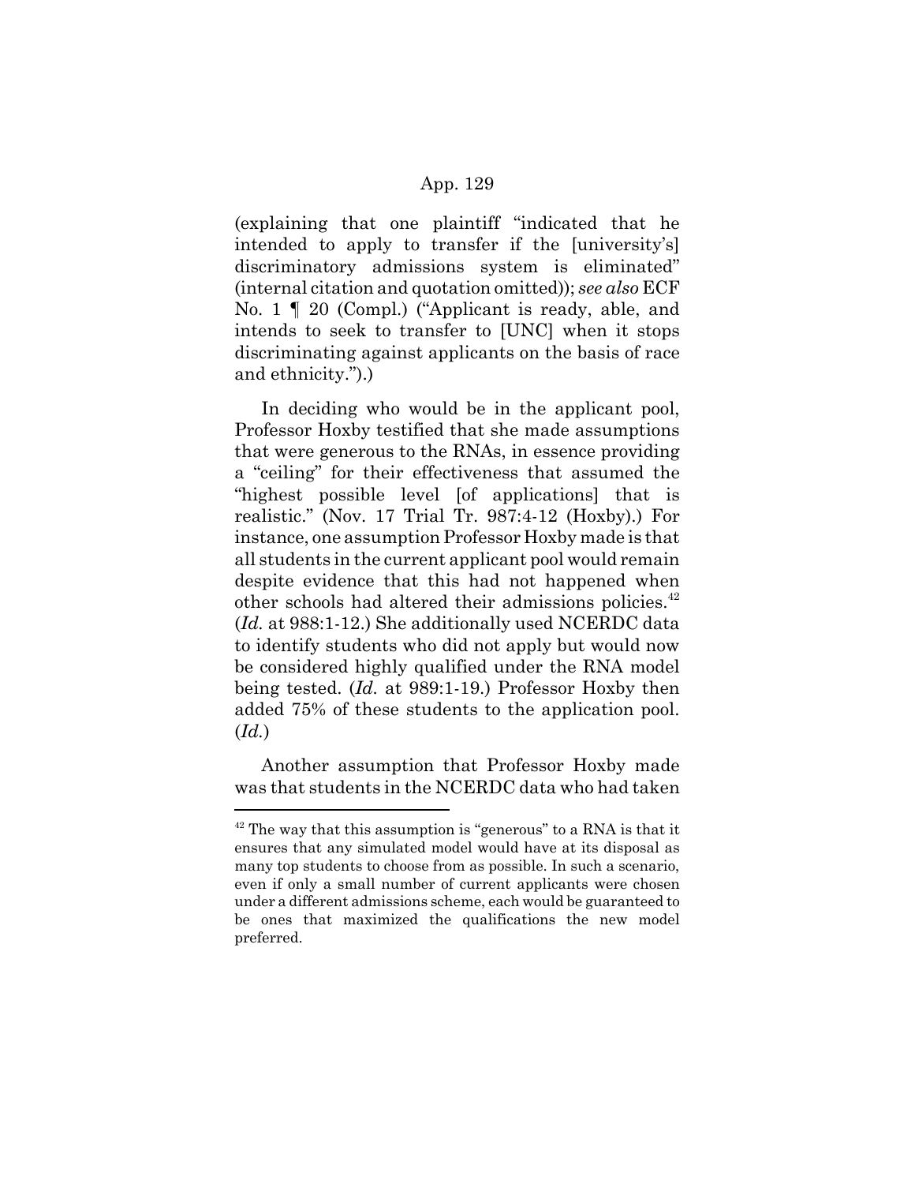(explaining that one plaintiff "indicated that he intended to apply to transfer if the [university's] discriminatory admissions system is eliminated" (internal citation and quotation omitted)); *see also* ECF No. 1 ¶ 20 (Compl.) ("Applicant is ready, able, and intends to seek to transfer to [UNC] when it stops discriminating against applicants on the basis of race and ethnicity.").)

In deciding who would be in the applicant pool, Professor Hoxby testified that she made assumptions that were generous to the RNAs, in essence providing a "ceiling" for their effectiveness that assumed the "highest possible level [of applications] that is realistic." (Nov. 17 Trial Tr. 987:4-12 (Hoxby).) For instance, one assumption Professor Hoxby made is that all students in the current applicant pool would remain despite evidence that this had not happened when other schools had altered their admissions policies.[42] (*Id.* at 988:1-12.) She additionally used NCERDC data to identify students who did not apply but would now be considered highly qualified under the RNA model being tested. (*Id.* at 989:1-19.) Professor Hoxby then added 75% of these students to the application pool. (*Id.*)

Another assumption that Professor Hoxby made was that students in the NCERDC data who had taken

---

[42] The way that this assumption is "generous" to a RNA is that it ensures that any simulated model would have at its disposal as many top students to choose from as possible. In such a scenario, even if only a small number of current applicants were chosen under a different admissions scheme, each would be guaranteed to be ones that maximized the qualifications the new model preferred.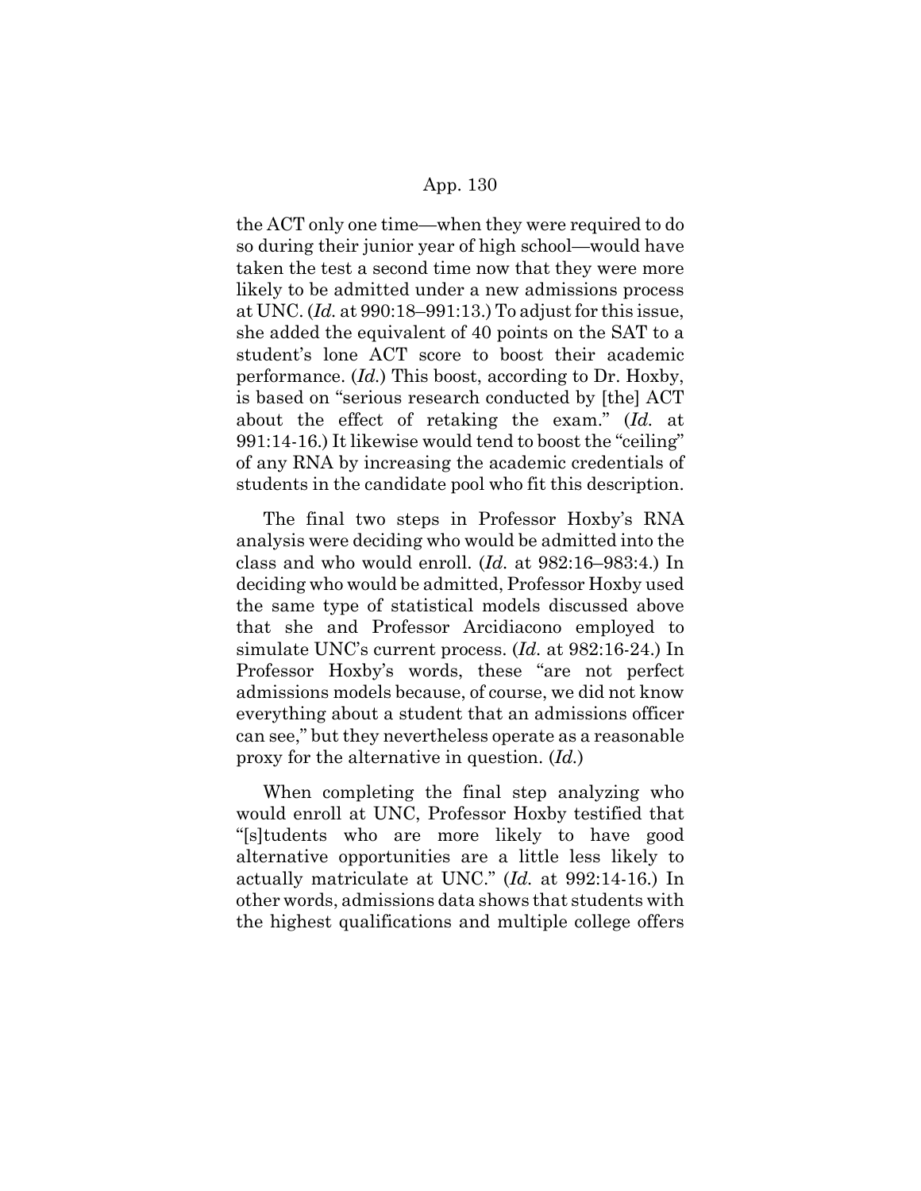the ACT only one time—when they were required to do so during their junior year of high school—would have taken the test a second time now that they were more likely to be admitted under a new admissions process at UNC. (*Id.* at 990:18–991:13.) To adjust for this issue, she added the equivalent of 40 points on the SAT to a student's lone ACT score to boost their academic performance. (*Id.*) This boost, according to Dr. Hoxby, is based on "serious research conducted by [the] ACT about the effect of retaking the exam." (*Id.* at 991:14-16.) It likewise would tend to boost the "ceiling" of any RNA by increasing the academic credentials of students in the candidate pool who fit this description.

The final two steps in Professor Hoxby's RNA analysis were deciding who would be admitted into the class and who would enroll. (*Id.* at 982:16–983:4.) In deciding who would be admitted, Professor Hoxby used the same type of statistical models discussed above that she and Professor Arcidiacono employed to simulate UNC's current process. (*Id.* at 982:16-24.) In Professor Hoxby's words, these "are not perfect admissions models because, of course, we did not know everything about a student that an admissions officer can see," but they nevertheless operate as a reasonable proxy for the alternative in question. (*Id.*)

When completing the final step analyzing who would enroll at UNC, Professor Hoxby testified that "[s]tudents who are more likely to have good alternative opportunities are a little less likely to actually matriculate at UNC." (*Id.* at 992:14-16.) In other words, admissions data shows that students with the highest qualifications and multiple college offers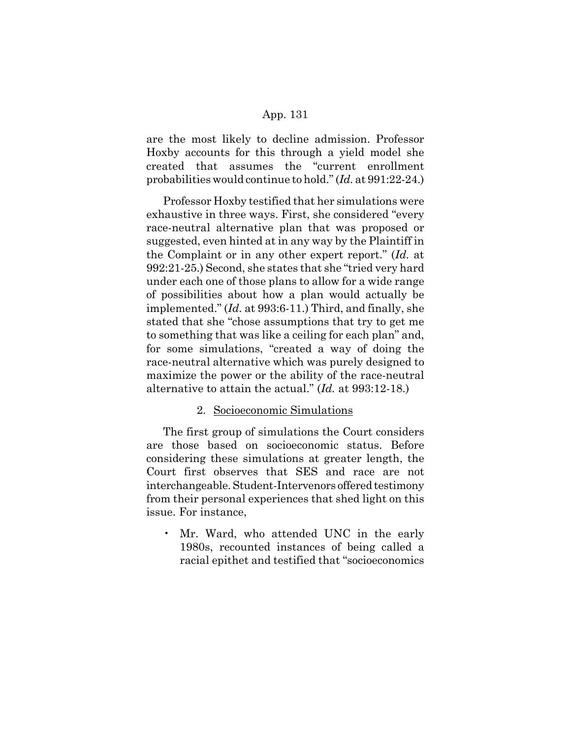are the most likely to decline admission. Professor Hoxby accounts for this through a yield model she created that assumes the "current enrollment probabilities would continue to hold." (*Id.* at 991:22-24.)

Professor Hoxby testified that her simulations were exhaustive in three ways. First, she considered "every race-neutral alternative plan that was proposed or suggested, even hinted at in any way by the Plaintiff in the Complaint or in any other expert report." (*Id.* at 992:21-25.) Second, she states that she "tried very hard under each one of those plans to allow for a wide range of possibilities about how a plan would actually be implemented." (*Id.* at 993:6-11.) Third, and finally, she stated that she "chose assumptions that try to get me to something that was like a ceiling for each plan" and, for some simulations, "created a way of doing the race-neutral alternative which was purely designed to maximize the power or the ability of the race-neutral alternative to attain the actual." (*Id.* at 993:12-18.)

2. Socioeconomic Simulations

The first group of simulations the Court considers are those based on socioeconomic status. Before considering these simulations at greater length, the Court first observes that SES and race are not interchangeable. Student-Intervenors offered testimony from their personal experiences that shed light on this issue. For instance,

- Mr. Ward, who attended UNC in the early 1980s, recounted instances of being called a racial epithet and testified that "socioeconomics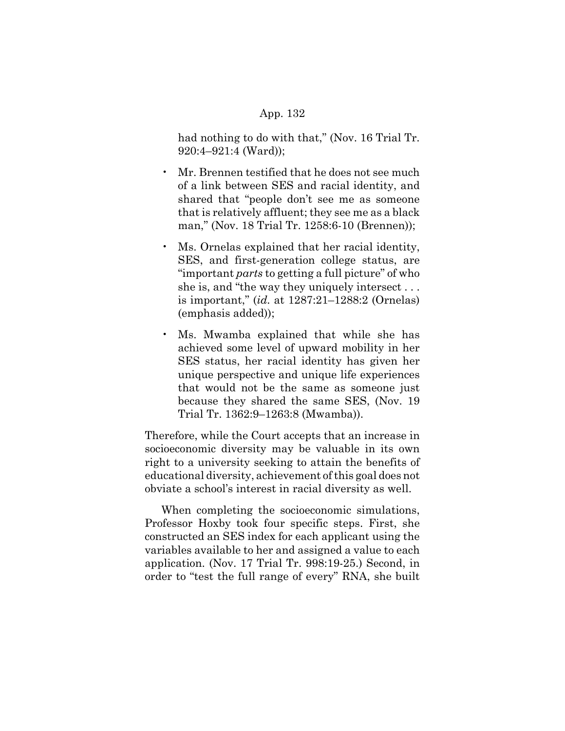had nothing to do with that," (Nov. 16 Trial Tr. 920:4–921:4 (Ward));

- Mr. Brennen testified that he does not see much of a link between SES and racial identity, and shared that "people don't see me as someone that is relatively affluent; they see me as a black man," (Nov. 18 Trial Tr. 1258:6-10 (Brennen));
- Ms. Ornelas explained that her racial identity, SES, and first-generation college status, are "important *parts* to getting a full picture" of who she is, and "the way they uniquely intersect . . . is important," (*id.* at 1287:21–1288:2 (Ornelas) (emphasis added));
- Ms. Mwamba explained that while she has achieved some level of upward mobility in her SES status, her racial identity has given her unique perspective and unique life experiences that would not be the same as someone just because they shared the same SES, (Nov. 19 Trial Tr. 1362:9–1263:8 (Mwamba)).

Therefore, while the Court accepts that an increase in socioeconomic diversity may be valuable in its own right to a university seeking to attain the benefits of educational diversity, achievement of this goal does not obviate a school's interest in racial diversity as well.

When completing the socioeconomic simulations, Professor Hoxby took four specific steps. First, she constructed an SES index for each applicant using the variables available to her and assigned a value to each application. (Nov. 17 Trial Tr. 998:19-25.) Second, in order to "test the full range of every" RNA, she built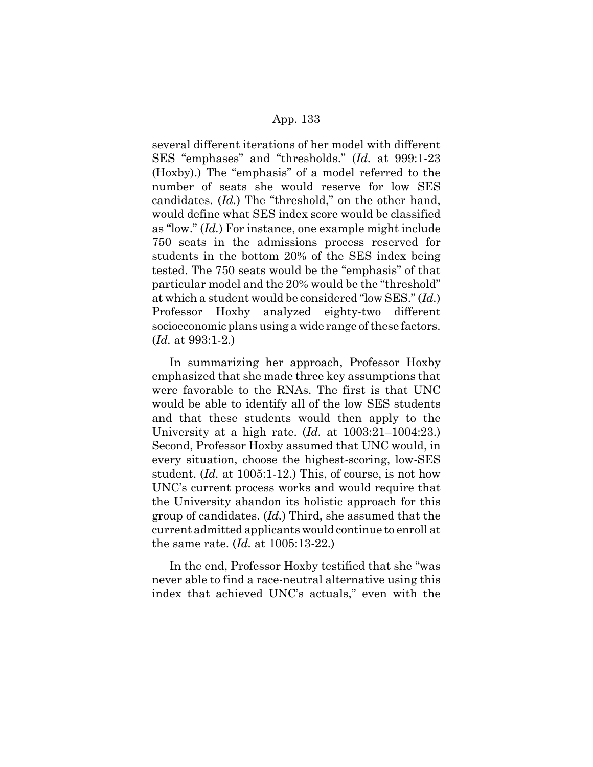several different iterations of her model with different SES "emphases" and "thresholds." (*Id.* at 999:1-23 (Hoxby).) The "emphasis" of a model referred to the number of seats she would reserve for low SES candidates. (*Id.*) The "threshold," on the other hand, would define what SES index score would be classified as "low." (*Id.*) For instance, one example might include 750 seats in the admissions process reserved for students in the bottom 20% of the SES index being tested. The 750 seats would be the "emphasis" of that particular model and the 20% would be the "threshold" at which a student would be considered "low SES." (*Id.*) Professor Hoxby analyzed eighty-two different socioeconomic plans using a wide range of these factors. (*Id.* at 993:1-2.)

In summarizing her approach, Professor Hoxby emphasized that she made three key assumptions that were favorable to the RNAs. The first is that UNC would be able to identify all of the low SES students and that these students would then apply to the University at a high rate. (*Id.* at 1003:21–1004:23.) Second, Professor Hoxby assumed that UNC would, in every situation, choose the highest-scoring, low-SES student. (*Id.* at 1005:1-12.) This, of course, is not how UNC's current process works and would require that the University abandon its holistic approach for this group of candidates. (*Id.*) Third, she assumed that the current admitted applicants would continue to enroll at the same rate. (*Id.* at 1005:13-22.)

In the end, Professor Hoxby testified that she "was never able to find a race-neutral alternative using this index that achieved UNC's actuals," even with the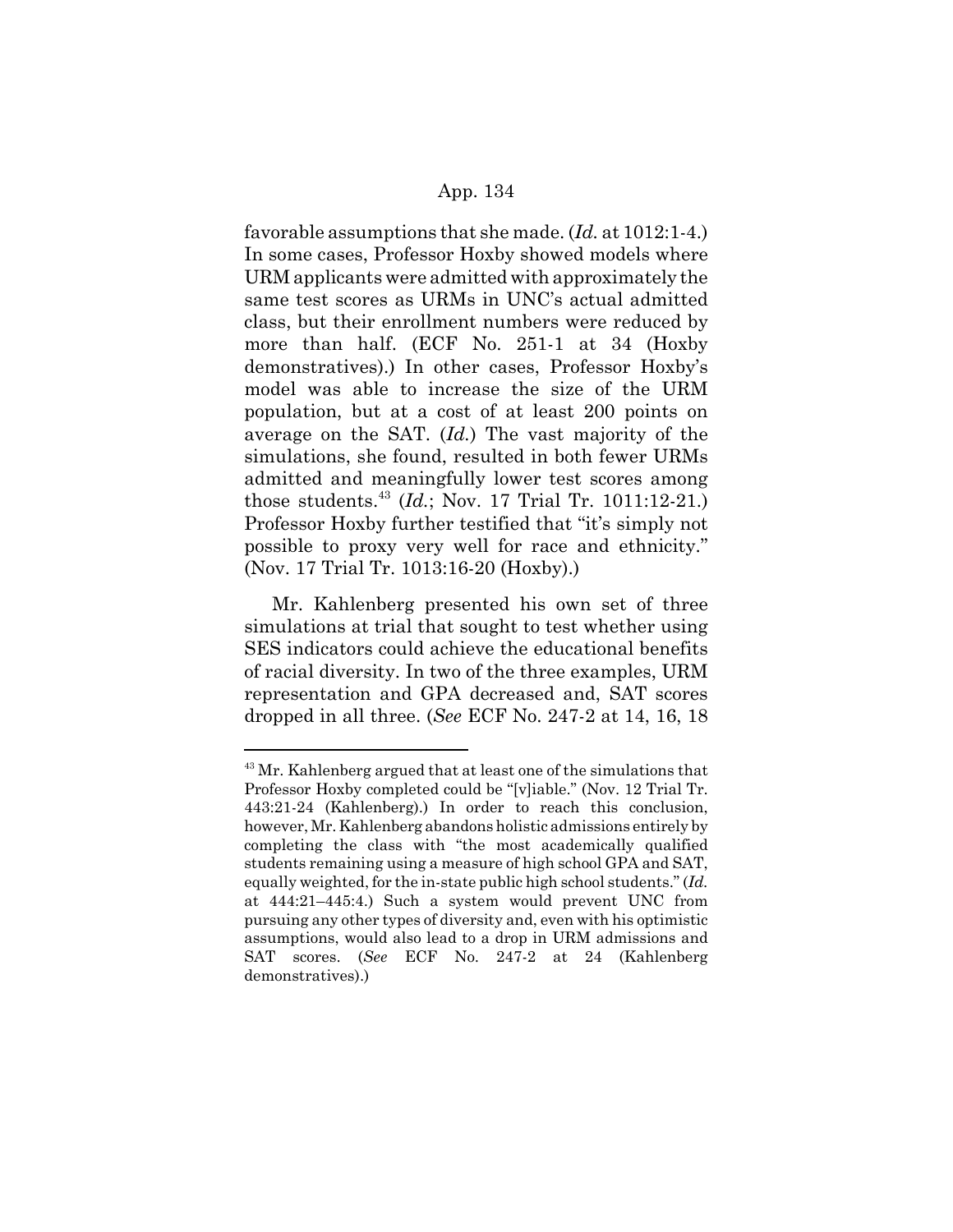favorable assumptions that she made. (*Id.* at 1012:1-4.) In some cases, Professor Hoxby showed models where URM applicants were admitted with approximately the same test scores as URMs in UNC's actual admitted class, but their enrollment numbers were reduced by more than half. (ECF No. 251-1 at 34 (Hoxby demonstratives).) In other cases, Professor Hoxby's model was able to increase the size of the URM population, but at a cost of at least 200 points on average on the SAT. (*Id.*) The vast majority of the simulations, she found, resulted in both fewer URMs admitted and meaningfully lower test scores among those students.[43] (*Id.*; Nov. 17 Trial Tr. 1011:12-21.) Professor Hoxby further testified that "it's simply not possible to proxy very well for race and ethnicity." (Nov. 17 Trial Tr. 1013:16-20 (Hoxby).)

Mr. Kahlenberg presented his own set of three simulations at trial that sought to test whether using SES indicators could achieve the educational benefits of racial diversity. In two of the three examples, URM representation and GPA decreased and, SAT scores dropped in all three. (*See* ECF No. 247-2 at 14, 16, 18

---

[43] Mr. Kahlenberg argued that at least one of the simulations that Professor Hoxby completed could be "[v]iable." (Nov. 12 Trial Tr. 443:21-24 (Kahlenberg).) In order to reach this conclusion, however, Mr. Kahlenberg abandons holistic admissions entirely by completing the class with "the most academically qualified students remaining using a measure of high school GPA and SAT, equally weighted, for the in-state public high school students." (*Id.* at 444:21–445:4.) Such a system would prevent UNC from pursuing any other types of diversity and, even with his optimistic assumptions, would also lead to a drop in URM admissions and SAT scores. (*See* ECF No. 247-2 at 24 (Kahlenberg demonstratives).)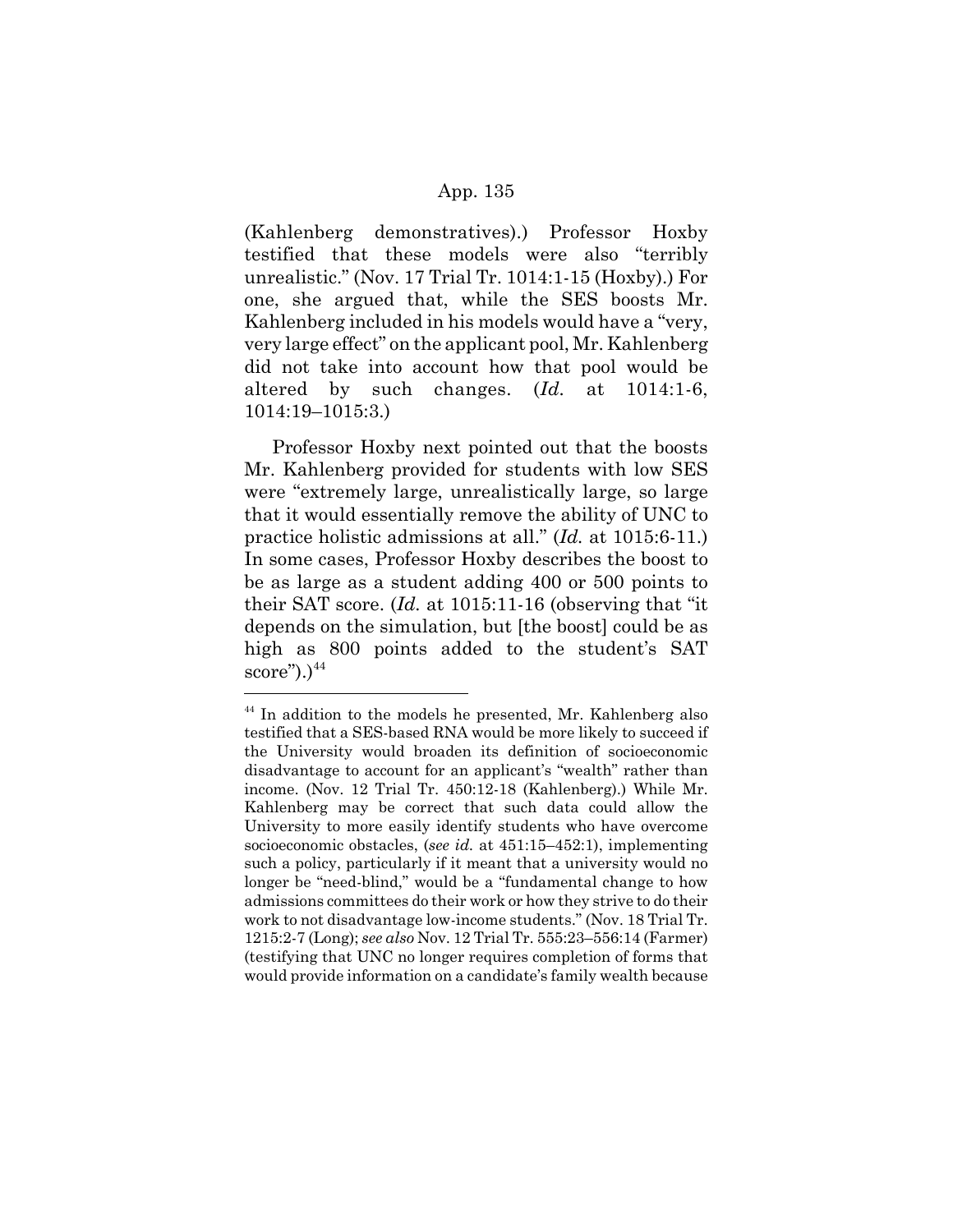(Kahlenberg demonstratives).) Professor Hoxby testified that these models were also "terribly unrealistic." (Nov. 17 Trial Tr. 1014:1-15 (Hoxby).) For one, she argued that, while the SES boosts Mr. Kahlenberg included in his models would have a "very, very large effect" on the applicant pool, Mr. Kahlenberg did not take into account how that pool would be altered by such changes. (*Id.* at 1014:1-6, 1014:19–1015:3.)

Professor Hoxby next pointed out that the boosts Mr. Kahlenberg provided for students with low SES were "extremely large, unrealistically large, so large that it would essentially remove the ability of UNC to practice holistic admissions at all." (*Id.* at 1015:6-11.) In some cases, Professor Hoxby describes the boost to be as large as a student adding 400 or 500 points to their SAT score. (*Id.* at 1015:11-16 (observing that "it depends on the simulation, but [the boost] could be as high as 800 points added to the student's SAT score").)[44]

---

[44] In addition to the models he presented, Mr. Kahlenberg also testified that a SES-based RNA would be more likely to succeed if the University would broaden its definition of socioeconomic disadvantage to account for an applicant's "wealth" rather than income. (Nov. 12 Trial Tr. 450:12-18 (Kahlenberg).) While Mr. Kahlenberg may be correct that such data could allow the University to more easily identify students who have overcome socioeconomic obstacles, (*see id.* at 451:15–452:1), implementing such a policy, particularly if it meant that a university would no longer be "need-blind," would be a "fundamental change to how admissions committees do their work or how they strive to do their work to not disadvantage low-income students." (Nov. 18 Trial Tr. 1215:2-7 (Long); *see also* Nov. 12 Trial Tr. 555:23–556:14 (Farmer) (testifying that UNC no longer requires completion of forms that would provide information on a candidate's family wealth because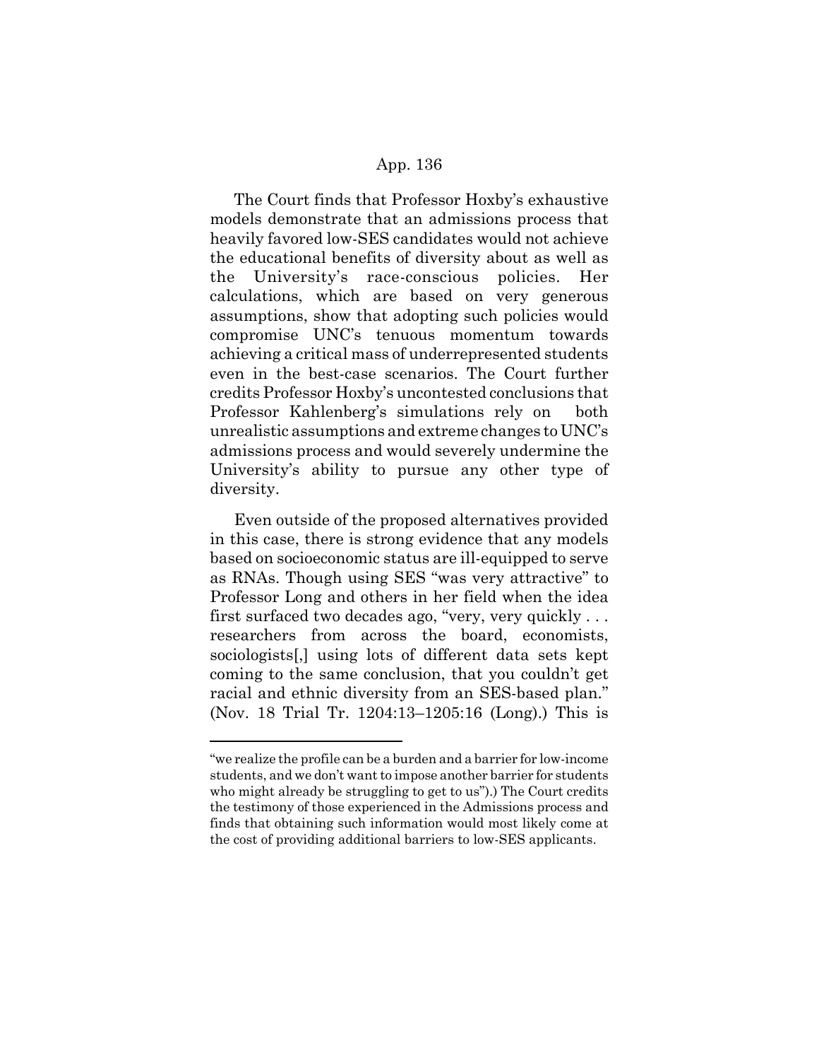The Court finds that Professor Hoxby's exhaustive models demonstrate that an admissions process that heavily favored low-SES candidates would not achieve the educational benefits of diversity about as well as the University's race-conscious policies. Her calculations, which are based on very generous assumptions, show that adopting such policies would compromise UNC's tenuous momentum towards achieving a critical mass of underrepresented students even in the best-case scenarios. The Court further credits Professor Hoxby's uncontested conclusions that Professor Kahlenberg's simulations rely on both unrealistic assumptions and extreme changes to UNC's admissions process and would severely undermine the University's ability to pursue any other type of diversity.

Even outside of the proposed alternatives provided in this case, there is strong evidence that any models based on socioeconomic status are ill-equipped to serve as RNAs. Though using SES "was very attractive" to Professor Long and others in her field when the idea first surfaced two decades ago, "very, very quickly . . . researchers from across the board, economists, sociologists[,] using lots of different data sets kept coming to the same conclusion, that you couldn't get racial and ethnic diversity from an SES-based plan." (Nov. 18 Trial Tr. 1204:13–1205:16 (Long).) This is

---

"we realize the profile can be a burden and a barrier for low-income students, and we don't want to impose another barrier for students who might already be struggling to get to us").) The Court credits the testimony of those experienced in the Admissions process and finds that obtaining such information would most likely come at the cost of providing additional barriers to low-SES applicants.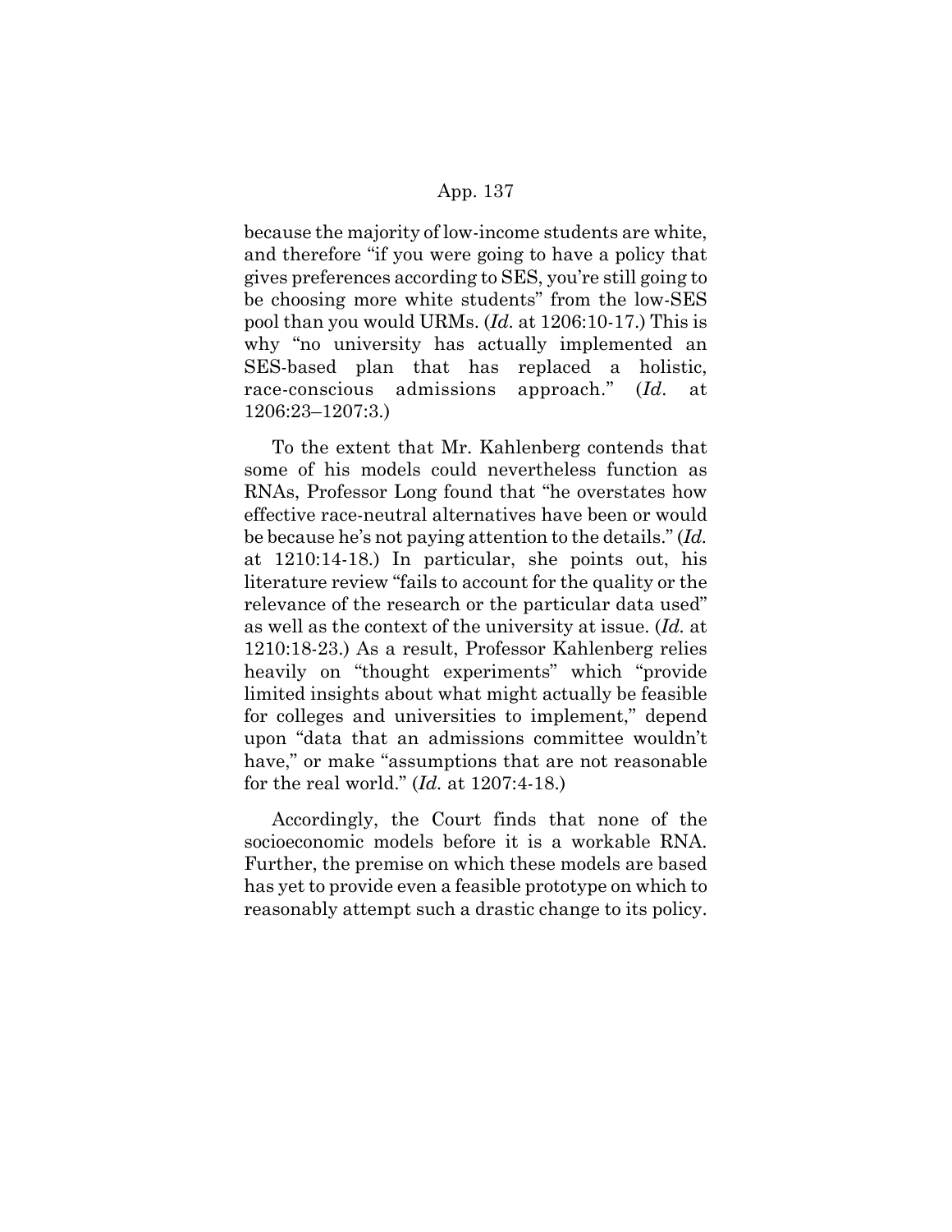because the majority of low-income students are white, and therefore "if you were going to have a policy that gives preferences according to SES, you're still going to be choosing more white students" from the low-SES pool than you would URMs. (*Id.* at 1206:10-17.) This is why "no university has actually implemented an SES-based plan that has replaced a holistic, race-conscious admissions approach." (*Id.* at 1206:23–1207:3.)

To the extent that Mr. Kahlenberg contends that some of his models could nevertheless function as RNAs, Professor Long found that "he overstates how effective race-neutral alternatives have been or would be because he's not paying attention to the details." (*Id.* at 1210:14-18.) In particular, she points out, his literature review "fails to account for the quality or the relevance of the research or the particular data used" as well as the context of the university at issue. (*Id.* at 1210:18-23.) As a result, Professor Kahlenberg relies heavily on "thought experiments" which "provide limited insights about what might actually be feasible for colleges and universities to implement," depend upon "data that an admissions committee wouldn't have," or make "assumptions that are not reasonable for the real world." (*Id.* at 1207:4-18.)

Accordingly, the Court finds that none of the socioeconomic models before it is a workable RNA. Further, the premise on which these models are based has yet to provide even a feasible prototype on which to reasonably attempt such a drastic change to its policy.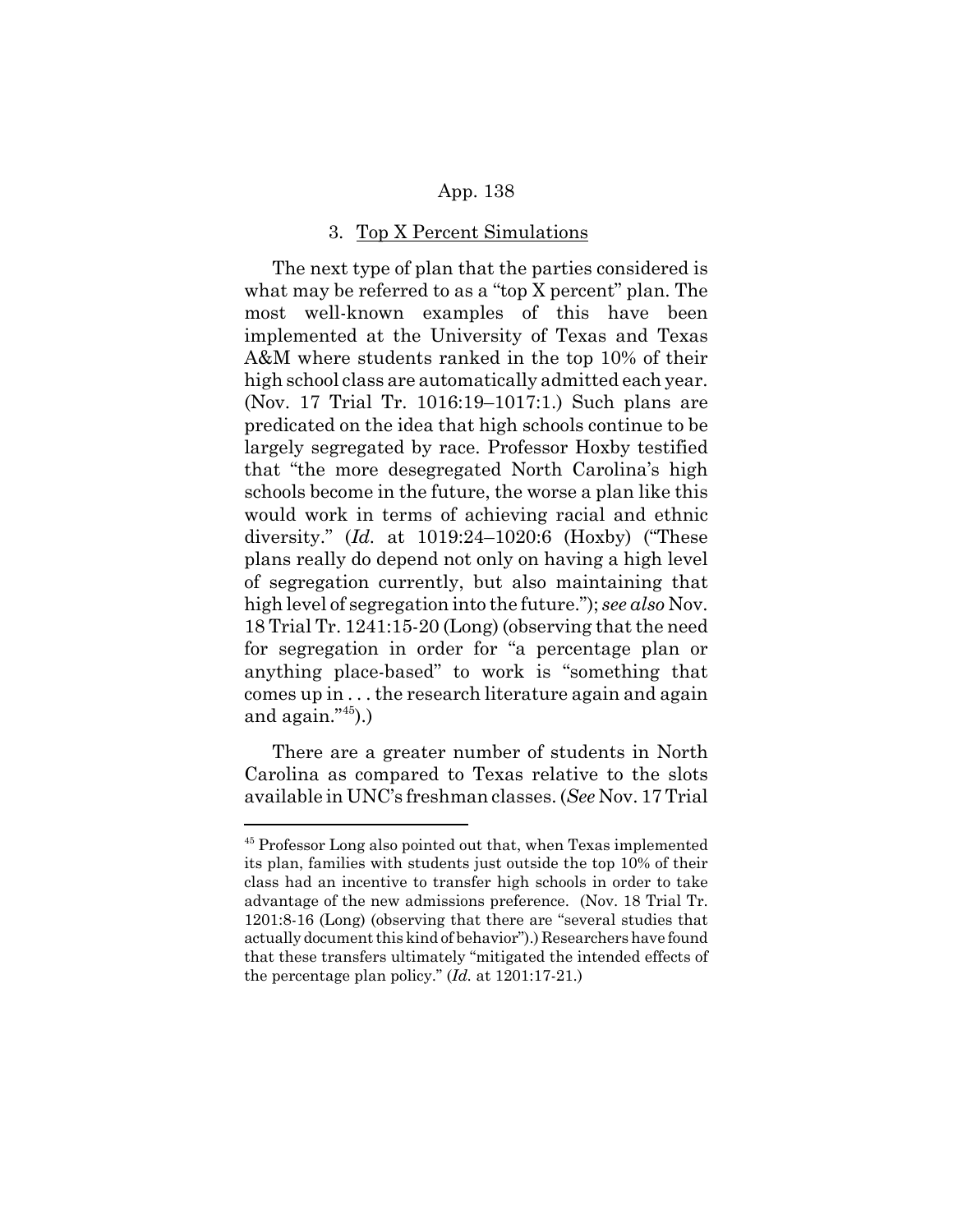### 3. Top X Percent Simulations

The next type of plan that the parties considered is what may be referred to as a "top X percent" plan. The most well-known examples of this have been implemented at the University of Texas and Texas A&M where students ranked in the top 10% of their high school class are automatically admitted each year. (Nov. 17 Trial Tr. 1016:19–1017:1.) Such plans are predicated on the idea that high schools continue to be largely segregated by race. Professor Hoxby testified that "the more desegregated North Carolina's high schools become in the future, the worse a plan like this would work in terms of achieving racial and ethnic diversity." (*Id.* at 1019:24–1020:6 (Hoxby) ("These plans really do depend not only on having a high level of segregation currently, but also maintaining that high level of segregation into the future."); *see also* Nov. 18 Trial Tr. 1241:15-20 (Long) (observing that the need for segregation in order for "a percentage plan or anything place-based" to work is "something that comes up in . . . the research literature again and again and again."[45]).)

There are a greater number of students in North Carolina as compared to Texas relative to the slots available in UNC's freshman classes. (*See* Nov. 17 Trial

---

[45] Professor Long also pointed out that, when Texas implemented its plan, families with students just outside the top 10% of their class had an incentive to transfer high schools in order to take advantage of the new admissions preference. (Nov. 18 Trial Tr. 1201:8-16 (Long) (observing that there are "several studies that actually document this kind of behavior").) Researchers have found that these transfers ultimately "mitigated the intended effects of the percentage plan policy." (*Id.* at 1201:17-21.)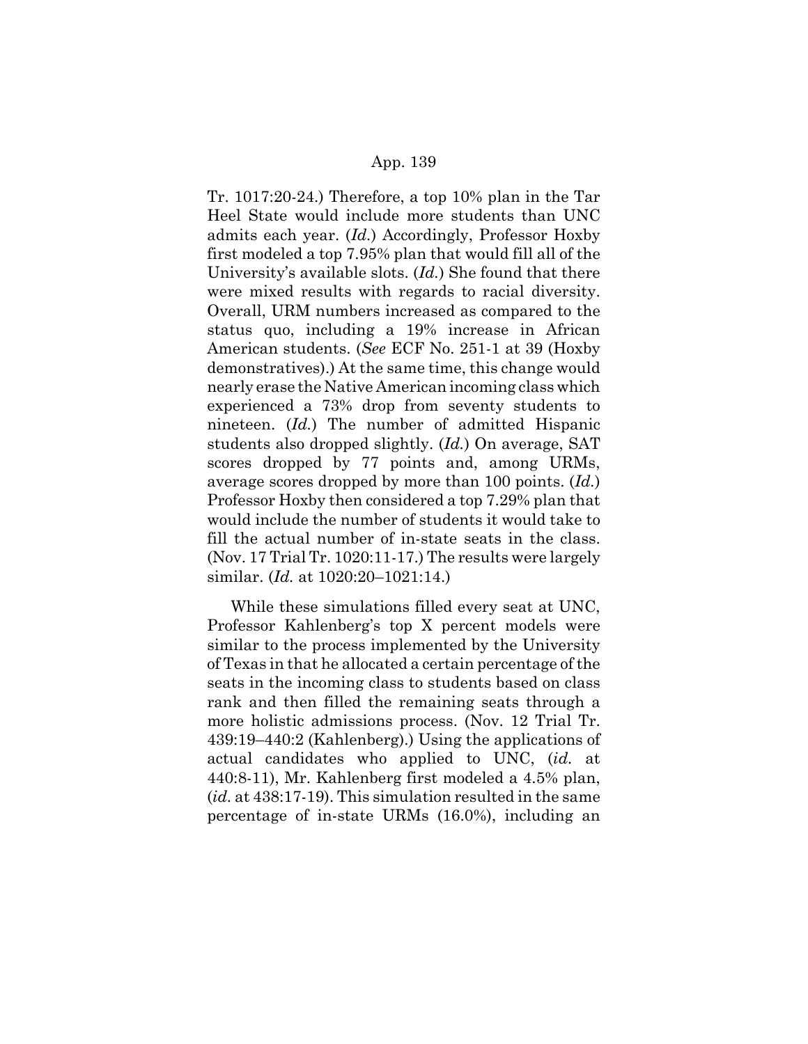Tr. 1017:20-24.) Therefore, a top 10% plan in the Tar Heel State would include more students than UNC admits each year. (*Id.*) Accordingly, Professor Hoxby first modeled a top 7.95% plan that would fill all of the University's available slots. (*Id.*) She found that there were mixed results with regards to racial diversity. Overall, URM numbers increased as compared to the status quo, including a 19% increase in African American students. (*See* ECF No. 251-1 at 39 (Hoxby demonstratives).) At the same time, this change would nearly erase the Native American incoming class which experienced a 73% drop from seventy students to nineteen. (*Id.*) The number of admitted Hispanic students also dropped slightly. (*Id.*) On average, SAT scores dropped by 77 points and, among URMs, average scores dropped by more than 100 points. (*Id.*) Professor Hoxby then considered a top 7.29% plan that would include the number of students it would take to fill the actual number of in-state seats in the class. (Nov. 17 Trial Tr. 1020:11-17.) The results were largely similar. (*Id.* at 1020:20–1021:14.)

While these simulations filled every seat at UNC, Professor Kahlenberg's top X percent models were similar to the process implemented by the University of Texas in that he allocated a certain percentage of the seats in the incoming class to students based on class rank and then filled the remaining seats through a more holistic admissions process. (Nov. 12 Trial Tr. 439:19–440:2 (Kahlenberg).) Using the applications of actual candidates who applied to UNC, (*id.* at 440:8-11), Mr. Kahlenberg first modeled a 4.5% plan, (*id.* at 438:17-19). This simulation resulted in the same percentage of in-state URMs (16.0%), including an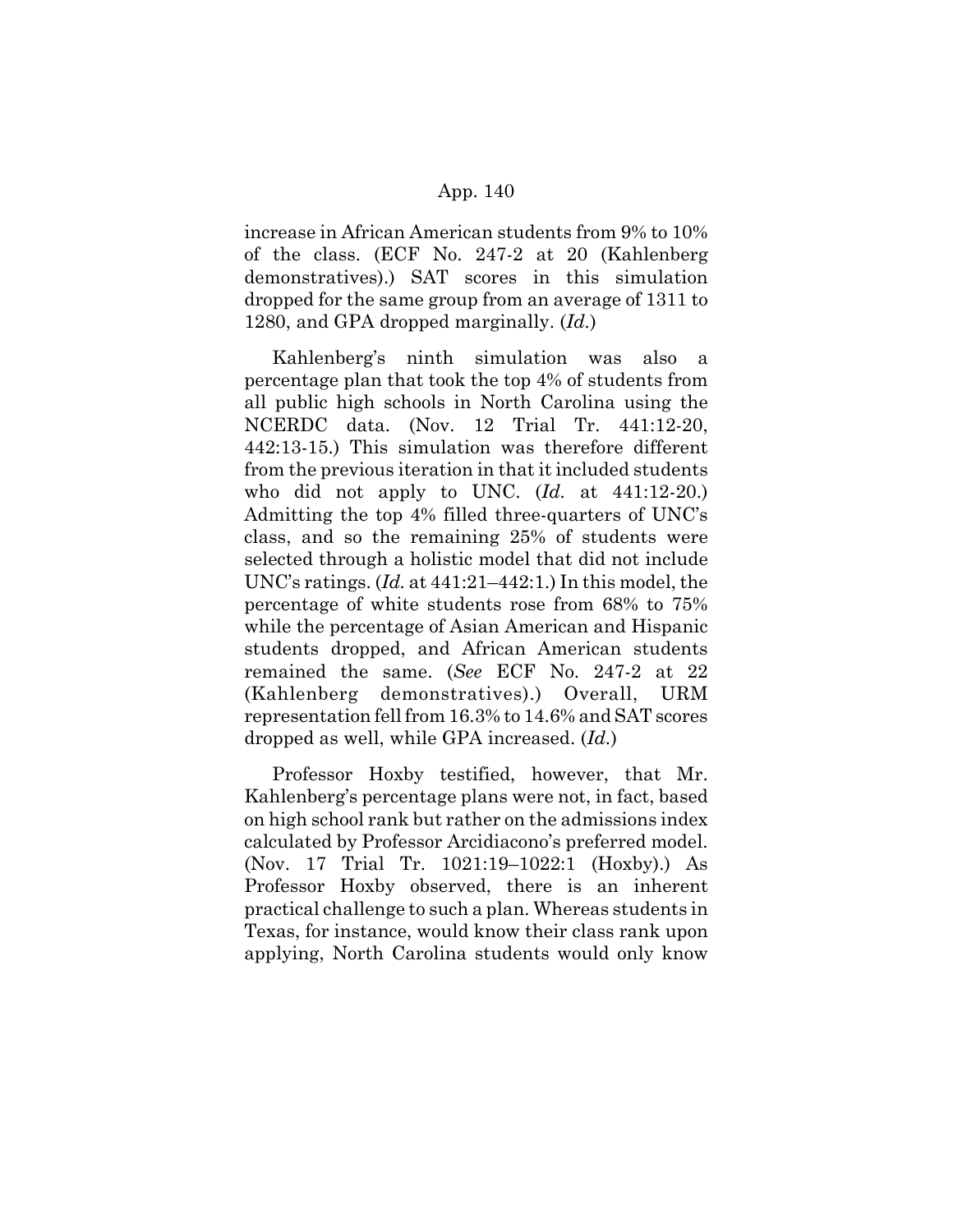increase in African American students from 9% to 10% of the class. (ECF No. 247-2 at 20 (Kahlenberg demonstratives).) SAT scores in this simulation dropped for the same group from an average of 1311 to 1280, and GPA dropped marginally. (*Id.*)

Kahlenberg's ninth simulation was also a percentage plan that took the top 4% of students from all public high schools in North Carolina using the NCERDC data. (Nov. 12 Trial Tr. 441:12-20, 442:13-15.) This simulation was therefore different from the previous iteration in that it included students who did not apply to UNC. (*Id.* at 441:12-20.) Admitting the top 4% filled three-quarters of UNC's class, and so the remaining 25% of students were selected through a holistic model that did not include UNC's ratings. (*Id.* at 441:21–442:1.) In this model, the percentage of white students rose from 68% to 75% while the percentage of Asian American and Hispanic students dropped, and African American students remained the same. (*See* ECF No. 247-2 at 22 (Kahlenberg demonstratives).) Overall, URM representation fell from 16.3% to 14.6% and SAT scores dropped as well, while GPA increased. (*Id.*)

Professor Hoxby testified, however, that Mr. Kahlenberg's percentage plans were not, in fact, based on high school rank but rather on the admissions index calculated by Professor Arcidiacono's preferred model. (Nov. 17 Trial Tr. 1021:19–1022:1 (Hoxby).) As Professor Hoxby observed, there is an inherent practical challenge to such a plan. Whereas students in Texas, for instance, would know their class rank upon applying, North Carolina students would only know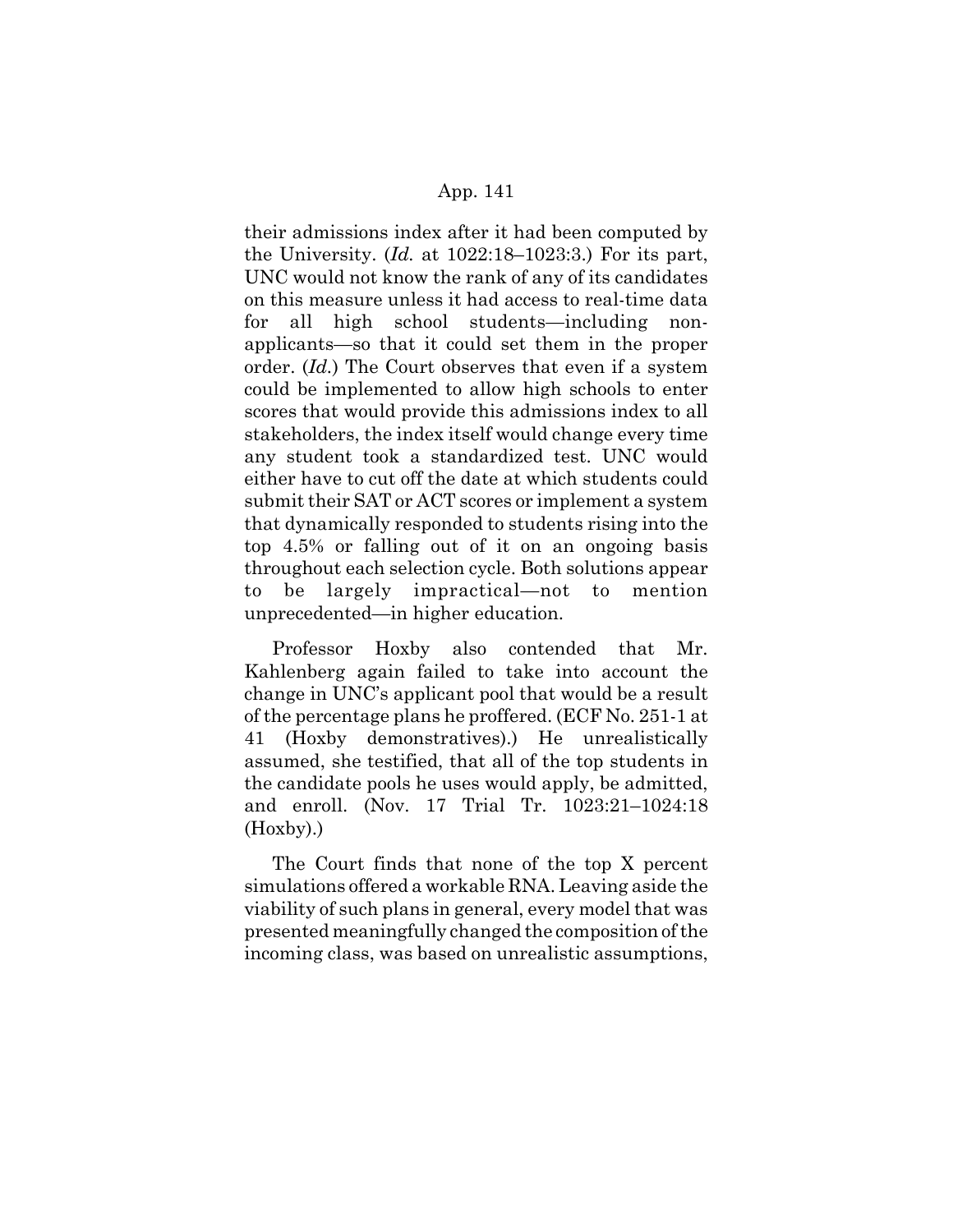their admissions index after it had been computed by the University. (*Id.* at 1022:18–1023:3.) For its part, UNC would not know the rank of any of its candidates on this measure unless it had access to real-time data for all high school students—including non-applicants—so that it could set them in the proper order. (*Id.*) The Court observes that even if a system could be implemented to allow high schools to enter scores that would provide this admissions index to all stakeholders, the index itself would change every time any student took a standardized test. UNC would either have to cut off the date at which students could submit their SAT or ACT scores or implement a system that dynamically responded to students rising into the top 4.5% or falling out of it on an ongoing basis throughout each selection cycle. Both solutions appear to be largely impractical—not to mention unprecedented—in higher education.

Professor Hoxby also contended that Mr. Kahlenberg again failed to take into account the change in UNC's applicant pool that would be a result of the percentage plans he proffered. (ECF No. 251-1 at 41 (Hoxby demonstratives).) He unrealistically assumed, she testified, that all of the top students in the candidate pools he uses would apply, be admitted, and enroll. (Nov. 17 Trial Tr. 1023:21–1024:18 (Hoxby).)

The Court finds that none of the top X percent simulations offered a workable RNA. Leaving aside the viability of such plans in general, every model that was presented meaningfully changed the composition of the incoming class, was based on unrealistic assumptions,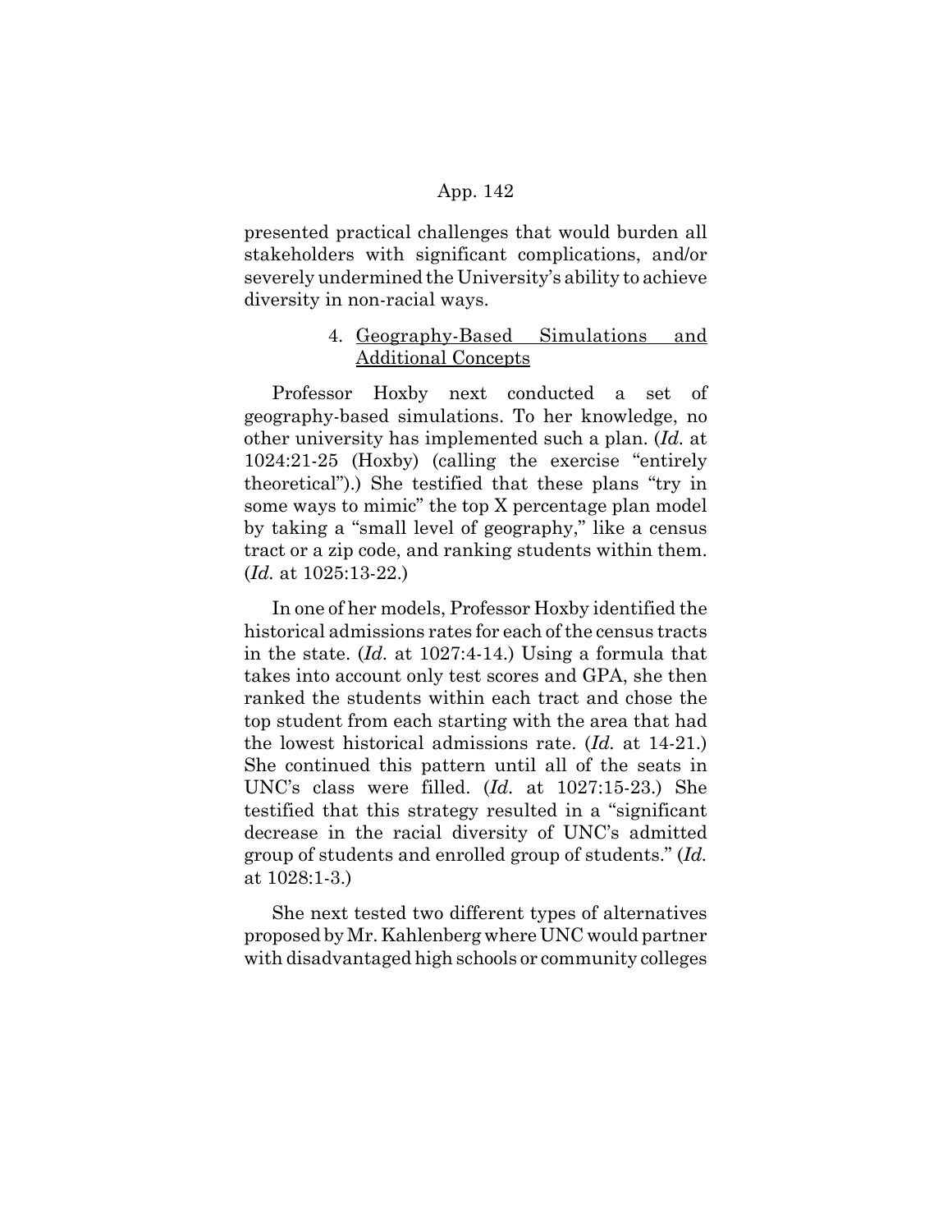presented practical challenges that would burden all stakeholders with significant complications, and/or severely undermined the University's ability to achieve diversity in non-racial ways.

#### 4. Geography-Based Simulations and Additional Concepts

Professor Hoxby next conducted a set of geography-based simulations. To her knowledge, no other university has implemented such a plan. (*Id.* at 1024:21-25 (Hoxby) (calling the exercise "entirely theoretical").) She testified that these plans "try in some ways to mimic" the top X percentage plan model by taking a "small level of geography," like a census tract or a zip code, and ranking students within them. (*Id.* at 1025:13-22.)

In one of her models, Professor Hoxby identified the historical admissions rates for each of the census tracts in the state. (*Id.* at 1027:4-14.) Using a formula that takes into account only test scores and GPA, she then ranked the students within each tract and chose the top student from each starting with the area that had the lowest historical admissions rate. (*Id.* at 14-21.) She continued this pattern until all of the seats in UNC's class were filled. (*Id.* at 1027:15-23.) She testified that this strategy resulted in a "significant decrease in the racial diversity of UNC's admitted group of students and enrolled group of students." (*Id.* at 1028:1-3.)

She next tested two different types of alternatives proposed by Mr. Kahlenberg where UNC would partner with disadvantaged high schools or community colleges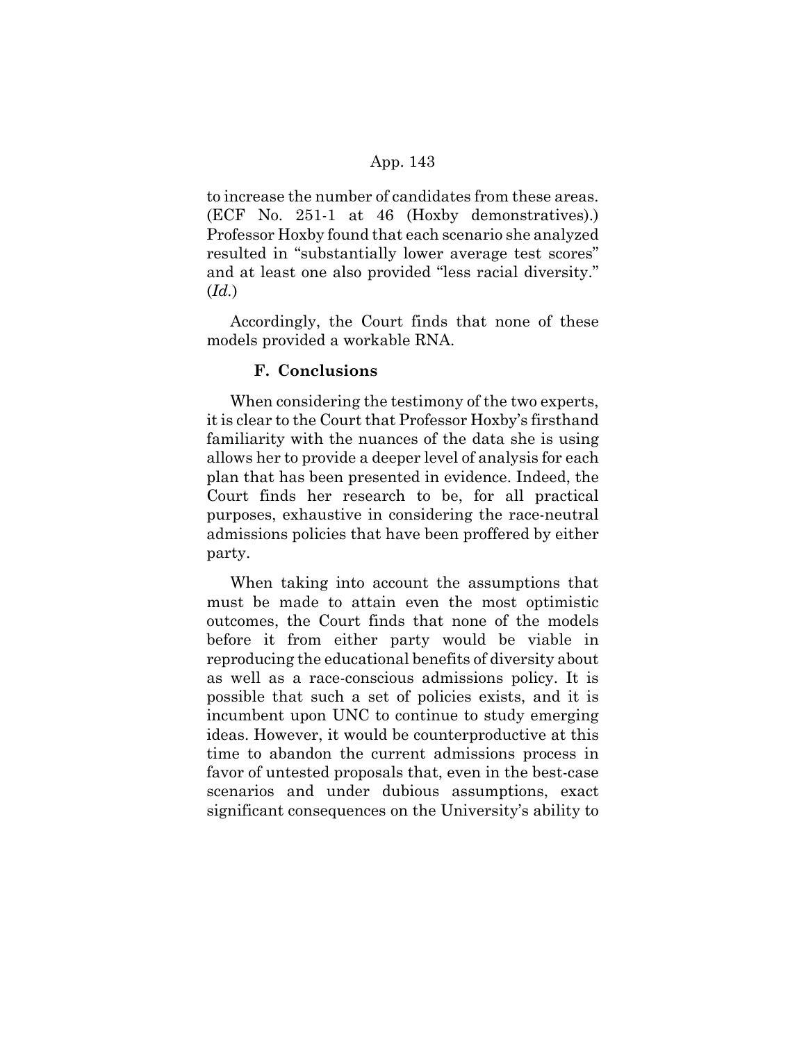to increase the number of candidates from these areas. (ECF No. 251-1 at 46 (Hoxby demonstratives).) Professor Hoxby found that each scenario she analyzed resulted in "substantially lower average test scores" and at least one also provided "less racial diversity." (*Id.*)

Accordingly, the Court finds that none of these models provided a workable RNA.

### F. Conclusions

When considering the testimony of the two experts, it is clear to the Court that Professor Hoxby's firsthand familiarity with the nuances of the data she is using allows her to provide a deeper level of analysis for each plan that has been presented in evidence. Indeed, the Court finds her research to be, for all practical purposes, exhaustive in considering the race-neutral admissions policies that have been proffered by either party.

When taking into account the assumptions that must be made to attain even the most optimistic outcomes, the Court finds that none of the models before it from either party would be viable in reproducing the educational benefits of diversity about as well as a race-conscious admissions policy. It is possible that such a set of policies exists, and it is incumbent upon UNC to continue to study emerging ideas. However, it would be counterproductive at this time to abandon the current admissions process in favor of untested proposals that, even in the best-case scenarios and under dubious assumptions, exact significant consequences on the University's ability to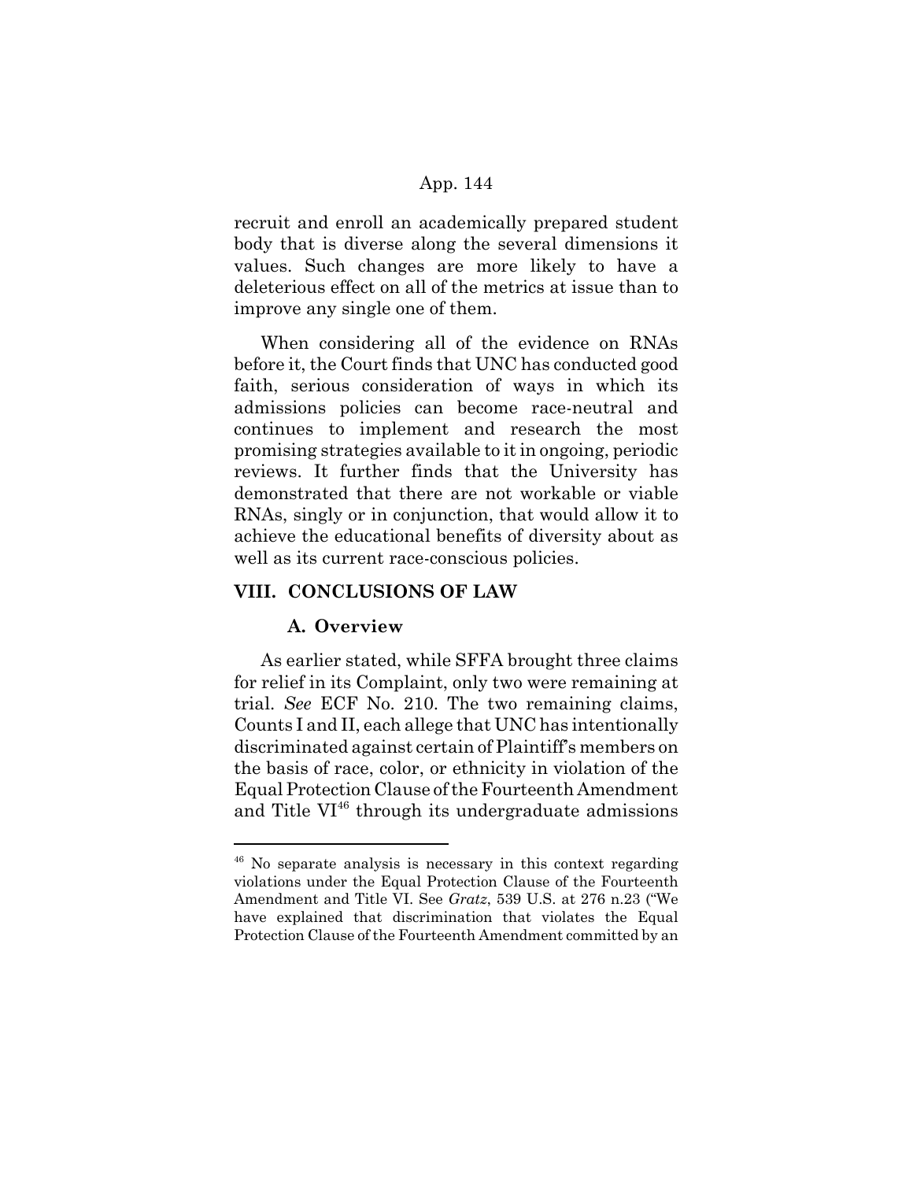recruit and enroll an academically prepared student body that is diverse along the several dimensions it values. Such changes are more likely to have a deleterious effect on all of the metrics at issue than to improve any single one of them.

When considering all of the evidence on RNAs before it, the Court finds that UNC has conducted good faith, serious consideration of ways in which its admissions policies can become race-neutral and continues to implement and research the most promising strategies available to it in ongoing, periodic reviews. It further finds that the University has demonstrated that there are not workable or viable RNAs, singly or in conjunction, that would allow it to achieve the educational benefits of diversity about as well as its current race-conscious policies.

## VIII. CONCLUSIONS OF LAW

### A. Overview

As earlier stated, while SFFA brought three claims for relief in its Complaint, only two were remaining at trial. *See* ECF No. 210. The two remaining claims, Counts I and II, each allege that UNC has intentionally discriminated against certain of Plaintiff's members on the basis of race, color, or ethnicity in violation of the Equal Protection Clause of the Fourteenth Amendment and Title VI[46] through its undergraduate admissions

---

[46] No separate analysis is necessary in this context regarding violations under the Equal Protection Clause of the Fourteenth Amendment and Title VI. See *Gratz*, 539 U.S. at 276 n.23 ("We have explained that discrimination that violates the Equal Protection Clause of the Fourteenth Amendment committed by an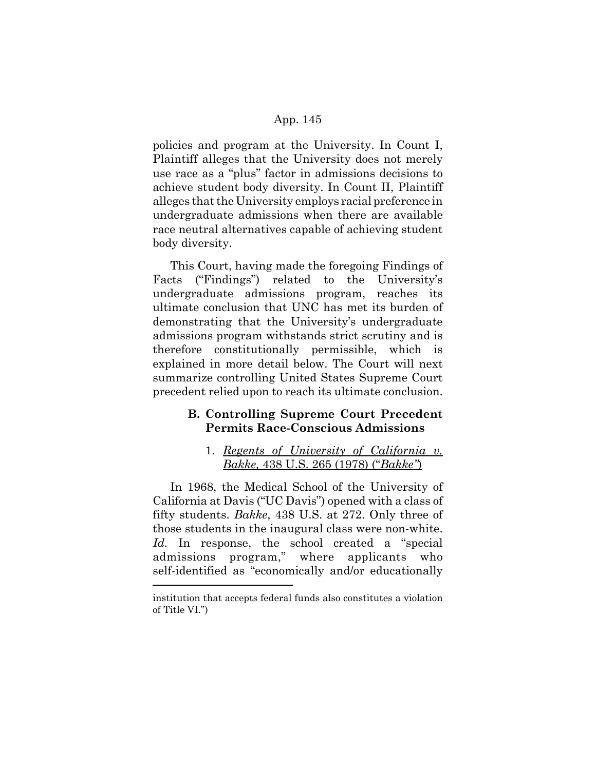policies and program at the University. In Count I, Plaintiff alleges that the University does not merely use race as a "plus" factor in admissions decisions to achieve student body diversity. In Count II, Plaintiff alleges that the University employs racial preference in undergraduate admissions when there are available race neutral alternatives capable of achieving student body diversity.

This Court, having made the foregoing Findings of Facts ("Findings") related to the University's undergraduate admissions program, reaches its ultimate conclusion that UNC has met its burden of demonstrating that the University's undergraduate admissions program withstands strict scrutiny and is therefore constitutionally permissible, which is explained in more detail below. The Court will next summarize controlling United States Supreme Court precedent relied upon to reach its ultimate conclusion.

### B. Controlling Supreme Court Precedent Permits Race-Conscious Admissions

#### 1. *Regents of University of California v. Bakke*, 438 U.S. 265 (1978) ("*Bakke*")

In 1968, the Medical School of the University of California at Davis ("UC Davis") opened with a class of fifty students. *Bakke*, 438 U.S. at 272. Only three of those students in the inaugural class were non-white. *Id.* In response, the school created a "special admissions program," where applicants who self-identified as "economically and/or educationally

---

institution that accepts federal funds also constitutes a violation of Title VI.")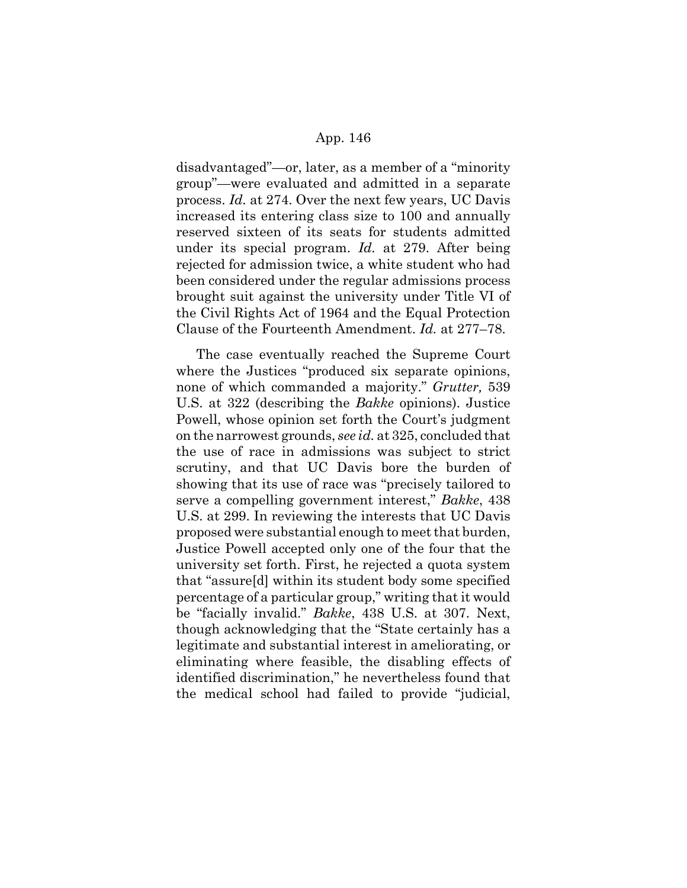disadvantaged"—or, later, as a member of a "minority group"—were evaluated and admitted in a separate process. *Id.* at 274. Over the next few years, UC Davis increased its entering class size to 100 and annually reserved sixteen of its seats for students admitted under its special program. *Id.* at 279. After being rejected for admission twice, a white student who had been considered under the regular admissions process brought suit against the university under Title VI of the Civil Rights Act of 1964 and the Equal Protection Clause of the Fourteenth Amendment. *Id.* at 277–78.

The case eventually reached the Supreme Court where the Justices "produced six separate opinions, none of which commanded a majority." *Grutter,* 539 U.S. at 322 (describing the *Bakke* opinions). Justice Powell, whose opinion set forth the Court's judgment on the narrowest grounds, *see id.* at 325, concluded that the use of race in admissions was subject to strict scrutiny, and that UC Davis bore the burden of showing that its use of race was "precisely tailored to serve a compelling government interest," *Bakke*, 438 U.S. at 299. In reviewing the interests that UC Davis proposed were substantial enough to meet that burden, Justice Powell accepted only one of the four that the university set forth. First, he rejected a quota system that "assure[d] within its student body some specified percentage of a particular group," writing that it would be "facially invalid." *Bakke*, 438 U.S. at 307. Next, though acknowledging that the "State certainly has a legitimate and substantial interest in ameliorating, or eliminating where feasible, the disabling effects of identified discrimination," he nevertheless found that the medical school had failed to provide "judicial,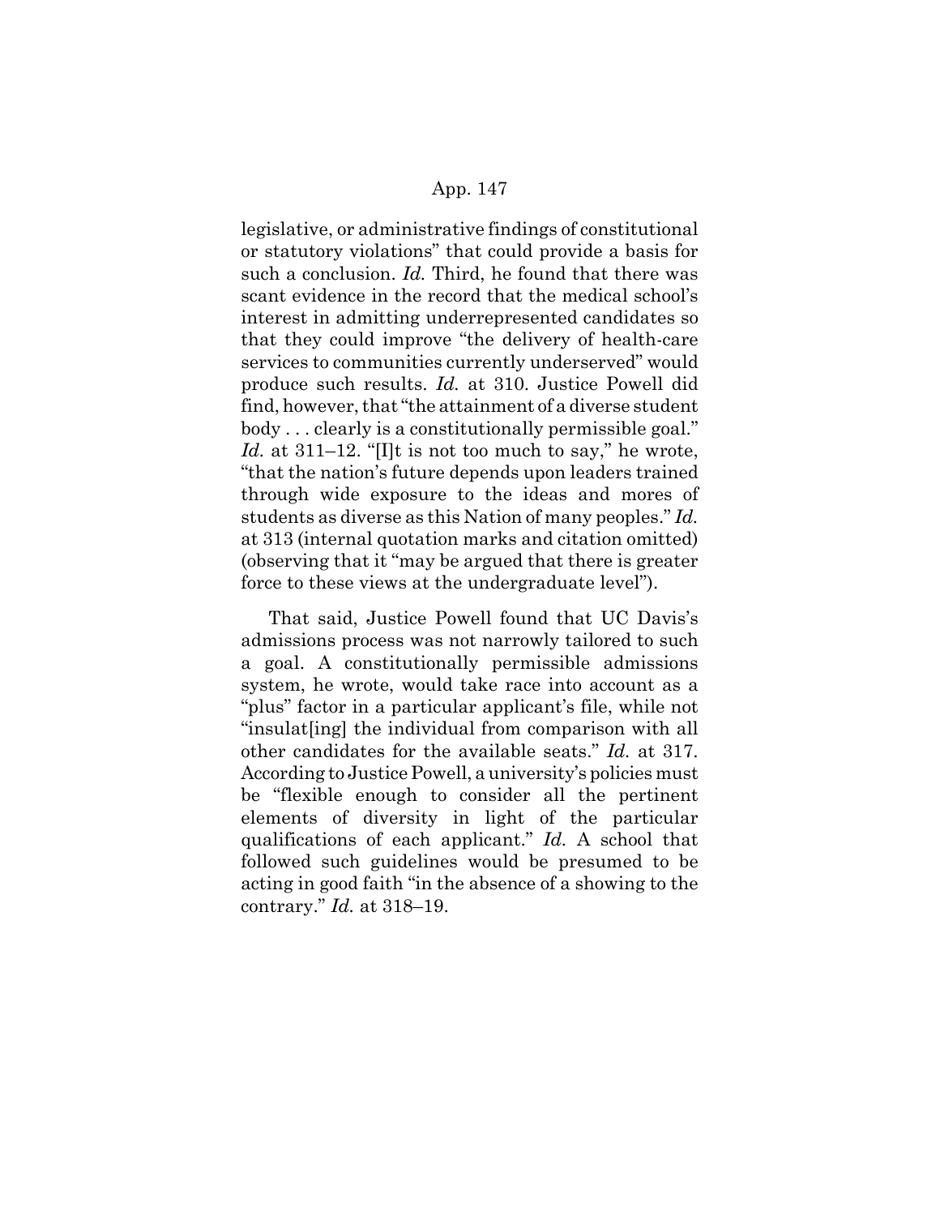legislative, or administrative findings of constitutional or statutory violations" that could provide a basis for such a conclusion. *Id.* Third, he found that there was scant evidence in the record that the medical school's interest in admitting underrepresented candidates so that they could improve "the delivery of health-care services to communities currently underserved" would produce such results. *Id.* at 310. Justice Powell did find, however, that "the attainment of a diverse student body . . . clearly is a constitutionally permissible goal." *Id.* at 311–12. "[I]t is not too much to say," he wrote, "that the nation's future depends upon leaders trained through wide exposure to the ideas and mores of students as diverse as this Nation of many peoples." *Id.* at 313 (internal quotation marks and citation omitted) (observing that it "may be argued that there is greater force to these views at the undergraduate level").

That said, Justice Powell found that UC Davis's admissions process was not narrowly tailored to such a goal. A constitutionally permissible admissions system, he wrote, would take race into account as a "plus" factor in a particular applicant's file, while not "insulat[ing] the individual from comparison with all other candidates for the available seats." *Id.* at 317. According to Justice Powell, a university's policies must be "flexible enough to consider all the pertinent elements of diversity in light of the particular qualifications of each applicant." *Id.* A school that followed such guidelines would be presumed to be acting in good faith "in the absence of a showing to the contrary." *Id.* at 318–19.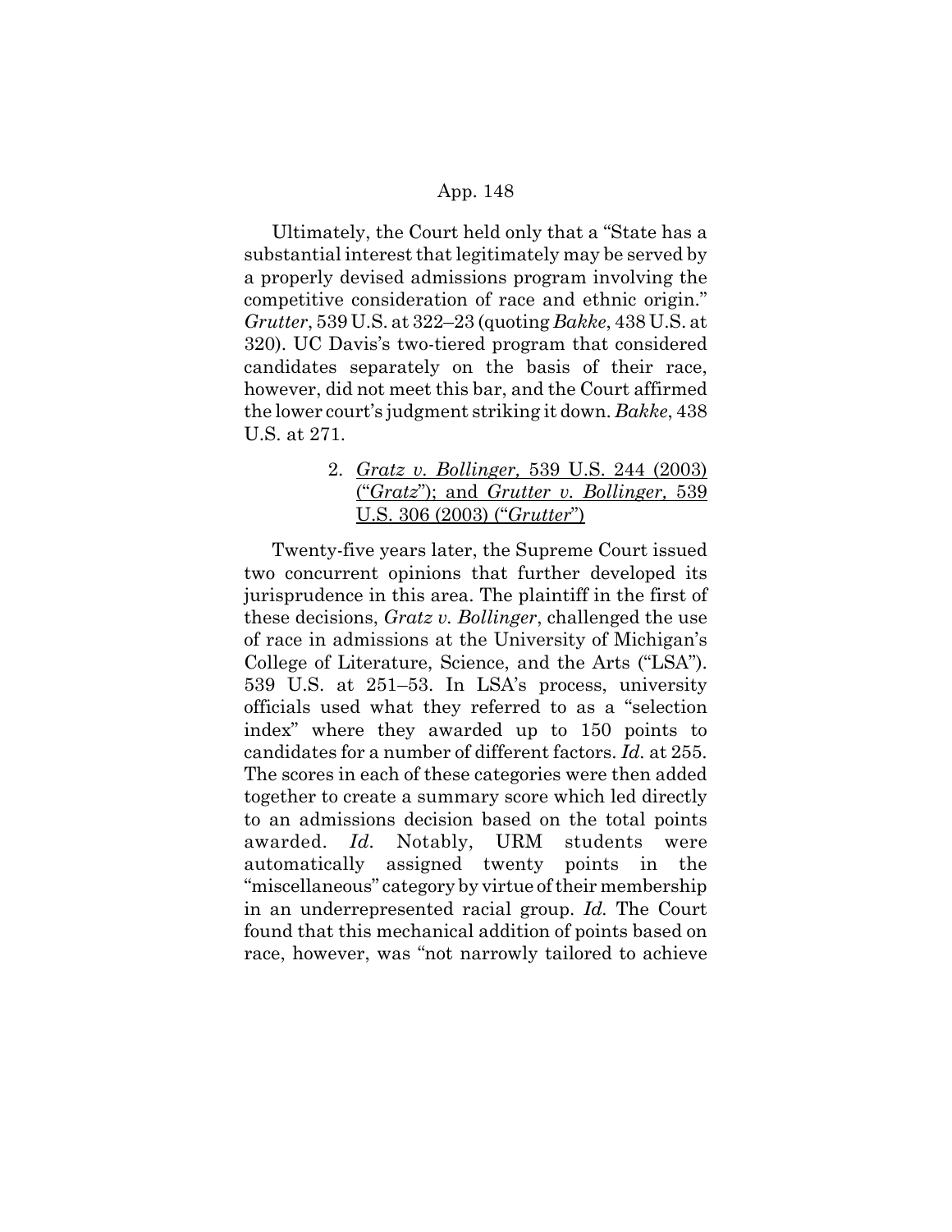Ultimately, the Court held only that a "State has a substantial interest that legitimately may be served by a properly devised admissions program involving the competitive consideration of race and ethnic origin." *Grutter*, 539 U.S. at 322–23 (quoting *Bakke*, 438 U.S. at 320). UC Davis's two-tiered program that considered candidates separately on the basis of their race, however, did not meet this bar, and the Court affirmed the lower court's judgment striking it down. *Bakke*, 438 U.S. at 271.

### 2. *Gratz v. Bollinger,* 539 U.S. 244 (2003) ("*Gratz*"); and *Grutter v. Bollinger,* 539 U.S. 306 (2003) ("*Grutter*")

Twenty-five years later, the Supreme Court issued two concurrent opinions that further developed its jurisprudence in this area. The plaintiff in the first of these decisions, *Gratz v. Bollinger*, challenged the use of race in admissions at the University of Michigan's College of Literature, Science, and the Arts ("LSA"). 539 U.S. at 251–53. In LSA's process, university officials used what they referred to as a "selection index" where they awarded up to 150 points to candidates for a number of different factors. *Id.* at 255. The scores in each of these categories were then added together to create a summary score which led directly to an admissions decision based on the total points awarded. *Id*. Notably, URM students were automatically assigned twenty points in the "miscellaneous" category by virtue of their membership in an underrepresented racial group. *Id.* The Court found that this mechanical addition of points based on race, however, was "not narrowly tailored to achieve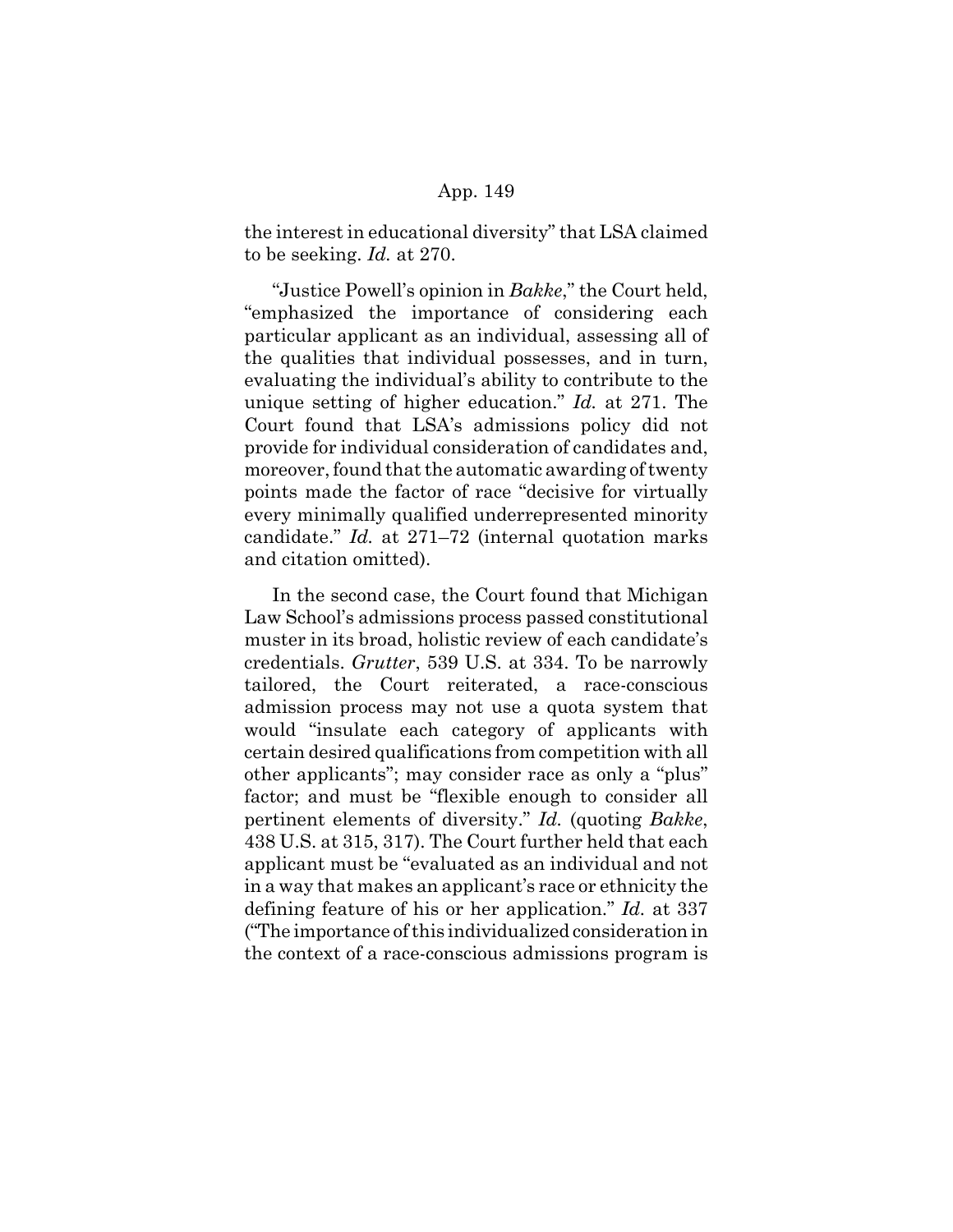the interest in educational diversity" that LSA claimed to be seeking. *Id.* at 270.

"Justice Powell's opinion in *Bakke*," the Court held, "emphasized the importance of considering each particular applicant as an individual, assessing all of the qualities that individual possesses, and in turn, evaluating the individual's ability to contribute to the unique setting of higher education." *Id.* at 271. The Court found that LSA's admissions policy did not provide for individual consideration of candidates and, moreover, found that the automatic awarding of twenty points made the factor of race "decisive for virtually every minimally qualified underrepresented minority candidate." *Id.* at 271–72 (internal quotation marks and citation omitted).

In the second case, the Court found that Michigan Law School's admissions process passed constitutional muster in its broad, holistic review of each candidate's credentials. *Grutter*, 539 U.S. at 334. To be narrowly tailored, the Court reiterated, a race-conscious admission process may not use a quota system that would "insulate each category of applicants with certain desired qualifications from competition with all other applicants"; may consider race as only a "plus" factor; and must be "flexible enough to consider all pertinent elements of diversity." *Id.* (quoting *Bakke*, 438 U.S. at 315, 317). The Court further held that each applicant must be "evaluated as an individual and not in a way that makes an applicant's race or ethnicity the defining feature of his or her application." *Id.* at 337 ("The importance of this individualized consideration in the context of a race-conscious admissions program is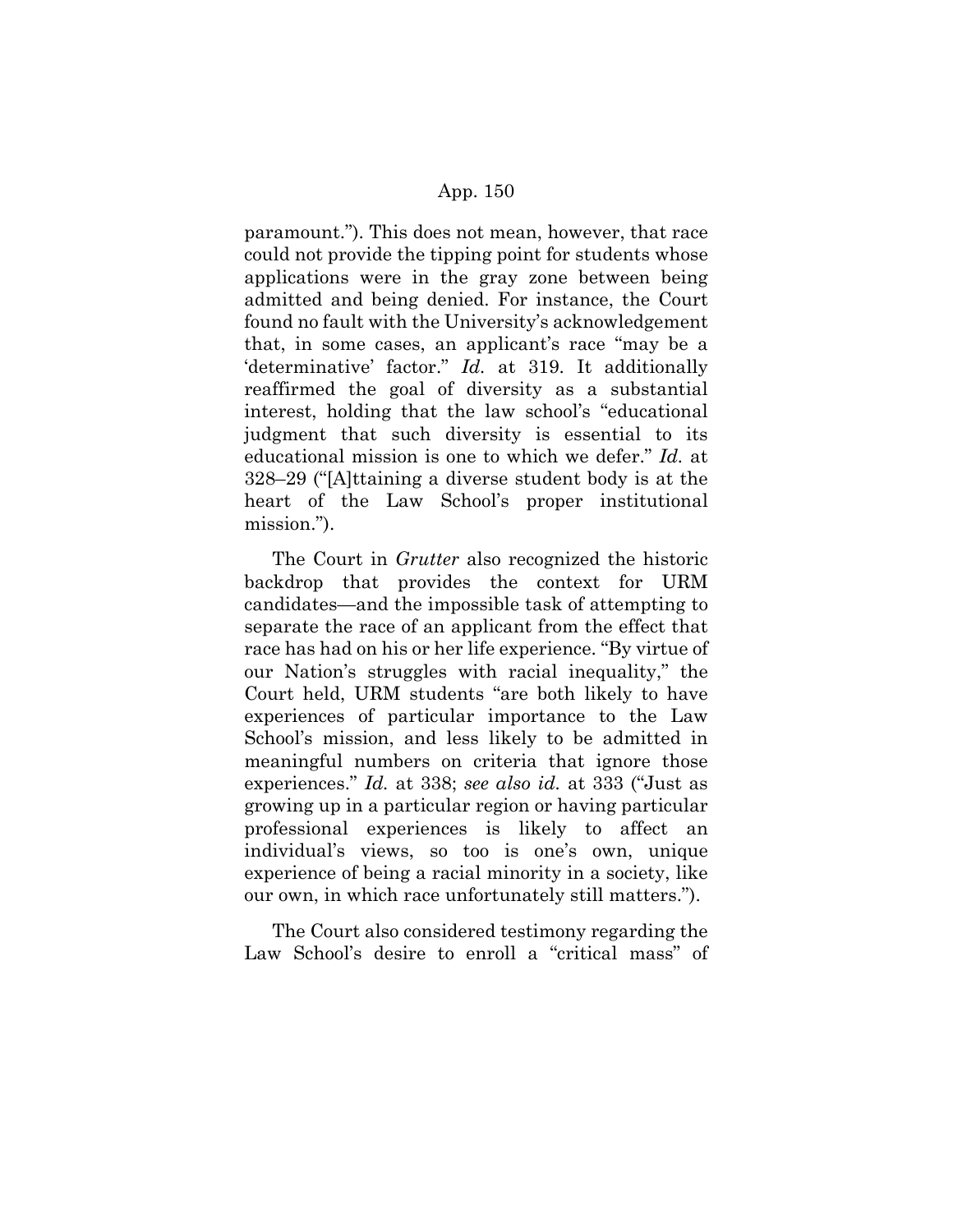paramount."). This does not mean, however, that race could not provide the tipping point for students whose applications were in the gray zone between being admitted and being denied. For instance, the Court found no fault with the University's acknowledgement that, in some cases, an applicant's race "may be a 'determinative' factor." *Id.* at 319. It additionally reaffirmed the goal of diversity as a substantial interest, holding that the law school's "educational judgment that such diversity is essential to its educational mission is one to which we defer." *Id.* at 328–29 ("[A]ttaining a diverse student body is at the heart of the Law School's proper institutional mission.").

The Court in *Grutter* also recognized the historic backdrop that provides the context for URM candidates—and the impossible task of attempting to separate the race of an applicant from the effect that race has had on his or her life experience. "By virtue of our Nation's struggles with racial inequality," the Court held, URM students "are both likely to have experiences of particular importance to the Law School's mission, and less likely to be admitted in meaningful numbers on criteria that ignore those experiences." *Id.* at 338; *see also id.* at 333 ("Just as growing up in a particular region or having particular professional experiences is likely to affect an individual's views, so too is one's own, unique experience of being a racial minority in a society, like our own, in which race unfortunately still matters.").

The Court also considered testimony regarding the Law School's desire to enroll a "critical mass" of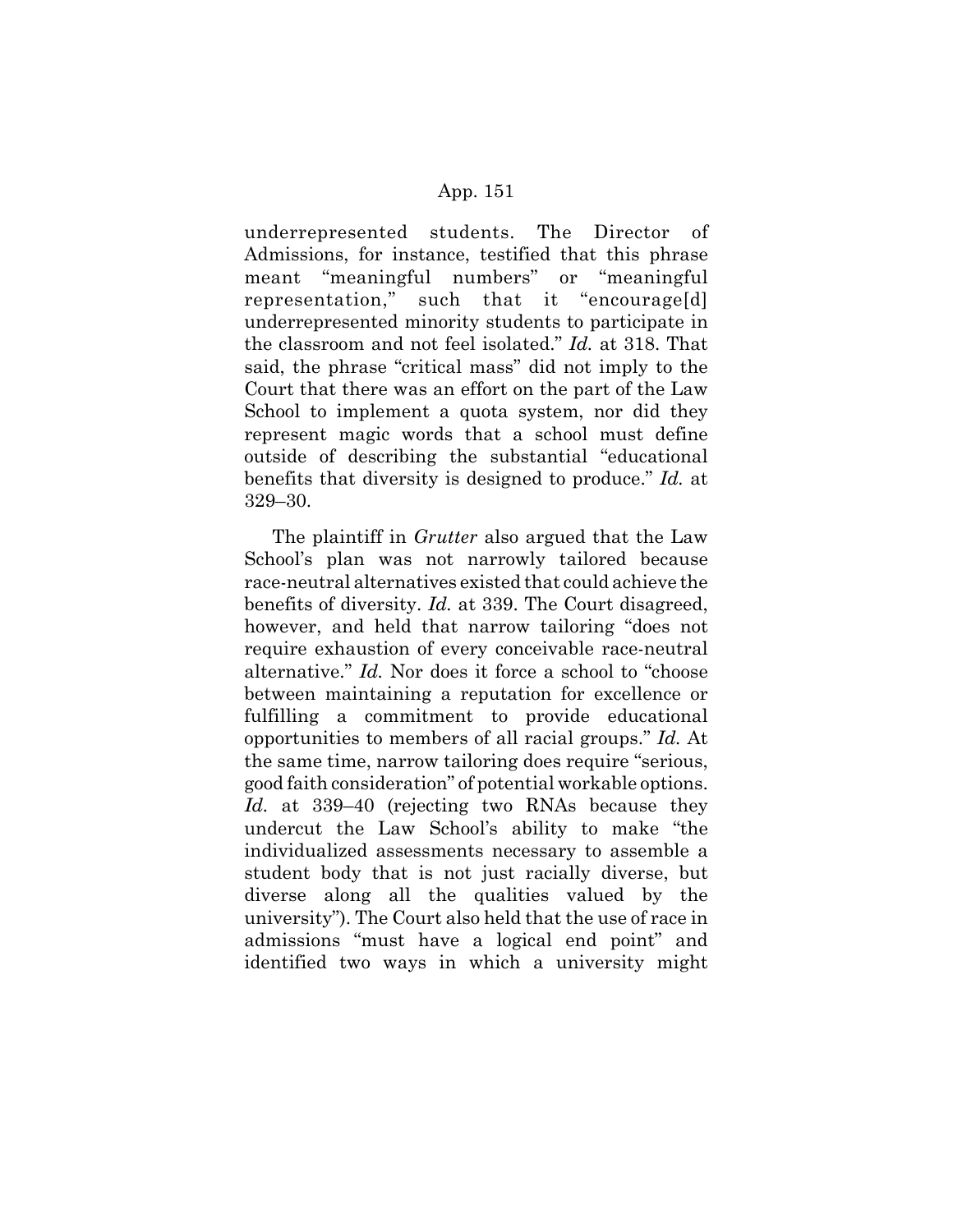underrepresented students. The Director of Admissions, for instance, testified that this phrase meant "meaningful numbers" or "meaningful representation," such that it "encourage[d] underrepresented minority students to participate in the classroom and not feel isolated." *Id.* at 318. That said, the phrase "critical mass" did not imply to the Court that there was an effort on the part of the Law School to implement a quota system, nor did they represent magic words that a school must define outside of describing the substantial "educational benefits that diversity is designed to produce." *Id.* at 329–30.

The plaintiff in *Grutter* also argued that the Law School's plan was not narrowly tailored because race-neutral alternatives existed that could achieve the benefits of diversity. *Id.* at 339. The Court disagreed, however, and held that narrow tailoring "does not require exhaustion of every conceivable race-neutral alternative." *Id.* Nor does it force a school to "choose between maintaining a reputation for excellence or fulfilling a commitment to provide educational opportunities to members of all racial groups." *Id.* At the same time, narrow tailoring does require "serious, good faith consideration" of potential workable options. *Id.* at 339–40 (rejecting two RNAs because they undercut the Law School's ability to make "the individualized assessments necessary to assemble a student body that is not just racially diverse, but diverse along all the qualities valued by the university"). The Court also held that the use of race in admissions "must have a logical end point" and identified two ways in which a university might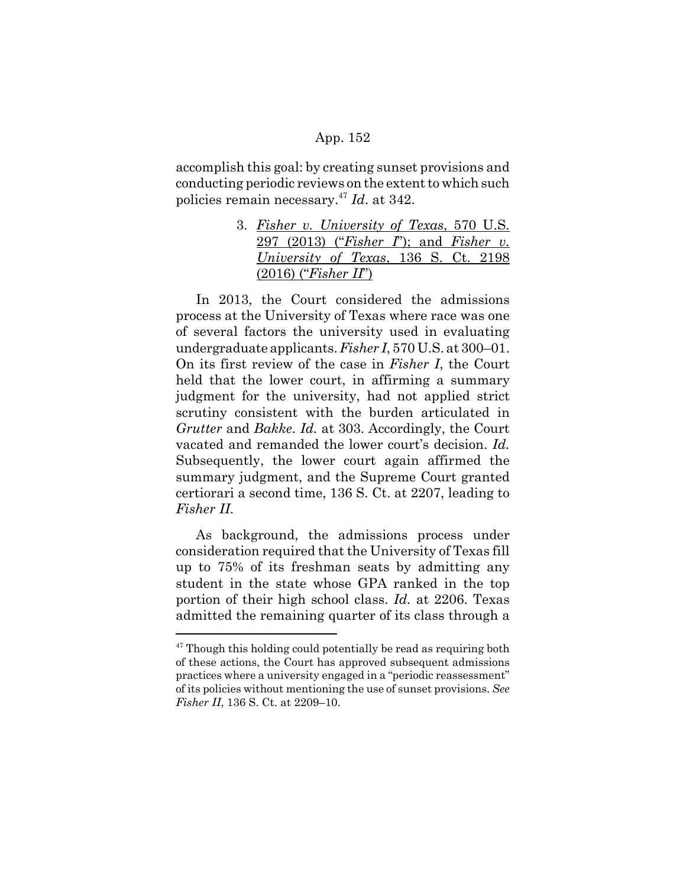accomplish this goal: by creating sunset provisions and conducting periodic reviews on the extent to which such policies remain necessary.[47] *Id*. at 342.

### 3. *Fisher v. University of Texas*, 570 U.S. 297 (2013) ("*Fisher I*"); and *Fisher v. University of Texas*, 136 S. Ct. 2198 (2016) ("*Fisher II*")

In 2013, the Court considered the admissions process at the University of Texas where race was one of several factors the university used in evaluating undergraduate applicants. *Fisher I*, 570 U.S. at 300–01. On its first review of the case in *Fisher I*, the Court held that the lower court, in affirming a summary judgment for the university, had not applied strict scrutiny consistent with the burden articulated in *Grutter* and *Bakke*. *Id.* at 303. Accordingly, the Court vacated and remanded the lower court's decision. *Id.* Subsequently, the lower court again affirmed the summary judgment, and the Supreme Court granted certiorari a second time, 136 S. Ct. at 2207, leading to *Fisher II*.

As background, the admissions process under consideration required that the University of Texas fill up to 75% of its freshman seats by admitting any student in the state whose GPA ranked in the top portion of their high school class. *Id.* at 2206. Texas admitted the remaining quarter of its class through a

---

[47] Though this holding could potentially be read as requiring both of these actions, the Court has approved subsequent admissions practices where a university engaged in a "periodic reassessment" of its policies without mentioning the use of sunset provisions. *See Fisher II*, 136 S. Ct. at 2209–10.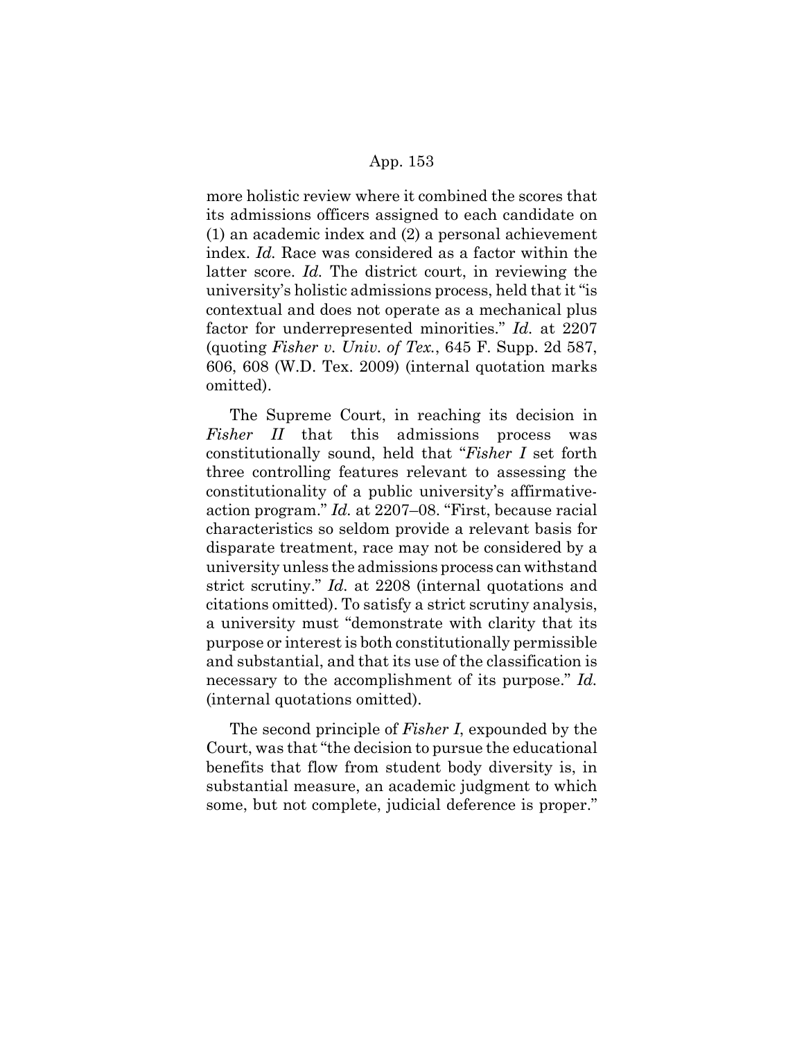more holistic review where it combined the scores that its admissions officers assigned to each candidate on (1) an academic index and (2) a personal achievement index. *Id.* Race was considered as a factor within the latter score. *Id.* The district court, in reviewing the university's holistic admissions process, held that it "is contextual and does not operate as a mechanical plus factor for underrepresented minorities." *Id.* at 2207 (quoting *Fisher v. Univ. of Tex.*, 645 F. Supp. 2d 587, 606, 608 (W.D. Tex. 2009) (internal quotation marks omitted).

The Supreme Court, in reaching its decision in *Fisher II* that this admissions process was constitutionally sound, held that "*Fisher I* set forth three controlling features relevant to assessing the constitutionality of a public university's affirmative-action program." *Id.* at 2207–08. "First, because racial characteristics so seldom provide a relevant basis for disparate treatment, race may not be considered by a university unless the admissions process can withstand strict scrutiny." *Id.* at 2208 (internal quotations and citations omitted). To satisfy a strict scrutiny analysis, a university must "demonstrate with clarity that its purpose or interest is both constitutionally permissible and substantial, and that its use of the classification is necessary to the accomplishment of its purpose." *Id.* (internal quotations omitted).

The second principle of *Fisher I*, expounded by the Court, was that "the decision to pursue the educational benefits that flow from student body diversity is, in substantial measure, an academic judgment to which some, but not complete, judicial deference is proper."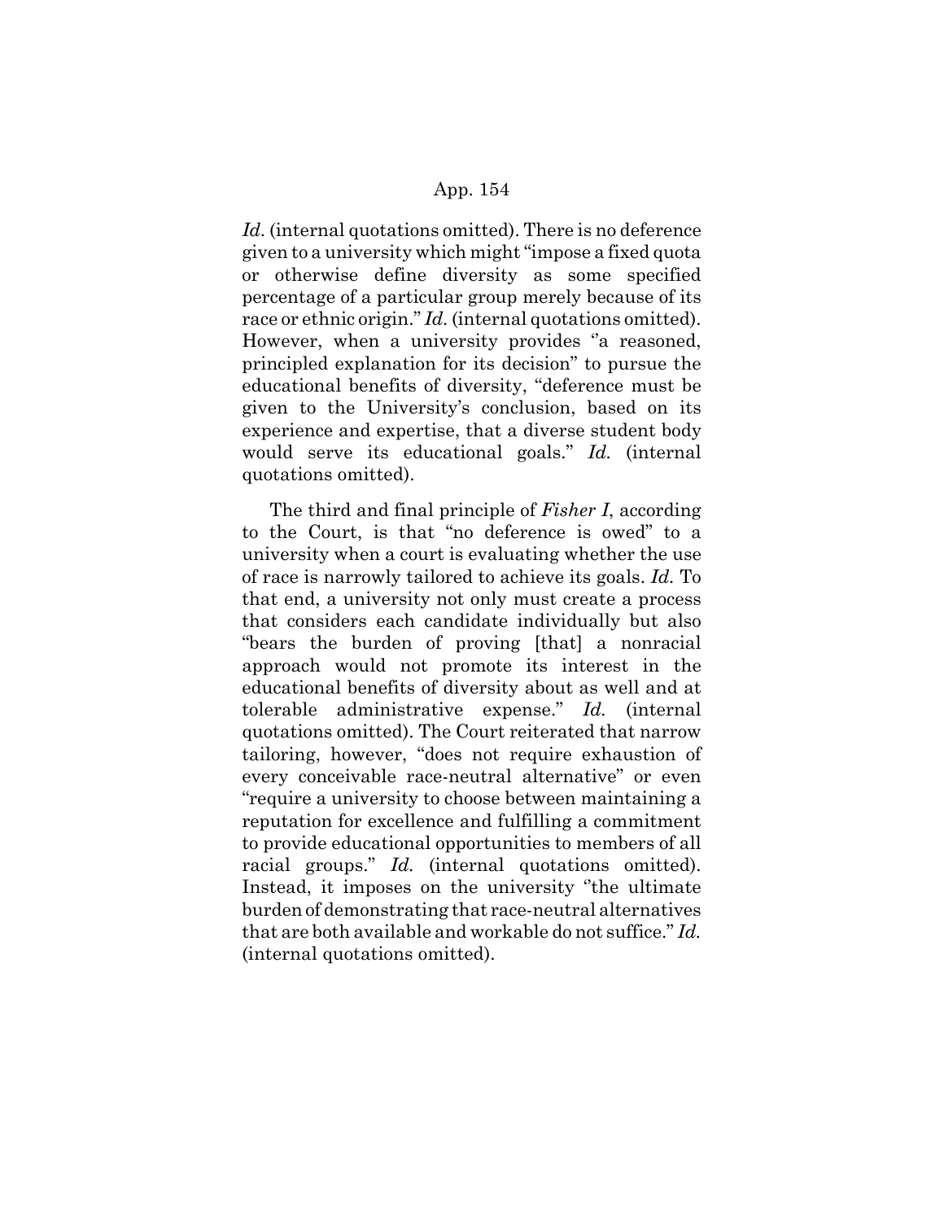*Id.* (internal quotations omitted). There is no deference given to a university which might "impose a fixed quota or otherwise define diversity as some specified percentage of a particular group merely because of its race or ethnic origin." *Id.* (internal quotations omitted). However, when a university provides "a reasoned, principled explanation for its decision" to pursue the educational benefits of diversity, "deference must be given to the University's conclusion, based on its experience and expertise, that a diverse student body would serve its educational goals." *Id.* (internal quotations omitted).

The third and final principle of *Fisher I*, according to the Court, is that "no deference is owed" to a university when a court is evaluating whether the use of race is narrowly tailored to achieve its goals. *Id.* To that end, a university not only must create a process that considers each candidate individually but also "bears the burden of proving [that] a nonracial approach would not promote its interest in the educational benefits of diversity about as well and at tolerable administrative expense." *Id.* (internal quotations omitted). The Court reiterated that narrow tailoring, however, "does not require exhaustion of every conceivable race-neutral alternative" or even "require a university to choose between maintaining a reputation for excellence and fulfilling a commitment to provide educational opportunities to members of all racial groups." *Id.* (internal quotations omitted). Instead, it imposes on the university "the ultimate burden of demonstrating that race-neutral alternatives that are both available and workable do not suffice." *Id.* (internal quotations omitted).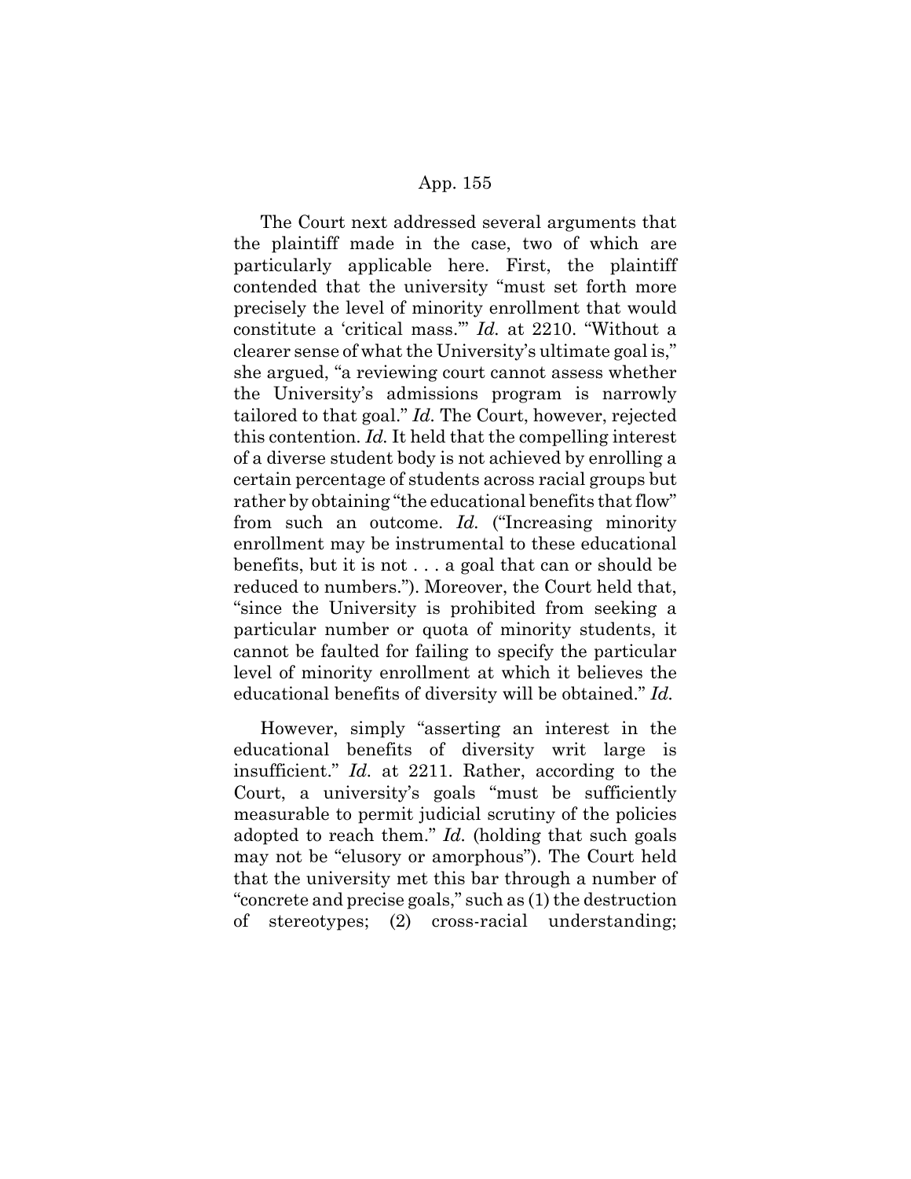The Court next addressed several arguments that the plaintiff made in the case, two of which are particularly applicable here. First, the plaintiff contended that the university "must set forth more precisely the level of minority enrollment that would constitute a 'critical mass.'" *Id.* at 2210. "Without a clearer sense of what the University's ultimate goal is," she argued, "a reviewing court cannot assess whether the University's admissions program is narrowly tailored to that goal." *Id.* The Court, however, rejected this contention. *Id.* It held that the compelling interest of a diverse student body is not achieved by enrolling a certain percentage of students across racial groups but rather by obtaining "the educational benefits that flow" from such an outcome. *Id.* ("Increasing minority enrollment may be instrumental to these educational benefits, but it is not . . . a goal that can or should be reduced to numbers."). Moreover, the Court held that, "since the University is prohibited from seeking a particular number or quota of minority students, it cannot be faulted for failing to specify the particular level of minority enrollment at which it believes the educational benefits of diversity will be obtained." *Id.*

However, simply "asserting an interest in the educational benefits of diversity writ large is insufficient." *Id.* at 2211. Rather, according to the Court, a university's goals "must be sufficiently measurable to permit judicial scrutiny of the policies adopted to reach them." *Id.* (holding that such goals may not be "elusory or amorphous"). The Court held that the university met this bar through a number of "concrete and precise goals," such as (1) the destruction of stereotypes; (2) cross-racial understanding;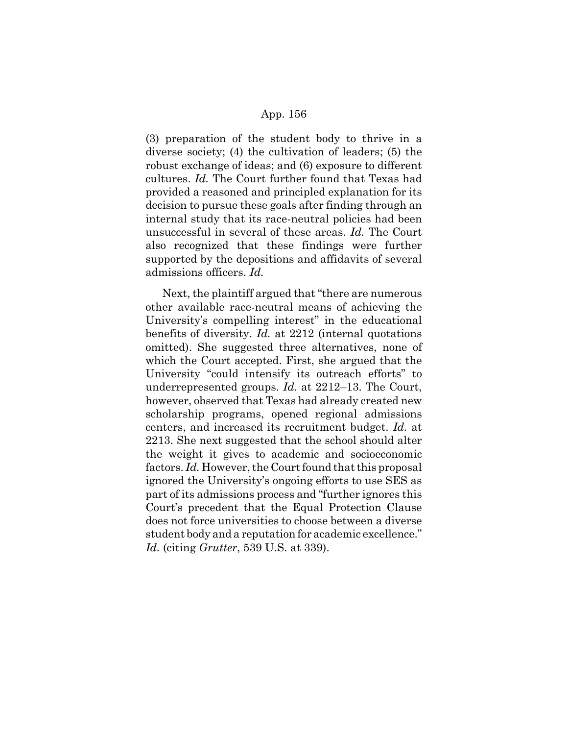(3) preparation of the student body to thrive in a diverse society; (4) the cultivation of leaders; (5) the robust exchange of ideas; and (6) exposure to different cultures. *Id.* The Court further found that Texas had provided a reasoned and principled explanation for its decision to pursue these goals after finding through an internal study that its race-neutral policies had been unsuccessful in several of these areas. *Id.* The Court also recognized that these findings were further supported by the depositions and affidavits of several admissions officers. *Id.*

Next, the plaintiff argued that "there are numerous other available race-neutral means of achieving the University's compelling interest" in the educational benefits of diversity. *Id.* at 2212 (internal quotations omitted). She suggested three alternatives, none of which the Court accepted. First, she argued that the University "could intensify its outreach efforts" to underrepresented groups. *Id.* at 2212–13. The Court, however, observed that Texas had already created new scholarship programs, opened regional admissions centers, and increased its recruitment budget. *Id.* at 2213. She next suggested that the school should alter the weight it gives to academic and socioeconomic factors. *Id.* However, the Court found that this proposal ignored the University's ongoing efforts to use SES as part of its admissions process and "further ignores this Court's precedent that the Equal Protection Clause does not force universities to choose between a diverse student body and a reputation for academic excellence." *Id.* (citing *Grutter*, 539 U.S. at 339).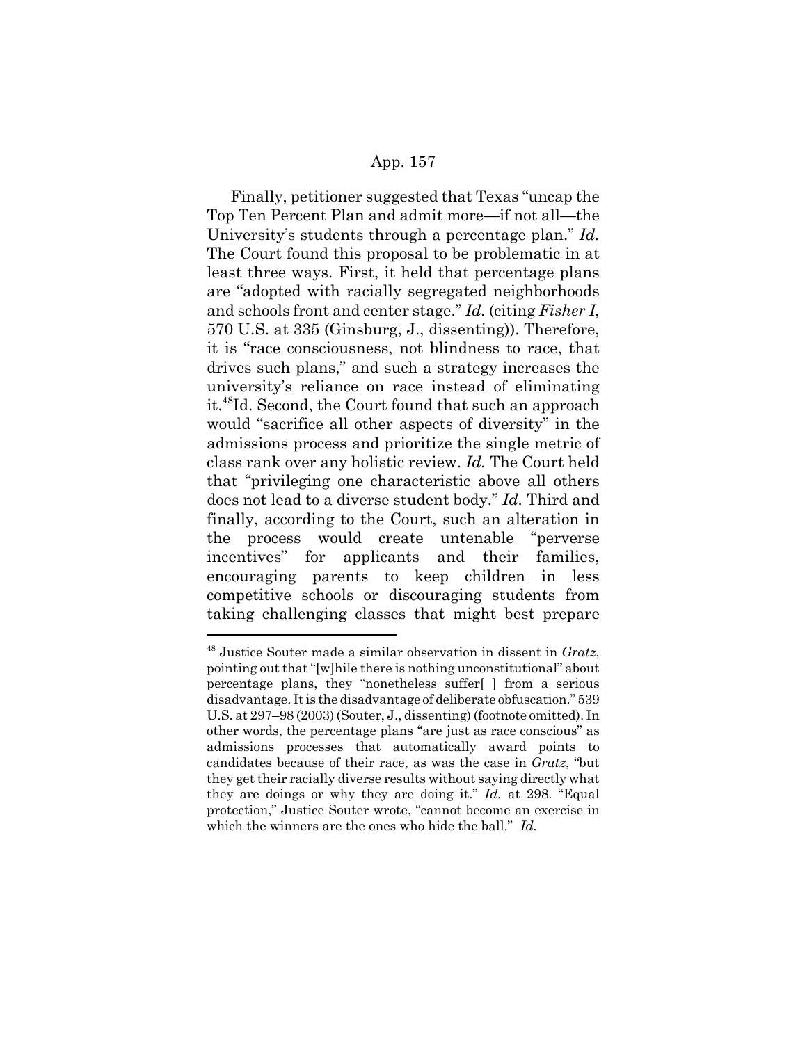Finally, petitioner suggested that Texas "uncap the Top Ten Percent Plan and admit more—if not all—the University's students through a percentage plan." *Id.* The Court found this proposal to be problematic in at least three ways. First, it held that percentage plans are "adopted with racially segregated neighborhoods and schools front and center stage." *Id.* (citing *Fisher I*, 570 U.S. at 335 (Ginsburg, J., dissenting)). Therefore, it is "race consciousness, not blindness to race, that drives such plans," and such a strategy increases the university's reliance on race instead of eliminating it.[48]Id. Second, the Court found that such an approach would "sacrifice all other aspects of diversity" in the admissions process and prioritize the single metric of class rank over any holistic review. *Id.* The Court held that "privileging one characteristic above all others does not lead to a diverse student body." *Id.* Third and finally, according to the Court, such an alteration in the process would create untenable "perverse incentives" for applicants and their families, encouraging parents to keep children in less competitive schools or discouraging students from taking challenging classes that might best prepare

[48] Justice Souter made a similar observation in dissent in *Gratz*, pointing out that "[w]hile there is nothing unconstitutional" about percentage plans, they "nonetheless suffer[ ] from a serious disadvantage. It is the disadvantage of deliberate obfuscation." 539 U.S. at 297–98 (2003) (Souter, J., dissenting) (footnote omitted). In other words, the percentage plans "are just as race conscious" as admissions processes that automatically award points to candidates because of their race, as was the case in *Gratz*, "but they get their racially diverse results without saying directly what they are doings or why they are doing it." *Id.* at 298. "Equal protection," Justice Souter wrote, "cannot become an exercise in which the winners are the ones who hide the ball." *Id.*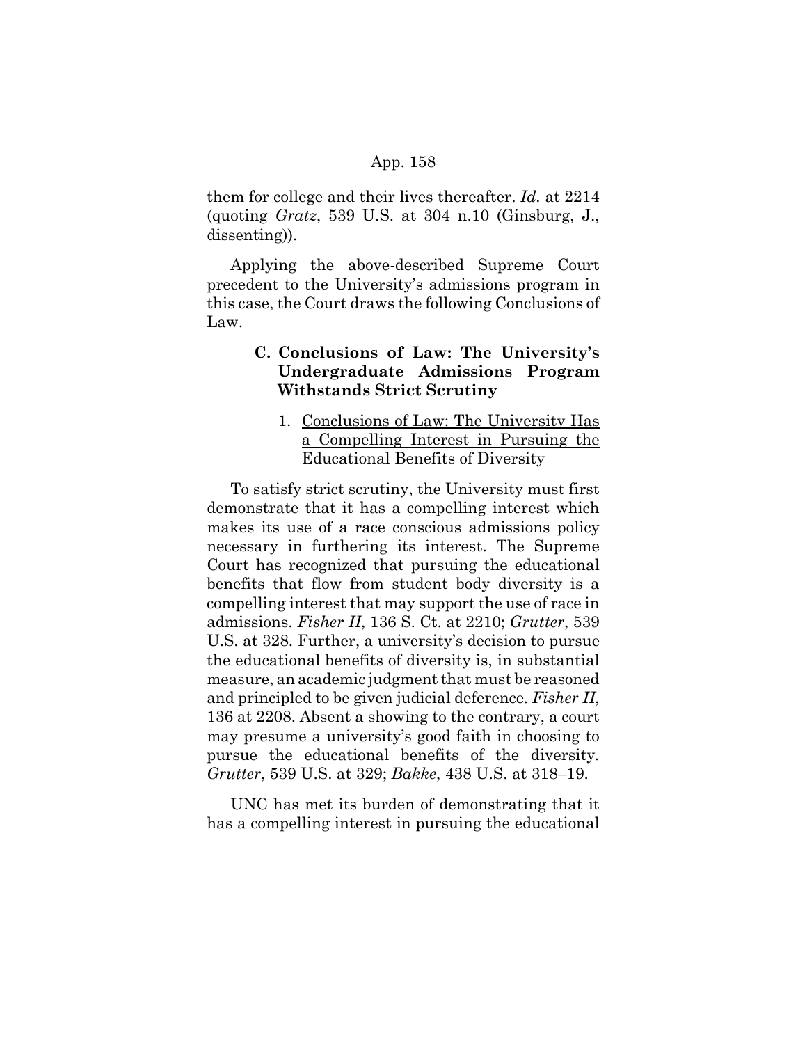them for college and their lives thereafter. *Id.* at 2214 (quoting *Gratz*, 539 U.S. at 304 n.10 (Ginsburg, J., dissenting)).

Applying the above-described Supreme Court precedent to the University's admissions program in this case, the Court draws the following Conclusions of Law.

### C. Conclusions of Law: The University's Undergraduate Admissions Program Withstands Strict Scrutiny

#### 1. <u>Conclusions of Law: The University Has a Compelling Interest in Pursuing the Educational Benefits of Diversity</u>

To satisfy strict scrutiny, the University must first demonstrate that it has a compelling interest which makes its use of a race conscious admissions policy necessary in furthering its interest. The Supreme Court has recognized that pursuing the educational benefits that flow from student body diversity is a compelling interest that may support the use of race in admissions. *Fisher II*, 136 S. Ct. at 2210; *Grutter*, 539 U.S. at 328. Further, a university's decision to pursue the educational benefits of diversity is, in substantial measure, an academic judgment that must be reasoned and principled to be given judicial deference. *Fisher II*, 136 at 2208. Absent a showing to the contrary, a court may presume a university's good faith in choosing to pursue the educational benefits of the diversity. *Grutter*, 539 U.S. at 329; *Bakke*, 438 U.S. at 318–19.

UNC has met its burden of demonstrating that it has a compelling interest in pursuing the educational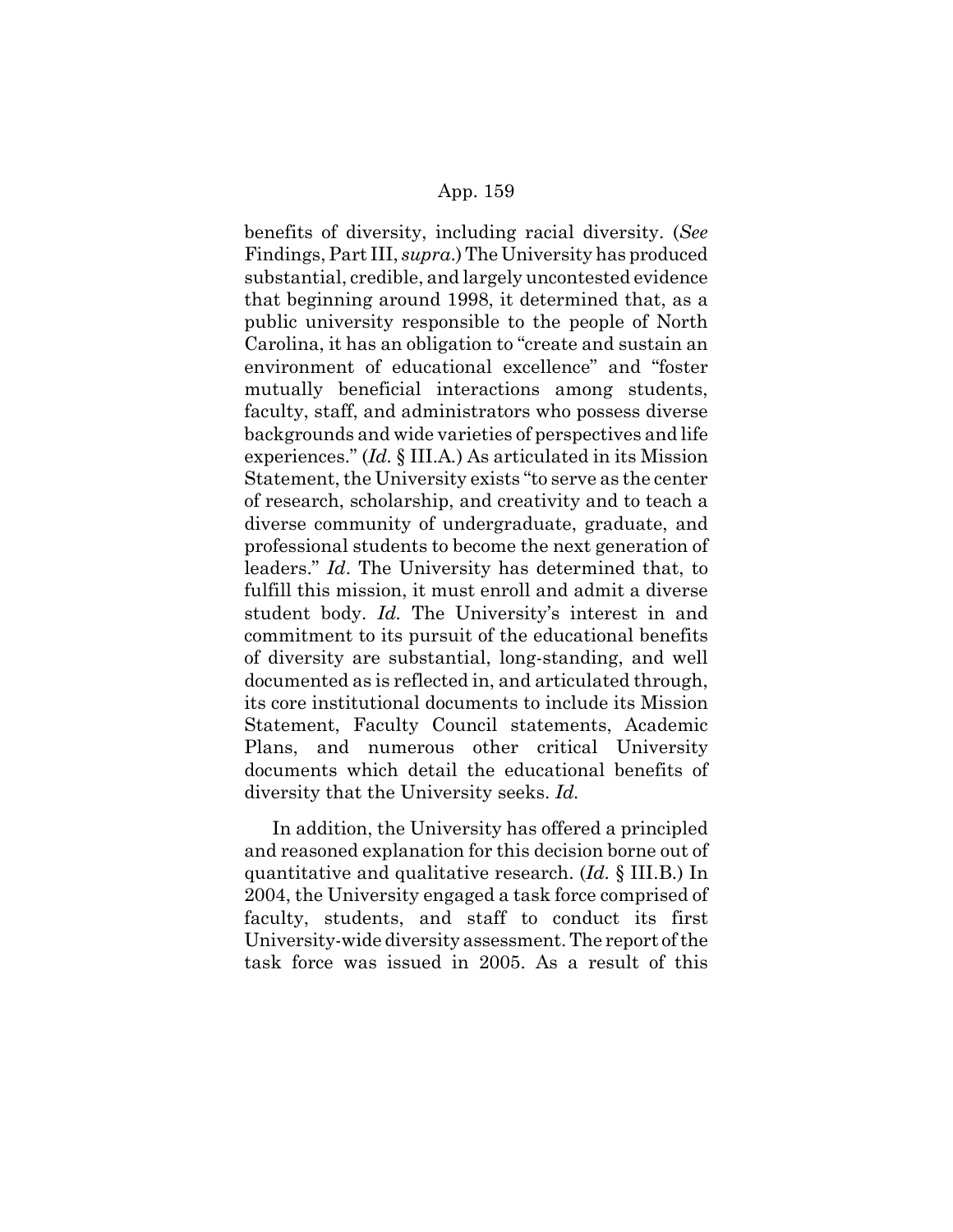benefits of diversity, including racial diversity. (*See* Findings, Part III, *supra*.) The University has produced substantial, credible, and largely uncontested evidence that beginning around 1998, it determined that, as a public university responsible to the people of North Carolina, it has an obligation to "create and sustain an environment of educational excellence" and "foster mutually beneficial interactions among students, faculty, staff, and administrators who possess diverse backgrounds and wide varieties of perspectives and life experiences." (*Id.* § III.A.) As articulated in its Mission Statement, the University exists "to serve as the center of research, scholarship, and creativity and to teach a diverse community of undergraduate, graduate, and professional students to become the next generation of leaders." *Id*. The University has determined that, to fulfill this mission, it must enroll and admit a diverse student body. *Id.* The University's interest in and commitment to its pursuit of the educational benefits of diversity are substantial, long-standing, and well documented as is reflected in, and articulated through, its core institutional documents to include its Mission Statement, Faculty Council statements, Academic Plans, and numerous other critical University documents which detail the educational benefits of diversity that the University seeks. *Id.*

In addition, the University has offered a principled and reasoned explanation for this decision borne out of quantitative and qualitative research. (*Id.* § III.B.) In 2004, the University engaged a task force comprised of faculty, students, and staff to conduct its first University-wide diversity assessment. The report of the task force was issued in 2005. As a result of this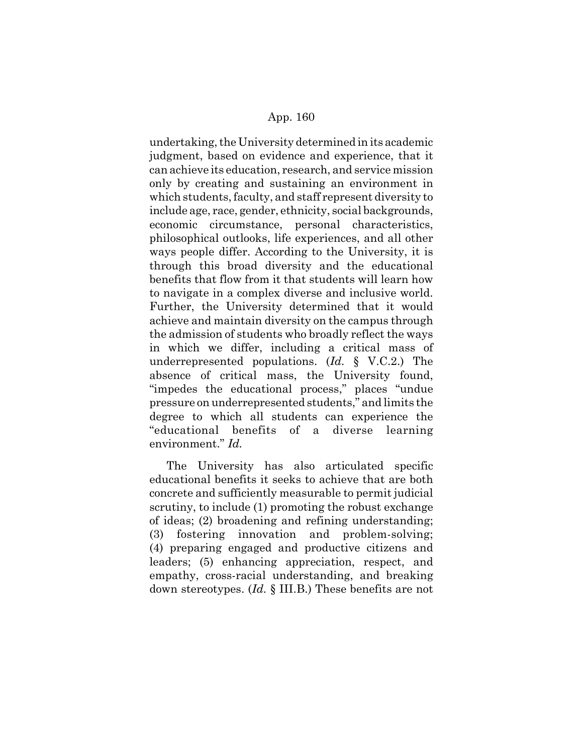undertaking, the University determined in its academic judgment, based on evidence and experience, that it can achieve its education, research, and service mission only by creating and sustaining an environment in which students, faculty, and staff represent diversity to include age, race, gender, ethnicity, social backgrounds, economic circumstance, personal characteristics, philosophical outlooks, life experiences, and all other ways people differ. According to the University, it is through this broad diversity and the educational benefits that flow from it that students will learn how to navigate in a complex diverse and inclusive world. Further, the University determined that it would achieve and maintain diversity on the campus through the admission of students who broadly reflect the ways in which we differ, including a critical mass of underrepresented populations. (*Id.* § V.C.2.) The absence of critical mass, the University found, "impedes the educational process," places "undue pressure on underrepresented students," and limits the degree to which all students can experience the "educational benefits of a diverse learning environment." *Id.*

The University has also articulated specific educational benefits it seeks to achieve that are both concrete and sufficiently measurable to permit judicial scrutiny, to include (1) promoting the robust exchange of ideas; (2) broadening and refining understanding; (3) fostering innovation and problem-solving; (4) preparing engaged and productive citizens and leaders; (5) enhancing appreciation, respect, and empathy, cross-racial understanding, and breaking down stereotypes. (*Id.* § III.B.) These benefits are not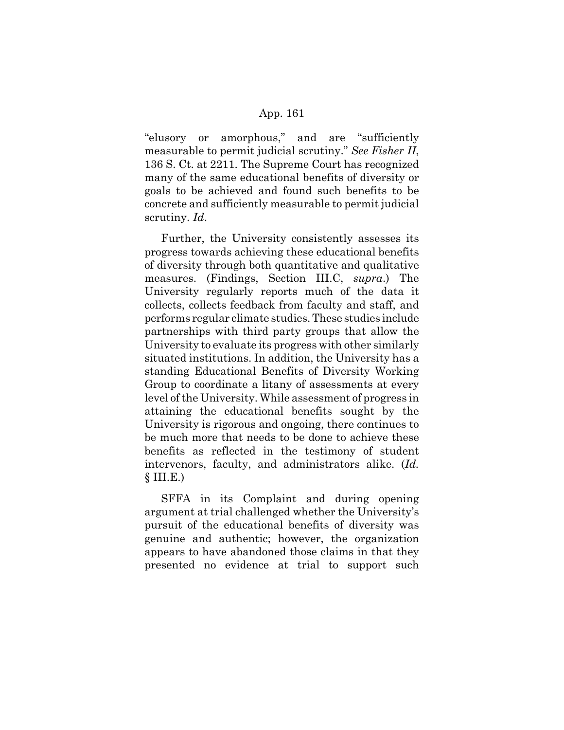"elusory or amorphous," and are "sufficiently measurable to permit judicial scrutiny." *See Fisher II*, 136 S. Ct. at 2211. The Supreme Court has recognized many of the same educational benefits of diversity or goals to be achieved and found such benefits to be concrete and sufficiently measurable to permit judicial scrutiny. *Id*.

Further, the University consistently assesses its progress towards achieving these educational benefits of diversity through both quantitative and qualitative measures. (Findings, Section III.C, *supra*.) The University regularly reports much of the data it collects, collects feedback from faculty and staff, and performs regular climate studies. These studies include partnerships with third party groups that allow the University to evaluate its progress with other similarly situated institutions. In addition, the University has a standing Educational Benefits of Diversity Working Group to coordinate a litany of assessments at every level of the University. While assessment of progress in attaining the educational benefits sought by the University is rigorous and ongoing, there continues to be much more that needs to be done to achieve these benefits as reflected in the testimony of student intervenors, faculty, and administrators alike. (*Id.* § III.E.)

SFFA in its Complaint and during opening argument at trial challenged whether the University's pursuit of the educational benefits of diversity was genuine and authentic; however, the organization appears to have abandoned those claims in that they presented no evidence at trial to support such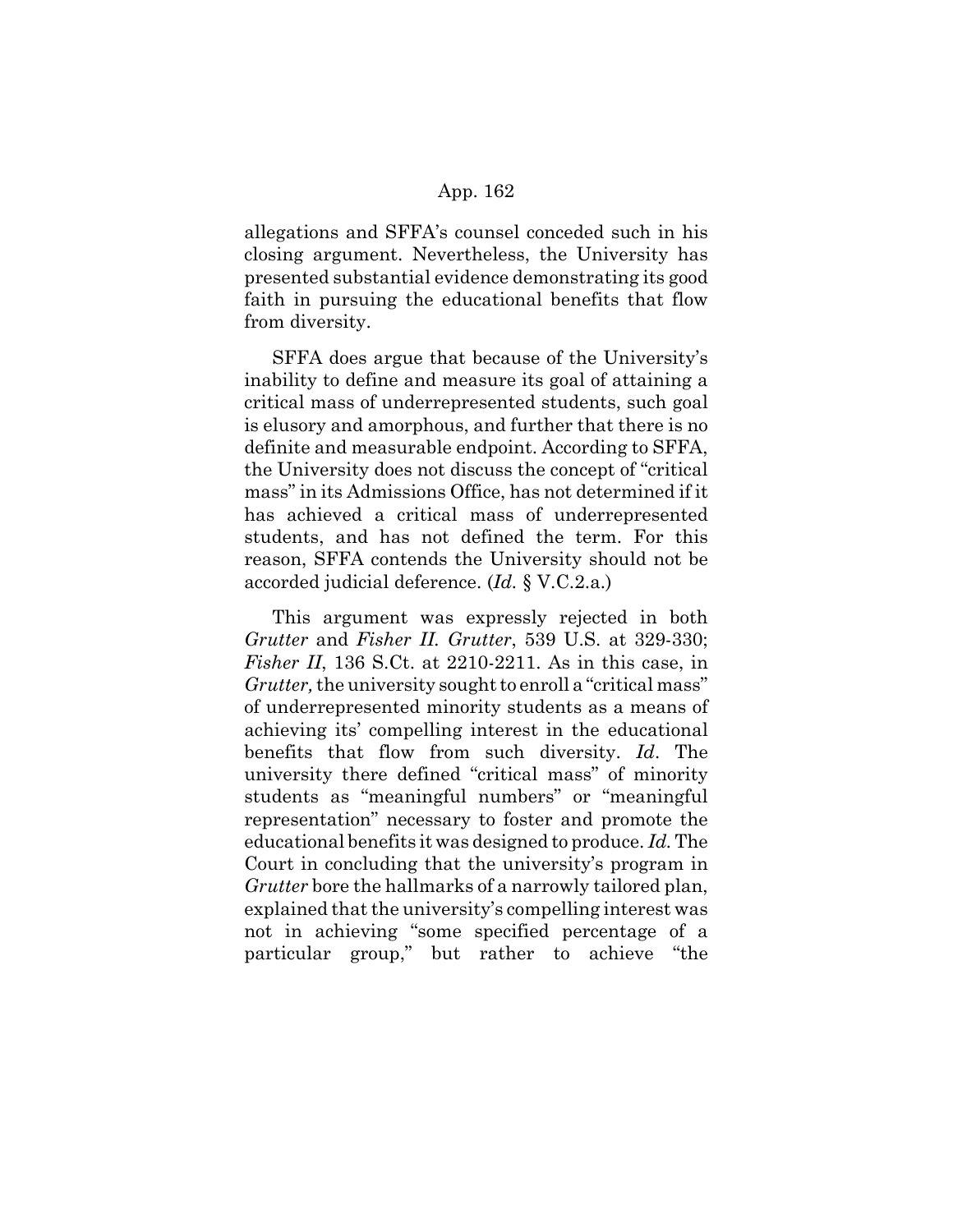allegations and SFFA's counsel conceded such in his closing argument. Nevertheless, the University has presented substantial evidence demonstrating its good faith in pursuing the educational benefits that flow from diversity.

SFFA does argue that because of the University's inability to define and measure its goal of attaining a critical mass of underrepresented students, such goal is elusory and amorphous, and further that there is no definite and measurable endpoint. According to SFFA, the University does not discuss the concept of "critical mass" in its Admissions Office, has not determined if it has achieved a critical mass of underrepresented students, and has not defined the term. For this reason, SFFA contends the University should not be accorded judicial deference. (*Id.* § V.C.2.a.)

This argument was expressly rejected in both *Grutter* and *Fisher II*. *Grutter*, 539 U.S. at 329-330; *Fisher II*, 136 S.Ct. at 2210-2211. As in this case, in *Grutter,* the university sought to enroll a "critical mass" of underrepresented minority students as a means of achieving its' compelling interest in the educational benefits that flow from such diversity. *Id*. The university there defined "critical mass" of minority students as "meaningful numbers" or "meaningful representation" necessary to foster and promote the educational benefits it was designed to produce. *Id.* The Court in concluding that the university's program in *Grutter* bore the hallmarks of a narrowly tailored plan, explained that the university's compelling interest was not in achieving "some specified percentage of a particular group," but rather to achieve "the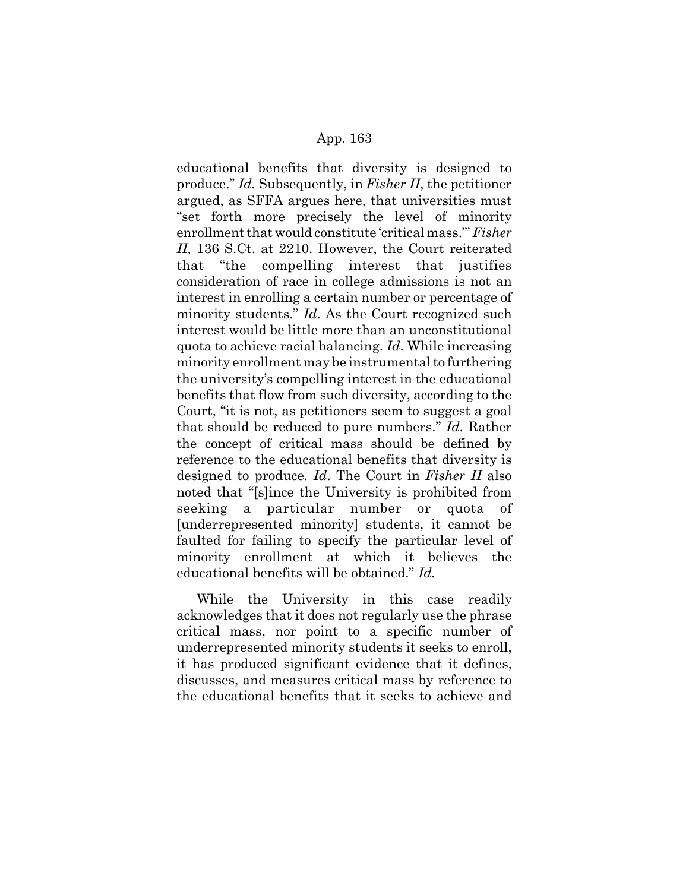educational benefits that diversity is designed to produce." *Id.* Subsequently, in *Fisher II*, the petitioner argued, as SFFA argues here, that universities must "set forth more precisely the level of minority enrollment that would constitute 'critical mass.'" *Fisher II*, 136 S.Ct. at 2210. However, the Court reiterated that "the compelling interest that justifies consideration of race in college admissions is not an interest in enrolling a certain number or percentage of minority students." *Id*. As the Court recognized such interest would be little more than an unconstitutional quota to achieve racial balancing. *Id*. While increasing minority enrollment may be instrumental to furthering the university's compelling interest in the educational benefits that flow from such diversity, according to the Court, "it is not, as petitioners seem to suggest a goal that should be reduced to pure numbers." *Id.* Rather the concept of critical mass should be defined by reference to the educational benefits that diversity is designed to produce. *Id*. The Court in *Fisher II* also noted that "[s]ince the University is prohibited from seeking a particular number or quota of [underrepresented minority] students, it cannot be faulted for failing to specify the particular level of minority enrollment at which it believes the educational benefits will be obtained." *Id.*

While the University in this case readily acknowledges that it does not regularly use the phrase critical mass, nor point to a specific number of underrepresented minority students it seeks to enroll, it has produced significant evidence that it defines, discusses, and measures critical mass by reference to the educational benefits that it seeks to achieve and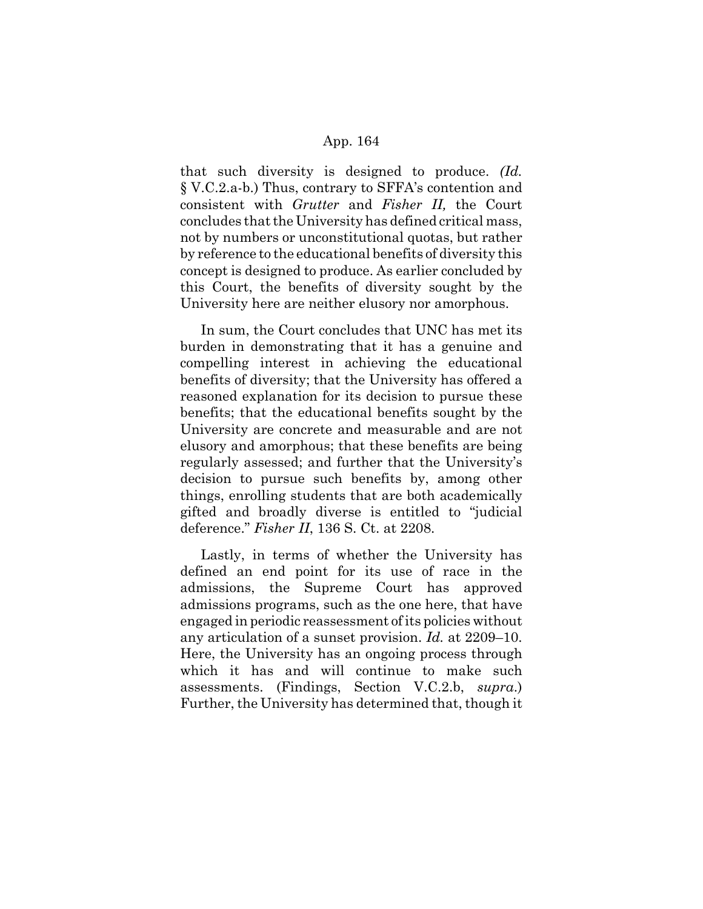that such diversity is designed to produce. *(Id.* § V.C.2.a-b.) Thus, contrary to SFFA's contention and consistent with *Grutter* and *Fisher II,* the Court concludes that the University has defined critical mass, not by numbers or unconstitutional quotas, but rather by reference to the educational benefits of diversity this concept is designed to produce. As earlier concluded by this Court, the benefits of diversity sought by the University here are neither elusory nor amorphous.

In sum, the Court concludes that UNC has met its burden in demonstrating that it has a genuine and compelling interest in achieving the educational benefits of diversity; that the University has offered a reasoned explanation for its decision to pursue these benefits; that the educational benefits sought by the University are concrete and measurable and are not elusory and amorphous; that these benefits are being regularly assessed; and further that the University's decision to pursue such benefits by, among other things, enrolling students that are both academically gifted and broadly diverse is entitled to "judicial deference." *Fisher II*, 136 S. Ct. at 2208.

Lastly, in terms of whether the University has defined an end point for its use of race in the admissions, the Supreme Court has approved admissions programs, such as the one here, that have engaged in periodic reassessment of its policies without any articulation of a sunset provision. *Id.* at 2209–10. Here, the University has an ongoing process through which it has and will continue to make such assessments. (Findings, Section V.C.2.b, *supra.*) Further, the University has determined that, though it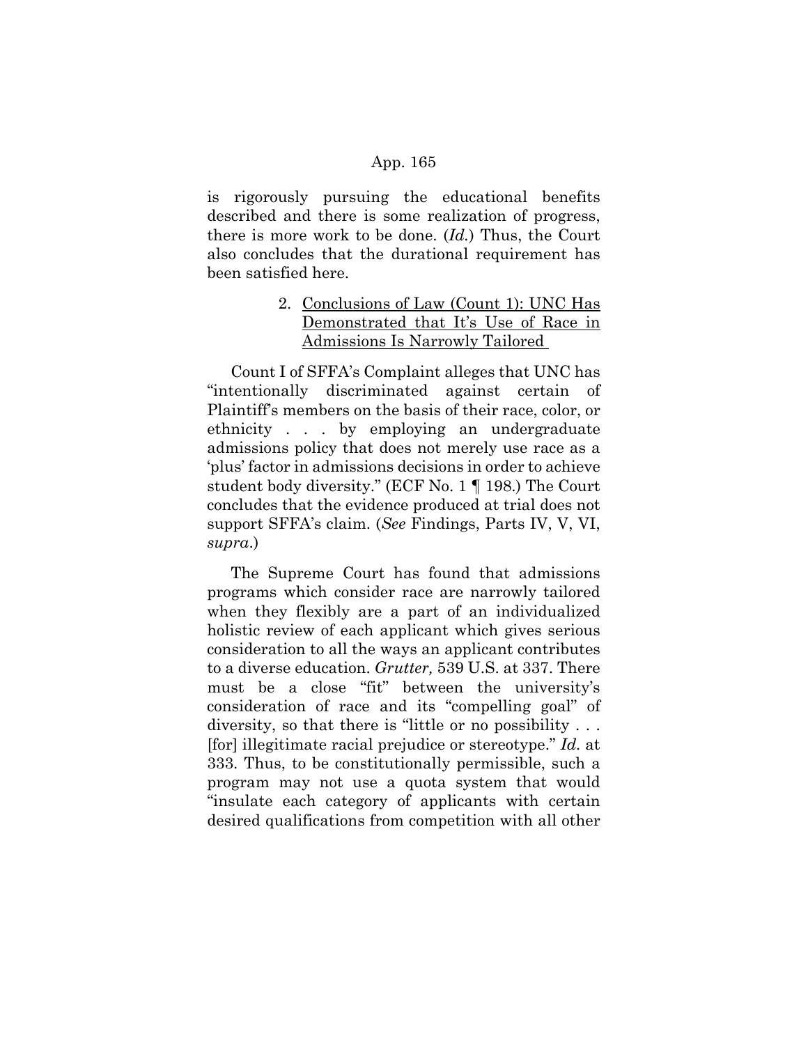is rigorously pursuing the educational benefits described and there is some realization of progress, there is more work to be done. (*Id.*) Thus, the Court also concludes that the durational requirement has been satisfied here.

2. Conclusions of Law (Count 1): UNC Has Demonstrated that It's Use of Race in Admissions Is Narrowly Tailored

Count I of SFFA's Complaint alleges that UNC has "intentionally discriminated against certain of Plaintiff's members on the basis of their race, color, or ethnicity . . . by employing an undergraduate admissions policy that does not merely use race as a 'plus' factor in admissions decisions in order to achieve student body diversity." (ECF No. 1 ¶ 198.) The Court concludes that the evidence produced at trial does not support SFFA's claim. (*See* Findings, Parts IV, V, VI, *supra*.)

The Supreme Court has found that admissions programs which consider race are narrowly tailored when they flexibly are a part of an individualized holistic review of each applicant which gives serious consideration to all the ways an applicant contributes to a diverse education. *Grutter,* 539 U.S. at 337. There must be a close "fit" between the university's consideration of race and its "compelling goal" of diversity, so that there is "little or no possibility . . . [for] illegitimate racial prejudice or stereotype." *Id.* at 333. Thus, to be constitutionally permissible, such a program may not use a quota system that would "insulate each category of applicants with certain desired qualifications from competition with all other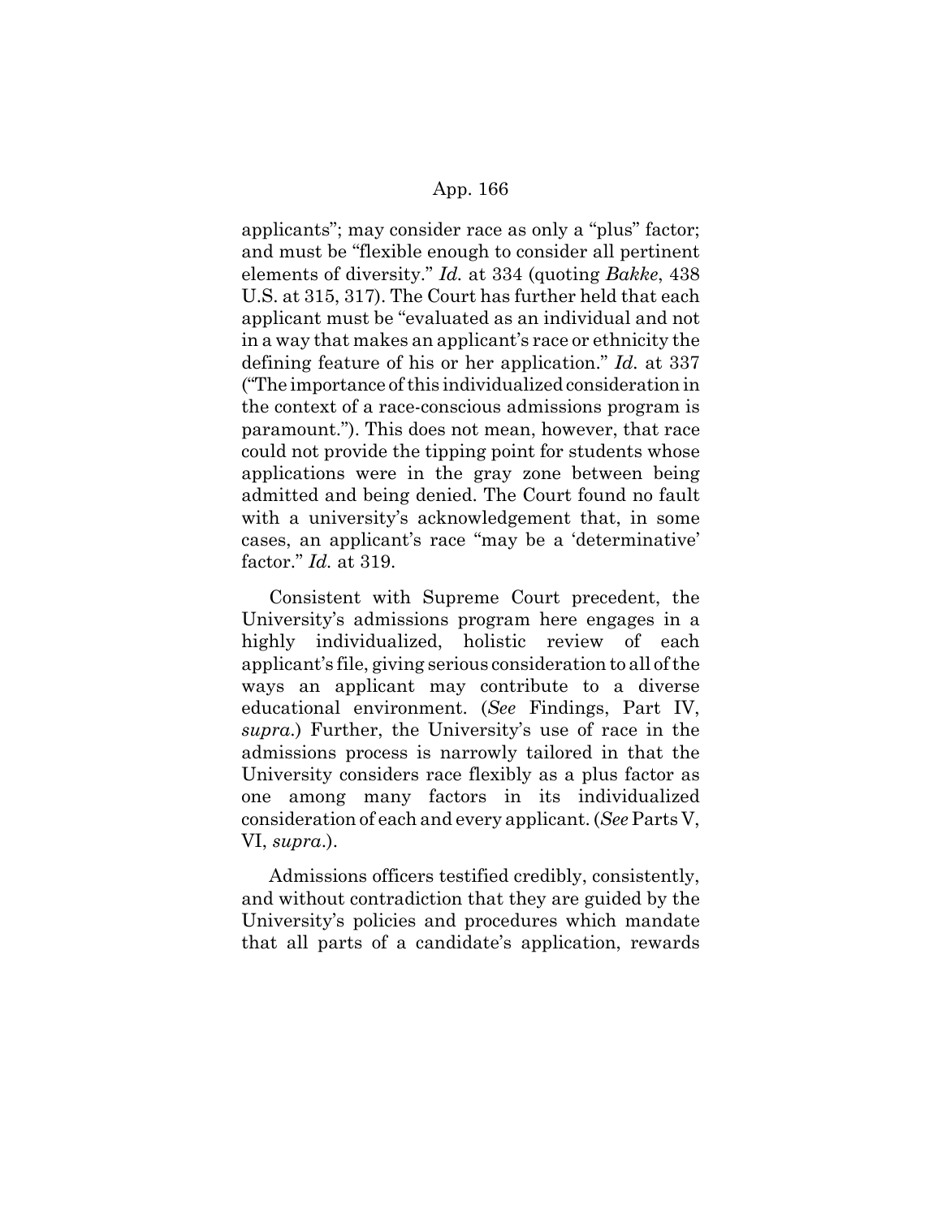applicants"; may consider race as only a "plus" factor; and must be "flexible enough to consider all pertinent elements of diversity." *Id.* at 334 (quoting *Bakke*, 438 U.S. at 315, 317). The Court has further held that each applicant must be "evaluated as an individual and not in a way that makes an applicant's race or ethnicity the defining feature of his or her application." *Id.* at 337 ("The importance of this individualized consideration in the context of a race-conscious admissions program is paramount."). This does not mean, however, that race could not provide the tipping point for students whose applications were in the gray zone between being admitted and being denied. The Court found no fault with a university's acknowledgement that, in some cases, an applicant's race "may be a 'determinative' factor." *Id.* at 319.

Consistent with Supreme Court precedent, the University's admissions program here engages in a highly individualized, holistic review of each applicant's file, giving serious consideration to all of the ways an applicant may contribute to a diverse educational environment. (*See* Findings, Part IV, *supra*.) Further, the University's use of race in the admissions process is narrowly tailored in that the University considers race flexibly as a plus factor as one among many factors in its individualized consideration of each and every applicant. (*See* Parts V, VI, *supra*.).

Admissions officers testified credibly, consistently, and without contradiction that they are guided by the University's policies and procedures which mandate that all parts of a candidate's application, rewards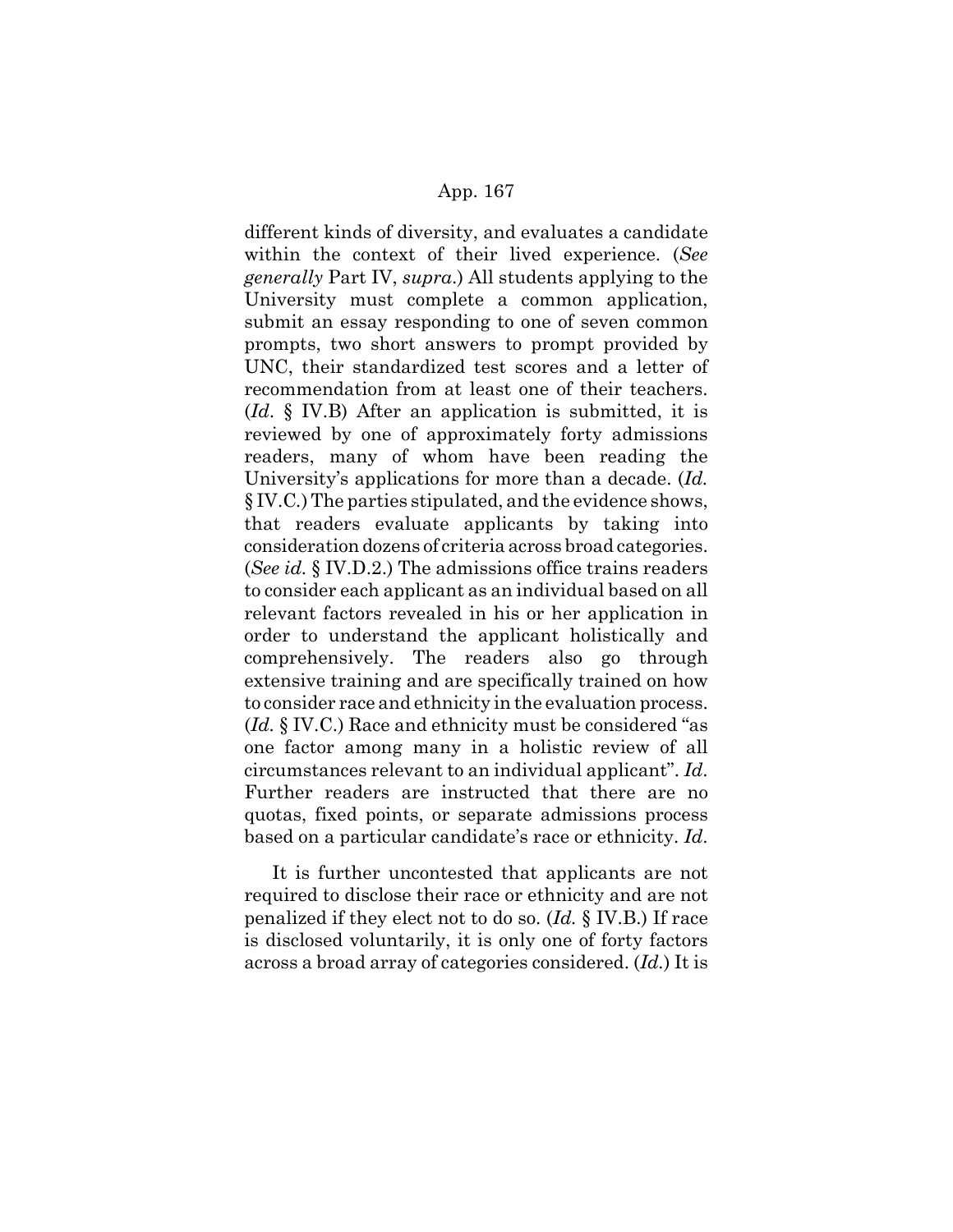different kinds of diversity, and evaluates a candidate within the context of their lived experience. (*See generally* Part IV, *supra*.) All students applying to the University must complete a common application, submit an essay responding to one of seven common prompts, two short answers to prompt provided by UNC, their standardized test scores and a letter of recommendation from at least one of their teachers. (*Id*. § IV.B) After an application is submitted, it is reviewed by one of approximately forty admissions readers, many of whom have been reading the University's applications for more than a decade. (*Id.* § IV.C.) The parties stipulated, and the evidence shows, that readers evaluate applicants by taking into consideration dozens of criteria across broad categories. (*See id.* § IV.D.2.) The admissions office trains readers to consider each applicant as an individual based on all relevant factors revealed in his or her application in order to understand the applicant holistically and comprehensively. The readers also go through extensive training and are specifically trained on how to consider race and ethnicity in the evaluation process. (*Id.* § IV.C.) Race and ethnicity must be considered "as one factor among many in a holistic review of all circumstances relevant to an individual applicant". *Id*. Further readers are instructed that there are no quotas, fixed points, or separate admissions process based on a particular candidate's race or ethnicity. *Id*.

It is further uncontested that applicants are not required to disclose their race or ethnicity and are not penalized if they elect not to do so. (*Id.* § IV.B.) If race is disclosed voluntarily, it is only one of forty factors across a broad array of categories considered. (*Id.*) It is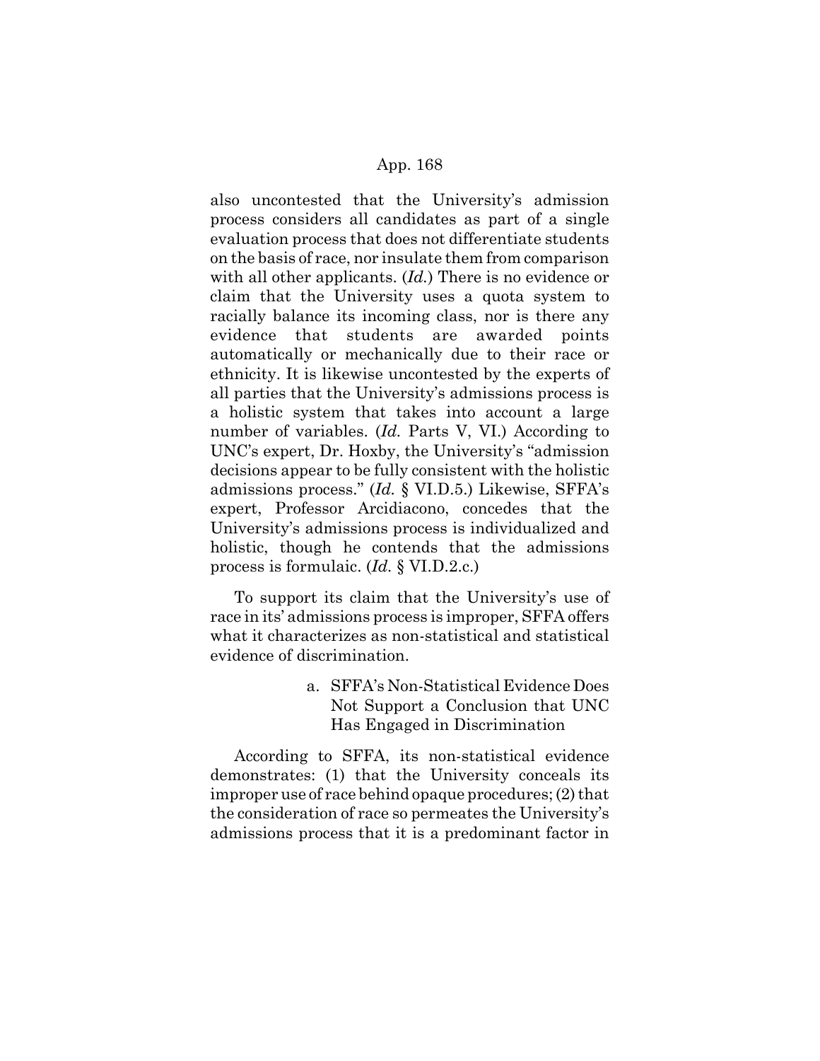also uncontested that the University's admission process considers all candidates as part of a single evaluation process that does not differentiate students on the basis of race, nor insulate them from comparison with all other applicants. (*Id.*) There is no evidence or claim that the University uses a quota system to racially balance its incoming class, nor is there any evidence that students are awarded points automatically or mechanically due to their race or ethnicity. It is likewise uncontested by the experts of all parties that the University's admissions process is a holistic system that takes into account a large number of variables. (*Id.* Parts V, VI.) According to UNC's expert, Dr. Hoxby, the University's "admission decisions appear to be fully consistent with the holistic admissions process." (*Id.* § VI.D.5.) Likewise, SFFA's expert, Professor Arcidiacono, concedes that the University's admissions process is individualized and holistic, though he contends that the admissions process is formulaic. (*Id.* § VI.D.2.c.)

To support its claim that the University's use of race in its' admissions process is improper, SFFA offers what it characterizes as non-statistical and statistical evidence of discrimination.

a. SFFA's Non-Statistical Evidence Does Not Support a Conclusion that UNC Has Engaged in Discrimination

According to SFFA, its non-statistical evidence demonstrates: (1) that the University conceals its improper use of race behind opaque procedures; (2) that the consideration of race so permeates the University's admissions process that it is a predominant factor in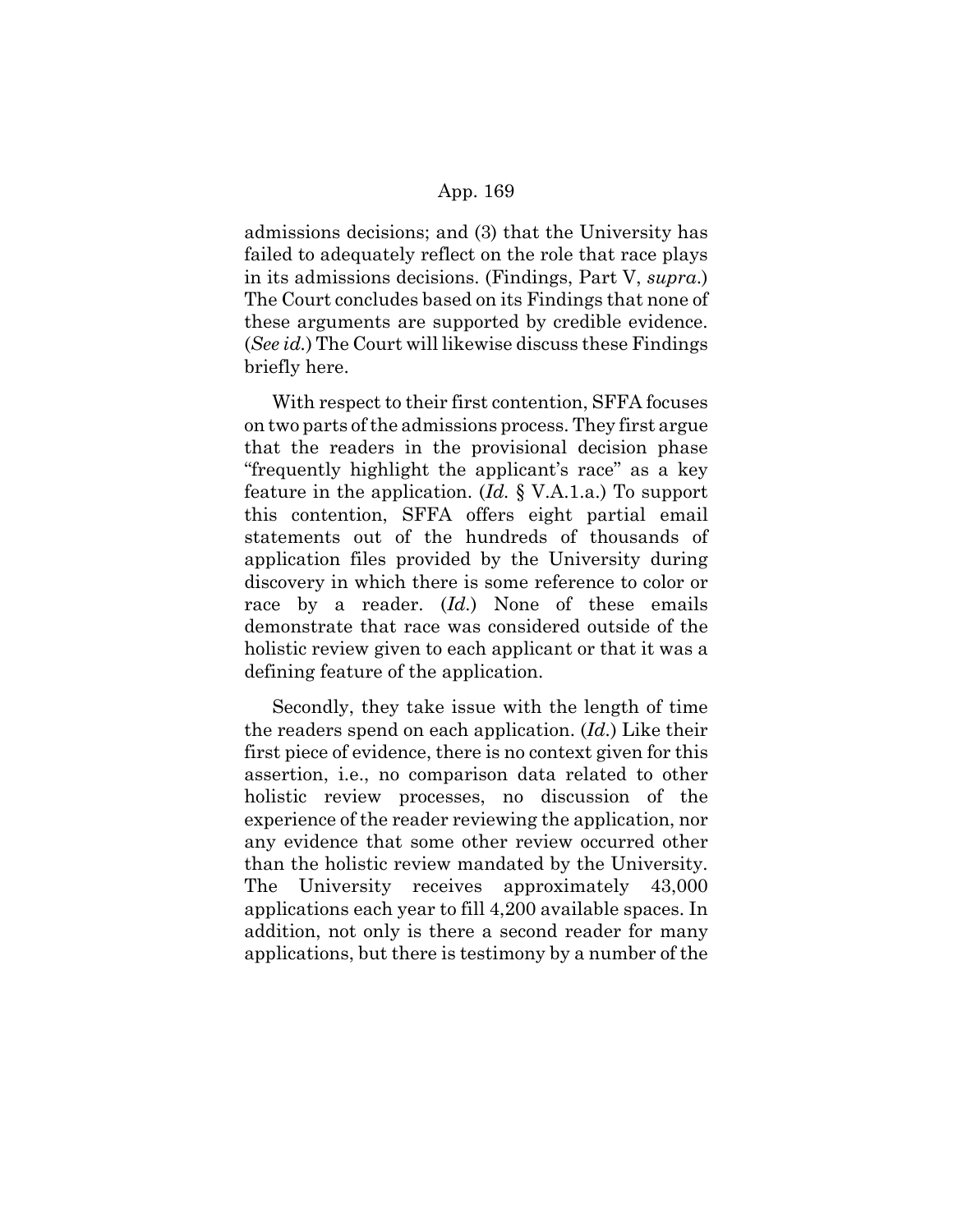admissions decisions; and (3) that the University has failed to adequately reflect on the role that race plays in its admissions decisions. (Findings, Part V, *supra*.) The Court concludes based on its Findings that none of these arguments are supported by credible evidence. (*See id.*) The Court will likewise discuss these Findings briefly here.

With respect to their first contention, SFFA focuses on two parts of the admissions process. They first argue that the readers in the provisional decision phase "frequently highlight the applicant's race" as a key feature in the application. (*Id.* § V.A.1.a.) To support this contention, SFFA offers eight partial email statements out of the hundreds of thousands of application files provided by the University during discovery in which there is some reference to color or race by a reader. (*Id.*) None of these emails demonstrate that race was considered outside of the holistic review given to each applicant or that it was a defining feature of the application.

Secondly, they take issue with the length of time the readers spend on each application. (*Id.*) Like their first piece of evidence, there is no context given for this assertion, i.e., no comparison data related to other holistic review processes, no discussion of the experience of the reader reviewing the application, nor any evidence that some other review occurred other than the holistic review mandated by the University. The University receives approximately 43,000 applications each year to fill 4,200 available spaces. In addition, not only is there a second reader for many applications, but there is testimony by a number of the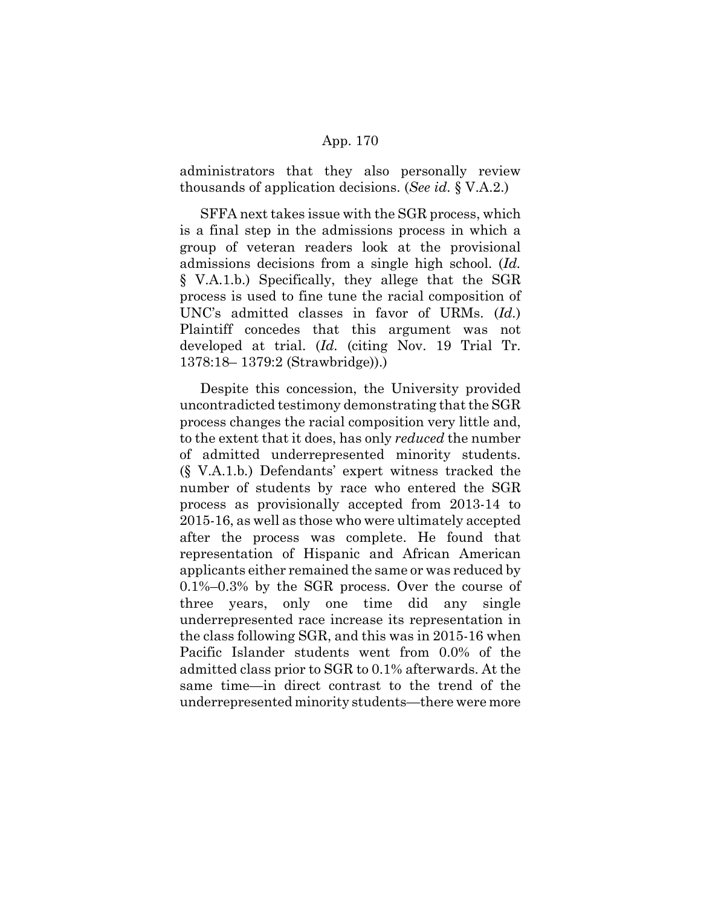administrators that they also personally review thousands of application decisions. (*See id.* § V.A.2.)

SFFA next takes issue with the SGR process, which is a final step in the admissions process in which a group of veteran readers look at the provisional admissions decisions from a single high school. (*Id.* § V.A.1.b.) Specifically, they allege that the SGR process is used to fine tune the racial composition of UNC's admitted classes in favor of URMs. (*Id.*) Plaintiff concedes that this argument was not developed at trial. (*Id.* (citing Nov. 19 Trial Tr. 1378:18– 1379:2 (Strawbridge)).)

Despite this concession, the University provided uncontradicted testimony demonstrating that the SGR process changes the racial composition very little and, to the extent that it does, has only *reduced* the number of admitted underrepresented minority students. (§ V.A.1.b.) Defendants' expert witness tracked the number of students by race who entered the SGR process as provisionally accepted from 2013-14 to 2015-16, as well as those who were ultimately accepted after the process was complete. He found that representation of Hispanic and African American applicants either remained the same or was reduced by 0.1%–0.3% by the SGR process. Over the course of three years, only one time did any single underrepresented race increase its representation in the class following SGR, and this was in 2015-16 when Pacific Islander students went from 0.0% of the admitted class prior to SGR to 0.1% afterwards. At the same time—in direct contrast to the trend of the underrepresented minority students—there were more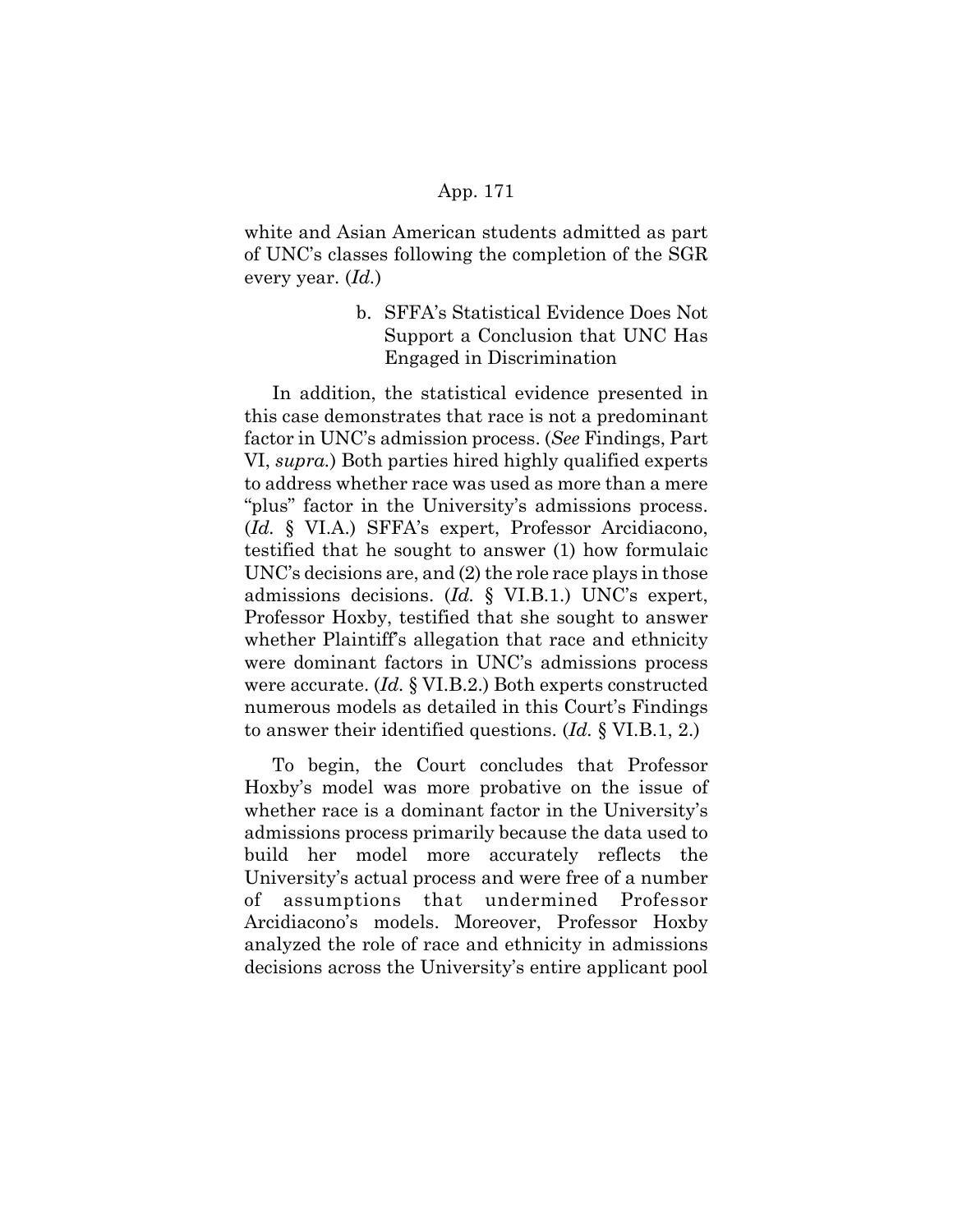white and Asian American students admitted as part of UNC's classes following the completion of the SGR every year. (*Id.*)

b. SFFA's Statistical Evidence Does Not Support a Conclusion that UNC Has Engaged in Discrimination

In addition, the statistical evidence presented in this case demonstrates that race is not a predominant factor in UNC's admission process. (*See* Findings, Part VI, *supra.*) Both parties hired highly qualified experts to address whether race was used as more than a mere "plus" factor in the University's admissions process. (*Id.* § VI.A.) SFFA's expert, Professor Arcidiacono, testified that he sought to answer (1) how formulaic UNC's decisions are, and (2) the role race plays in those admissions decisions. (*Id.* § VI.B.1.) UNC's expert, Professor Hoxby, testified that she sought to answer whether Plaintiff's allegation that race and ethnicity were dominant factors in UNC's admissions process were accurate. (*Id.* § VI.B.2.) Both experts constructed numerous models as detailed in this Court's Findings to answer their identified questions. (*Id.* § VI.B.1, 2.)

To begin, the Court concludes that Professor Hoxby's model was more probative on the issue of whether race is a dominant factor in the University's admissions process primarily because the data used to build her model more accurately reflects the University's actual process and were free of a number of assumptions that undermined Professor Arcidiacono's models. Moreover, Professor Hoxby analyzed the role of race and ethnicity in admissions decisions across the University's entire applicant pool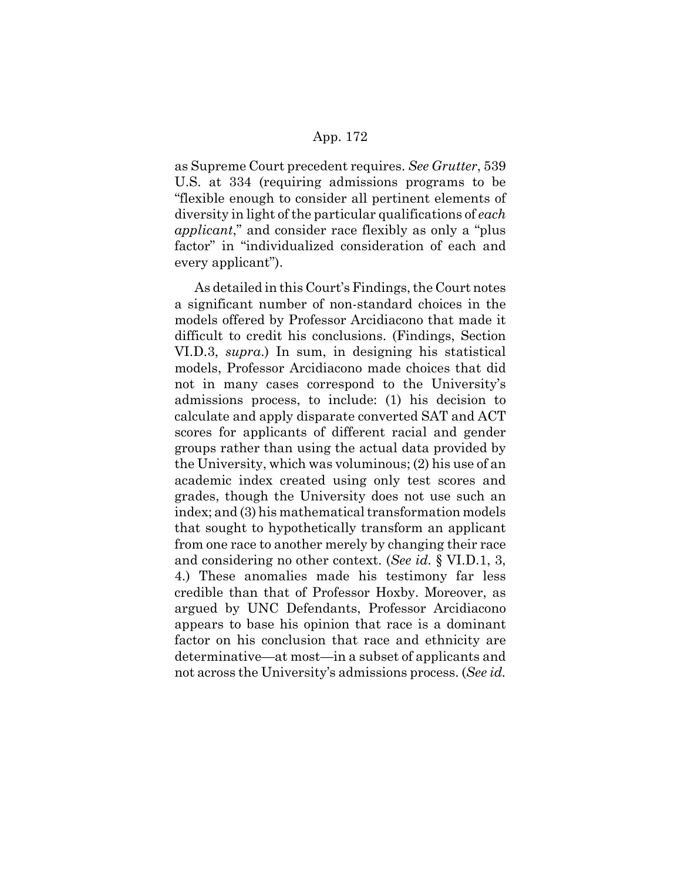as Supreme Court precedent requires. *See Grutter*, 539 U.S. at 334 (requiring admissions programs to be "flexible enough to consider all pertinent elements of diversity in light of the particular qualifications of *each applicant*," and consider race flexibly as only a "plus factor" in "individualized consideration of each and every applicant").

As detailed in this Court's Findings, the Court notes a significant number of non-standard choices in the models offered by Professor Arcidiacono that made it difficult to credit his conclusions. (Findings, Section VI.D.3, *supra*.) In sum, in designing his statistical models, Professor Arcidiacono made choices that did not in many cases correspond to the University's admissions process, to include: (1) his decision to calculate and apply disparate converted SAT and ACT scores for applicants of different racial and gender groups rather than using the actual data provided by the University, which was voluminous; (2) his use of an academic index created using only test scores and grades, though the University does not use such an index; and (3) his mathematical transformation models that sought to hypothetically transform an applicant from one race to another merely by changing their race and considering no other context. (*See id.* § VI.D.1, 3, 4.) These anomalies made his testimony far less credible than that of Professor Hoxby. Moreover, as argued by UNC Defendants, Professor Arcidiacono appears to base his opinion that race is a dominant factor on his conclusion that race and ethnicity are determinative—at most—in a subset of applicants and not across the University's admissions process. (*See id.*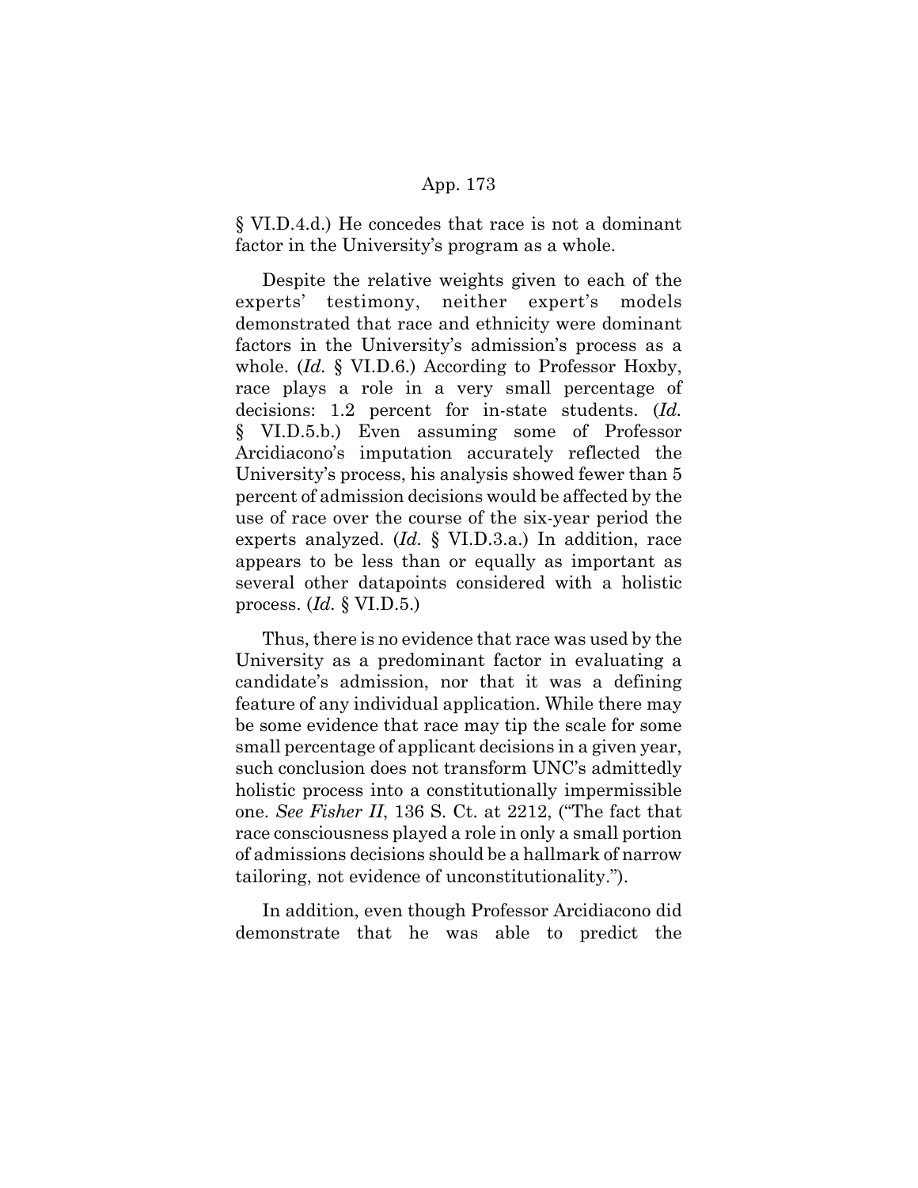§ VI.D.4.d.) He concedes that race is not a dominant factor in the University's program as a whole.

Despite the relative weights given to each of the experts' testimony, neither expert's models demonstrated that race and ethnicity were dominant factors in the University's admission's process as a whole. (*Id.* § VI.D.6.) According to Professor Hoxby, race plays a role in a very small percentage of decisions: 1.2 percent for in-state students. (*Id.* § VI.D.5.b.) Even assuming some of Professor Arcidiacono's imputation accurately reflected the University's process, his analysis showed fewer than 5 percent of admission decisions would be affected by the use of race over the course of the six-year period the experts analyzed. (*Id.* § VI.D.3.a.) In addition, race appears to be less than or equally as important as several other datapoints considered with a holistic process. (*Id.* § VI.D.5.)

Thus, there is no evidence that race was used by the University as a predominant factor in evaluating a candidate's admission, nor that it was a defining feature of any individual application. While there may be some evidence that race may tip the scale for some small percentage of applicant decisions in a given year, such conclusion does not transform UNC's admittedly holistic process into a constitutionally impermissible one. *See Fisher II*, 136 S. Ct. at 2212, ("The fact that race consciousness played a role in only a small portion of admissions decisions should be a hallmark of narrow tailoring, not evidence of unconstitutionality.").

In addition, even though Professor Arcidiacono did demonstrate that he was able to predict the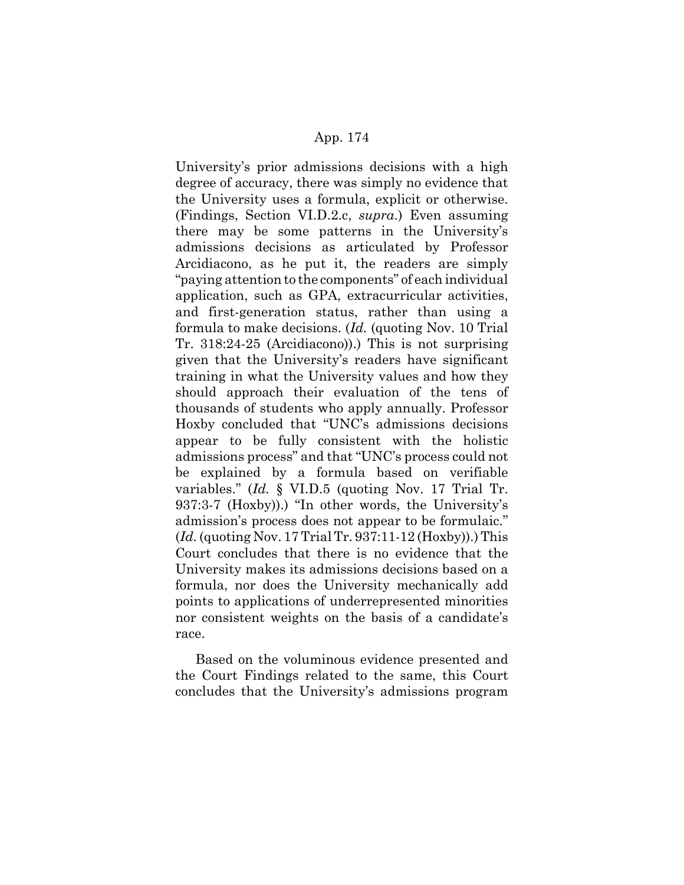University's prior admissions decisions with a high degree of accuracy, there was simply no evidence that the University uses a formula, explicit or otherwise. (Findings, Section VI.D.2.c, *supra*.) Even assuming there may be some patterns in the University's admissions decisions as articulated by Professor Arcidiacono, as he put it, the readers are simply "paying attention to the components" of each individual application, such as GPA, extracurricular activities, and first-generation status, rather than using a formula to make decisions. (*Id.* (quoting Nov. 10 Trial Tr. 318:24-25 (Arcidiacono)).) This is not surprising given that the University's readers have significant training in what the University values and how they should approach their evaluation of the tens of thousands of students who apply annually. Professor Hoxby concluded that "UNC's admissions decisions appear to be fully consistent with the holistic admissions process" and that "UNC's process could not be explained by a formula based on verifiable variables." (*Id.* § VI.D.5 (quoting Nov. 17 Trial Tr. 937:3-7 (Hoxby)).) "In other words, the University's admission's process does not appear to be formulaic." (*Id.* (quoting Nov. 17 Trial Tr. 937:11-12 (Hoxby)).) This Court concludes that there is no evidence that the University makes its admissions decisions based on a formula, nor does the University mechanically add points to applications of underrepresented minorities nor consistent weights on the basis of a candidate's race.

Based on the voluminous evidence presented and the Court Findings related to the same, this Court concludes that the University's admissions program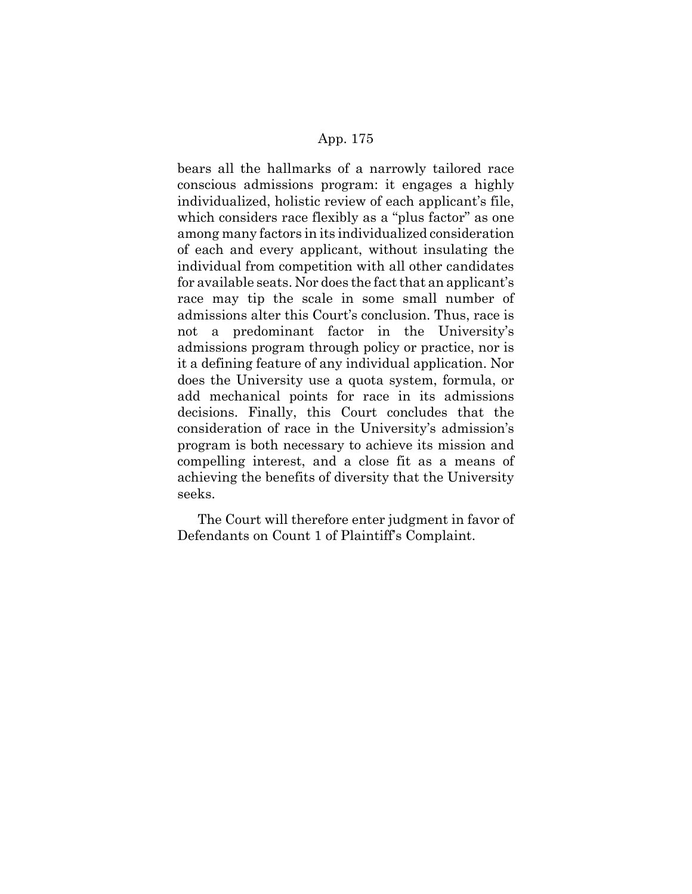bears all the hallmarks of a narrowly tailored race conscious admissions program: it engages a highly individualized, holistic review of each applicant's file, which considers race flexibly as a "plus factor" as one among many factors in its individualized consideration of each and every applicant, without insulating the individual from competition with all other candidates for available seats. Nor does the fact that an applicant's race may tip the scale in some small number of admissions alter this Court's conclusion. Thus, race is not a predominant factor in the University's admissions program through policy or practice, nor is it a defining feature of any individual application. Nor does the University use a quota system, formula, or add mechanical points for race in its admissions decisions. Finally, this Court concludes that the consideration of race in the University's admission's program is both necessary to achieve its mission and compelling interest, and a close fit as a means of achieving the benefits of diversity that the University seeks.

The Court will therefore enter judgment in favor of Defendants on Count 1 of Plaintiff's Complaint.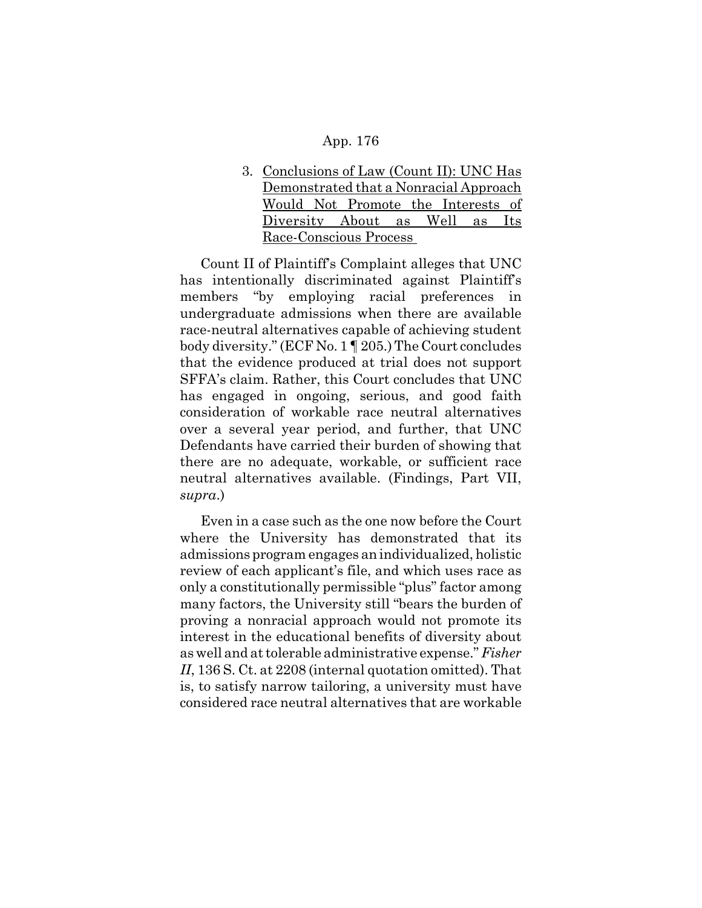3. Conclusions of Law (Count II): UNC Has Demonstrated that a Nonracial Approach Would Not Promote the Interests of Diversity About as Well as Its Race-Conscious Process

Count II of Plaintiff's Complaint alleges that UNC has intentionally discriminated against Plaintiff's members "by employing racial preferences in undergraduate admissions when there are available race-neutral alternatives capable of achieving student body diversity." (ECF No. 1 ¶ 205.) The Court concludes that the evidence produced at trial does not support SFFA's claim. Rather, this Court concludes that UNC has engaged in ongoing, serious, and good faith consideration of workable race neutral alternatives over a several year period, and further, that UNC Defendants have carried their burden of showing that there are no adequate, workable, or sufficient race neutral alternatives available. (Findings, Part VII, *supra*.)

Even in a case such as the one now before the Court where the University has demonstrated that its admissions program engages an individualized, holistic review of each applicant's file, and which uses race as only a constitutionally permissible "plus" factor among many factors, the University still "bears the burden of proving a nonracial approach would not promote its interest in the educational benefits of diversity about as well and at tolerable administrative expense." *Fisher II*, 136 S. Ct. at 2208 (internal quotation omitted). That is, to satisfy narrow tailoring, a university must have considered race neutral alternatives that are workable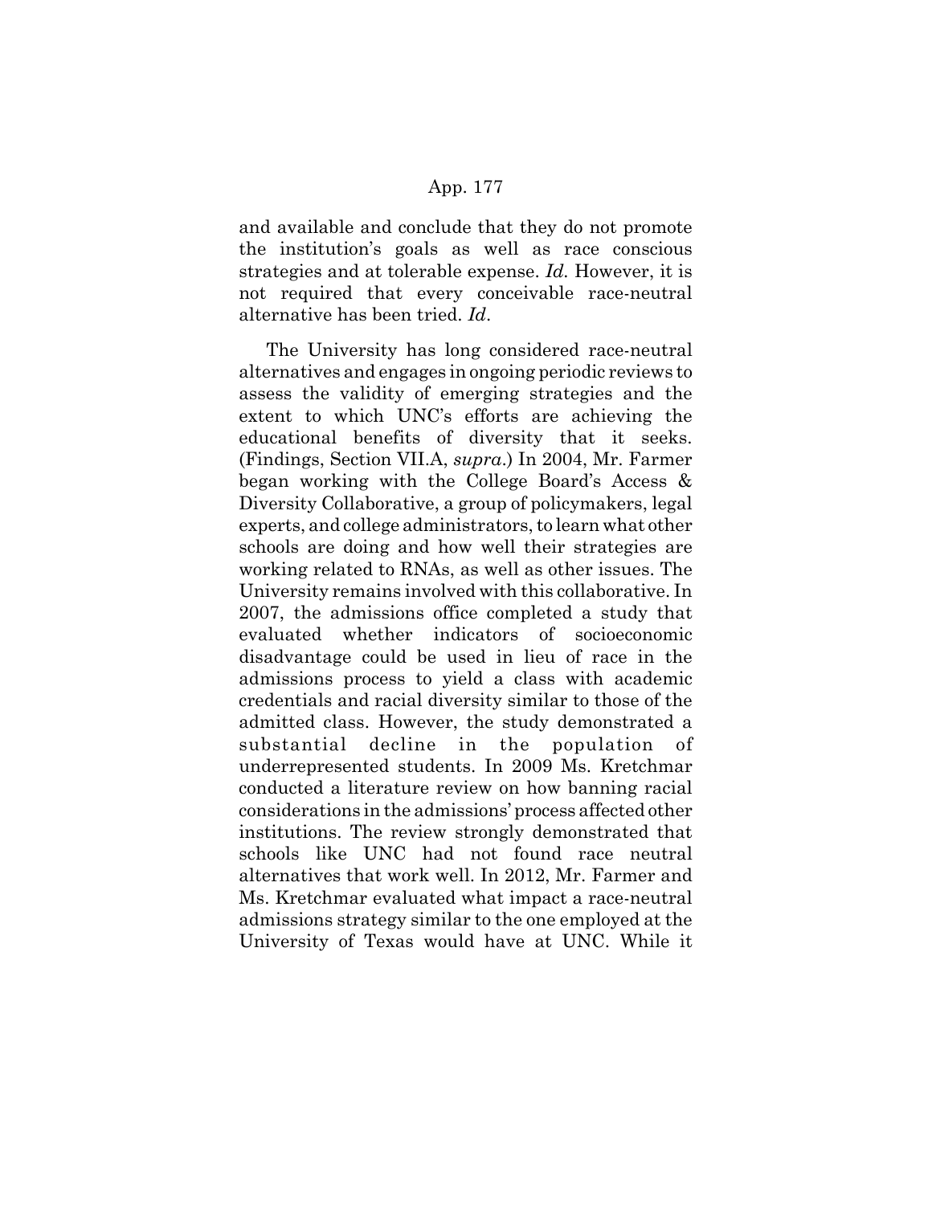and available and conclude that they do not promote the institution's goals as well as race conscious strategies and at tolerable expense. *Id.* However, it is not required that every conceivable race-neutral alternative has been tried. *Id*.

The University has long considered race-neutral alternatives and engages in ongoing periodic reviews to assess the validity of emerging strategies and the extent to which UNC's efforts are achieving the educational benefits of diversity that it seeks. (Findings, Section VII.A, *supra*.) In 2004, Mr. Farmer began working with the College Board's Access & Diversity Collaborative, a group of policymakers, legal experts, and college administrators, to learn what other schools are doing and how well their strategies are working related to RNAs, as well as other issues. The University remains involved with this collaborative. In 2007, the admissions office completed a study that evaluated whether indicators of socioeconomic disadvantage could be used in lieu of race in the admissions process to yield a class with academic credentials and racial diversity similar to those of the admitted class. However, the study demonstrated a substantial decline in the population of underrepresented students. In 2009 Ms. Kretchmar conducted a literature review on how banning racial considerations in the admissions' process affected other institutions. The review strongly demonstrated that schools like UNC had not found race neutral alternatives that work well. In 2012, Mr. Farmer and Ms. Kretchmar evaluated what impact a race-neutral admissions strategy similar to the one employed at the University of Texas would have at UNC. While it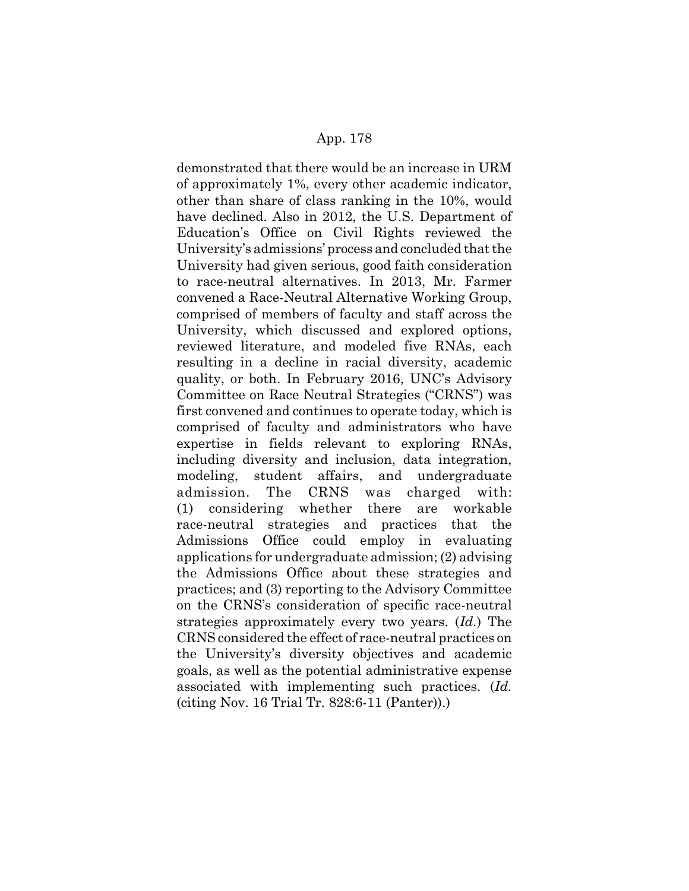demonstrated that there would be an increase in URM of approximately 1%, every other academic indicator, other than share of class ranking in the 10%, would have declined. Also in 2012, the U.S. Department of Education's Office on Civil Rights reviewed the University's admissions' process and concluded that the University had given serious, good faith consideration to race-neutral alternatives. In 2013, Mr. Farmer convened a Race-Neutral Alternative Working Group, comprised of members of faculty and staff across the University, which discussed and explored options, reviewed literature, and modeled five RNAs, each resulting in a decline in racial diversity, academic quality, or both. In February 2016, UNC's Advisory Committee on Race Neutral Strategies ("CRNS") was first convened and continues to operate today, which is comprised of faculty and administrators who have expertise in fields relevant to exploring RNAs, including diversity and inclusion, data integration, modeling, student affairs, and undergraduate admission. The CRNS was charged with: (1) considering whether there are workable race-neutral strategies and practices that the Admissions Office could employ in evaluating applications for undergraduate admission; (2) advising the Admissions Office about these strategies and practices; and (3) reporting to the Advisory Committee on the CRNS's consideration of specific race-neutral strategies approximately every two years. (*Id.*) The CRNS considered the effect of race-neutral practices on the University's diversity objectives and academic goals, as well as the potential administrative expense associated with implementing such practices. (*Id.* (citing Nov. 16 Trial Tr. 828:6-11 (Panter)).)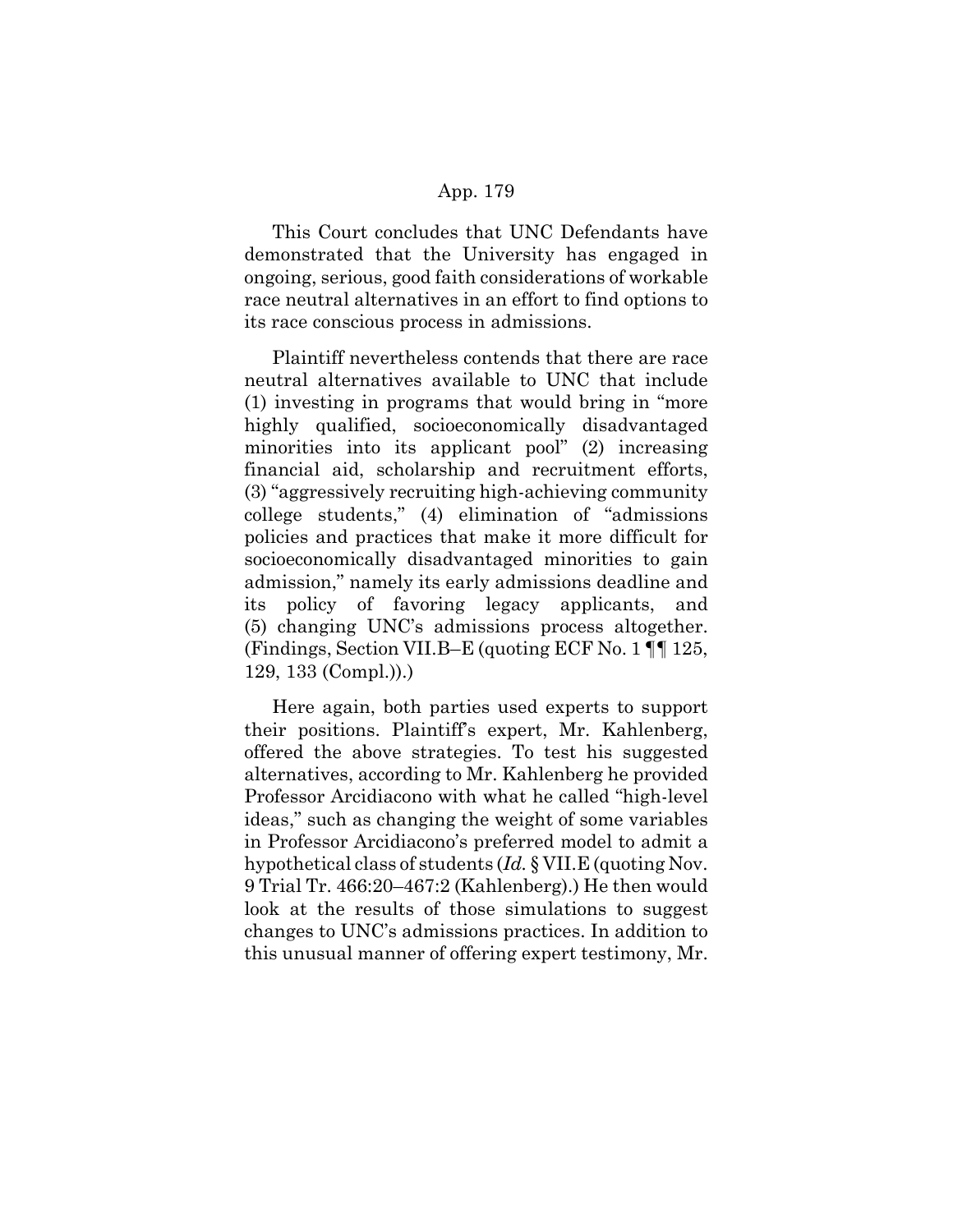This Court concludes that UNC Defendants have demonstrated that the University has engaged in ongoing, serious, good faith considerations of workable race neutral alternatives in an effort to find options to its race conscious process in admissions.

Plaintiff nevertheless contends that there are race neutral alternatives available to UNC that include (1) investing in programs that would bring in "more highly qualified, socioeconomically disadvantaged minorities into its applicant pool" (2) increasing financial aid, scholarship and recruitment efforts, (3) "aggressively recruiting high-achieving community college students," (4) elimination of "admissions policies and practices that make it more difficult for socioeconomically disadvantaged minorities to gain admission," namely its early admissions deadline and its policy of favoring legacy applicants, and (5) changing UNC's admissions process altogether. (Findings, Section VII.B–E (quoting ECF No. 1 ¶¶ 125, 129, 133 (Compl.)).)

Here again, both parties used experts to support their positions. Plaintiff's expert, Mr. Kahlenberg, offered the above strategies. To test his suggested alternatives, according to Mr. Kahlenberg he provided Professor Arcidiacono with what he called "high-level ideas," such as changing the weight of some variables in Professor Arcidiacono's preferred model to admit a hypothetical class of students (*Id.* § VII.E (quoting Nov. 9 Trial Tr. 466:20–467:2 (Kahlenberg).) He then would look at the results of those simulations to suggest changes to UNC's admissions practices. In addition to this unusual manner of offering expert testimony, Mr.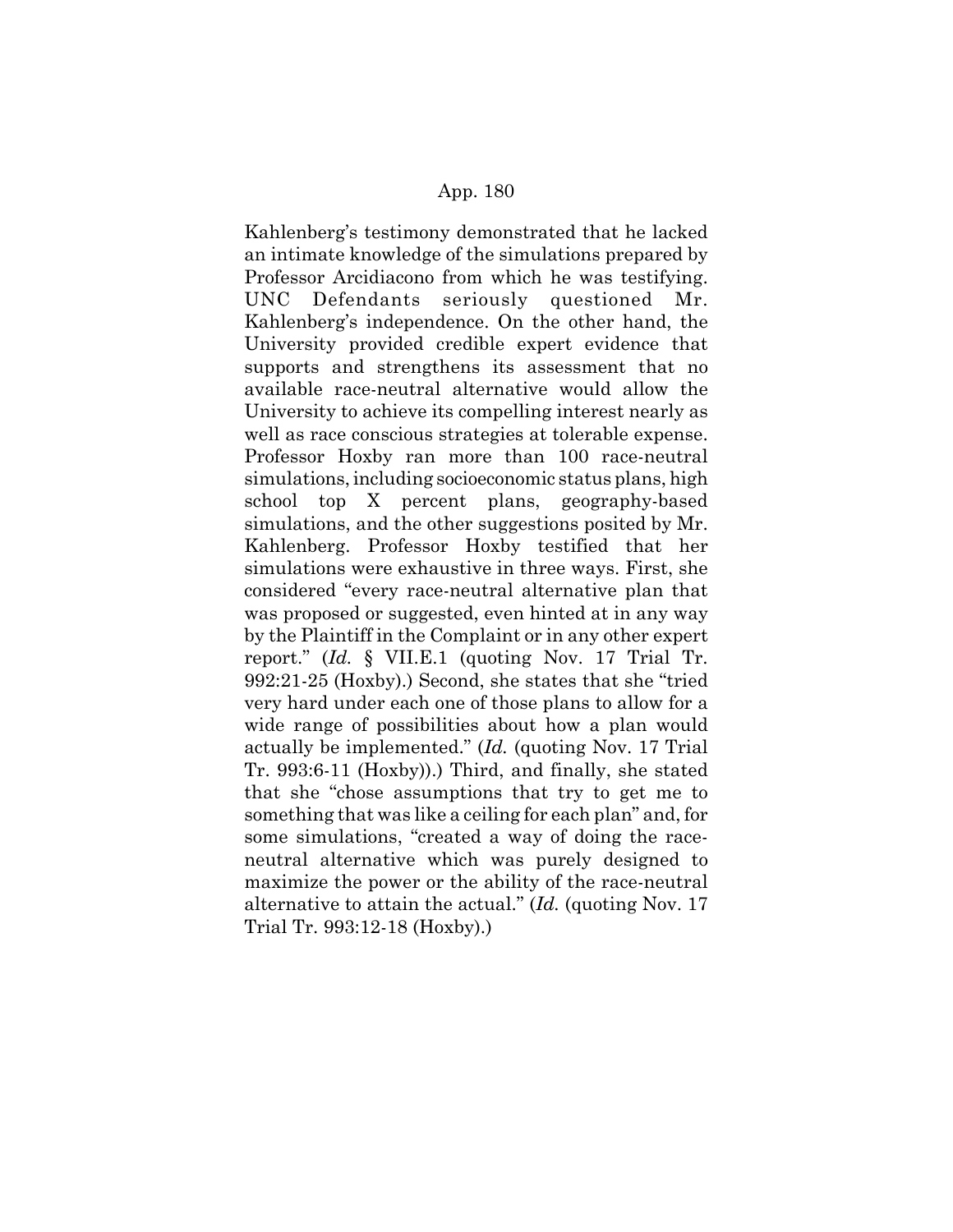Kahlenberg's testimony demonstrated that he lacked an intimate knowledge of the simulations prepared by Professor Arcidiacono from which he was testifying. UNC Defendants seriously questioned Mr. Kahlenberg's independence. On the other hand, the University provided credible expert evidence that supports and strengthens its assessment that no available race-neutral alternative would allow the University to achieve its compelling interest nearly as well as race conscious strategies at tolerable expense. Professor Hoxby ran more than 100 race-neutral simulations, including socioeconomic status plans, high school top X percent plans, geography-based simulations, and the other suggestions posited by Mr. Kahlenberg. Professor Hoxby testified that her simulations were exhaustive in three ways. First, she considered "every race-neutral alternative plan that was proposed or suggested, even hinted at in any way by the Plaintiff in the Complaint or in any other expert report." (*Id.* § VII.E.1 (quoting Nov. 17 Trial Tr. 992:21-25 (Hoxby).) Second, she states that she "tried very hard under each one of those plans to allow for a wide range of possibilities about how a plan would actually be implemented." (*Id.* (quoting Nov. 17 Trial Tr. 993:6-11 (Hoxby)).) Third, and finally, she stated that she "chose assumptions that try to get me to something that was like a ceiling for each plan" and, for some simulations, "created a way of doing the race-neutral alternative which was purely designed to maximize the power or the ability of the race-neutral alternative to attain the actual." (*Id.* (quoting Nov. 17 Trial Tr. 993:12-18 (Hoxby).)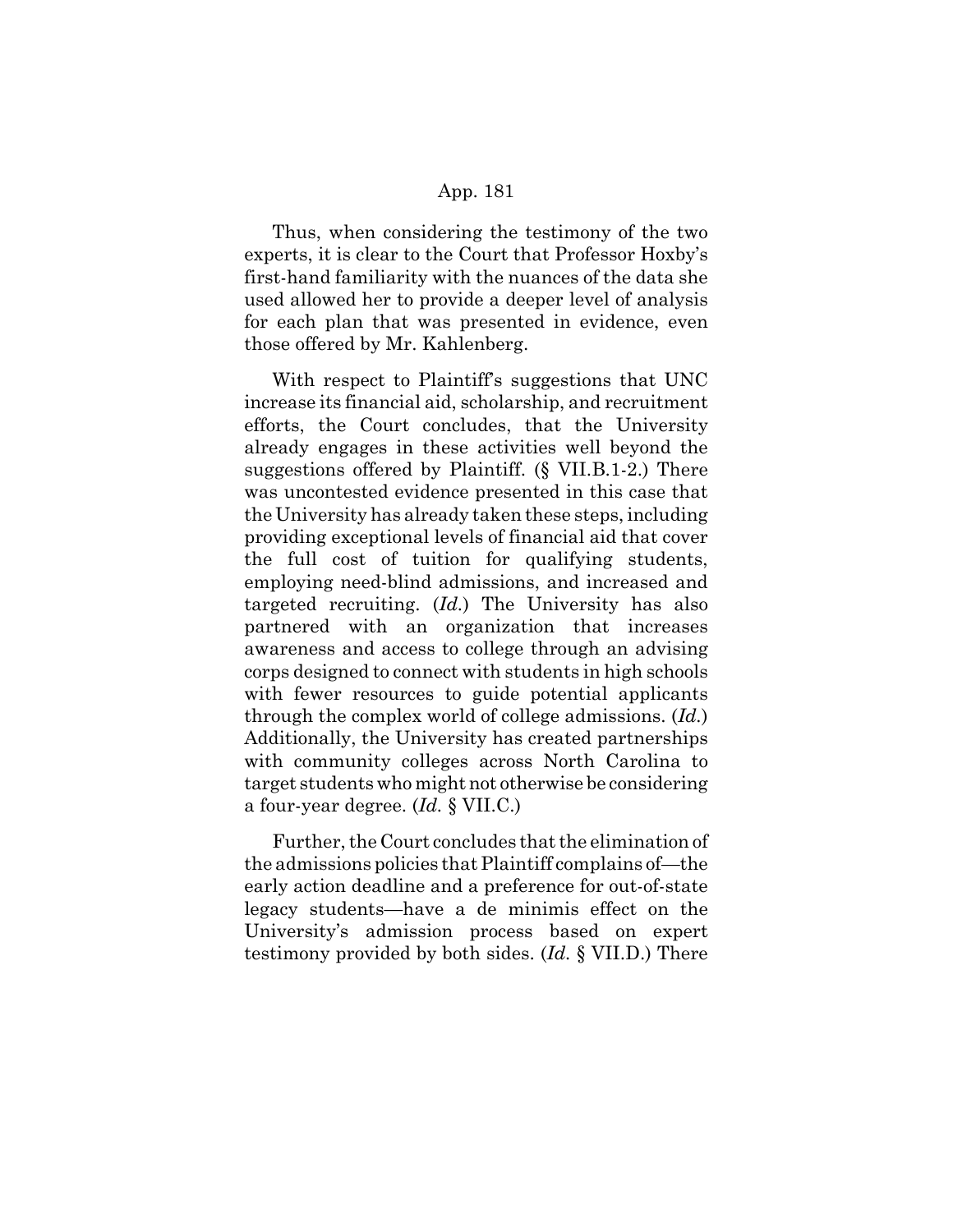Thus, when considering the testimony of the two experts, it is clear to the Court that Professor Hoxby's first-hand familiarity with the nuances of the data she used allowed her to provide a deeper level of analysis for each plan that was presented in evidence, even those offered by Mr. Kahlenberg.

With respect to Plaintiff's suggestions that UNC increase its financial aid, scholarship, and recruitment efforts, the Court concludes, that the University already engages in these activities well beyond the suggestions offered by Plaintiff. (§ VII.B.1-2.) There was uncontested evidence presented in this case that the University has already taken these steps, including providing exceptional levels of financial aid that cover the full cost of tuition for qualifying students, employing need-blind admissions, and increased and targeted recruiting. (*Id.*) The University has also partnered with an organization that increases awareness and access to college through an advising corps designed to connect with students in high schools with fewer resources to guide potential applicants through the complex world of college admissions. (*Id.*) Additionally, the University has created partnerships with community colleges across North Carolina to target students who might not otherwise be considering a four-year degree. (*Id.* § VII.C.)

Further, the Court concludes that the elimination of the admissions policies that Plaintiff complains of—the early action deadline and a preference for out-of-state legacy students—have a de minimis effect on the University's admission process based on expert testimony provided by both sides. (*Id.* § VII.D.) There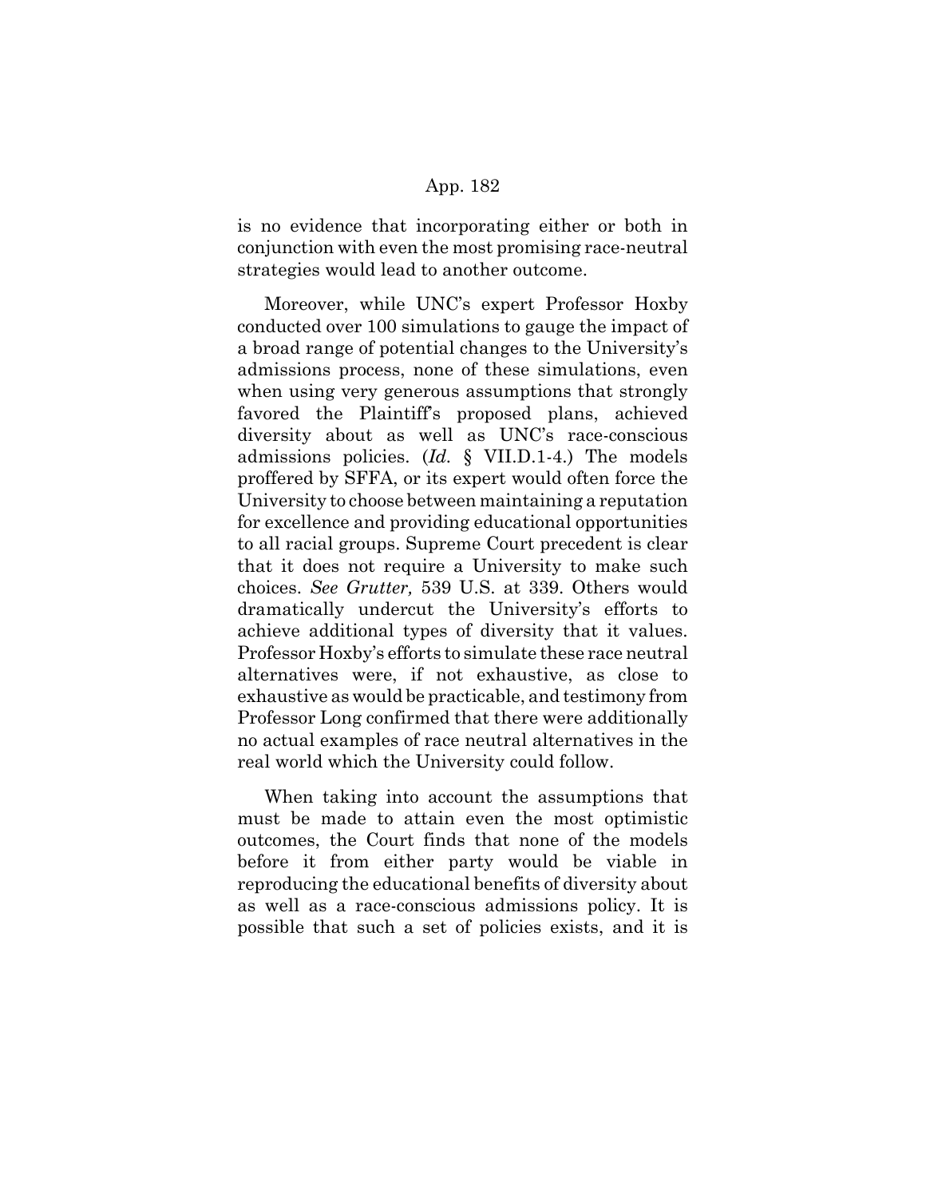is no evidence that incorporating either or both in conjunction with even the most promising race-neutral strategies would lead to another outcome.

Moreover, while UNC's expert Professor Hoxby conducted over 100 simulations to gauge the impact of a broad range of potential changes to the University's admissions process, none of these simulations, even when using very generous assumptions that strongly favored the Plaintiff's proposed plans, achieved diversity about as well as UNC's race-conscious admissions policies. (*Id.* § VII.D.1-4.) The models proffered by SFFA, or its expert would often force the University to choose between maintaining a reputation for excellence and providing educational opportunities to all racial groups. Supreme Court precedent is clear that it does not require a University to make such choices. *See Grutter,* 539 U.S. at 339. Others would dramatically undercut the University's efforts to achieve additional types of diversity that it values. Professor Hoxby's efforts to simulate these race neutral alternatives were, if not exhaustive, as close to exhaustive as would be practicable, and testimony from Professor Long confirmed that there were additionally no actual examples of race neutral alternatives in the real world which the University could follow.

When taking into account the assumptions that must be made to attain even the most optimistic outcomes, the Court finds that none of the models before it from either party would be viable in reproducing the educational benefits of diversity about as well as a race-conscious admissions policy. It is possible that such a set of policies exists, and it is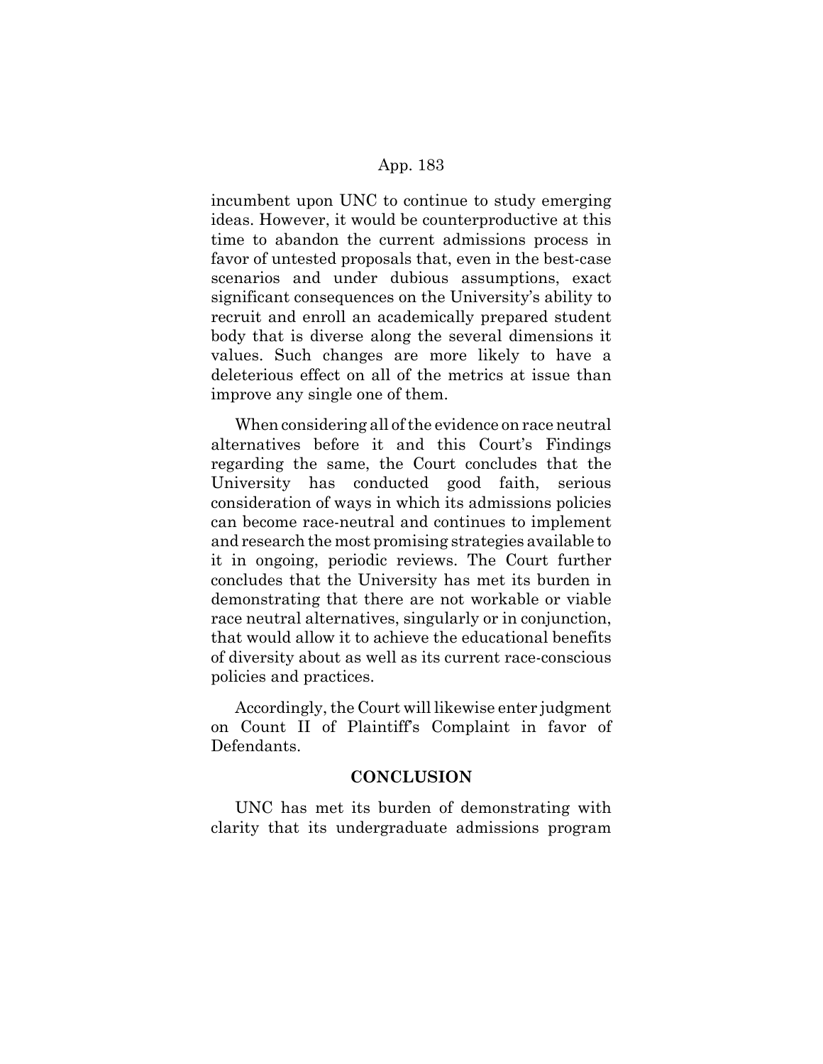incumbent upon UNC to continue to study emerging ideas. However, it would be counterproductive at this time to abandon the current admissions process in favor of untested proposals that, even in the best-case scenarios and under dubious assumptions, exact significant consequences on the University's ability to recruit and enroll an academically prepared student body that is diverse along the several dimensions it values. Such changes are more likely to have a deleterious effect on all of the metrics at issue than improve any single one of them.

When considering all of the evidence on race neutral alternatives before it and this Court's Findings regarding the same, the Court concludes that the University has conducted good faith, serious consideration of ways in which its admissions policies can become race-neutral and continues to implement and research the most promising strategies available to it in ongoing, periodic reviews. The Court further concludes that the University has met its burden in demonstrating that there are not workable or viable race neutral alternatives, singularly or in conjunction, that would allow it to achieve the educational benefits of diversity about as well as its current race-conscious policies and practices.

Accordingly, the Court will likewise enter judgment on Count II of Plaintiff's Complaint in favor of Defendants.

## CONCLUSION

UNC has met its burden of demonstrating with clarity that its undergraduate admissions program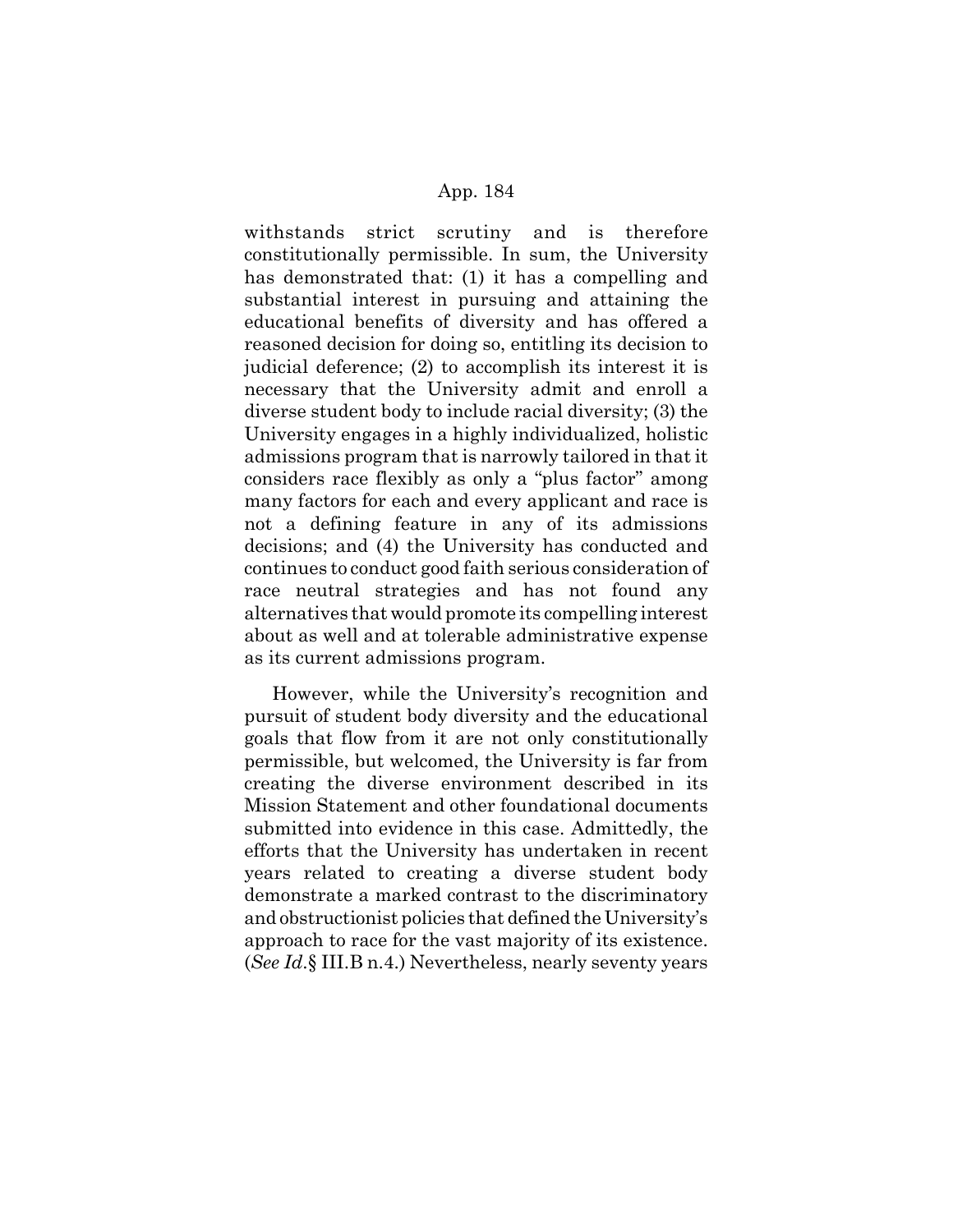withstands strict scrutiny and is therefore constitutionally permissible. In sum, the University has demonstrated that: (1) it has a compelling and substantial interest in pursuing and attaining the educational benefits of diversity and has offered a reasoned decision for doing so, entitling its decision to judicial deference; (2) to accomplish its interest it is necessary that the University admit and enroll a diverse student body to include racial diversity; (3) the University engages in a highly individualized, holistic admissions program that is narrowly tailored in that it considers race flexibly as only a "plus factor" among many factors for each and every applicant and race is not a defining feature in any of its admissions decisions; and (4) the University has conducted and continues to conduct good faith serious consideration of race neutral strategies and has not found any alternatives that would promote its compelling interest about as well and at tolerable administrative expense as its current admissions program.

However, while the University's recognition and pursuit of student body diversity and the educational goals that flow from it are not only constitutionally permissible, but welcomed, the University is far from creating the diverse environment described in its Mission Statement and other foundational documents submitted into evidence in this case. Admittedly, the efforts that the University has undertaken in recent years related to creating a diverse student body demonstrate a marked contrast to the discriminatory and obstructionist policies that defined the University's approach to race for the vast majority of its existence. (*See Id.*§ III.B n.4.) Nevertheless, nearly seventy years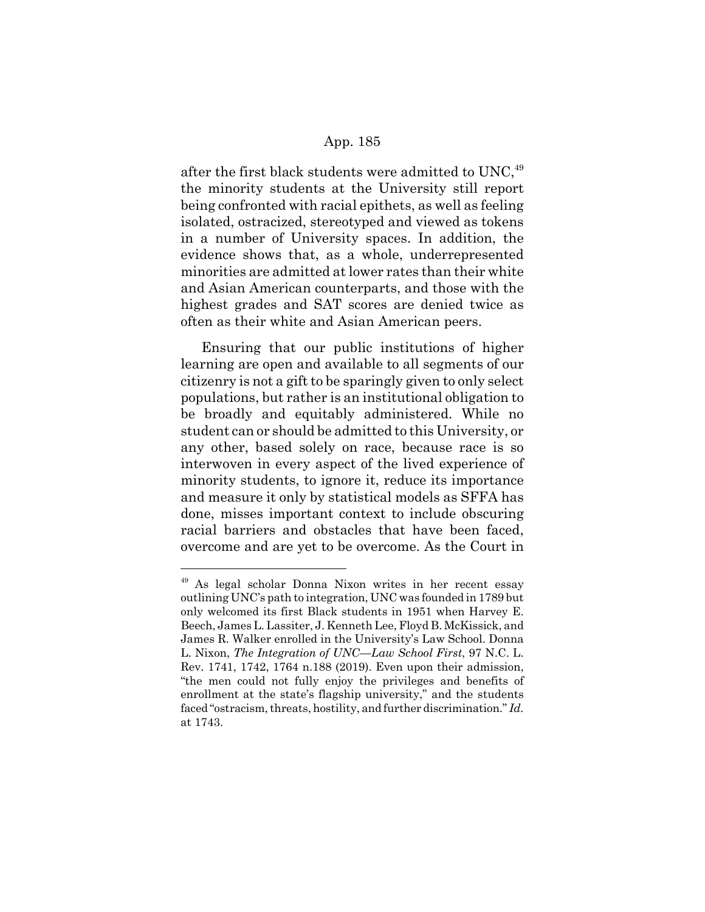after the first black students were admitted to UNC,[49] the minority students at the University still report being confronted with racial epithets, as well as feeling isolated, ostracized, stereotyped and viewed as tokens in a number of University spaces. In addition, the evidence shows that, as a whole, underrepresented minorities are admitted at lower rates than their white and Asian American counterparts, and those with the highest grades and SAT scores are denied twice as often as their white and Asian American peers.

Ensuring that our public institutions of higher learning are open and available to all segments of our citizenry is not a gift to be sparingly given to only select populations, but rather is an institutional obligation to be broadly and equitably administered. While no student can or should be admitted to this University, or any other, based solely on race, because race is so interwoven in every aspect of the lived experience of minority students, to ignore it, reduce its importance and measure it only by statistical models as SFFA has done, misses important context to include obscuring racial barriers and obstacles that have been faced, overcome and are yet to be overcome. As the Court in

---

[49] As legal scholar Donna Nixon writes in her recent essay outlining UNC's path to integration, UNC was founded in 1789 but only welcomed its first Black students in 1951 when Harvey E. Beech, James L. Lassiter, J. Kenneth Lee, Floyd B. McKissick, and James R. Walker enrolled in the University's Law School. Donna L. Nixon, *The Integration of UNC—Law School First*, 97 N.C. L. Rev. 1741, 1742, 1764 n.188 (2019). Even upon their admission, "the men could not fully enjoy the privileges and benefits of enrollment at the state's flagship university," and the students faced "ostracism, threats, hostility, and further discrimination." *Id.* at 1743.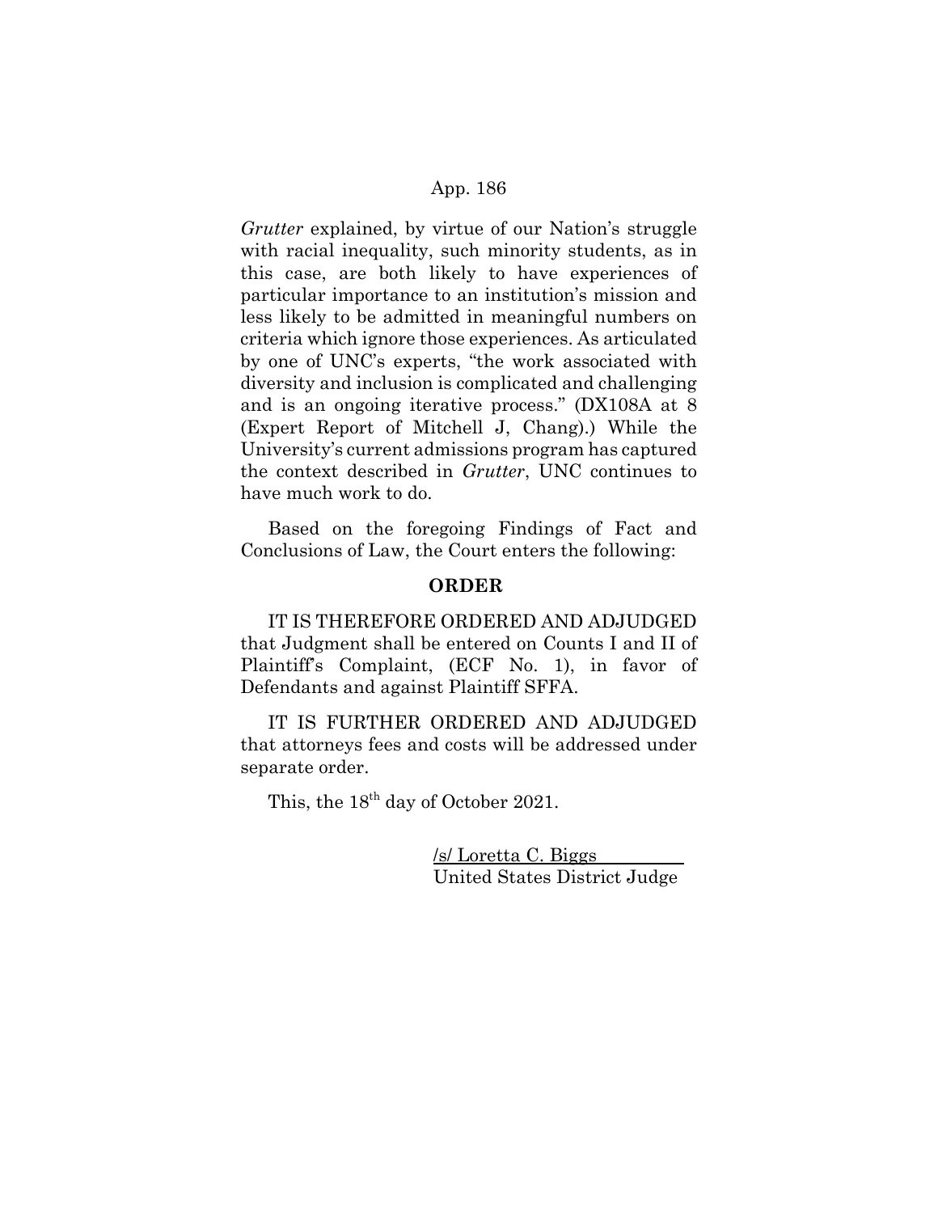*Grutter* explained, by virtue of our Nation's struggle with racial inequality, such minority students, as in this case, are both likely to have experiences of particular importance to an institution's mission and less likely to be admitted in meaningful numbers on criteria which ignore those experiences. As articulated by one of UNC's experts, "the work associated with diversity and inclusion is complicated and challenging and is an ongoing iterative process." (DX108A at 8 (Expert Report of Mitchell J, Chang).) While the University's current admissions program has captured the context described in *Grutter*, UNC continues to have much work to do.

Based on the foregoing Findings of Fact and Conclusions of Law, the Court enters the following:

**ORDER**

IT IS THEREFORE ORDERED AND ADJUDGED that Judgment shall be entered on Counts I and II of Plaintiff's Complaint, (ECF No. 1), in favor of Defendants and against Plaintiff SFFA.

IT IS FURTHER ORDERED AND ADJUDGED that attorneys fees and costs will be addressed under separate order.

This, the 18th day of October 2021.

/s/ Loretta C. Biggs
United States District Judge